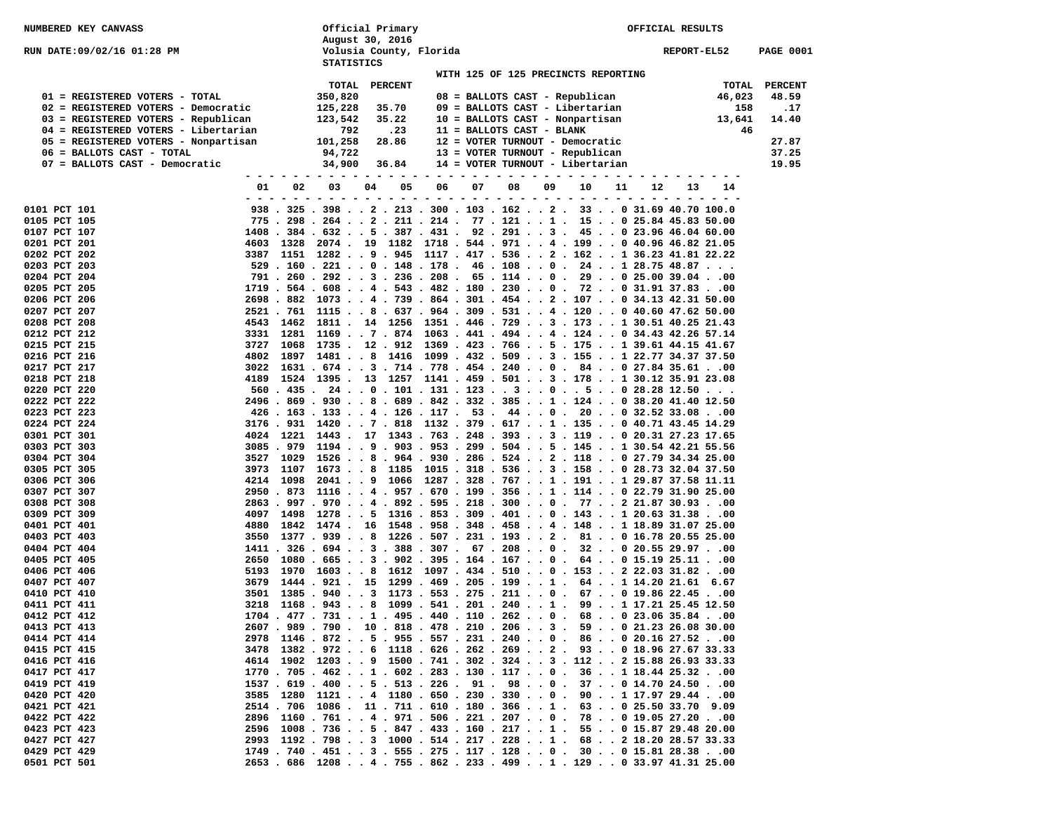NUMBERED KEY CANVASS

Official Primary
August 30, 2016
Volusia County, Florida
STATISTICS

OFFICIAL RESULTS

RUN DATE:09/02/16 01:28 PM

REPORT-EL52

WITH 125 OF 125 PRECINCTS REPORTING

| Key | | TOTAL | PERCENT |
|---|---|---|---|
| 01 | REGISTERED VOTERS - TOTAL | 350,820 | |
| 02 | REGISTERED VOTERS - Democratic | 125,228 | 35.70 |
| 03 | REGISTERED VOTERS - Republican | 123,542 | 35.22 |
| 04 | REGISTERED VOTERS - Libertarian | 792 | .23 |
| 05 | REGISTERED VOTERS - Nonpartisan | 101,258 | 28.86 |
| 06 | BALLOTS CAST - TOTAL | 94,722 | |
| 07 | BALLOTS CAST - Democratic | 34,900 | 36.84 |
| 08 | BALLOTS CAST - Republican | 46,023 | 48.59 |
| 09 | BALLOTS CAST - Libertarian | 158 | .17 |
| 10 | BALLOTS CAST - Nonpartisan | 13,641 | 14.40 |
| 11 | BALLOTS CAST - BLANK | 46 | |
| 12 | VOTER TURNOUT - Democratic | | 27.87 |
| 13 | VOTER TURNOUT - Republican | | 37.25 |
| 14 | VOTER TURNOUT - Libertarian | | 19.95 |

| Precinct | 01 | 02 | 03 | 04 | 05 | 06 | 07 | 08 | 09 | 10 | 11 | 12 | 13 | 14 |
|---|---|---|---|---|---|---|---|---|---|---|---|---|---|---|
| 0101 PCT 101 | 938 | 325 | 398 | 2 | 213 | 300 | 103 | 162 | 2 | 33 | 0 | 31.69 | 40.70 | 100.0 |
| 0105 PCT 105 | 775 | 298 | 264 | 2 | 211 | 214 | 77 | 121 | 1 | 15 | 0 | 25.84 | 45.83 | 50.00 |
| 0107 PCT 107 | 1408 | 384 | 632 | 5 | 387 | 431 | 92 | 291 | 3 | 45 | 0 | 23.96 | 46.04 | 60.00 |
| 0201 PCT 201 | 4603 | 1328 | 2074 | 19 | 1182 | 1718 | 544 | 971 | 4 | 199 | 0 | 40.96 | 46.82 | 21.05 |
| 0202 PCT 202 | 3387 | 1151 | 1282 | 9 | 945 | 1117 | 417 | 536 | 2 | 162 | 1 | 36.23 | 41.81 | 22.22 |
| 0203 PCT 203 | 529 | 160 | 221 | 0 | 148 | 178 | 46 | 108 | 0 | 24 | 1 | 28.75 | 48.87 | . |
| 0204 PCT 204 | 791 | 260 | 292 | 3 | 236 | 208 | 65 | 114 | 0 | 29 | 0 | 25.00 | 39.04 | .00 |
| 0205 PCT 205 | 1719 | 564 | 608 | 4 | 543 | 482 | 180 | 230 | 0 | 72 | 0 | 31.91 | 37.83 | .00 |
| 0206 PCT 206 | 2698 | 882 | 1073 | 4 | 739 | 864 | 301 | 454 | 2 | 107 | 0 | 34.13 | 42.31 | 50.00 |
| 0207 PCT 207 | 2521 | 761 | 1115 | 8 | 637 | 964 | 309 | 531 | 4 | 120 | 0 | 40.60 | 47.62 | 50.00 |
| 0208 PCT 208 | 4543 | 1462 | 1811 | 14 | 1256 | 1351 | 446 | 729 | 3 | 173 | 1 | 30.51 | 40.25 | 21.43 |
| 0212 PCT 212 | 3331 | 1281 | 1169 | 7 | 874 | 1063 | 441 | 494 | 4 | 124 | 0 | 34.43 | 42.26 | 57.14 |
| 0215 PCT 215 | 3727 | 1068 | 1735 | 12 | 912 | 1369 | 423 | 766 | 5 | 175 | 1 | 39.61 | 44.15 | 41.67 |
| 0216 PCT 216 | 4802 | 1897 | 1481 | 8 | 1416 | 1099 | 432 | 509 | 3 | 155 | 1 | 22.77 | 34.37 | 37.50 |
| 0217 PCT 217 | 3022 | 1631 | 674 | 3 | 714 | 778 | 454 | 240 | 0 | 84 | 0 | 27.84 | 35.61 | .00 |
| 0218 PCT 218 | 4189 | 1524 | 1395 | 13 | 1257 | 1141 | 459 | 501 | 3 | 178 | 1 | 30.12 | 35.91 | 23.08 |
| 0220 PCT 220 | 560 | 435 | 24 | 0 | 101 | 131 | 123 | 3 | 0 | 5 | 0 | 28.28 | 12.50 | . |
| 0222 PCT 222 | 2496 | 869 | 930 | 8 | 689 | 842 | 332 | 385 | 1 | 124 | 0 | 38.20 | 41.40 | 12.50 |
| 0223 PCT 223 | 426 | 163 | 133 | 4 | 126 | 117 | 53 | 44 | 0 | 20 | 0 | 32.52 | 33.08 | .00 |
| 0224 PCT 224 | 3176 | 931 | 1420 | 7 | 818 | 1132 | 379 | 617 | 1 | 135 | 0 | 40.71 | 43.45 | 14.29 |
| 0301 PCT 301 | 4024 | 1221 | 1443 | 17 | 1343 | 763 | 248 | 393 | 3 | 119 | 0 | 20.31 | 27.23 | 17.65 |
| 0303 PCT 303 | 3085 | 979 | 1194 | 9 | 903 | 953 | 299 | 504 | 5 | 145 | 1 | 30.54 | 42.21 | 55.56 |
| 0304 PCT 304 | 3527 | 1029 | 1526 | 8 | 964 | 930 | 286 | 524 | 2 | 118 | 0 | 27.79 | 34.34 | 25.00 |
| 0305 PCT 305 | 3973 | 1107 | 1673 | 8 | 1185 | 1015 | 318 | 536 | 3 | 158 | 0 | 28.73 | 32.04 | 37.50 |
| 0306 PCT 306 | 4214 | 1098 | 2041 | 9 | 1066 | 1287 | 328 | 767 | 1 | 191 | 1 | 29.87 | 37.58 | 11.11 |
| 0307 PCT 307 | 2950 | 873 | 1116 | 4 | 957 | 670 | 199 | 356 | 1 | 114 | 0 | 22.79 | 31.90 | 25.00 |
| 0308 PCT 308 | 2863 | 997 | 970 | 4 | 892 | 595 | 218 | 300 | 0 | 77 | 2 | 21.87 | 30.93 | .00 |
| 0309 PCT 309 | 4097 | 1498 | 1278 | 5 | 1316 | 853 | 309 | 401 | 0 | 143 | 1 | 20.63 | 31.38 | .00 |
| 0401 PCT 401 | 4880 | 1842 | 1474 | 16 | 1548 | 958 | 348 | 458 | 4 | 148 | 1 | 18.89 | 31.07 | 25.00 |
| 0403 PCT 403 | 3550 | 1377 | 939 | 8 | 1226 | 507 | 231 | 193 | 2 | 81 | 0 | 16.78 | 20.55 | 25.00 |
| 0404 PCT 404 | 1411 | 326 | 694 | 3 | 388 | 307 | 67 | 208 | 0 | 32 | 0 | 20.55 | 29.97 | .00 |
| 0405 PCT 405 | 2650 | 1080 | 665 | 3 | 902 | 395 | 164 | 167 | 0 | 64 | 0 | 15.19 | 25.11 | .00 |
| 0406 PCT 406 | 5193 | 1970 | 1603 | 8 | 1612 | 1097 | 434 | 510 | 0 | 153 | 2 | 22.03 | 31.82 | .00 |
| 0407 PCT 407 | 3679 | 1444 | 921 | 15 | 1299 | 469 | 205 | 199 | 1 | 64 | 1 | 14.20 | 21.61 | 6.67 |
| 0410 PCT 410 | 3501 | 1385 | 940 | 3 | 1173 | 553 | 275 | 211 | 0 | 67 | 0 | 19.86 | 22.45 | .00 |
| 0411 PCT 411 | 3218 | 1168 | 943 | 8 | 1099 | 541 | 201 | 240 | 1 | 99 | 1 | 17.21 | 25.45 | 12.50 |
| 0412 PCT 412 | 1704 | 477 | 731 | 1 | 495 | 440 | 110 | 262 | 0 | 68 | 0 | 23.06 | 35.84 | .00 |
| 0413 PCT 413 | 2607 | 989 | 790 | 10 | 818 | 478 | 210 | 206 | 3 | 59 | 0 | 21.23 | 26.08 | 30.00 |
| 0414 PCT 414 | 2978 | 1146 | 872 | 5 | 955 | 557 | 231 | 240 | 0 | 86 | 0 | 20.16 | 27.52 | .00 |
| 0415 PCT 415 | 3478 | 1382 | 972 | 6 | 1118 | 626 | 262 | 269 | 2 | 93 | 0 | 18.96 | 27.67 | 33.33 |
| 0416 PCT 416 | 4614 | 1902 | 1203 | 9 | 1500 | 741 | 302 | 324 | 3 | 112 | 2 | 15.88 | 26.93 | 33.33 |
| 0417 PCT 417 | 1770 | 705 | 462 | 1 | 602 | 283 | 130 | 117 | 0 | 36 | 1 | 18.44 | 25.32 | .00 |
| 0419 PCT 419 | 1537 | 619 | 400 | 5 | 513 | 226 | 91 | 98 | 0 | 37 | 0 | 14.70 | 24.50 | .00 |
| 0420 PCT 420 | 3585 | 1280 | 1121 | 4 | 1180 | 650 | 230 | 330 | 0 | 90 | 1 | 17.97 | 29.44 | .00 |
| 0421 PCT 421 | 2514 | 706 | 1086 | 11 | 711 | 610 | 180 | 366 | 1 | 63 | 0 | 25.50 | 33.70 | 9.09 |
| 0422 PCT 422 | 2896 | 1160 | 761 | 4 | 971 | 506 | 221 | 207 | 0 | 78 | 0 | 19.05 | 27.20 | .00 |
| 0423 PCT 423 | 2596 | 1008 | 736 | 5 | 847 | 433 | 160 | 217 | 1 | 55 | 0 | 15.87 | 29.48 | 20.00 |
| 0427 PCT 427 | 2993 | 1192 | 798 | 3 | 1000 | 514 | 217 | 228 | 1 | 68 | 2 | 18.20 | 28.57 | 33.33 |
| 0429 PCT 429 | 1749 | 740 | 451 | 3 | 555 | 275 | 117 | 128 | 0 | 30 | 0 | 15.81 | 28.38 | .00 |
| 0501 PCT 501 | 2653 | 686 | 1208 | 4 | 755 | 862 | 233 | 499 | 1 | 129 | 0 | 33.97 | 41.31 | 25.00 |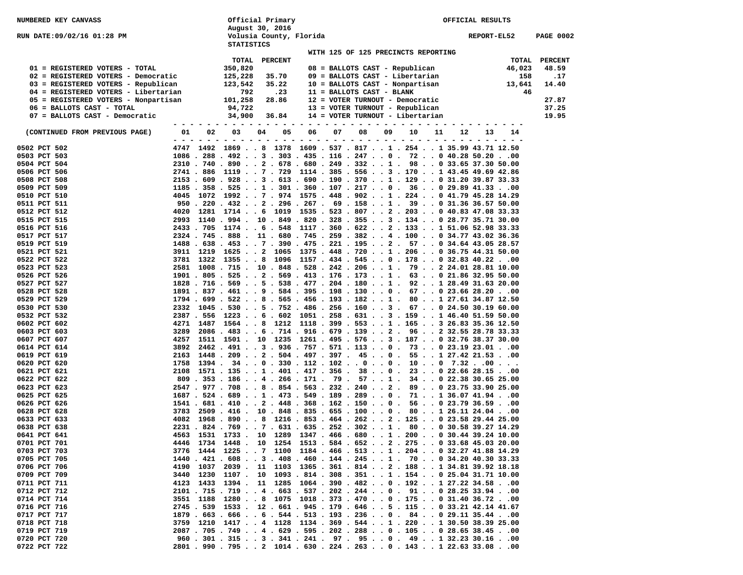NUMBERED KEY CANVASS

Official Primary
August 30, 2016
Volusia County, Florida
STATISTICS

OFFICIAL RESULTS

RUN DATE:09/02/16 01:28 PM

REPORT-EL52 PAGE 0002

WITH 125 OF 125 PRECINCTS REPORTING

| Key | TOTAL | PERCENT | Key | TOTAL | PERCENT |
|---|---|---|---|---|---|
| 01 = REGISTERED VOTERS - TOTAL | 350,820 | | 08 = BALLOTS CAST - Republican | 46,023 | 48.59 |
| 02 = REGISTERED VOTERS - Democratic | 125,228 | 35.70 | 09 = BALLOTS CAST - Libertarian | 158 | .17 |
| 03 = REGISTERED VOTERS - Republican | 123,542 | 35.22 | 10 = BALLOTS CAST - Nonpartisan | 13,641 | 14.40 |
| 04 = REGISTERED VOTERS - Libertarian | 792 | .23 | 11 = BALLOTS CAST - BLANK | 46 | |
| 05 = REGISTERED VOTERS - Nonpartisan | 101,258 | 28.86 | 12 = VOTER TURNOUT - Democratic | | 27.87 |
| 06 = BALLOTS CAST - TOTAL | 94,722 | | 13 = VOTER TURNOUT - Republican | | 37.25 |
| 07 = BALLOTS CAST - Democratic | 34,900 | 36.84 | 14 = VOTER TURNOUT - Libertarian | | 19.95 |

| (CONTINUED FROM PREVIOUS PAGE) | 01 | 02 | 03 | 04 | 05 | 06 | 07 | 08 | 09 | 10 | 11 | 12 | 13 | 14 |
|---|---|---|---|---|---|---|---|---|---|---|---|---|---|---|
| 0502 PCT 502 | 4747 | 1492 | 1869 | 8 | 1378 | 1609 | 537 | 817 | 1 | 254 | 1 | 35.99 | 43.71 | 12.50 |
| 0503 PCT 503 | 1086 | 288 | 492 | 3 | 303 | 435 | 116 | 247 | 0 | 72 | 0 | 40.28 | 50.20 | .00 |
| 0504 PCT 504 | 2310 | 740 | 890 | 2 | 678 | 680 | 249 | 332 | 1 | 98 | 0 | 33.65 | 37.30 | 50.00 |
| 0506 PCT 506 | 2741 | 886 | 1119 | 7 | 729 | 1114 | 385 | 556 | 3 | 170 | 1 | 43.45 | 49.69 | 42.86 |
| 0508 PCT 508 | 2153 | 609 | 928 | 3 | 613 | 690 | 190 | 370 | 1 | 129 | 0 | 31.20 | 39.87 | 33.33 |
| 0509 PCT 509 | 1185 | 358 | 525 | 1 | 301 | 360 | 107 | 217 | 0 | 36 | 0 | 29.89 | 41.33 | .00 |
| 0510 PCT 510 | 4045 | 1072 | 1992 | 7 | 974 | 1575 | 448 | 902 | 1 | 224 | 0 | 41.79 | 45.28 | 14.29 |
| 0511 PCT 511 | 950 | 220 | 432 | 2 | 296 | 267 | 69 | 158 | 1 | 39 | 0 | 31.36 | 36.57 | 50.00 |
| 0512 PCT 512 | 4020 | 1281 | 1714 | 6 | 1019 | 1535 | 523 | 807 | 2 | 203 | 0 | 40.83 | 47.08 | 33.33 |
| 0515 PCT 515 | 2993 | 1140 | 994 | 10 | 849 | 820 | 328 | 355 | 3 | 134 | 0 | 28.77 | 35.71 | 30.00 |
| 0516 PCT 516 | 2433 | 705 | 1174 | 6 | 548 | 1117 | 360 | 622 | 2 | 133 | 1 | 51.06 | 52.98 | 33.33 |
| 0517 PCT 517 | 2324 | 745 | 888 | 11 | 680 | 745 | 259 | 382 | 4 | 100 | 0 | 34.77 | 43.02 | 36.36 |
| 0519 PCT 519 | 1488 | 638 | 453 | 7 | 390 | 475 | 221 | 195 | 2 | 57 | 0 | 34.64 | 43.05 | 28.57 |
| 0521 PCT 521 | 3911 | 1219 | 1625 | 2 | 1065 | 1375 | 448 | 720 | 1 | 206 | 0 | 36.75 | 44.31 | 50.00 |
| 0522 PCT 522 | 3781 | 1322 | 1355 | 8 | 1096 | 1157 | 434 | 545 | 0 | 178 | 0 | 32.83 | 40.22 | .00 |
| 0523 PCT 523 | 2581 | 1008 | 715 | 10 | 848 | 528 | 242 | 206 | 1 | 79 | 2 | 24.01 | 28.81 | 10.00 |
| 0526 PCT 526 | 1901 | 805 | 525 | 2 | 569 | 413 | 176 | 173 | 1 | 63 | 0 | 21.86 | 32.95 | 50.00 |
| 0527 PCT 527 | 1828 | 716 | 569 | 5 | 538 | 477 | 204 | 180 | 1 | 92 | 1 | 28.49 | 31.63 | 20.00 |
| 0528 PCT 528 | 1891 | 837 | 461 | 9 | 584 | 395 | 198 | 130 | 0 | 67 | 0 | 23.66 | 28.20 | .00 |
| 0529 PCT 529 | 1794 | 699 | 522 | 8 | 565 | 456 | 193 | 182 | 1 | 80 | 1 | 27.61 | 34.87 | 12.50 |
| 0530 PCT 530 | 2332 | 1045 | 530 | 5 | 752 | 486 | 256 | 160 | 3 | 67 | 0 | 24.50 | 30.19 | 60.00 |
| 0532 PCT 532 | 2387 | 556 | 1223 | 6 | 602 | 1051 | 258 | 631 | 3 | 159 | 1 | 46.40 | 51.59 | 50.00 |
| 0602 PCT 602 | 4271 | 1487 | 1564 | 8 | 1212 | 1118 | 399 | 553 | 1 | 165 | 3 | 26.83 | 35.36 | 12.50 |
| 0603 PCT 603 | 3289 | 2086 | 483 | 6 | 714 | 916 | 679 | 139 | 2 | 96 | 2 | 32.55 | 28.78 | 33.33 |
| 0607 PCT 607 | 4257 | 1511 | 1501 | 10 | 1235 | 1261 | 495 | 576 | 3 | 187 | 0 | 32.76 | 38.37 | 30.00 |
| 0614 PCT 614 | 3892 | 2462 | 491 | 3 | 936 | 757 | 571 | 113 | 0 | 73 | 0 | 23.19 | 23.01 | .00 |
| 0619 PCT 619 | 2163 | 1448 | 209 | 2 | 504 | 497 | 397 | 45 | 0 | 55 | 1 | 27.42 | 21.53 | .00 |
| 0620 PCT 620 | 1758 | 1394 | 34 | 0 | 330 | 112 | 102 | 0 | 0 | 10 | 0 | 7.32 | .00 | . |
| 0621 PCT 621 | 2108 | 1571 | 135 | 1 | 401 | 417 | 356 | 38 | 0 | 23 | 0 | 22.66 | 28.15 | .00 |
| 0622 PCT 622 | 809 | 353 | 186 | 4 | 266 | 171 | 79 | 57 | 1 | 34 | 0 | 22.38 | 30.65 | 25.00 |
| 0623 PCT 623 | 2547 | 977 | 708 | 8 | 854 | 563 | 232 | 240 | 2 | 89 | 0 | 23.75 | 33.90 | 25.00 |
| 0625 PCT 625 | 1687 | 524 | 689 | 1 | 473 | 549 | 189 | 289 | 0 | 71 | 1 | 36.07 | 41.94 | .00 |
| 0626 PCT 626 | 1541 | 681 | 410 | 2 | 448 | 368 | 162 | 150 | 0 | 56 | 0 | 23.79 | 36.59 | .00 |
| 0628 PCT 628 | 3783 | 2509 | 416 | 10 | 848 | 835 | 655 | 100 | 0 | 80 | 1 | 26.11 | 24.04 | .00 |
| 0633 PCT 633 | 4082 | 1968 | 890 | 8 | 1216 | 853 | 464 | 262 | 2 | 125 | 0 | 23.58 | 29.44 | 25.00 |
| 0638 PCT 638 | 2231 | 824 | 769 | 7 | 631 | 635 | 252 | 302 | 1 | 80 | 0 | 30.58 | 39.27 | 14.29 |
| 0641 PCT 641 | 4563 | 1531 | 1733 | 10 | 1289 | 1347 | 466 | 680 | 1 | 200 | 0 | 30.44 | 39.24 | 10.00 |
| 0701 PCT 701 | 4446 | 1734 | 1448 | 10 | 1254 | 1513 | 584 | 652 | 2 | 275 | 0 | 33.68 | 45.03 | 20.00 |
| 0703 PCT 703 | 3776 | 1444 | 1225 | 7 | 1100 | 1184 | 466 | 513 | 1 | 204 | 0 | 32.27 | 41.88 | 14.29 |
| 0705 PCT 705 | 1440 | 421 | 608 | 3 | 408 | 460 | 144 | 245 | 1 | 70 | 0 | 34.20 | 40.30 | 33.33 |
| 0706 PCT 706 | 4190 | 1037 | 2039 | 11 | 1103 | 1365 | 361 | 814 | 2 | 188 | 1 | 34.81 | 39.92 | 18.18 |
| 0709 PCT 709 | 3440 | 1230 | 1107 | 10 | 1093 | 814 | 308 | 351 | 1 | 154 | 0 | 25.04 | 31.71 | 10.00 |
| 0711 PCT 711 | 4123 | 1433 | 1394 | 11 | 1285 | 1064 | 390 | 482 | 0 | 192 | 1 | 27.22 | 34.58 | .00 |
| 0712 PCT 712 | 2101 | 715 | 719 | 4 | 663 | 537 | 202 | 244 | 0 | 91 | 0 | 28.25 | 33.94 | .00 |
| 0714 PCT 714 | 3551 | 1188 | 1280 | 8 | 1075 | 1018 | 373 | 470 | 0 | 175 | 0 | 31.40 | 36.72 | .00 |
| 0716 PCT 716 | 2745 | 539 | 1533 | 12 | 661 | 945 | 179 | 646 | 5 | 115 | 0 | 33.21 | 42.14 | 41.67 |
| 0717 PCT 717 | 1879 | 663 | 666 | 6 | 544 | 513 | 193 | 236 | 0 | 84 | 0 | 29.11 | 35.44 | .00 |
| 0718 PCT 718 | 3759 | 1210 | 1417 | 4 | 1128 | 1134 | 369 | 544 | 1 | 220 | 1 | 30.50 | 38.39 | 25.00 |
| 0719 PCT 719 | 2087 | 705 | 749 | 4 | 629 | 595 | 202 | 288 | 0 | 105 | 0 | 28.65 | 38.45 | .00 |
| 0720 PCT 720 | 960 | 301 | 315 | 3 | 341 | 241 | 97 | 95 | 0 | 49 | 1 | 32.23 | 30.16 | .00 |
| 0722 PCT 722 | 2801 | 990 | 795 | 2 | 1014 | 630 | 224 | 263 | 0 | 143 | 1 | 22.63 | 33.08 | .00 |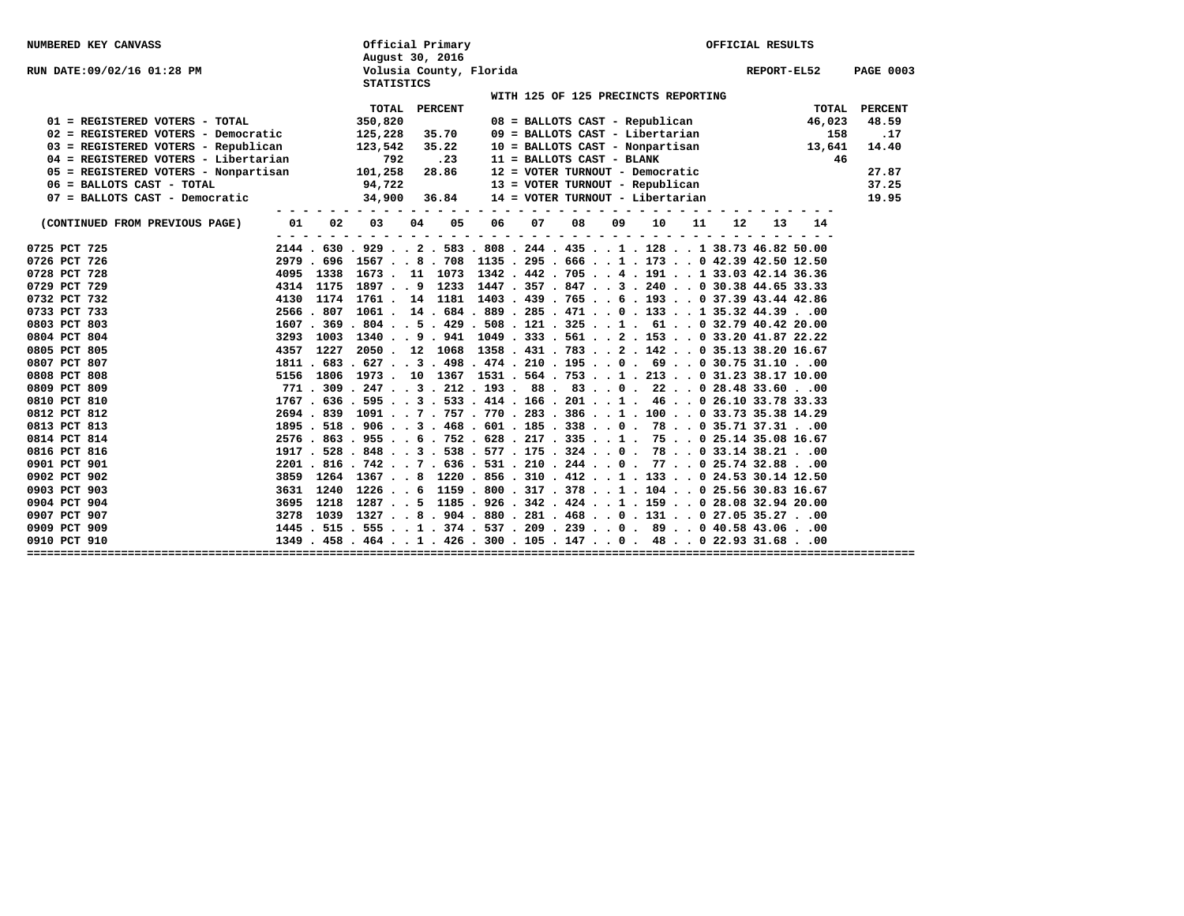NUMBERED KEY CANVASS

Official Primary
August 30, 2016
Volusia County, Florida
STATISTICS

OFFICIAL RESULTS

RUN DATE:09/02/16 01:28 PM

REPORT-EL52

WITH 125 OF 125 PRECINCTS REPORTING

| | TOTAL | PERCENT | | TOTAL | PERCENT |
|---|---|---|---|---|---|
| 01 = REGISTERED VOTERS - TOTAL | 350,820 | | 08 = BALLOTS CAST - Republican | 46,023 | 48.59 |
| 02 = REGISTERED VOTERS - Democratic | 125,228 | 35.70 | 09 = BALLOTS CAST - Libertarian | 158 | .17 |
| 03 = REGISTERED VOTERS - Republican | 123,542 | 35.22 | 10 = BALLOTS CAST - Nonpartisan | 13,641 | 14.40 |
| 04 = REGISTERED VOTERS - Libertarian | 792 | .23 | 11 = BALLOTS CAST - BLANK | 46 | |
| 05 = REGISTERED VOTERS - Nonpartisan | 101,258 | 28.86 | 12 = VOTER TURNOUT - Democratic | | 27.87 |
| 06 = BALLOTS CAST - TOTAL | 94,722 | | 13 = VOTER TURNOUT - Republican | | 37.25 |
| 07 = BALLOTS CAST - Democratic | 34,900 | 36.84 | 14 = VOTER TURNOUT - Libertarian | | 19.95 |

| (CONTINUED FROM PREVIOUS PAGE) | 01 | 02 | 03 | 04 | 05 | 06 | 07 | 08 | 09 | 10 | 11 | 12 | 13 | 14 |
|---|---|---|---|---|---|---|---|---|---|---|---|---|---|---|
| 0725 PCT 725 | 2144 | 630 | 929 | 2 | 583 | 808 | 244 | 435 | 1 | 128 | 1 | 38.73 | 46.82 | 50.00 |
| 0726 PCT 726 | 2979 | 696 | 1567 | 8 | 708 | 1135 | 295 | 666 | 1 | 173 | 0 | 42.39 | 42.50 | 12.50 |
| 0728 PCT 728 | 4095 | 1338 | 1673 | 11 | 1073 | 1342 | 442 | 705 | 4 | 191 | 1 | 33.03 | 42.14 | 36.36 |
| 0729 PCT 729 | 4314 | 1175 | 1897 | 9 | 1233 | 1447 | 357 | 847 | 3 | 240 | 0 | 30.38 | 44.65 | 33.33 |
| 0732 PCT 732 | 4130 | 1174 | 1761 | 14 | 1181 | 1403 | 439 | 765 | 6 | 193 | 0 | 37.39 | 43.44 | 42.86 |
| 0733 PCT 733 | 2566 | 807 | 1061 | 14 | 684 | 889 | 285 | 471 | 0 | 133 | 1 | 35.32 | 44.39 | .00 |
| 0803 PCT 803 | 1607 | 369 | 804 | 5 | 429 | 508 | 121 | 325 | 1 | 61 | 0 | 32.79 | 40.42 | 20.00 |
| 0804 PCT 804 | 3293 | 1003 | 1340 | 9 | 941 | 1049 | 333 | 561 | 2 | 153 | 0 | 33.20 | 41.87 | 22.22 |
| 0805 PCT 805 | 4357 | 1227 | 2050 | 12 | 1068 | 1358 | 431 | 783 | 2 | 142 | 0 | 35.13 | 38.20 | 16.67 |
| 0807 PCT 807 | 1811 | 683 | 627 | 3 | 498 | 474 | 210 | 195 | 0 | 69 | 0 | 30.75 | 31.10 | .00 |
| 0808 PCT 808 | 5156 | 1806 | 1973 | 10 | 1367 | 1531 | 564 | 753 | 1 | 213 | 0 | 31.23 | 38.17 | 10.00 |
| 0809 PCT 809 | 771 | 309 | 247 | 3 | 212 | 193 | 88 | 83 | 0 | 22 | 0 | 28.48 | 33.60 | .00 |
| 0810 PCT 810 | 1767 | 636 | 595 | 3 | 533 | 414 | 166 | 201 | 1 | 46 | 0 | 26.10 | 33.78 | 33.33 |
| 0812 PCT 812 | 2694 | 839 | 1091 | 7 | 757 | 770 | 283 | 386 | 1 | 100 | 0 | 33.73 | 35.38 | 14.29 |
| 0813 PCT 813 | 1895 | 518 | 906 | 3 | 468 | 601 | 185 | 338 | 0 | 78 | 0 | 35.71 | 37.31 | .00 |
| 0814 PCT 814 | 2576 | 863 | 955 | 6 | 752 | 628 | 217 | 335 | 1 | 75 | 0 | 25.14 | 35.08 | 16.67 |
| 0816 PCT 816 | 1917 | 528 | 848 | 3 | 538 | 577 | 175 | 324 | 0 | 78 | 0 | 33.14 | 38.21 | .00 |
| 0901 PCT 901 | 2201 | 816 | 742 | 7 | 636 | 531 | 210 | 244 | 0 | 77 | 0 | 25.74 | 32.88 | .00 |
| 0902 PCT 902 | 3859 | 1264 | 1367 | 8 | 1220 | 856 | 310 | 412 | 1 | 133 | 0 | 24.53 | 30.14 | 12.50 |
| 0903 PCT 903 | 3631 | 1240 | 1226 | 6 | 1159 | 800 | 317 | 378 | 1 | 104 | 0 | 25.56 | 30.83 | 16.67 |
| 0904 PCT 904 | 3695 | 1218 | 1287 | 5 | 1185 | 926 | 342 | 424 | 1 | 159 | 0 | 28.08 | 32.94 | 20.00 |
| 0907 PCT 907 | 3278 | 1039 | 1327 | 8 | 904 | 880 | 281 | 468 | 0 | 131 | 0 | 27.05 | 35.27 | .00 |
| 0909 PCT 909 | 1445 | 515 | 555 | 1 | 374 | 537 | 209 | 239 | 0 | 89 | 0 | 40.58 | 43.06 | .00 |
| 0910 PCT 910 | 1349 | 458 | 464 | 1 | 426 | 300 | 105 | 147 | 0 | 48 | 0 | 22.93 | 31.68 | .00 |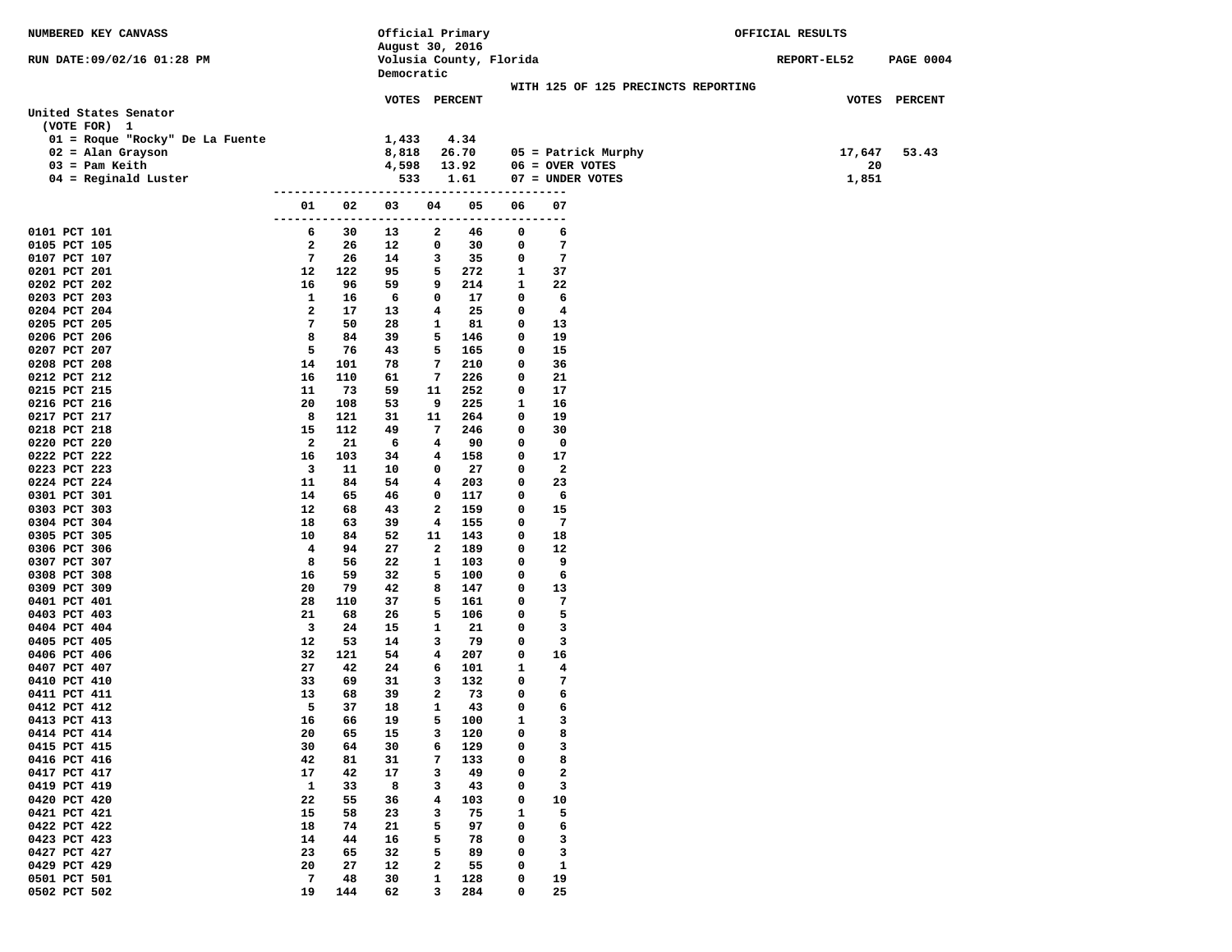NUMBERED KEY CANVASS

RUN DATE:09/02/16 01:28 PM

Official Primary
August 30, 2016
Volusia County, Florida
Democratic

OFFICIAL RESULTS

REPORT-EL52

WITH 125 OF 125 PRECINCTS REPORTING

## United States Senator

(VOTE FOR) 1

| Candidate | VOTES | PERCENT | Candidate | VOTES | PERCENT |
|---|---|---|---|---|---|
| 01 = Roque "Rocky" De La Fuente | 1,433 | 4.34 | | | |
| 02 = Alan Grayson | 8,818 | 26.70 | 05 = Patrick Murphy | 17,647 | 53.43 |
| 03 = Pam Keith | 4,598 | 13.92 | 06 = OVER VOTES | 20 | |
| 04 = Reginald Luster | 533 | 1.61 | 07 = UNDER VOTES | 1,851 | |

| Precinct | 01 | 02 | 03 | 04 | 05 | 06 | 07 |
|---|---|---|---|---|---|---|---|
| 0101 PCT 101 | 6 | 30 | 13 | 2 | 46 | 0 | 6 |
| 0105 PCT 105 | 2 | 26 | 12 | 0 | 30 | 0 | 7 |
| 0107 PCT 107 | 7 | 26 | 14 | 3 | 35 | 0 | 7 |
| 0201 PCT 201 | 12 | 122 | 95 | 5 | 272 | 1 | 37 |
| 0202 PCT 202 | 16 | 96 | 59 | 9 | 214 | 1 | 22 |
| 0203 PCT 203 | 1 | 16 | 6 | 0 | 17 | 0 | 6 |
| 0204 PCT 204 | 2 | 17 | 13 | 4 | 25 | 0 | 4 |
| 0205 PCT 205 | 7 | 50 | 28 | 1 | 81 | 0 | 13 |
| 0206 PCT 206 | 8 | 84 | 39 | 5 | 146 | 0 | 19 |
| 0207 PCT 207 | 5 | 76 | 43 | 5 | 165 | 0 | 15 |
| 0208 PCT 208 | 14 | 101 | 78 | 7 | 210 | 0 | 36 |
| 0212 PCT 212 | 16 | 110 | 61 | 7 | 226 | 0 | 21 |
| 0215 PCT 215 | 11 | 73 | 59 | 11 | 252 | 0 | 17 |
| 0216 PCT 216 | 20 | 108 | 53 | 9 | 225 | 1 | 16 |
| 0217 PCT 217 | 8 | 121 | 31 | 11 | 264 | 0 | 19 |
| 0218 PCT 218 | 15 | 112 | 49 | 7 | 246 | 0 | 30 |
| 0220 PCT 220 | 2 | 21 | 6 | 4 | 90 | 0 | 0 |
| 0222 PCT 222 | 16 | 103 | 34 | 4 | 158 | 0 | 17 |
| 0223 PCT 223 | 3 | 11 | 10 | 0 | 27 | 0 | 2 |
| 0224 PCT 224 | 11 | 84 | 54 | 4 | 203 | 0 | 23 |
| 0301 PCT 301 | 14 | 65 | 46 | 0 | 117 | 0 | 6 |
| 0303 PCT 303 | 12 | 68 | 43 | 2 | 159 | 0 | 15 |
| 0304 PCT 304 | 18 | 63 | 39 | 4 | 155 | 0 | 7 |
| 0305 PCT 305 | 10 | 84 | 52 | 11 | 143 | 0 | 18 |
| 0306 PCT 306 | 4 | 94 | 27 | 2 | 189 | 0 | 12 |
| 0307 PCT 307 | 8 | 56 | 22 | 1 | 103 | 0 | 9 |
| 0308 PCT 308 | 16 | 59 | 32 | 5 | 100 | 0 | 6 |
| 0309 PCT 309 | 20 | 79 | 42 | 8 | 147 | 0 | 13 |
| 0401 PCT 401 | 28 | 110 | 37 | 5 | 161 | 0 | 7 |
| 0403 PCT 403 | 21 | 68 | 26 | 5 | 106 | 0 | 5 |
| 0404 PCT 404 | 3 | 24 | 15 | 1 | 21 | 0 | 3 |
| 0405 PCT 405 | 12 | 53 | 14 | 3 | 79 | 0 | 3 |
| 0406 PCT 406 | 32 | 121 | 54 | 4 | 207 | 0 | 16 |
| 0407 PCT 407 | 27 | 42 | 24 | 6 | 101 | 1 | 4 |
| 0410 PCT 410 | 33 | 69 | 31 | 3 | 132 | 0 | 7 |
| 0411 PCT 411 | 13 | 68 | 39 | 2 | 73 | 0 | 6 |
| 0412 PCT 412 | 5 | 37 | 18 | 1 | 43 | 0 | 6 |
| 0413 PCT 413 | 16 | 66 | 19 | 5 | 100 | 1 | 3 |
| 0414 PCT 414 | 20 | 65 | 15 | 3 | 120 | 0 | 8 |
| 0415 PCT 415 | 30 | 64 | 30 | 6 | 129 | 0 | 3 |
| 0416 PCT 416 | 42 | 81 | 31 | 7 | 133 | 0 | 8 |
| 0417 PCT 417 | 17 | 42 | 17 | 3 | 49 | 0 | 2 |
| 0419 PCT 419 | 1 | 33 | 8 | 3 | 43 | 0 | 3 |
| 0420 PCT 420 | 22 | 55 | 36 | 4 | 103 | 0 | 10 |
| 0421 PCT 421 | 15 | 58 | 23 | 3 | 75 | 1 | 5 |
| 0422 PCT 422 | 18 | 74 | 21 | 5 | 97 | 0 | 6 |
| 0423 PCT 423 | 14 | 44 | 16 | 5 | 78 | 0 | 3 |
| 0427 PCT 427 | 23 | 65 | 32 | 5 | 89 | 0 | 3 |
| 0429 PCT 429 | 20 | 27 | 12 | 2 | 55 | 0 | 1 |
| 0501 PCT 501 | 7 | 48 | 30 | 1 | 128 | 0 | 19 |
| 0502 PCT 502 | 19 | 144 | 62 | 3 | 284 | 0 | 25 |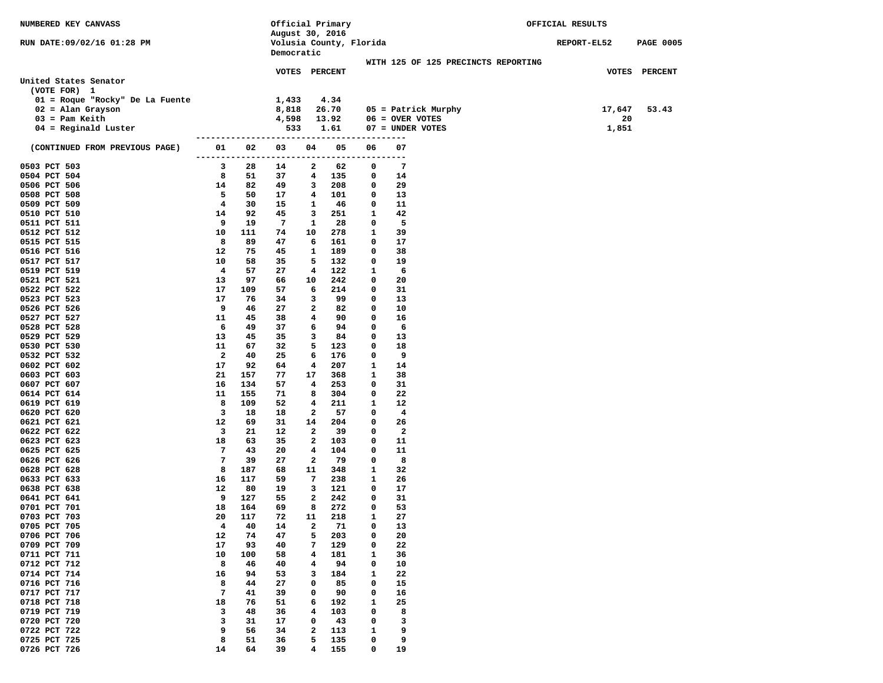NUMBERED KEY CANVASS

RUN DATE:09/02/16 01:28 PM

Official Primary
August 30, 2016
Volusia County, Florida
Democratic

OFFICIAL RESULTS

REPORT-EL52

WITH 125 OF 125 PRECINCTS REPORTING

## United States Senator

(VOTE FOR) 1

| Candidate | VOTES | PERCENT |
|---|---|---|
| 01 = Roque "Rocky" De La Fuente | 1,433 | 4.34 |
| 02 = Alan Grayson | 8,818 | 26.70 |
| 03 = Pam Keith | 4,598 | 13.92 |
| 04 = Reginald Luster | 533 | 1.61 |
| 05 = Patrick Murphy | 17,647 | 53.43 |
| 06 = OVER VOTES | 20 | |
| 07 = UNDER VOTES | 1,851 | |

(CONTINUED FROM PREVIOUS PAGE)

| Precinct | 01 | 02 | 03 | 04 | 05 | 06 | 07 |
|---|---|---|---|---|---|---|---|
| 0503 PCT 503 | 3 | 28 | 14 | 2 | 62 | 0 | 7 |
| 0504 PCT 504 | 8 | 51 | 37 | 4 | 135 | 0 | 14 |
| 0506 PCT 506 | 14 | 82 | 49 | 3 | 208 | 0 | 29 |
| 0508 PCT 508 | 5 | 50 | 17 | 4 | 101 | 0 | 13 |
| 0509 PCT 509 | 4 | 30 | 15 | 1 | 46 | 0 | 11 |
| 0510 PCT 510 | 14 | 92 | 45 | 3 | 251 | 1 | 42 |
| 0511 PCT 511 | 9 | 19 | 7 | 1 | 28 | 0 | 5 |
| 0512 PCT 512 | 10 | 111 | 74 | 10 | 278 | 1 | 39 |
| 0515 PCT 515 | 8 | 89 | 47 | 6 | 161 | 0 | 17 |
| 0516 PCT 516 | 12 | 75 | 45 | 1 | 189 | 0 | 38 |
| 0517 PCT 517 | 10 | 58 | 35 | 5 | 132 | 0 | 19 |
| 0519 PCT 519 | 4 | 57 | 27 | 4 | 122 | 1 | 6 |
| 0521 PCT 521 | 13 | 97 | 66 | 10 | 242 | 0 | 20 |
| 0522 PCT 522 | 17 | 109 | 57 | 6 | 214 | 0 | 31 |
| 0523 PCT 523 | 17 | 76 | 34 | 3 | 99 | 0 | 13 |
| 0526 PCT 526 | 9 | 46 | 27 | 2 | 82 | 0 | 10 |
| 0527 PCT 527 | 11 | 45 | 38 | 4 | 90 | 0 | 16 |
| 0528 PCT 528 | 6 | 49 | 37 | 6 | 94 | 0 | 6 |
| 0529 PCT 529 | 13 | 45 | 35 | 3 | 84 | 0 | 13 |
| 0530 PCT 530 | 11 | 67 | 32 | 5 | 123 | 0 | 18 |
| 0532 PCT 532 | 2 | 40 | 25 | 6 | 176 | 0 | 9 |
| 0602 PCT 602 | 17 | 92 | 64 | 4 | 207 | 1 | 14 |
| 0603 PCT 603 | 21 | 157 | 77 | 17 | 368 | 1 | 38 |
| 0607 PCT 607 | 16 | 134 | 57 | 4 | 253 | 0 | 31 |
| 0614 PCT 614 | 11 | 155 | 71 | 8 | 304 | 0 | 22 |
| 0619 PCT 619 | 8 | 109 | 52 | 4 | 211 | 1 | 12 |
| 0620 PCT 620 | 3 | 18 | 18 | 2 | 57 | 0 | 4 |
| 0621 PCT 621 | 12 | 69 | 31 | 14 | 204 | 0 | 26 |
| 0622 PCT 622 | 3 | 21 | 12 | 2 | 39 | 0 | 2 |
| 0623 PCT 623 | 18 | 63 | 35 | 2 | 103 | 0 | 11 |
| 0625 PCT 625 | 7 | 43 | 20 | 4 | 104 | 0 | 11 |
| 0626 PCT 626 | 7 | 39 | 27 | 2 | 79 | 0 | 8 |
| 0628 PCT 628 | 8 | 187 | 68 | 11 | 348 | 1 | 32 |
| 0633 PCT 633 | 16 | 117 | 59 | 7 | 238 | 1 | 26 |
| 0638 PCT 638 | 12 | 80 | 19 | 3 | 121 | 0 | 17 |
| 0641 PCT 641 | 9 | 127 | 55 | 2 | 242 | 0 | 31 |
| 0701 PCT 701 | 18 | 164 | 69 | 8 | 272 | 0 | 53 |
| 0703 PCT 703 | 20 | 117 | 72 | 11 | 218 | 1 | 27 |
| 0705 PCT 705 | 4 | 40 | 14 | 2 | 71 | 0 | 13 |
| 0706 PCT 706 | 12 | 74 | 47 | 5 | 203 | 0 | 20 |
| 0709 PCT 709 | 17 | 93 | 40 | 7 | 129 | 0 | 22 |
| 0711 PCT 711 | 10 | 100 | 58 | 4 | 181 | 1 | 36 |
| 0712 PCT 712 | 8 | 46 | 40 | 4 | 94 | 0 | 10 |
| 0714 PCT 714 | 16 | 94 | 53 | 3 | 184 | 1 | 22 |
| 0716 PCT 716 | 8 | 44 | 27 | 0 | 85 | 0 | 15 |
| 0717 PCT 717 | 7 | 41 | 39 | 0 | 90 | 0 | 16 |
| 0718 PCT 718 | 18 | 76 | 51 | 6 | 192 | 1 | 25 |
| 0719 PCT 719 | 3 | 48 | 36 | 4 | 103 | 0 | 8 |
| 0720 PCT 720 | 3 | 31 | 17 | 0 | 43 | 0 | 3 |
| 0722 PCT 722 | 9 | 56 | 34 | 2 | 113 | 1 | 9 |
| 0725 PCT 725 | 8 | 51 | 36 | 5 | 135 | 0 | 9 |
| 0726 PCT 726 | 14 | 64 | 39 | 4 | 155 | 0 | 19 |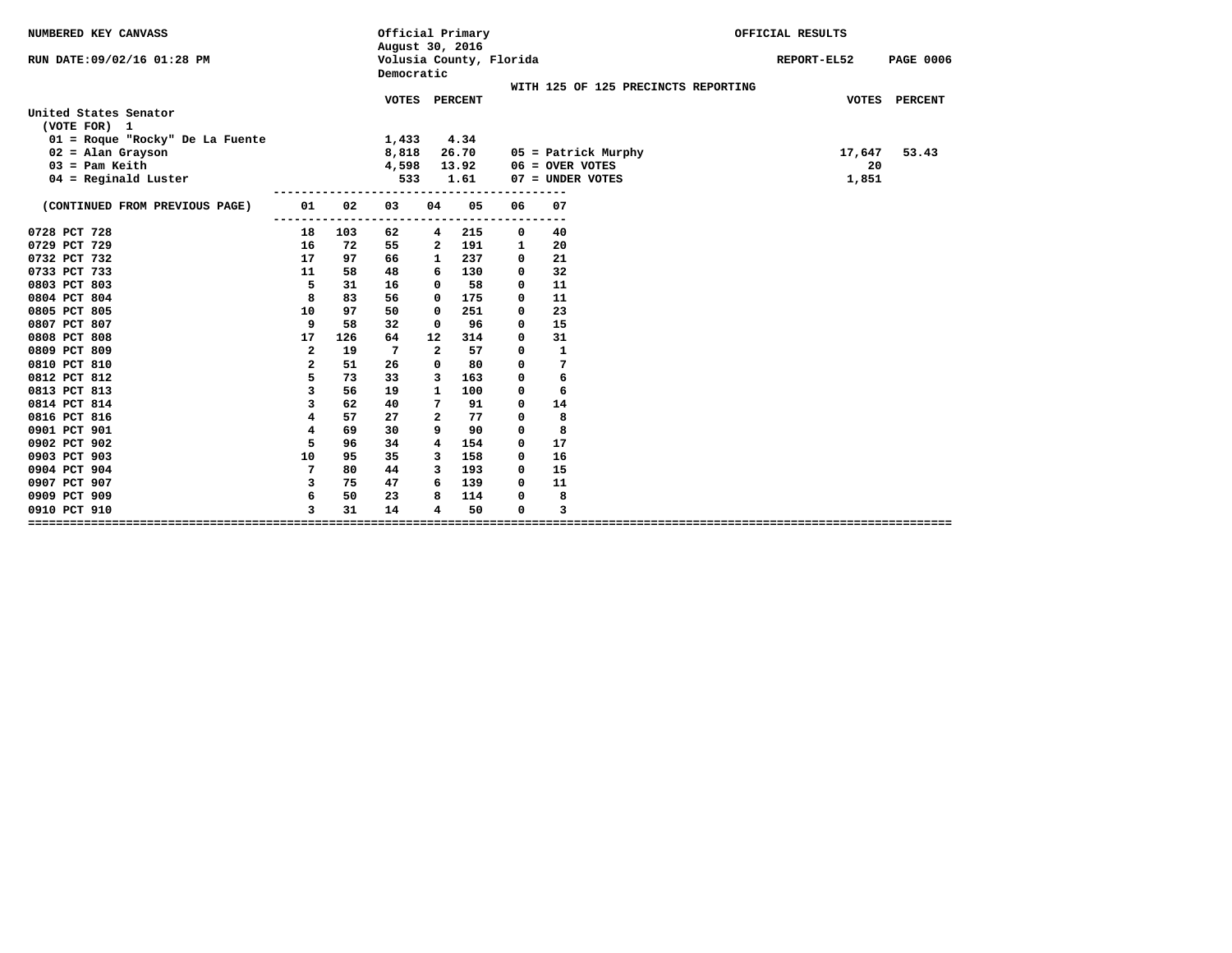NUMBERED KEY CANVASS

RUN DATE:09/02/16 01:28 PM

Official Primary
August 30, 2016
Volusia County, Florida
Democratic

OFFICIAL RESULTS

REPORT-EL52 PAGE 0006

WITH 125 OF 125 PRECINCTS REPORTING

**United States Senator**
(VOTE FOR) 1

| Candidate | VOTES | PERCENT |
|---|---|---|
| 01 = Roque "Rocky" De La Fuente | 1,433 | 4.34 |
| 02 = Alan Grayson | 8,818 | 26.70 |
| 03 = Pam Keith | 4,598 | 13.92 |
| 04 = Reginald Luster | 533 | 1.61 |
| 05 = Patrick Murphy | 17,647 | 53.43 |
| 06 = OVER VOTES | 20 | |
| 07 = UNDER VOTES | 1,851 | |

| (CONTINUED FROM PREVIOUS PAGE) | 01 | 02 | 03 | 04 | 05 | 06 | 07 |
|---|---|---|---|---|---|---|---|
| 0728 PCT 728 | 18 | 103 | 62 | 4 | 215 | 0 | 40 |
| 0729 PCT 729 | 16 | 72 | 55 | 2 | 191 | 1 | 20 |
| 0732 PCT 732 | 17 | 97 | 66 | 1 | 237 | 0 | 21 |
| 0733 PCT 733 | 11 | 58 | 48 | 6 | 130 | 0 | 32 |
| 0803 PCT 803 | 5 | 31 | 16 | 0 | 58 | 0 | 11 |
| 0804 PCT 804 | 8 | 83 | 56 | 0 | 175 | 0 | 11 |
| 0805 PCT 805 | 10 | 97 | 50 | 0 | 251 | 0 | 23 |
| 0807 PCT 807 | 9 | 58 | 32 | 0 | 96 | 0 | 15 |
| 0808 PCT 808 | 17 | 126 | 64 | 12 | 314 | 0 | 31 |
| 0809 PCT 809 | 2 | 19 | 7 | 2 | 57 | 0 | 1 |
| 0810 PCT 810 | 2 | 51 | 26 | 0 | 80 | 0 | 7 |
| 0812 PCT 812 | 5 | 73 | 33 | 3 | 163 | 0 | 6 |
| 0813 PCT 813 | 3 | 56 | 19 | 1 | 100 | 0 | 6 |
| 0814 PCT 814 | 3 | 62 | 40 | 7 | 91 | 0 | 14 |
| 0816 PCT 816 | 4 | 57 | 27 | 2 | 77 | 0 | 8 |
| 0901 PCT 901 | 4 | 69 | 30 | 9 | 90 | 0 | 8 |
| 0902 PCT 902 | 5 | 96 | 34 | 4 | 154 | 0 | 17 |
| 0903 PCT 903 | 10 | 95 | 35 | 3 | 158 | 0 | 16 |
| 0904 PCT 904 | 7 | 80 | 44 | 3 | 193 | 0 | 15 |
| 0907 PCT 907 | 3 | 75 | 47 | 6 | 139 | 0 | 11 |
| 0909 PCT 909 | 6 | 50 | 23 | 8 | 114 | 0 | 8 |
| 0910 PCT 910 | 3 | 31 | 14 | 4 | 50 | 0 | 3 |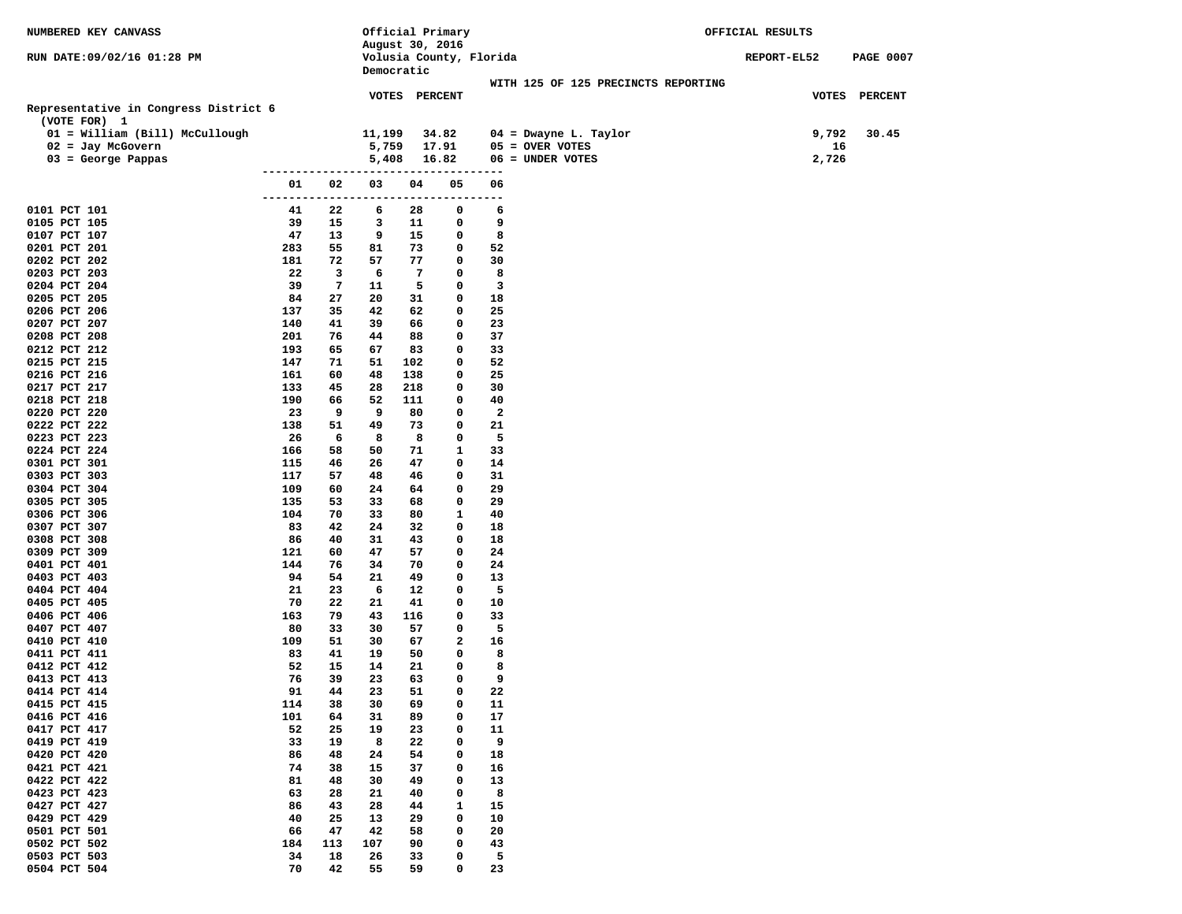NUMBERED KEY CANVASS

RUN DATE:09/02/16 01:28 PM

Official Primary
August 30, 2016
Volusia County, Florida
Democratic

OFFICIAL RESULTS

REPORT-EL52

WITH 125 OF 125 PRECINCTS REPORTING

## Representative in Congress District 6

(VOTE FOR) 1

| Candidate | VOTES | PERCENT |
|---|---|---|
| 01 = William (Bill) McCullough | 11,199 | 34.82 |
| 02 = Jay McGovern | 5,759 | 17.91 |
| 03 = George Pappas | 5,408 | 16.82 |
| 04 = Dwayne L. Taylor | 9,792 | 30.45 |
| 05 = OVER VOTES | 16 | |
| 06 = UNDER VOTES | 2,726 | |

| Precinct | 01 | 02 | 03 | 04 | 05 | 06 |
|---|---|---|---|---|---|---|
| 0101 PCT 101 | 41 | 22 | 6 | 28 | 0 | 6 |
| 0105 PCT 105 | 39 | 15 | 3 | 11 | 0 | 9 |
| 0107 PCT 107 | 47 | 13 | 9 | 15 | 0 | 8 |
| 0201 PCT 201 | 283 | 55 | 81 | 73 | 0 | 52 |
| 0202 PCT 202 | 181 | 72 | 57 | 77 | 0 | 30 |
| 0203 PCT 203 | 22 | 3 | 6 | 7 | 0 | 8 |
| 0204 PCT 204 | 39 | 7 | 11 | 5 | 0 | 3 |
| 0205 PCT 205 | 84 | 27 | 20 | 31 | 0 | 18 |
| 0206 PCT 206 | 137 | 35 | 42 | 62 | 0 | 25 |
| 0207 PCT 207 | 140 | 41 | 39 | 66 | 0 | 23 |
| 0208 PCT 208 | 201 | 76 | 44 | 88 | 0 | 37 |
| 0212 PCT 212 | 193 | 65 | 67 | 83 | 0 | 33 |
| 0215 PCT 215 | 147 | 71 | 51 | 102 | 0 | 52 |
| 0216 PCT 216 | 161 | 60 | 48 | 138 | 0 | 25 |
| 0217 PCT 217 | 133 | 45 | 28 | 218 | 0 | 30 |
| 0218 PCT 218 | 190 | 66 | 52 | 111 | 0 | 40 |
| 0220 PCT 220 | 23 | 9 | 9 | 80 | 0 | 2 |
| 0222 PCT 222 | 138 | 51 | 49 | 73 | 0 | 21 |
| 0223 PCT 223 | 26 | 6 | 8 | 8 | 0 | 5 |
| 0224 PCT 224 | 166 | 58 | 50 | 71 | 1 | 33 |
| 0301 PCT 301 | 115 | 46 | 26 | 47 | 0 | 14 |
| 0303 PCT 303 | 117 | 57 | 48 | 46 | 0 | 31 |
| 0304 PCT 304 | 109 | 60 | 24 | 64 | 0 | 29 |
| 0305 PCT 305 | 135 | 53 | 33 | 68 | 0 | 29 |
| 0306 PCT 306 | 104 | 70 | 33 | 80 | 1 | 40 |
| 0307 PCT 307 | 83 | 42 | 24 | 32 | 0 | 18 |
| 0308 PCT 308 | 86 | 40 | 31 | 43 | 0 | 18 |
| 0309 PCT 309 | 121 | 60 | 47 | 57 | 0 | 24 |
| 0401 PCT 401 | 144 | 76 | 34 | 70 | 0 | 24 |
| 0403 PCT 403 | 94 | 54 | 21 | 49 | 0 | 13 |
| 0404 PCT 404 | 21 | 23 | 6 | 12 | 0 | 5 |
| 0405 PCT 405 | 70 | 22 | 21 | 41 | 0 | 10 |
| 0406 PCT 406 | 163 | 79 | 43 | 116 | 0 | 33 |
| 0407 PCT 407 | 80 | 33 | 30 | 57 | 0 | 5 |
| 0410 PCT 410 | 109 | 51 | 30 | 67 | 2 | 16 |
| 0411 PCT 411 | 83 | 41 | 19 | 50 | 0 | 8 |
| 0412 PCT 412 | 52 | 15 | 14 | 21 | 0 | 8 |
| 0413 PCT 413 | 76 | 39 | 23 | 63 | 0 | 9 |
| 0414 PCT 414 | 91 | 44 | 23 | 51 | 0 | 22 |
| 0415 PCT 415 | 114 | 38 | 30 | 69 | 0 | 11 |
| 0416 PCT 416 | 101 | 64 | 31 | 89 | 0 | 17 |
| 0417 PCT 417 | 52 | 25 | 19 | 23 | 0 | 11 |
| 0419 PCT 419 | 33 | 19 | 8 | 22 | 0 | 9 |
| 0420 PCT 420 | 86 | 48 | 24 | 54 | 0 | 18 |
| 0421 PCT 421 | 74 | 38 | 15 | 37 | 0 | 16 |
| 0422 PCT 422 | 81 | 48 | 30 | 49 | 0 | 13 |
| 0423 PCT 423 | 63 | 28 | 21 | 40 | 0 | 8 |
| 0427 PCT 427 | 86 | 43 | 28 | 44 | 1 | 15 |
| 0429 PCT 429 | 40 | 25 | 13 | 29 | 0 | 10 |
| 0501 PCT 501 | 66 | 47 | 42 | 58 | 0 | 20 |
| 0502 PCT 502 | 184 | 113 | 107 | 90 | 0 | 43 |
| 0503 PCT 503 | 34 | 18 | 26 | 33 | 0 | 5 |
| 0504 PCT 504 | 70 | 42 | 55 | 59 | 0 | 23 |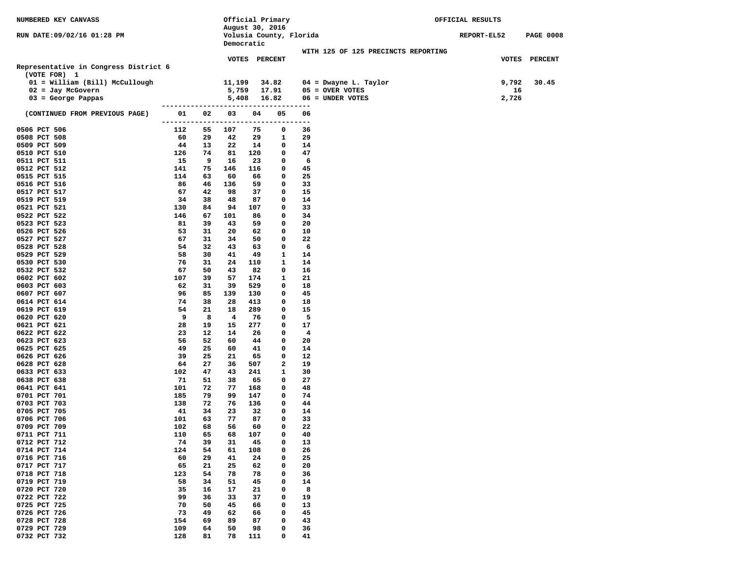NUMBERED KEY CANVASS

RUN DATE:09/02/16 01:28 PM

Official Primary
August 30, 2016
Volusia County, Florida
Democratic

OFFICIAL RESULTS

REPORT-EL52 PAGE 0008

WITH 125 OF 125 PRECINCTS REPORTING

## Representative in Congress District 6

(VOTE FOR) 1

| Candidate | VOTES | PERCENT |
|---|---|---|
| 01 = William (Bill) McCullough | 11,199 | 34.82 |
| 02 = Jay McGovern | 5,759 | 17.91 |
| 03 = George Pappas | 5,408 | 16.82 |
| 04 = Dwayne L. Taylor | 9,792 | 30.45 |
| 05 = OVER VOTES | 16 | |
| 06 = UNDER VOTES | 2,726 | |

| (CONTINUED FROM PREVIOUS PAGE) | 01 | 02 | 03 | 04 | 05 | 06 |
|---|---|---|---|---|---|---|
| 0506 PCT 506 | 112 | 55 | 107 | 75 | 0 | 36 |
| 0508 PCT 508 | 60 | 29 | 42 | 29 | 1 | 29 |
| 0509 PCT 509 | 44 | 13 | 22 | 14 | 0 | 14 |
| 0510 PCT 510 | 126 | 74 | 81 | 120 | 0 | 47 |
| 0511 PCT 511 | 15 | 9 | 16 | 23 | 0 | 6 |
| 0512 PCT 512 | 141 | 75 | 146 | 116 | 0 | 45 |
| 0515 PCT 515 | 114 | 63 | 60 | 66 | 0 | 25 |
| 0516 PCT 516 | 86 | 46 | 136 | 59 | 0 | 33 |
| 0517 PCT 517 | 67 | 42 | 98 | 37 | 0 | 15 |
| 0519 PCT 519 | 34 | 38 | 48 | 87 | 0 | 14 |
| 0521 PCT 521 | 130 | 84 | 94 | 107 | 0 | 33 |
| 0522 PCT 522 | 146 | 67 | 101 | 86 | 0 | 34 |
| 0523 PCT 523 | 81 | 39 | 43 | 59 | 0 | 20 |
| 0526 PCT 526 | 53 | 31 | 20 | 62 | 0 | 10 |
| 0527 PCT 527 | 67 | 31 | 34 | 50 | 0 | 22 |
| 0528 PCT 528 | 54 | 32 | 43 | 63 | 0 | 6 |
| 0529 PCT 529 | 58 | 30 | 41 | 49 | 1 | 14 |
| 0530 PCT 530 | 76 | 31 | 24 | 110 | 1 | 14 |
| 0532 PCT 532 | 67 | 50 | 43 | 82 | 0 | 16 |
| 0602 PCT 602 | 107 | 39 | 57 | 174 | 1 | 21 |
| 0603 PCT 603 | 62 | 31 | 39 | 529 | 0 | 18 |
| 0607 PCT 607 | 96 | 85 | 139 | 130 | 0 | 45 |
| 0614 PCT 614 | 74 | 38 | 28 | 413 | 0 | 18 |
| 0619 PCT 619 | 54 | 21 | 18 | 289 | 0 | 15 |
| 0620 PCT 620 | 9 | 8 | 4 | 76 | 0 | 5 |
| 0621 PCT 621 | 28 | 19 | 15 | 277 | 0 | 17 |
| 0622 PCT 622 | 23 | 12 | 14 | 26 | 0 | 4 |
| 0623 PCT 623 | 56 | 52 | 60 | 44 | 0 | 20 |
| 0625 PCT 625 | 49 | 25 | 60 | 41 | 0 | 14 |
| 0626 PCT 626 | 39 | 25 | 21 | 65 | 0 | 12 |
| 0628 PCT 628 | 64 | 27 | 36 | 507 | 2 | 19 |
| 0633 PCT 633 | 102 | 47 | 43 | 241 | 1 | 30 |
| 0638 PCT 638 | 71 | 51 | 38 | 65 | 0 | 27 |
| 0641 PCT 641 | 101 | 72 | 77 | 168 | 0 | 48 |
| 0701 PCT 701 | 185 | 79 | 99 | 147 | 0 | 74 |
| 0703 PCT 703 | 138 | 72 | 76 | 136 | 0 | 44 |
| 0705 PCT 705 | 41 | 34 | 23 | 32 | 0 | 14 |
| 0706 PCT 706 | 101 | 63 | 77 | 87 | 0 | 33 |
| 0709 PCT 709 | 102 | 68 | 56 | 60 | 0 | 22 |
| 0711 PCT 711 | 110 | 65 | 68 | 107 | 0 | 40 |
| 0712 PCT 712 | 74 | 39 | 31 | 45 | 0 | 13 |
| 0714 PCT 714 | 124 | 54 | 61 | 108 | 0 | 26 |
| 0716 PCT 716 | 60 | 29 | 41 | 24 | 0 | 25 |
| 0717 PCT 717 | 65 | 21 | 25 | 62 | 0 | 20 |
| 0718 PCT 718 | 123 | 54 | 78 | 78 | 0 | 36 |
| 0719 PCT 719 | 58 | 34 | 51 | 45 | 0 | 14 |
| 0720 PCT 720 | 35 | 16 | 17 | 21 | 0 | 8 |
| 0722 PCT 722 | 99 | 36 | 33 | 37 | 0 | 19 |
| 0725 PCT 725 | 70 | 50 | 45 | 66 | 0 | 13 |
| 0726 PCT 726 | 73 | 49 | 62 | 66 | 0 | 45 |
| 0728 PCT 728 | 154 | 69 | 89 | 87 | 0 | 43 |
| 0729 PCT 729 | 109 | 64 | 50 | 98 | 0 | 36 |
| 0732 PCT 732 | 128 | 81 | 78 | 111 | 0 | 41 |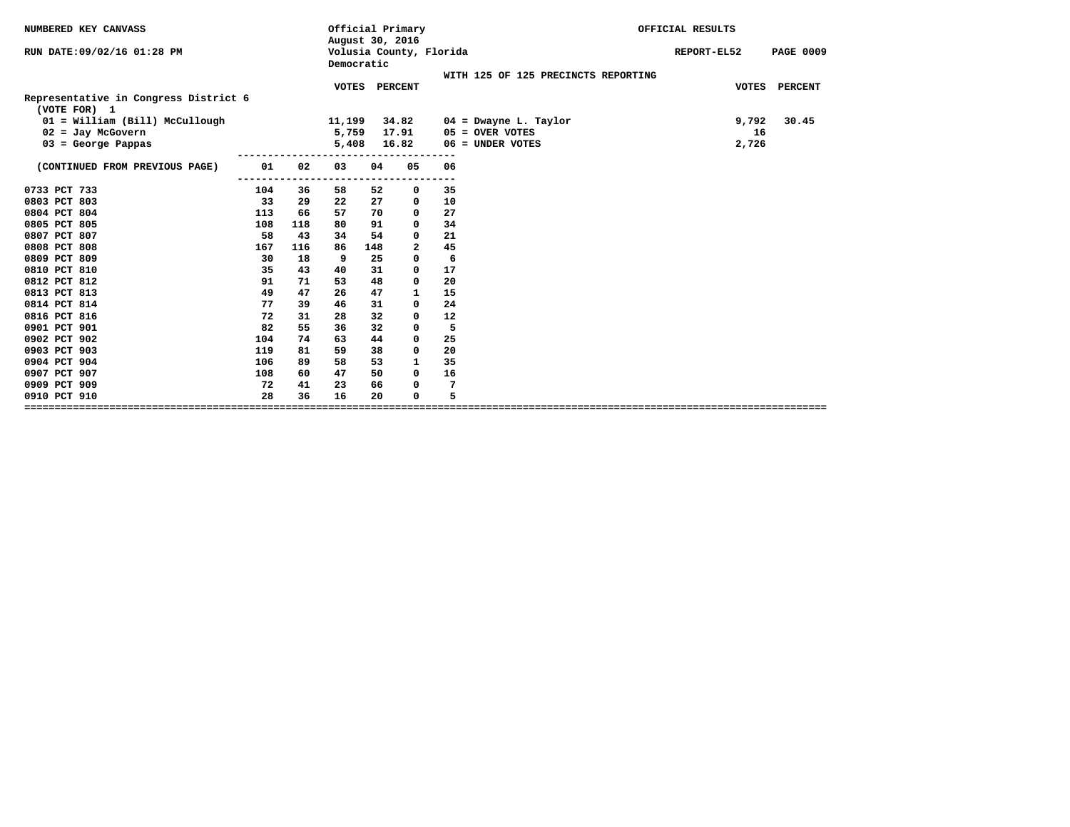NUMBERED KEY CANVASS

RUN DATE:09/02/16 01:28 PM

Official Primary
August 30, 2016
Volusia County, Florida
Democratic

OFFICIAL RESULTS

REPORT-EL52 PAGE 0009

WITH 125 OF 125 PRECINCTS REPORTING

## Representative in Congress District 6

(VOTE FOR) 1

| Candidate | VOTES | PERCENT |
|---|---|---|
| 01 = William (Bill) McCullough | 11,199 | 34.82 |
| 02 = Jay McGovern | 5,759 | 17.91 |
| 03 = George Pappas | 5,408 | 16.82 |
| 04 = Dwayne L. Taylor | 9,792 | 30.45 |
| 05 = OVER VOTES | 16 | |
| 06 = UNDER VOTES | 2,726 | |

| (CONTINUED FROM PREVIOUS PAGE) | 01 | 02 | 03 | 04 | 05 | 06 |
|---|---|---|---|---|---|---|
| 0733 PCT 733 | 104 | 36 | 58 | 52 | 0 | 35 |
| 0803 PCT 803 | 33 | 29 | 22 | 27 | 0 | 10 |
| 0804 PCT 804 | 113 | 66 | 57 | 70 | 0 | 27 |
| 0805 PCT 805 | 108 | 118 | 80 | 91 | 0 | 34 |
| 0807 PCT 807 | 58 | 43 | 34 | 54 | 0 | 21 |
| 0808 PCT 808 | 167 | 116 | 86 | 148 | 2 | 45 |
| 0809 PCT 809 | 30 | 18 | 9 | 25 | 0 | 6 |
| 0810 PCT 810 | 35 | 43 | 40 | 31 | 0 | 17 |
| 0812 PCT 812 | 91 | 71 | 53 | 48 | 0 | 20 |
| 0813 PCT 813 | 49 | 47 | 26 | 47 | 1 | 15 |
| 0814 PCT 814 | 77 | 39 | 46 | 31 | 0 | 24 |
| 0816 PCT 816 | 72 | 31 | 28 | 32 | 0 | 12 |
| 0901 PCT 901 | 82 | 55 | 36 | 32 | 0 | 5 |
| 0902 PCT 902 | 104 | 74 | 63 | 44 | 0 | 25 |
| 0903 PCT 903 | 119 | 81 | 59 | 38 | 0 | 20 |
| 0904 PCT 904 | 106 | 89 | 58 | 53 | 1 | 35 |
| 0907 PCT 907 | 108 | 60 | 47 | 50 | 0 | 16 |
| 0909 PCT 909 | 72 | 41 | 23 | 66 | 0 | 7 |
| 0910 PCT 910 | 28 | 36 | 16 | 20 | 0 | 5 |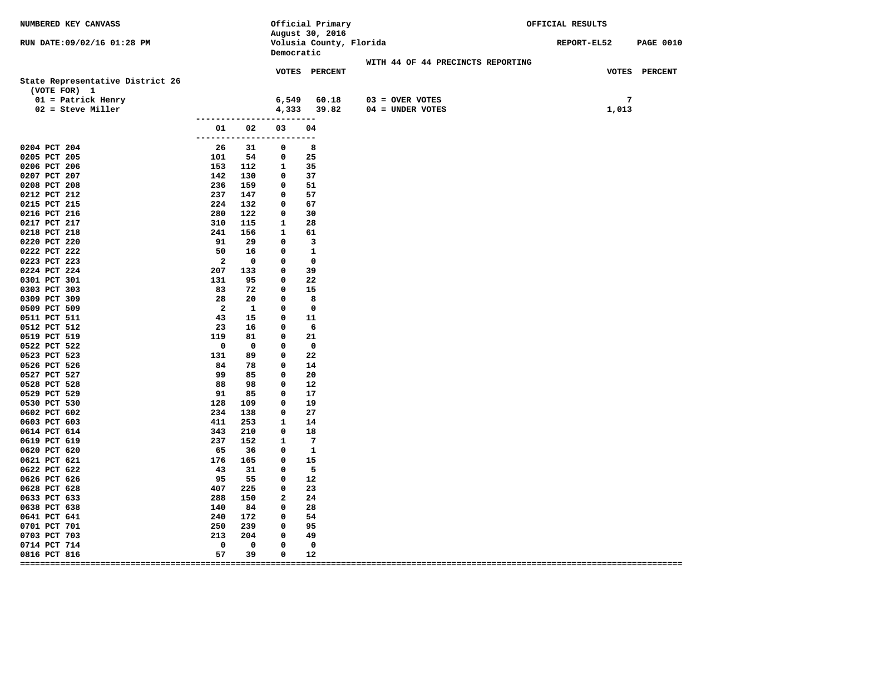NUMBERED KEY CANVASS — Official Primary, August 30, 2016 — Volusia County, Florida — Democratic — OFFICIAL RESULTS

RUN DATE:09/02/16 01:28 PM — REPORT-EL52

WITH 44 OF 44 PRECINCTS REPORTING

## State Representative District 26

(VOTE FOR) 1

| | VOTES | PERCENT | | VOTES |
|---|---|---|---|---|
| 01 = Patrick Henry | 6,549 | 60.18 | 03 = OVER VOTES | 7 |
| 02 = Steve Miller | 4,333 | 39.82 | 04 = UNDER VOTES | 1,013 |

| Precinct | 01 | 02 | 03 | 04 |
|---|---|---|---|---|
| 0204 PCT 204 | 26 | 31 | 0 | 8 |
| 0205 PCT 205 | 101 | 54 | 0 | 25 |
| 0206 PCT 206 | 153 | 112 | 1 | 35 |
| 0207 PCT 207 | 142 | 130 | 0 | 37 |
| 0208 PCT 208 | 236 | 159 | 0 | 51 |
| 0212 PCT 212 | 237 | 147 | 0 | 57 |
| 0215 PCT 215 | 224 | 132 | 0 | 67 |
| 0216 PCT 216 | 280 | 122 | 0 | 30 |
| 0217 PCT 217 | 310 | 115 | 1 | 28 |
| 0218 PCT 218 | 241 | 156 | 1 | 61 |
| 0220 PCT 220 | 91 | 29 | 0 | 3 |
| 0222 PCT 222 | 50 | 16 | 0 | 1 |
| 0223 PCT 223 | 2 | 0 | 0 | 0 |
| 0224 PCT 224 | 207 | 133 | 0 | 39 |
| 0301 PCT 301 | 131 | 95 | 0 | 22 |
| 0303 PCT 303 | 83 | 72 | 0 | 15 |
| 0309 PCT 309 | 28 | 20 | 0 | 8 |
| 0509 PCT 509 | 2 | 1 | 0 | 0 |
| 0511 PCT 511 | 43 | 15 | 0 | 11 |
| 0512 PCT 512 | 23 | 16 | 0 | 6 |
| 0519 PCT 519 | 119 | 81 | 0 | 21 |
| 0522 PCT 522 | 0 | 0 | 0 | 0 |
| 0523 PCT 523 | 131 | 89 | 0 | 22 |
| 0526 PCT 526 | 84 | 78 | 0 | 14 |
| 0527 PCT 527 | 99 | 85 | 0 | 20 |
| 0528 PCT 528 | 88 | 98 | 0 | 12 |
| 0529 PCT 529 | 91 | 85 | 0 | 17 |
| 0530 PCT 530 | 128 | 109 | 0 | 19 |
| 0602 PCT 602 | 234 | 138 | 0 | 27 |
| 0603 PCT 603 | 411 | 253 | 1 | 14 |
| 0614 PCT 614 | 343 | 210 | 0 | 18 |
| 0619 PCT 619 | 237 | 152 | 1 | 7 |
| 0620 PCT 620 | 65 | 36 | 0 | 1 |
| 0621 PCT 621 | 176 | 165 | 0 | 15 |
| 0622 PCT 622 | 43 | 31 | 0 | 5 |
| 0626 PCT 626 | 95 | 55 | 0 | 12 |
| 0628 PCT 628 | 407 | 225 | 0 | 23 |
| 0633 PCT 633 | 288 | 150 | 2 | 24 |
| 0638 PCT 638 | 140 | 84 | 0 | 28 |
| 0641 PCT 641 | 240 | 172 | 0 | 54 |
| 0701 PCT 701 | 250 | 239 | 0 | 95 |
| 0703 PCT 703 | 213 | 204 | 0 | 49 |
| 0714 PCT 714 | 0 | 0 | 0 | 0 |
| 0816 PCT 816 | 57 | 39 | 0 | 12 |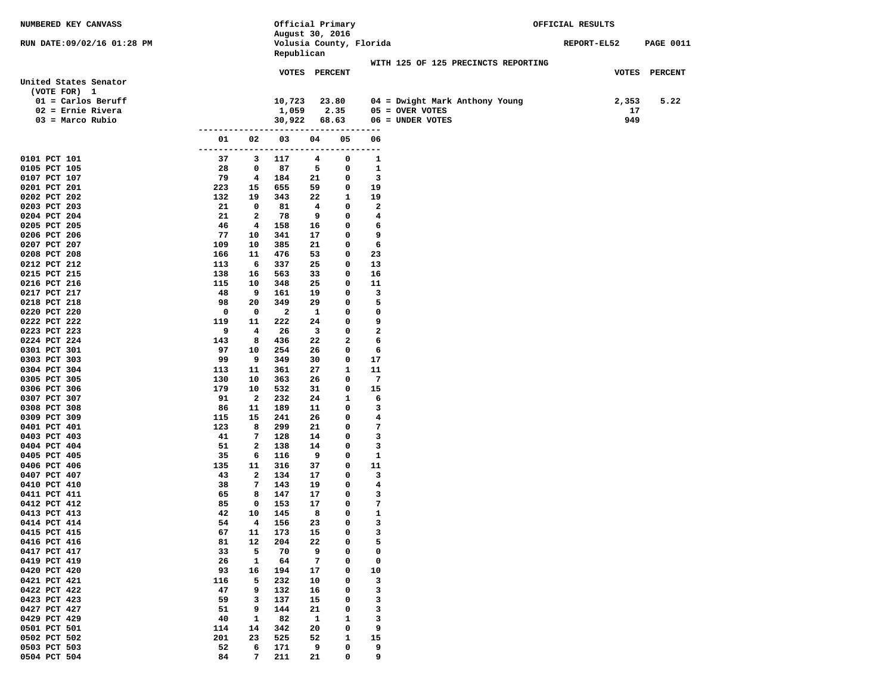NUMBERED KEY CANVASS

RUN DATE:09/02/16 01:28 PM

Official Primary
August 30, 2016
Volusia County, Florida
Republican

OFFICIAL RESULTS

REPORT-EL52 PAGE 0011

WITH 125 OF 125 PRECINCTS REPORTING

## United States Senator

(VOTE FOR) 1

| | VOTES | PERCENT |
|---|---|---|
| 01 = Carlos Beruff | 10,723 | 23.80 |
| 02 = Ernie Rivera | 1,059 | 2.35 |
| 03 = Marco Rubio | 30,922 | 68.63 |
| 04 = Dwight Mark Anthony Young | 2,353 | 5.22 |
| 05 = OVER VOTES | 17 | |
| 06 = UNDER VOTES | 949 | |

| | 01 | 02 | 03 | 04 | 05 | 06 |
|---|---|---|---|---|---|---|
| 0101 PCT 101 | 37 | 3 | 117 | 4 | 0 | 1 |
| 0105 PCT 105 | 28 | 0 | 87 | 5 | 0 | 1 |
| 0107 PCT 107 | 79 | 4 | 184 | 21 | 0 | 3 |
| 0201 PCT 201 | 223 | 15 | 655 | 59 | 0 | 19 |
| 0202 PCT 202 | 132 | 19 | 343 | 22 | 1 | 19 |
| 0203 PCT 203 | 21 | 0 | 81 | 4 | 0 | 2 |
| 0204 PCT 204 | 21 | 2 | 78 | 9 | 0 | 4 |
| 0205 PCT 205 | 46 | 4 | 158 | 16 | 0 | 6 |
| 0206 PCT 206 | 77 | 10 | 341 | 17 | 0 | 9 |
| 0207 PCT 207 | 109 | 10 | 385 | 21 | 0 | 6 |
| 0208 PCT 208 | 166 | 11 | 476 | 53 | 0 | 23 |
| 0212 PCT 212 | 113 | 6 | 337 | 25 | 0 | 13 |
| 0215 PCT 215 | 138 | 16 | 563 | 33 | 0 | 16 |
| 0216 PCT 216 | 115 | 10 | 348 | 25 | 0 | 11 |
| 0217 PCT 217 | 48 | 9 | 161 | 19 | 0 | 3 |
| 0218 PCT 218 | 98 | 20 | 349 | 29 | 0 | 5 |
| 0220 PCT 220 | 0 | 0 | 2 | 1 | 0 | 0 |
| 0222 PCT 222 | 119 | 11 | 222 | 24 | 0 | 9 |
| 0223 PCT 223 | 9 | 4 | 26 | 3 | 0 | 2 |
| 0224 PCT 224 | 143 | 8 | 436 | 22 | 2 | 6 |
| 0301 PCT 301 | 97 | 10 | 254 | 26 | 0 | 6 |
| 0303 PCT 303 | 99 | 9 | 349 | 30 | 0 | 17 |
| 0304 PCT 304 | 113 | 11 | 361 | 27 | 1 | 11 |
| 0305 PCT 305 | 130 | 10 | 363 | 26 | 0 | 7 |
| 0306 PCT 306 | 179 | 10 | 532 | 31 | 0 | 15 |
| 0307 PCT 307 | 91 | 2 | 232 | 24 | 1 | 6 |
| 0308 PCT 308 | 86 | 11 | 189 | 11 | 0 | 3 |
| 0309 PCT 309 | 115 | 15 | 241 | 26 | 0 | 4 |
| 0401 PCT 401 | 123 | 8 | 299 | 21 | 0 | 7 |
| 0403 PCT 403 | 41 | 7 | 128 | 14 | 0 | 3 |
| 0404 PCT 404 | 51 | 2 | 138 | 14 | 0 | 3 |
| 0405 PCT 405 | 35 | 6 | 116 | 9 | 0 | 1 |
| 0406 PCT 406 | 135 | 11 | 316 | 37 | 0 | 11 |
| 0407 PCT 407 | 43 | 2 | 134 | 17 | 0 | 3 |
| 0410 PCT 410 | 38 | 7 | 143 | 19 | 0 | 4 |
| 0411 PCT 411 | 65 | 8 | 147 | 17 | 0 | 3 |
| 0412 PCT 412 | 85 | 0 | 153 | 17 | 0 | 7 |
| 0413 PCT 413 | 42 | 10 | 145 | 8 | 0 | 1 |
| 0414 PCT 414 | 54 | 4 | 156 | 23 | 0 | 3 |
| 0415 PCT 415 | 67 | 11 | 173 | 15 | 0 | 3 |
| 0416 PCT 416 | 81 | 12 | 204 | 22 | 0 | 5 |
| 0417 PCT 417 | 33 | 5 | 70 | 9 | 0 | 0 |
| 0419 PCT 419 | 26 | 1 | 64 | 7 | 0 | 0 |
| 0420 PCT 420 | 93 | 16 | 194 | 17 | 0 | 10 |
| 0421 PCT 421 | 116 | 5 | 232 | 10 | 0 | 3 |
| 0422 PCT 422 | 47 | 9 | 132 | 16 | 0 | 3 |
| 0423 PCT 423 | 59 | 3 | 137 | 15 | 0 | 3 |
| 0427 PCT 427 | 51 | 9 | 144 | 21 | 0 | 3 |
| 0429 PCT 429 | 40 | 1 | 82 | 1 | 1 | 3 |
| 0501 PCT 501 | 114 | 14 | 342 | 20 | 0 | 9 |
| 0502 PCT 502 | 201 | 23 | 525 | 52 | 1 | 15 |
| 0503 PCT 503 | 52 | 6 | 171 | 9 | 0 | 9 |
| 0504 PCT 504 | 84 | 7 | 211 | 21 | 0 | 9 |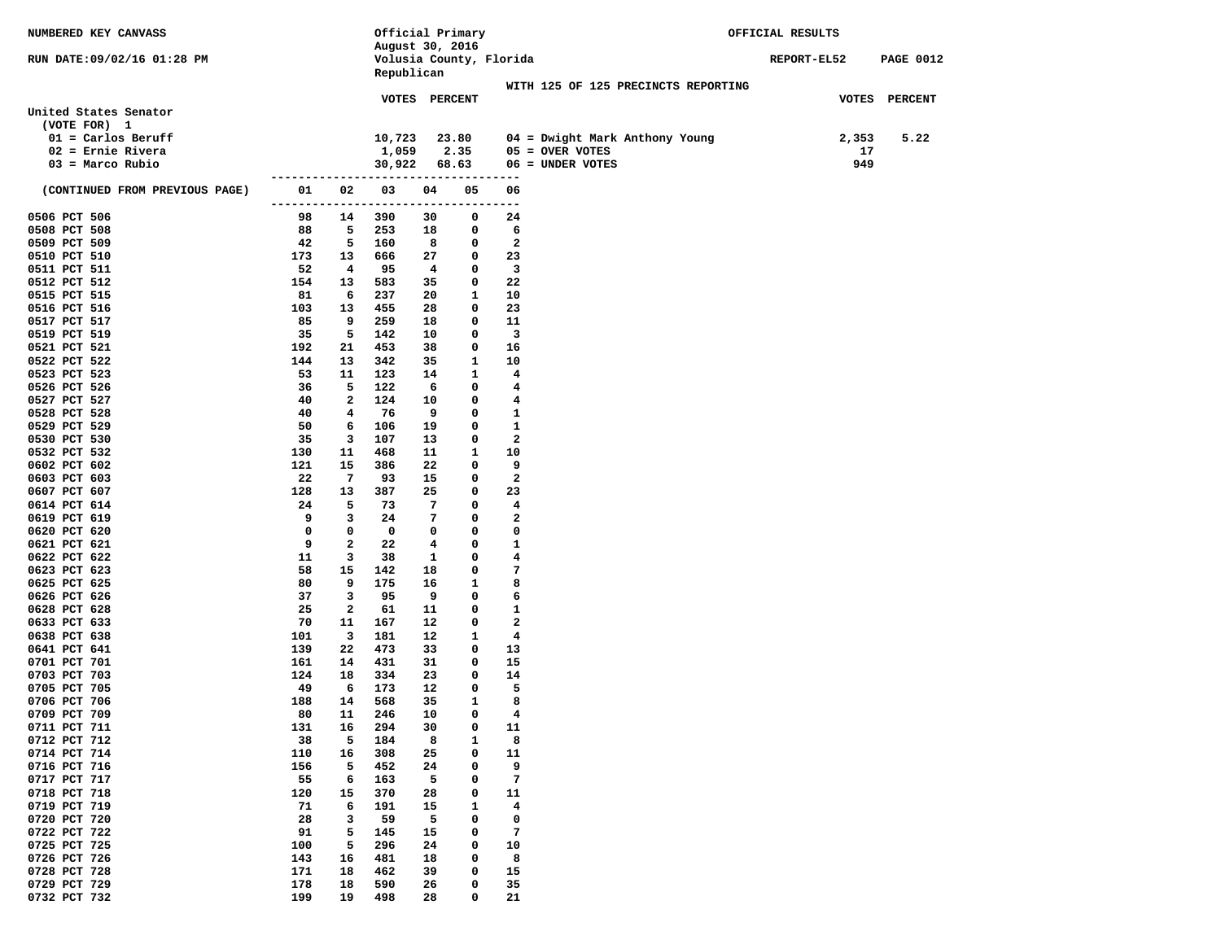NUMBERED KEY CANVASS

RUN DATE:09/02/16 01:28 PM

Official Primary
August 30, 2016
Volusia County, Florida
Republican

OFFICIAL RESULTS

REPORT-EL52 PAGE 0012

WITH 125 OF 125 PRECINCTS REPORTING

## United States Senator

(VOTE FOR) 1

| Candidate | VOTES | PERCENT |
|---|---|---|
| 01 = Carlos Beruff | 10,723 | 23.80 |
| 02 = Ernie Rivera | 1,059 | 2.35 |
| 03 = Marco Rubio | 30,922 | 68.63 |
| 04 = Dwight Mark Anthony Young | 2,353 | 5.22 |
| 05 = OVER VOTES | 17 | |
| 06 = UNDER VOTES | 949 | |

| (CONTINUED FROM PREVIOUS PAGE) | 01 | 02 | 03 | 04 | 05 | 06 |
|---|---|---|---|---|---|---|
| 0506 PCT 506 | 98 | 14 | 390 | 30 | 0 | 24 |
| 0508 PCT 508 | 88 | 5 | 253 | 18 | 0 | 6 |
| 0509 PCT 509 | 42 | 5 | 160 | 8 | 0 | 2 |
| 0510 PCT 510 | 173 | 13 | 666 | 27 | 0 | 23 |
| 0511 PCT 511 | 52 | 4 | 95 | 4 | 0 | 3 |
| 0512 PCT 512 | 154 | 13 | 583 | 35 | 0 | 22 |
| 0515 PCT 515 | 81 | 6 | 237 | 20 | 1 | 10 |
| 0516 PCT 516 | 103 | 13 | 455 | 28 | 0 | 23 |
| 0517 PCT 517 | 85 | 9 | 259 | 18 | 0 | 11 |
| 0519 PCT 519 | 35 | 5 | 142 | 10 | 0 | 3 |
| 0521 PCT 521 | 192 | 21 | 453 | 38 | 0 | 16 |
| 0522 PCT 522 | 144 | 13 | 342 | 35 | 1 | 10 |
| 0523 PCT 523 | 53 | 11 | 123 | 14 | 1 | 4 |
| 0526 PCT 526 | 36 | 5 | 122 | 6 | 0 | 4 |
| 0527 PCT 527 | 40 | 2 | 124 | 10 | 0 | 4 |
| 0528 PCT 528 | 40 | 4 | 76 | 9 | 0 | 1 |
| 0529 PCT 529 | 50 | 6 | 106 | 19 | 0 | 1 |
| 0530 PCT 530 | 35 | 3 | 107 | 13 | 0 | 2 |
| 0532 PCT 532 | 130 | 11 | 468 | 11 | 1 | 10 |
| 0602 PCT 602 | 121 | 15 | 386 | 22 | 0 | 9 |
| 0603 PCT 603 | 22 | 7 | 93 | 15 | 0 | 2 |
| 0607 PCT 607 | 128 | 13 | 387 | 25 | 0 | 23 |
| 0614 PCT 614 | 24 | 5 | 73 | 7 | 0 | 4 |
| 0619 PCT 619 | 9 | 3 | 24 | 7 | 0 | 2 |
| 0620 PCT 620 | 0 | 0 | 0 | 0 | 0 | 0 |
| 0621 PCT 621 | 9 | 2 | 22 | 4 | 0 | 1 |
| 0622 PCT 622 | 11 | 3 | 38 | 1 | 0 | 4 |
| 0623 PCT 623 | 58 | 15 | 142 | 18 | 0 | 7 |
| 0625 PCT 625 | 80 | 9 | 175 | 16 | 1 | 8 |
| 0626 PCT 626 | 37 | 3 | 95 | 9 | 0 | 6 |
| 0628 PCT 628 | 25 | 2 | 61 | 11 | 0 | 1 |
| 0633 PCT 633 | 70 | 11 | 167 | 12 | 0 | 2 |
| 0638 PCT 638 | 101 | 3 | 181 | 12 | 1 | 4 |
| 0641 PCT 641 | 139 | 22 | 473 | 33 | 0 | 13 |
| 0701 PCT 701 | 161 | 14 | 431 | 31 | 0 | 15 |
| 0703 PCT 703 | 124 | 18 | 334 | 23 | 0 | 14 |
| 0705 PCT 705 | 49 | 6 | 173 | 12 | 0 | 5 |
| 0706 PCT 706 | 188 | 14 | 568 | 35 | 1 | 8 |
| 0709 PCT 709 | 80 | 11 | 246 | 10 | 0 | 4 |
| 0711 PCT 711 | 131 | 16 | 294 | 30 | 0 | 11 |
| 0712 PCT 712 | 38 | 5 | 184 | 8 | 1 | 8 |
| 0714 PCT 714 | 110 | 16 | 308 | 25 | 0 | 11 |
| 0716 PCT 716 | 156 | 5 | 452 | 24 | 0 | 9 |
| 0717 PCT 717 | 55 | 6 | 163 | 5 | 0 | 7 |
| 0718 PCT 718 | 120 | 15 | 370 | 28 | 0 | 11 |
| 0719 PCT 719 | 71 | 6 | 191 | 15 | 1 | 4 |
| 0720 PCT 720 | 28 | 3 | 59 | 5 | 0 | 0 |
| 0722 PCT 722 | 91 | 5 | 145 | 15 | 0 | 7 |
| 0725 PCT 725 | 100 | 5 | 296 | 24 | 0 | 10 |
| 0726 PCT 726 | 143 | 16 | 481 | 18 | 0 | 8 |
| 0728 PCT 728 | 171 | 18 | 462 | 39 | 0 | 15 |
| 0729 PCT 729 | 178 | 18 | 590 | 26 | 0 | 35 |
| 0732 PCT 732 | 199 | 19 | 498 | 28 | 0 | 21 |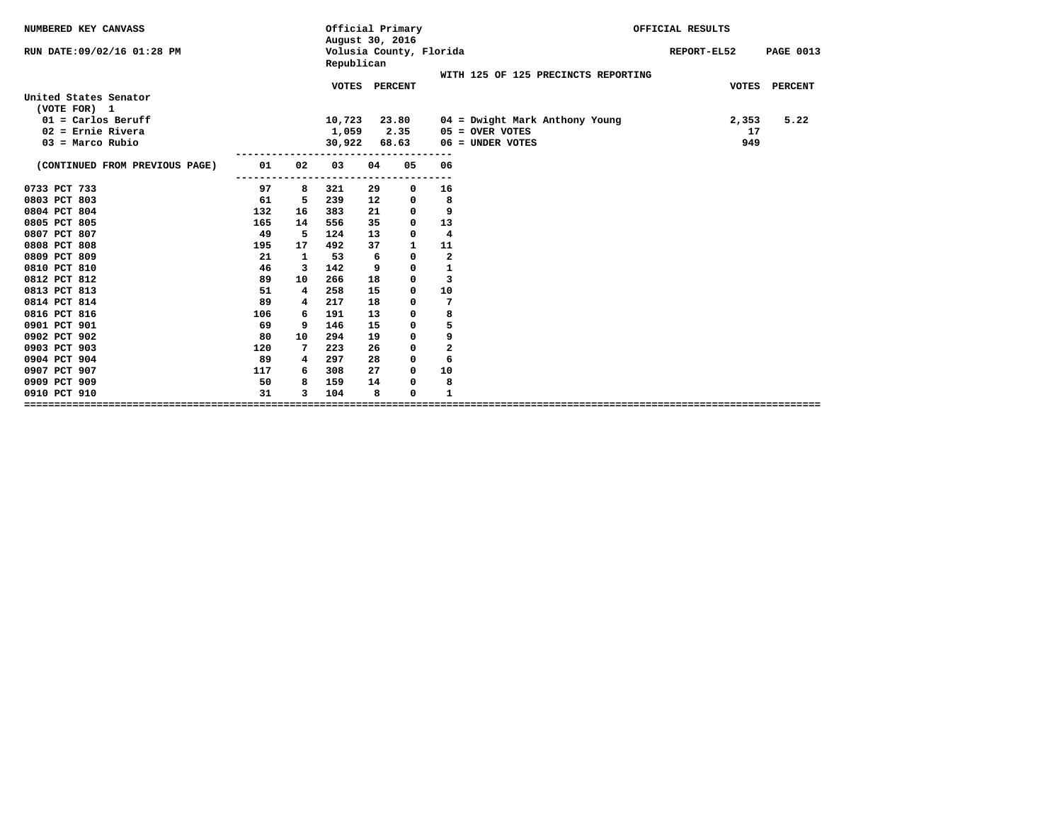NUMBERED KEY CANVASS

RUN DATE:09/02/16 01:28 PM

Official Primary
August 30, 2016
Volusia County, Florida
Republican

OFFICIAL RESULTS

REPORT-EL52

WITH 125 OF 125 PRECINCTS REPORTING

**United States Senator**
(VOTE FOR) 1

| | VOTES | PERCENT | | VOTES | PERCENT |
|---|---|---|---|---|---|
| 01 = Carlos Beruff | 10,723 | 23.80 | 04 = Dwight Mark Anthony Young | 2,353 | 5.22 |
| 02 = Ernie Rivera | 1,059 | 2.35 | 05 = OVER VOTES | 17 | |
| 03 = Marco Rubio | 30,922 | 68.63 | 06 = UNDER VOTES | 949 | |

| (CONTINUED FROM PREVIOUS PAGE) | 01 | 02 | 03 | 04 | 05 | 06 |
|---|---|---|---|---|---|---|
| 0733 PCT 733 | 97 | 8 | 321 | 29 | 0 | 16 |
| 0803 PCT 803 | 61 | 5 | 239 | 12 | 0 | 8 |
| 0804 PCT 804 | 132 | 16 | 383 | 21 | 0 | 9 |
| 0805 PCT 805 | 165 | 14 | 556 | 35 | 0 | 13 |
| 0807 PCT 807 | 49 | 5 | 124 | 13 | 0 | 4 |
| 0808 PCT 808 | 195 | 17 | 492 | 37 | 1 | 11 |
| 0809 PCT 809 | 21 | 1 | 53 | 6 | 0 | 2 |
| 0810 PCT 810 | 46 | 3 | 142 | 9 | 0 | 1 |
| 0812 PCT 812 | 89 | 10 | 266 | 18 | 0 | 3 |
| 0813 PCT 813 | 51 | 4 | 258 | 15 | 0 | 10 |
| 0814 PCT 814 | 89 | 4 | 217 | 18 | 0 | 7 |
| 0816 PCT 816 | 106 | 6 | 191 | 13 | 0 | 8 |
| 0901 PCT 901 | 69 | 9 | 146 | 15 | 0 | 5 |
| 0902 PCT 902 | 80 | 10 | 294 | 19 | 0 | 9 |
| 0903 PCT 903 | 120 | 7 | 223 | 26 | 0 | 2 |
| 0904 PCT 904 | 89 | 4 | 297 | 28 | 0 | 6 |
| 0907 PCT 907 | 117 | 6 | 308 | 27 | 0 | 10 |
| 0909 PCT 909 | 50 | 8 | 159 | 14 | 0 | 8 |
| 0910 PCT 910 | 31 | 3 | 104 | 8 | 0 | 1 |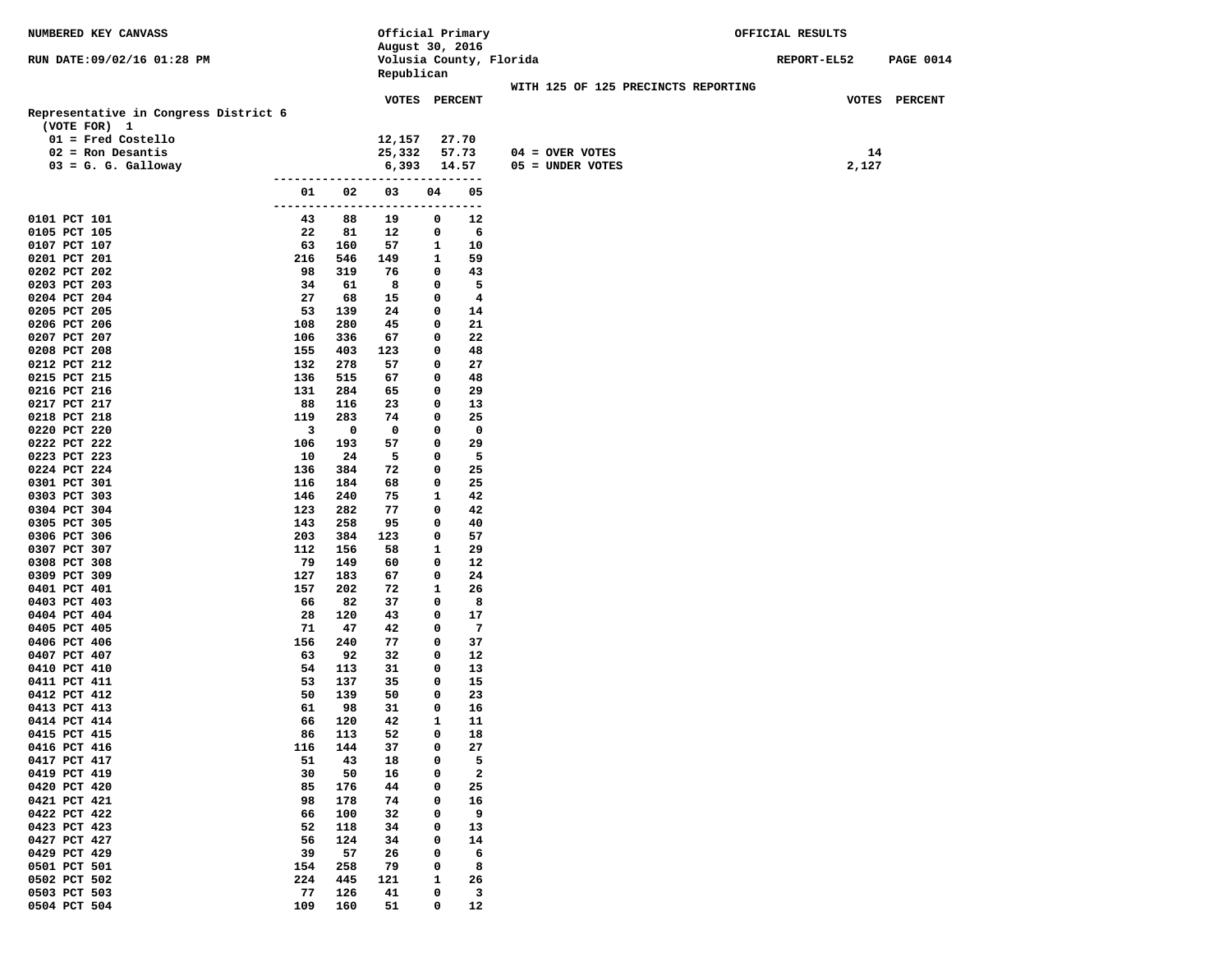NUMBERED KEY CANVASS

RUN DATE:09/02/16 01:28 PM

Official Primary
August 30, 2016
Volusia County, Florida
Republican

OFFICIAL RESULTS

REPORT-EL52 PAGE 0014

WITH 125 OF 125 PRECINCTS REPORTING

## Representative in Congress District 6

(VOTE FOR) 1

| Candidate | VOTES | PERCENT |
|---|---|---|
| 01 = Fred Costello | 12,157 | 27.70 |
| 02 = Ron Desantis | 25,332 | 57.73 |
| 03 = G. G. Galloway | 6,393 | 14.57 |

| | VOTES |
|---|---|
| 04 = OVER VOTES | 14 |
| 05 = UNDER VOTES | 2,127 |

| Precinct | 01 | 02 | 03 | 04 | 05 |
|---|---|---|---|---|---|
| 0101 PCT 101 | 43 | 88 | 19 | 0 | 12 |
| 0105 PCT 105 | 22 | 81 | 12 | 0 | 6 |
| 0107 PCT 107 | 63 | 160 | 57 | 1 | 10 |
| 0201 PCT 201 | 216 | 546 | 149 | 1 | 59 |
| 0202 PCT 202 | 98 | 319 | 76 | 0 | 43 |
| 0203 PCT 203 | 34 | 61 | 8 | 0 | 5 |
| 0204 PCT 204 | 27 | 68 | 15 | 0 | 4 |
| 0205 PCT 205 | 53 | 139 | 24 | 0 | 14 |
| 0206 PCT 206 | 108 | 280 | 45 | 0 | 21 |
| 0207 PCT 207 | 106 | 336 | 67 | 0 | 22 |
| 0208 PCT 208 | 155 | 403 | 123 | 0 | 48 |
| 0212 PCT 212 | 132 | 278 | 57 | 0 | 27 |
| 0215 PCT 215 | 136 | 515 | 67 | 0 | 48 |
| 0216 PCT 216 | 131 | 284 | 65 | 0 | 29 |
| 0217 PCT 217 | 88 | 116 | 23 | 0 | 13 |
| 0218 PCT 218 | 119 | 283 | 74 | 0 | 25 |
| 0220 PCT 220 | 3 | 0 | 0 | 0 | 0 |
| 0222 PCT 222 | 106 | 193 | 57 | 0 | 29 |
| 0223 PCT 223 | 10 | 24 | 5 | 0 | 5 |
| 0224 PCT 224 | 136 | 384 | 72 | 0 | 25 |
| 0301 PCT 301 | 116 | 184 | 68 | 0 | 25 |
| 0303 PCT 303 | 146 | 240 | 75 | 1 | 42 |
| 0304 PCT 304 | 123 | 282 | 77 | 0 | 42 |
| 0305 PCT 305 | 143 | 258 | 95 | 0 | 40 |
| 0306 PCT 306 | 203 | 384 | 123 | 0 | 57 |
| 0307 PCT 307 | 112 | 156 | 58 | 1 | 29 |
| 0308 PCT 308 | 79 | 149 | 60 | 0 | 12 |
| 0309 PCT 309 | 127 | 183 | 67 | 0 | 24 |
| 0401 PCT 401 | 157 | 202 | 72 | 1 | 26 |
| 0403 PCT 403 | 66 | 82 | 37 | 0 | 8 |
| 0404 PCT 404 | 28 | 120 | 43 | 0 | 17 |
| 0405 PCT 405 | 71 | 47 | 42 | 0 | 7 |
| 0406 PCT 406 | 156 | 240 | 77 | 0 | 37 |
| 0407 PCT 407 | 63 | 92 | 32 | 0 | 12 |
| 0410 PCT 410 | 54 | 113 | 31 | 0 | 13 |
| 0411 PCT 411 | 53 | 137 | 35 | 0 | 15 |
| 0412 PCT 412 | 50 | 139 | 50 | 0 | 23 |
| 0413 PCT 413 | 61 | 98 | 31 | 0 | 16 |
| 0414 PCT 414 | 66 | 120 | 42 | 1 | 11 |
| 0415 PCT 415 | 86 | 113 | 52 | 0 | 18 |
| 0416 PCT 416 | 116 | 144 | 37 | 0 | 27 |
| 0417 PCT 417 | 51 | 43 | 18 | 0 | 5 |
| 0419 PCT 419 | 30 | 50 | 16 | 0 | 2 |
| 0420 PCT 420 | 85 | 176 | 44 | 0 | 25 |
| 0421 PCT 421 | 98 | 178 | 74 | 0 | 16 |
| 0422 PCT 422 | 66 | 100 | 32 | 0 | 9 |
| 0423 PCT 423 | 52 | 118 | 34 | 0 | 13 |
| 0427 PCT 427 | 56 | 124 | 34 | 0 | 14 |
| 0429 PCT 429 | 39 | 57 | 26 | 0 | 6 |
| 0501 PCT 501 | 154 | 258 | 79 | 0 | 8 |
| 0502 PCT 502 | 224 | 445 | 121 | 1 | 26 |
| 0503 PCT 503 | 77 | 126 | 41 | 0 | 3 |
| 0504 PCT 504 | 109 | 160 | 51 | 0 | 12 |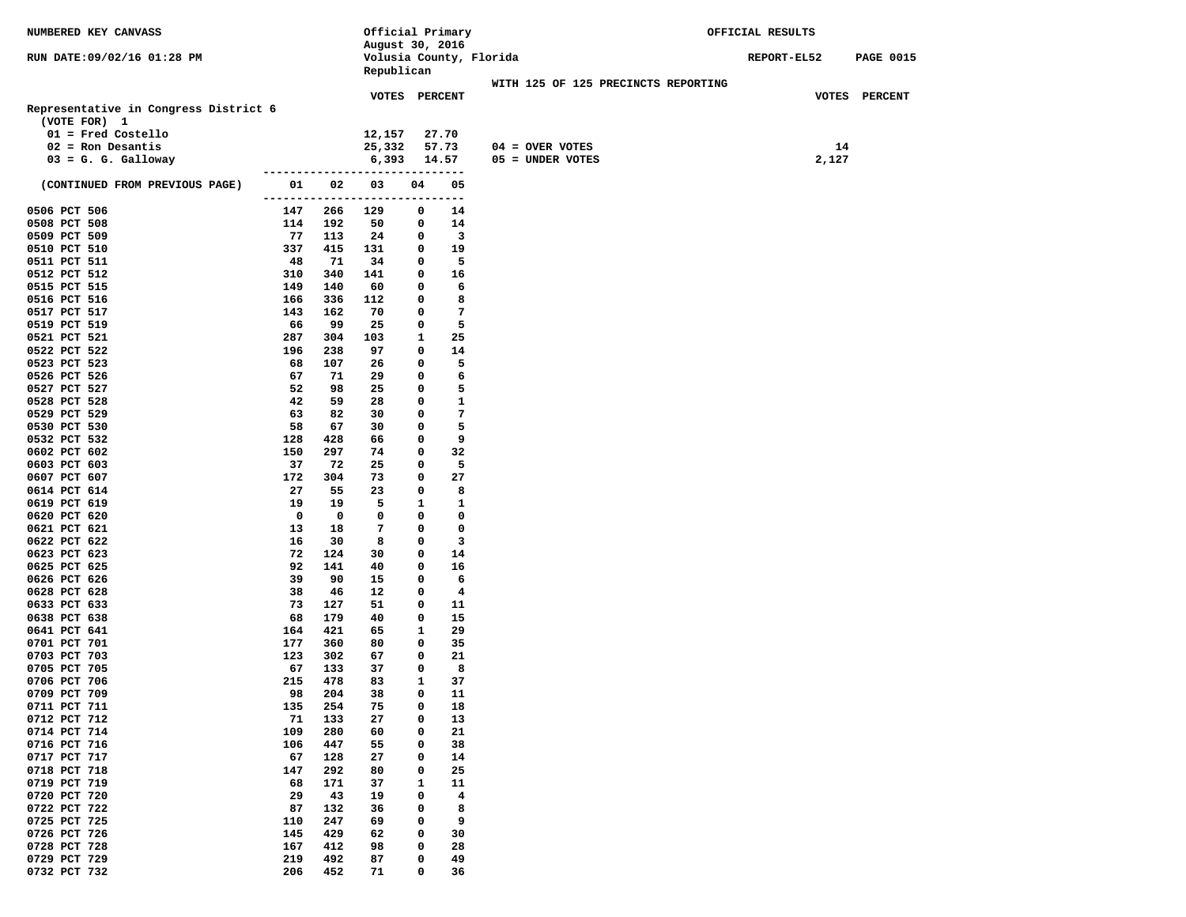NUMBERED KEY CANVASS

RUN DATE:09/02/16 01:28 PM

Official Primary
August 30, 2016
Volusia County, Florida
Republican

OFFICIAL RESULTS

REPORT-EL52

WITH 125 OF 125 PRECINCTS REPORTING

## Representative in Congress District 6

(VOTE FOR) 1

| Candidate | VOTES | PERCENT |
|---|---|---|
| 01 = Fred Costello | 12,157 | 27.70 |
| 02 = Ron Desantis | 25,332 | 57.73 |
| 03 = G. G. Galloway | 6,393 | 14.57 |

| | VOTES |
|---|---|
| 04 = OVER VOTES | 14 |
| 05 = UNDER VOTES | 2,127 |

| (CONTINUED FROM PREVIOUS PAGE) | 01 | 02 | 03 | 04 | 05 |
|---|---|---|---|---|---|
| 0506 PCT 506 | 147 | 266 | 129 | 0 | 14 |
| 0508 PCT 508 | 114 | 192 | 50 | 0 | 14 |
| 0509 PCT 509 | 77 | 113 | 24 | 0 | 3 |
| 0510 PCT 510 | 337 | 415 | 131 | 0 | 19 |
| 0511 PCT 511 | 48 | 71 | 34 | 0 | 5 |
| 0512 PCT 512 | 310 | 340 | 141 | 0 | 16 |
| 0515 PCT 515 | 149 | 140 | 60 | 0 | 6 |
| 0516 PCT 516 | 166 | 336 | 112 | 0 | 8 |
| 0517 PCT 517 | 143 | 162 | 70 | 0 | 7 |
| 0519 PCT 519 | 66 | 99 | 25 | 0 | 5 |
| 0521 PCT 521 | 287 | 304 | 103 | 1 | 25 |
| 0522 PCT 522 | 196 | 238 | 97 | 0 | 14 |
| 0523 PCT 523 | 68 | 107 | 26 | 0 | 5 |
| 0526 PCT 526 | 67 | 71 | 29 | 0 | 6 |
| 0527 PCT 527 | 52 | 98 | 25 | 0 | 5 |
| 0528 PCT 528 | 42 | 59 | 28 | 0 | 1 |
| 0529 PCT 529 | 63 | 82 | 30 | 0 | 7 |
| 0530 PCT 530 | 58 | 67 | 30 | 0 | 5 |
| 0532 PCT 532 | 128 | 428 | 66 | 0 | 9 |
| 0602 PCT 602 | 150 | 297 | 74 | 0 | 32 |
| 0603 PCT 603 | 37 | 72 | 25 | 0 | 5 |
| 0607 PCT 607 | 172 | 304 | 73 | 0 | 27 |
| 0614 PCT 614 | 27 | 55 | 23 | 0 | 8 |
| 0619 PCT 619 | 19 | 19 | 5 | 1 | 1 |
| 0620 PCT 620 | 0 | 0 | 0 | 0 | 0 |
| 0621 PCT 621 | 13 | 18 | 7 | 0 | 0 |
| 0622 PCT 622 | 16 | 30 | 8 | 0 | 3 |
| 0623 PCT 623 | 72 | 124 | 30 | 0 | 14 |
| 0625 PCT 625 | 92 | 141 | 40 | 0 | 16 |
| 0626 PCT 626 | 39 | 90 | 15 | 0 | 6 |
| 0628 PCT 628 | 38 | 46 | 12 | 0 | 4 |
| 0633 PCT 633 | 73 | 127 | 51 | 0 | 11 |
| 0638 PCT 638 | 68 | 179 | 40 | 0 | 15 |
| 0641 PCT 641 | 164 | 421 | 65 | 1 | 29 |
| 0701 PCT 701 | 177 | 360 | 80 | 0 | 35 |
| 0703 PCT 703 | 123 | 302 | 67 | 0 | 21 |
| 0705 PCT 705 | 67 | 133 | 37 | 0 | 8 |
| 0706 PCT 706 | 215 | 478 | 83 | 1 | 37 |
| 0709 PCT 709 | 98 | 204 | 38 | 0 | 11 |
| 0711 PCT 711 | 135 | 254 | 75 | 0 | 18 |
| 0712 PCT 712 | 71 | 133 | 27 | 0 | 13 |
| 0714 PCT 714 | 109 | 280 | 60 | 0 | 21 |
| 0716 PCT 716 | 106 | 447 | 55 | 0 | 38 |
| 0717 PCT 717 | 67 | 128 | 27 | 0 | 14 |
| 0718 PCT 718 | 147 | 292 | 80 | 0 | 25 |
| 0719 PCT 719 | 68 | 171 | 37 | 1 | 11 |
| 0720 PCT 720 | 29 | 43 | 19 | 0 | 4 |
| 0722 PCT 722 | 87 | 132 | 36 | 0 | 8 |
| 0725 PCT 725 | 110 | 247 | 69 | 0 | 9 |
| 0726 PCT 726 | 145 | 429 | 62 | 0 | 30 |
| 0728 PCT 728 | 167 | 412 | 98 | 0 | 28 |
| 0729 PCT 729 | 219 | 492 | 87 | 0 | 49 |
| 0732 PCT 732 | 206 | 452 | 71 | 0 | 36 |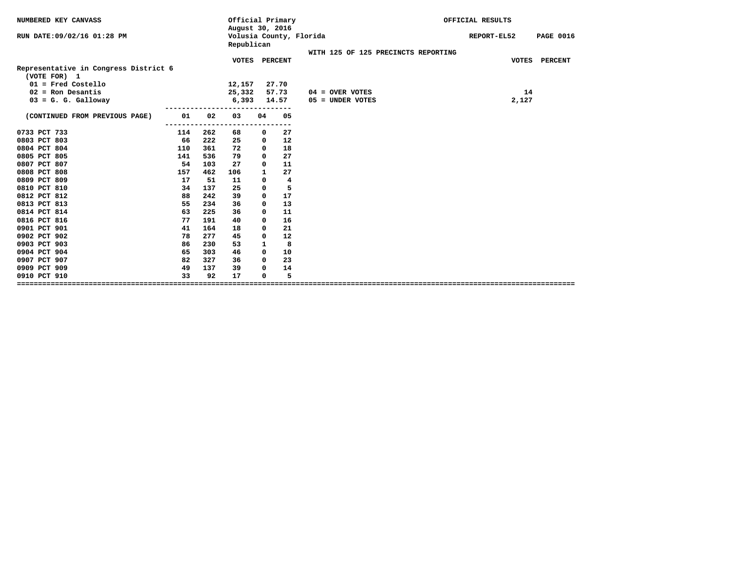NUMBERED KEY CANVASS

RUN DATE:09/02/16 01:28 PM

Official Primary
August 30, 2016
Volusia County, Florida
Republican

OFFICIAL RESULTS

REPORT-EL52

WITH 125 OF 125 PRECINCTS REPORTING

## Representative in Congress District 6

(VOTE FOR) 1

| | VOTES | PERCENT |
|---|---|---|
| 01 = Fred Costello | 12,157 | 27.70 |
| 02 = Ron Desantis | 25,332 | 57.73 |
| 03 = G. G. Galloway | 6,393 | 14.57 |

| | VOTES | PERCENT |
|---|---|---|
| 04 = OVER VOTES | 14 | |
| 05 = UNDER VOTES | 2,127 | |

| (CONTINUED FROM PREVIOUS PAGE) | 01 | 02 | 03 | 04 | 05 |
|---|---|---|---|---|---|
| 0733 PCT 733 | 114 | 262 | 68 | 0 | 27 |
| 0803 PCT 803 | 66 | 222 | 25 | 0 | 12 |
| 0804 PCT 804 | 110 | 361 | 72 | 0 | 18 |
| 0805 PCT 805 | 141 | 536 | 79 | 0 | 27 |
| 0807 PCT 807 | 54 | 103 | 27 | 0 | 11 |
| 0808 PCT 808 | 157 | 462 | 106 | 1 | 27 |
| 0809 PCT 809 | 17 | 51 | 11 | 0 | 4 |
| 0810 PCT 810 | 34 | 137 | 25 | 0 | 5 |
| 0812 PCT 812 | 88 | 242 | 39 | 0 | 17 |
| 0813 PCT 813 | 55 | 234 | 36 | 0 | 13 |
| 0814 PCT 814 | 63 | 225 | 36 | 0 | 11 |
| 0816 PCT 816 | 77 | 191 | 40 | 0 | 16 |
| 0901 PCT 901 | 41 | 164 | 18 | 0 | 21 |
| 0902 PCT 902 | 78 | 277 | 45 | 0 | 12 |
| 0903 PCT 903 | 86 | 230 | 53 | 1 | 8 |
| 0904 PCT 904 | 65 | 303 | 46 | 0 | 10 |
| 0907 PCT 907 | 82 | 327 | 36 | 0 | 23 |
| 0909 PCT 909 | 49 | 137 | 39 | 0 | 14 |
| 0910 PCT 910 | 33 | 92 | 17 | 0 | 5 |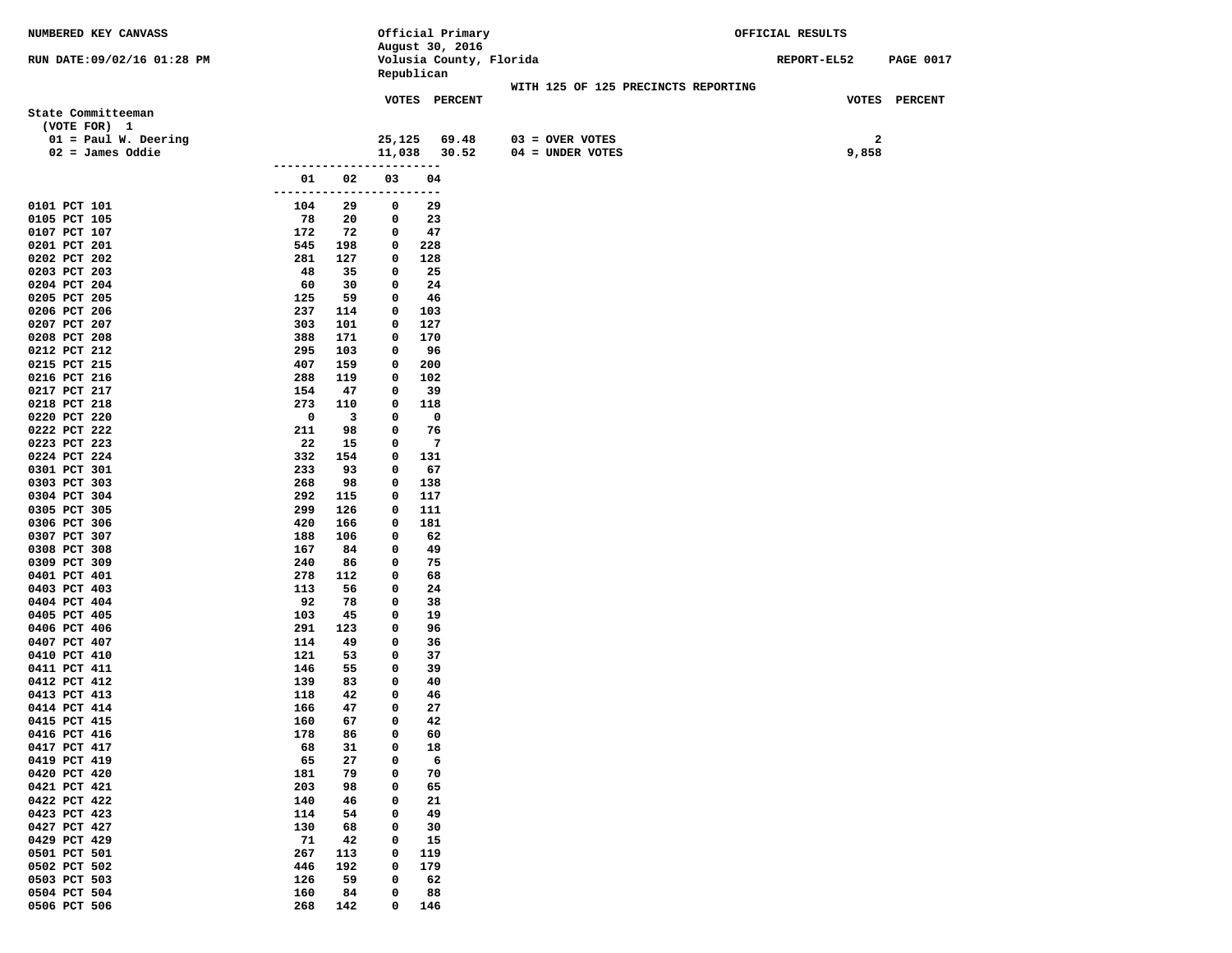NUMBERED KEY CANVASS

RUN DATE:09/02/16 01:28 PM

Official Primary
August 30, 2016
Volusia County, Florida
Republican

OFFICIAL RESULTS

REPORT-EL52

WITH 125 OF 125 PRECINCTS REPORTING

## State Committeeman

(VOTE FOR) 1

| | VOTES | PERCENT | | VOTES | PERCENT |
|---|---|---|---|---|---|
| 01 = Paul W. Deering | 25,125 | 69.48 | 03 = OVER VOTES | 2 | |
| 02 = James Oddie | 11,038 | 30.52 | 04 = UNDER VOTES | 9,858 | |

| | 01 | 02 | 03 | 04 |
|---|---|---|---|---|
| 0101 PCT 101 | 104 | 29 | 0 | 29 |
| 0105 PCT 105 | 78 | 20 | 0 | 23 |
| 0107 PCT 107 | 172 | 72 | 0 | 47 |
| 0201 PCT 201 | 545 | 198 | 0 | 228 |
| 0202 PCT 202 | 281 | 127 | 0 | 128 |
| 0203 PCT 203 | 48 | 35 | 0 | 25 |
| 0204 PCT 204 | 60 | 30 | 0 | 24 |
| 0205 PCT 205 | 125 | 59 | 0 | 46 |
| 0206 PCT 206 | 237 | 114 | 0 | 103 |
| 0207 PCT 207 | 303 | 101 | 0 | 127 |
| 0208 PCT 208 | 388 | 171 | 0 | 170 |
| 0212 PCT 212 | 295 | 103 | 0 | 96 |
| 0215 PCT 215 | 407 | 159 | 0 | 200 |
| 0216 PCT 216 | 288 | 119 | 0 | 102 |
| 0217 PCT 217 | 154 | 47 | 0 | 39 |
| 0218 PCT 218 | 273 | 110 | 0 | 118 |
| 0220 PCT 220 | 0 | 3 | 0 | 0 |
| 0222 PCT 222 | 211 | 98 | 0 | 76 |
| 0223 PCT 223 | 22 | 15 | 0 | 7 |
| 0224 PCT 224 | 332 | 154 | 0 | 131 |
| 0301 PCT 301 | 233 | 93 | 0 | 67 |
| 0303 PCT 303 | 268 | 98 | 0 | 138 |
| 0304 PCT 304 | 292 | 115 | 0 | 117 |
| 0305 PCT 305 | 299 | 126 | 0 | 111 |
| 0306 PCT 306 | 420 | 166 | 0 | 181 |
| 0307 PCT 307 | 188 | 106 | 0 | 62 |
| 0308 PCT 308 | 167 | 84 | 0 | 49 |
| 0309 PCT 309 | 240 | 86 | 0 | 75 |
| 0401 PCT 401 | 278 | 112 | 0 | 68 |
| 0403 PCT 403 | 113 | 56 | 0 | 24 |
| 0404 PCT 404 | 92 | 78 | 0 | 38 |
| 0405 PCT 405 | 103 | 45 | 0 | 19 |
| 0406 PCT 406 | 291 | 123 | 0 | 96 |
| 0407 PCT 407 | 114 | 49 | 0 | 36 |
| 0410 PCT 410 | 121 | 53 | 0 | 37 |
| 0411 PCT 411 | 146 | 55 | 0 | 39 |
| 0412 PCT 412 | 139 | 83 | 0 | 40 |
| 0413 PCT 413 | 118 | 42 | 0 | 46 |
| 0414 PCT 414 | 166 | 47 | 0 | 27 |
| 0415 PCT 415 | 160 | 67 | 0 | 42 |
| 0416 PCT 416 | 178 | 86 | 0 | 60 |
| 0417 PCT 417 | 68 | 31 | 0 | 18 |
| 0419 PCT 419 | 65 | 27 | 0 | 6 |
| 0420 PCT 420 | 181 | 79 | 0 | 70 |
| 0421 PCT 421 | 203 | 98 | 0 | 65 |
| 0422 PCT 422 | 140 | 46 | 0 | 21 |
| 0423 PCT 423 | 114 | 54 | 0 | 49 |
| 0427 PCT 427 | 130 | 68 | 0 | 30 |
| 0429 PCT 429 | 71 | 42 | 0 | 15 |
| 0501 PCT 501 | 267 | 113 | 0 | 119 |
| 0502 PCT 502 | 446 | 192 | 0 | 179 |
| 0503 PCT 503 | 126 | 59 | 0 | 62 |
| 0504 PCT 504 | 160 | 84 | 0 | 88 |
| 0506 PCT 506 | 268 | 142 | 0 | 146 |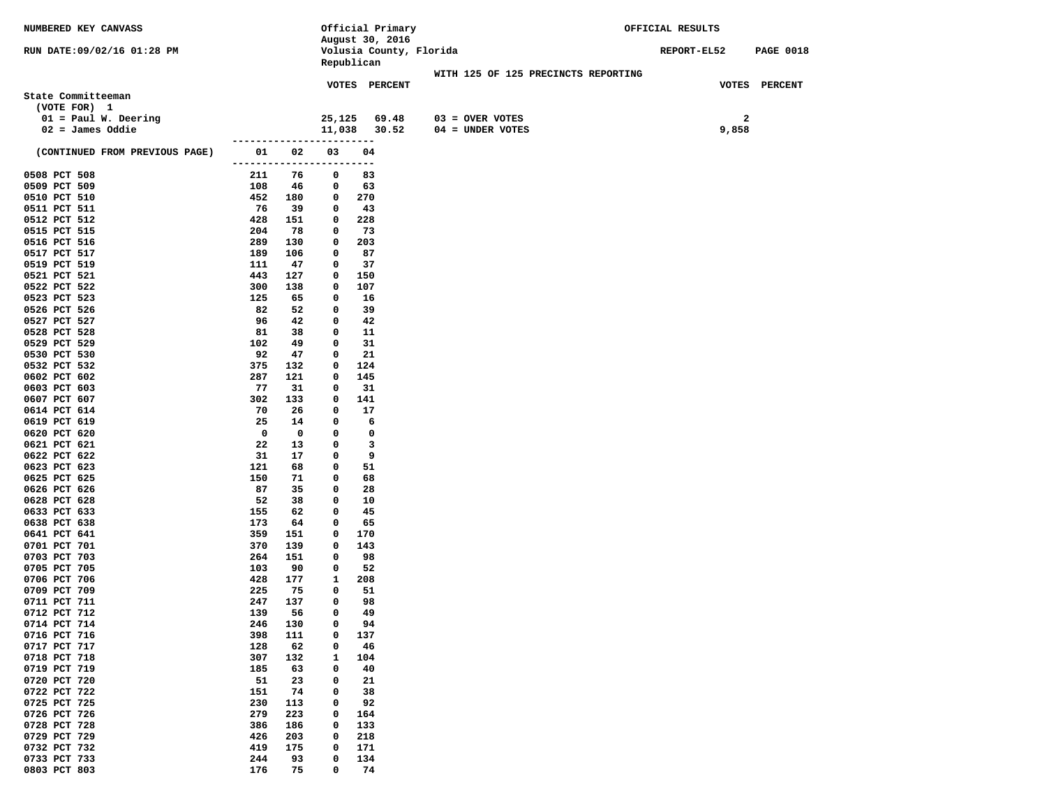NUMBERED KEY CANVASS

RUN DATE:09/02/16 01:28 PM

Official Primary
August 30, 2016
Volusia County, Florida
Republican

OFFICIAL RESULTS

REPORT-EL52

WITH 125 OF 125 PRECINCTS REPORTING

**State Committeeman**
(VOTE FOR) 1

| | VOTES | PERCENT | | VOTES | PERCENT |
|---|---|---|---|---|---|
| 01 = Paul W. Deering | 25,125 | 69.48 | 03 = OVER VOTES | 2 | |
| 02 = James Oddie | 11,038 | 30.52 | 04 = UNDER VOTES | 9,858 | |

| (CONTINUED FROM PREVIOUS PAGE) | 01 | 02 | 03 | 04 |
|---|---|---|---|---|
| 0508 PCT 508 | 211 | 76 | 0 | 83 |
| 0509 PCT 509 | 108 | 46 | 0 | 63 |
| 0510 PCT 510 | 452 | 180 | 0 | 270 |
| 0511 PCT 511 | 76 | 39 | 0 | 43 |
| 0512 PCT 512 | 428 | 151 | 0 | 228 |
| 0515 PCT 515 | 204 | 78 | 0 | 73 |
| 0516 PCT 516 | 289 | 130 | 0 | 203 |
| 0517 PCT 517 | 189 | 106 | 0 | 87 |
| 0519 PCT 519 | 111 | 47 | 0 | 37 |
| 0521 PCT 521 | 443 | 127 | 0 | 150 |
| 0522 PCT 522 | 300 | 138 | 0 | 107 |
| 0523 PCT 523 | 125 | 65 | 0 | 16 |
| 0526 PCT 526 | 82 | 52 | 0 | 39 |
| 0527 PCT 527 | 96 | 42 | 0 | 42 |
| 0528 PCT 528 | 81 | 38 | 0 | 11 |
| 0529 PCT 529 | 102 | 49 | 0 | 31 |
| 0530 PCT 530 | 92 | 47 | 0 | 21 |
| 0532 PCT 532 | 375 | 132 | 0 | 124 |
| 0602 PCT 602 | 287 | 121 | 0 | 145 |
| 0603 PCT 603 | 77 | 31 | 0 | 31 |
| 0607 PCT 607 | 302 | 133 | 0 | 141 |
| 0614 PCT 614 | 70 | 26 | 0 | 17 |
| 0619 PCT 619 | 25 | 14 | 0 | 6 |
| 0620 PCT 620 | 0 | 0 | 0 | 0 |
| 0621 PCT 621 | 22 | 13 | 0 | 3 |
| 0622 PCT 622 | 31 | 17 | 0 | 9 |
| 0623 PCT 623 | 121 | 68 | 0 | 51 |
| 0625 PCT 625 | 150 | 71 | 0 | 68 |
| 0626 PCT 626 | 87 | 35 | 0 | 28 |
| 0628 PCT 628 | 52 | 38 | 0 | 10 |
| 0633 PCT 633 | 155 | 62 | 0 | 45 |
| 0638 PCT 638 | 173 | 64 | 0 | 65 |
| 0641 PCT 641 | 359 | 151 | 0 | 170 |
| 0701 PCT 701 | 370 | 139 | 0 | 143 |
| 0703 PCT 703 | 264 | 151 | 0 | 98 |
| 0705 PCT 705 | 103 | 90 | 0 | 52 |
| 0706 PCT 706 | 428 | 177 | 1 | 208 |
| 0709 PCT 709 | 225 | 75 | 0 | 51 |
| 0711 PCT 711 | 247 | 137 | 0 | 98 |
| 0712 PCT 712 | 139 | 56 | 0 | 49 |
| 0714 PCT 714 | 246 | 130 | 0 | 94 |
| 0716 PCT 716 | 398 | 111 | 0 | 137 |
| 0717 PCT 717 | 128 | 62 | 0 | 46 |
| 0718 PCT 718 | 307 | 132 | 1 | 104 |
| 0719 PCT 719 | 185 | 63 | 0 | 40 |
| 0720 PCT 720 | 51 | 23 | 0 | 21 |
| 0722 PCT 722 | 151 | 74 | 0 | 38 |
| 0725 PCT 725 | 230 | 113 | 0 | 92 |
| 0726 PCT 726 | 279 | 223 | 0 | 164 |
| 0728 PCT 728 | 386 | 186 | 0 | 133 |
| 0729 PCT 729 | 426 | 203 | 0 | 218 |
| 0732 PCT 732 | 419 | 175 | 0 | 171 |
| 0733 PCT 733 | 244 | 93 | 0 | 134 |
| 0803 PCT 803 | 176 | 75 | 0 | 74 |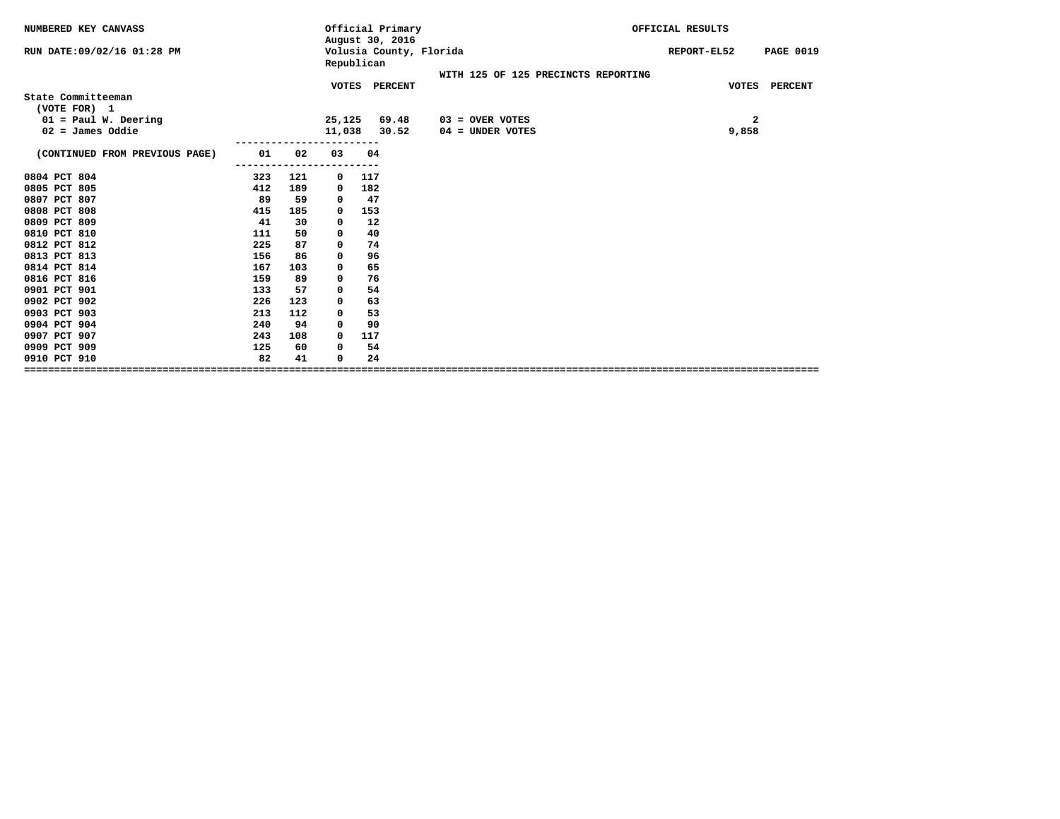NUMBERED KEY CANVASS

RUN DATE:09/02/16 01:28 PM

Official Primary
August 30, 2016
Volusia County, Florida
Republican

OFFICIAL RESULTS

REPORT-EL52 PAGE 0019

WITH 125 OF 125 PRECINCTS REPORTING

## State Committeeman

(VOTE FOR) 1

| | VOTES | PERCENT | | VOTES | PERCENT |
|---|---|---|---|---|---|
| 01 = Paul W. Deering | 25,125 | 69.48 | 03 = OVER VOTES | 2 | |
| 02 = James Oddie | 11,038 | 30.52 | 04 = UNDER VOTES | 9,858 | |

| (CONTINUED FROM PREVIOUS PAGE) | 01 | 02 | 03 | 04 |
|---|---|---|---|---|
| 0804 PCT 804 | 323 | 121 | 0 | 117 |
| 0805 PCT 805 | 412 | 189 | 0 | 182 |
| 0807 PCT 807 | 89 | 59 | 0 | 47 |
| 0808 PCT 808 | 415 | 185 | 0 | 153 |
| 0809 PCT 809 | 41 | 30 | 0 | 12 |
| 0810 PCT 810 | 111 | 50 | 0 | 40 |
| 0812 PCT 812 | 225 | 87 | 0 | 74 |
| 0813 PCT 813 | 156 | 86 | 0 | 96 |
| 0814 PCT 814 | 167 | 103 | 0 | 65 |
| 0816 PCT 816 | 159 | 89 | 0 | 76 |
| 0901 PCT 901 | 133 | 57 | 0 | 54 |
| 0902 PCT 902 | 226 | 123 | 0 | 63 |
| 0903 PCT 903 | 213 | 112 | 0 | 53 |
| 0904 PCT 904 | 240 | 94 | 0 | 90 |
| 0907 PCT 907 | 243 | 108 | 0 | 117 |
| 0909 PCT 909 | 125 | 60 | 0 | 54 |
| 0910 PCT 910 | 82 | 41 | 0 | 24 |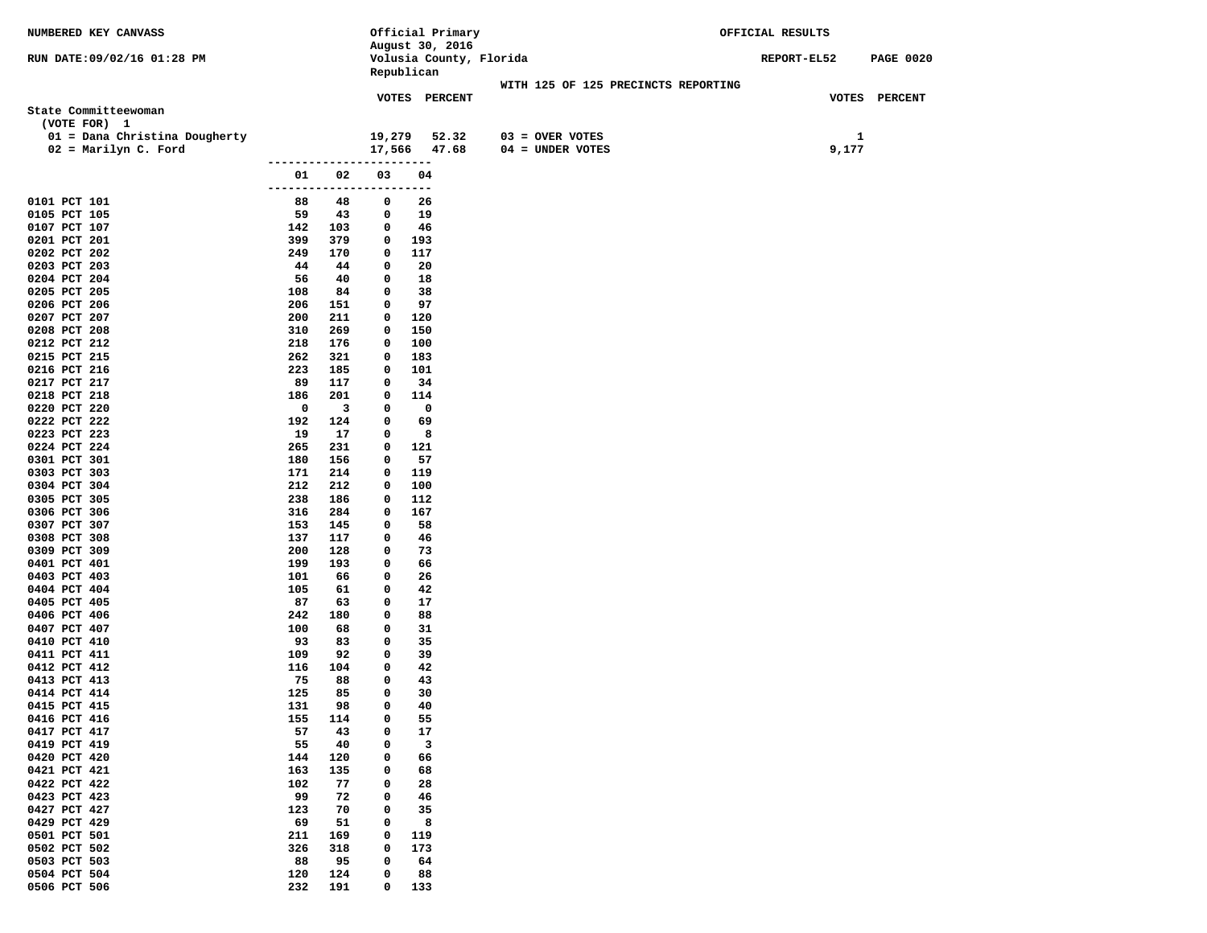NUMBERED KEY CANVASS — Official Primary, August 30, 2016 — Volusia County, Florida — Republican — OFFICIAL RESULTS

RUN DATE:09/02/16 01:28 PM — REPORT-EL52 — PAGE 0020

WITH 125 OF 125 PRECINCTS REPORTING

## State Committeewoman

(VOTE FOR) 1

| | VOTES | PERCENT | | VOTES |
|---|---|---|---|---|
| 01 = Dana Christina Dougherty | 19,279 | 52.32 | 03 = OVER VOTES | 1 |
| 02 = Marilyn C. Ford | 17,566 | 47.68 | 04 = UNDER VOTES | 9,177 |

| Precinct | 01 | 02 | 03 | 04 |
|---|---|---|---|---|
| 0101 PCT 101 | 88 | 48 | 0 | 26 |
| 0105 PCT 105 | 59 | 43 | 0 | 19 |
| 0107 PCT 107 | 142 | 103 | 0 | 46 |
| 0201 PCT 201 | 399 | 379 | 0 | 193 |
| 0202 PCT 202 | 249 | 170 | 0 | 117 |
| 0203 PCT 203 | 44 | 44 | 0 | 20 |
| 0204 PCT 204 | 56 | 40 | 0 | 18 |
| 0205 PCT 205 | 108 | 84 | 0 | 38 |
| 0206 PCT 206 | 206 | 151 | 0 | 97 |
| 0207 PCT 207 | 200 | 211 | 0 | 120 |
| 0208 PCT 208 | 310 | 269 | 0 | 150 |
| 0212 PCT 212 | 218 | 176 | 0 | 100 |
| 0215 PCT 215 | 262 | 321 | 0 | 183 |
| 0216 PCT 216 | 223 | 185 | 0 | 101 |
| 0217 PCT 217 | 89 | 117 | 0 | 34 |
| 0218 PCT 218 | 186 | 201 | 0 | 114 |
| 0220 PCT 220 | 0 | 3 | 0 | 0 |
| 0222 PCT 222 | 192 | 124 | 0 | 69 |
| 0223 PCT 223 | 19 | 17 | 0 | 8 |
| 0224 PCT 224 | 265 | 231 | 0 | 121 |
| 0301 PCT 301 | 180 | 156 | 0 | 57 |
| 0303 PCT 303 | 171 | 214 | 0 | 119 |
| 0304 PCT 304 | 212 | 212 | 0 | 100 |
| 0305 PCT 305 | 238 | 186 | 0 | 112 |
| 0306 PCT 306 | 316 | 284 | 0 | 167 |
| 0307 PCT 307 | 153 | 145 | 0 | 58 |
| 0308 PCT 308 | 137 | 117 | 0 | 46 |
| 0309 PCT 309 | 200 | 128 | 0 | 73 |
| 0401 PCT 401 | 199 | 193 | 0 | 66 |
| 0403 PCT 403 | 101 | 66 | 0 | 26 |
| 0404 PCT 404 | 105 | 61 | 0 | 42 |
| 0405 PCT 405 | 87 | 63 | 0 | 17 |
| 0406 PCT 406 | 242 | 180 | 0 | 88 |
| 0407 PCT 407 | 100 | 68 | 0 | 31 |
| 0410 PCT 410 | 93 | 83 | 0 | 35 |
| 0411 PCT 411 | 109 | 92 | 0 | 39 |
| 0412 PCT 412 | 116 | 104 | 0 | 42 |
| 0413 PCT 413 | 75 | 88 | 0 | 43 |
| 0414 PCT 414 | 125 | 85 | 0 | 30 |
| 0415 PCT 415 | 131 | 98 | 0 | 40 |
| 0416 PCT 416 | 155 | 114 | 0 | 55 |
| 0417 PCT 417 | 57 | 43 | 0 | 17 |
| 0419 PCT 419 | 55 | 40 | 0 | 3 |
| 0420 PCT 420 | 144 | 120 | 0 | 66 |
| 0421 PCT 421 | 163 | 135 | 0 | 68 |
| 0422 PCT 422 | 102 | 77 | 0 | 28 |
| 0423 PCT 423 | 99 | 72 | 0 | 46 |
| 0427 PCT 427 | 123 | 70 | 0 | 35 |
| 0429 PCT 429 | 69 | 51 | 0 | 8 |
| 0501 PCT 501 | 211 | 169 | 0 | 119 |
| 0502 PCT 502 | 326 | 318 | 0 | 173 |
| 0503 PCT 503 | 88 | 95 | 0 | 64 |
| 0504 PCT 504 | 120 | 124 | 0 | 88 |
| 0506 PCT 506 | 232 | 191 | 0 | 133 |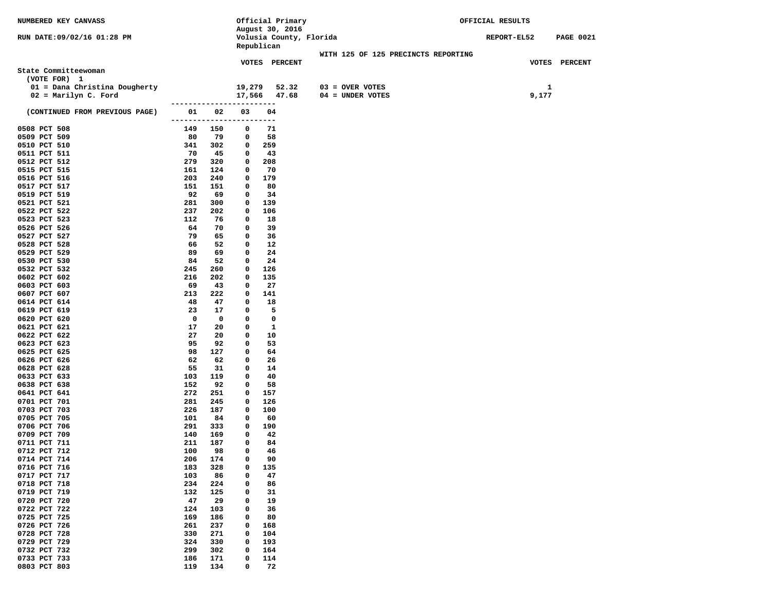NUMBERED KEY CANVASS

RUN DATE:09/02/16 01:28 PM

Official Primary
August 30, 2016
Volusia County, Florida
Republican

OFFICIAL RESULTS

REPORT-EL52

WITH 125 OF 125 PRECINCTS REPORTING

## State Committeewoman

(VOTE FOR) 1

| | VOTES | PERCENT | | VOTES | PERCENT |
|---|---|---|---|---|---|
| 01 = Dana Christina Dougherty | 19,279 | 52.32 | 03 = OVER VOTES | 1 | |
| 02 = Marilyn C. Ford | 17,566 | 47.68 | 04 = UNDER VOTES | 9,177 | |

| (CONTINUED FROM PREVIOUS PAGE) | 01 | 02 | 03 | 04 |
|---|---|---|---|---|
| 0508 PCT 508 | 149 | 150 | 0 | 71 |
| 0509 PCT 509 | 80 | 79 | 0 | 58 |
| 0510 PCT 510 | 341 | 302 | 0 | 259 |
| 0511 PCT 511 | 70 | 45 | 0 | 43 |
| 0512 PCT 512 | 279 | 320 | 0 | 208 |
| 0515 PCT 515 | 161 | 124 | 0 | 70 |
| 0516 PCT 516 | 203 | 240 | 0 | 179 |
| 0517 PCT 517 | 151 | 151 | 0 | 80 |
| 0519 PCT 519 | 92 | 69 | 0 | 34 |
| 0521 PCT 521 | 281 | 300 | 0 | 139 |
| 0522 PCT 522 | 237 | 202 | 0 | 106 |
| 0523 PCT 523 | 112 | 76 | 0 | 18 |
| 0526 PCT 526 | 64 | 70 | 0 | 39 |
| 0527 PCT 527 | 79 | 65 | 0 | 36 |
| 0528 PCT 528 | 66 | 52 | 0 | 12 |
| 0529 PCT 529 | 89 | 69 | 0 | 24 |
| 0530 PCT 530 | 84 | 52 | 0 | 24 |
| 0532 PCT 532 | 245 | 260 | 0 | 126 |
| 0602 PCT 602 | 216 | 202 | 0 | 135 |
| 0603 PCT 603 | 69 | 43 | 0 | 27 |
| 0607 PCT 607 | 213 | 222 | 0 | 141 |
| 0614 PCT 614 | 48 | 47 | 0 | 18 |
| 0619 PCT 619 | 23 | 17 | 0 | 5 |
| 0620 PCT 620 | 0 | 0 | 0 | 0 |
| 0621 PCT 621 | 17 | 20 | 0 | 1 |
| 0622 PCT 622 | 27 | 20 | 0 | 10 |
| 0623 PCT 623 | 95 | 92 | 0 | 53 |
| 0625 PCT 625 | 98 | 127 | 0 | 64 |
| 0626 PCT 626 | 62 | 62 | 0 | 26 |
| 0628 PCT 628 | 55 | 31 | 0 | 14 |
| 0633 PCT 633 | 103 | 119 | 0 | 40 |
| 0638 PCT 638 | 152 | 92 | 0 | 58 |
| 0641 PCT 641 | 272 | 251 | 0 | 157 |
| 0701 PCT 701 | 281 | 245 | 0 | 126 |
| 0703 PCT 703 | 226 | 187 | 0 | 100 |
| 0705 PCT 705 | 101 | 84 | 0 | 60 |
| 0706 PCT 706 | 291 | 333 | 0 | 190 |
| 0709 PCT 709 | 140 | 169 | 0 | 42 |
| 0711 PCT 711 | 211 | 187 | 0 | 84 |
| 0712 PCT 712 | 100 | 98 | 0 | 46 |
| 0714 PCT 714 | 206 | 174 | 0 | 90 |
| 0716 PCT 716 | 183 | 328 | 0 | 135 |
| 0717 PCT 717 | 103 | 86 | 0 | 47 |
| 0718 PCT 718 | 234 | 224 | 0 | 86 |
| 0719 PCT 719 | 132 | 125 | 0 | 31 |
| 0720 PCT 720 | 47 | 29 | 0 | 19 |
| 0722 PCT 722 | 124 | 103 | 0 | 36 |
| 0725 PCT 725 | 169 | 186 | 0 | 80 |
| 0726 PCT 726 | 261 | 237 | 0 | 168 |
| 0728 PCT 728 | 330 | 271 | 0 | 104 |
| 0729 PCT 729 | 324 | 330 | 0 | 193 |
| 0732 PCT 732 | 299 | 302 | 0 | 164 |
| 0733 PCT 733 | 186 | 171 | 0 | 114 |
| 0803 PCT 803 | 119 | 134 | 0 | 72 |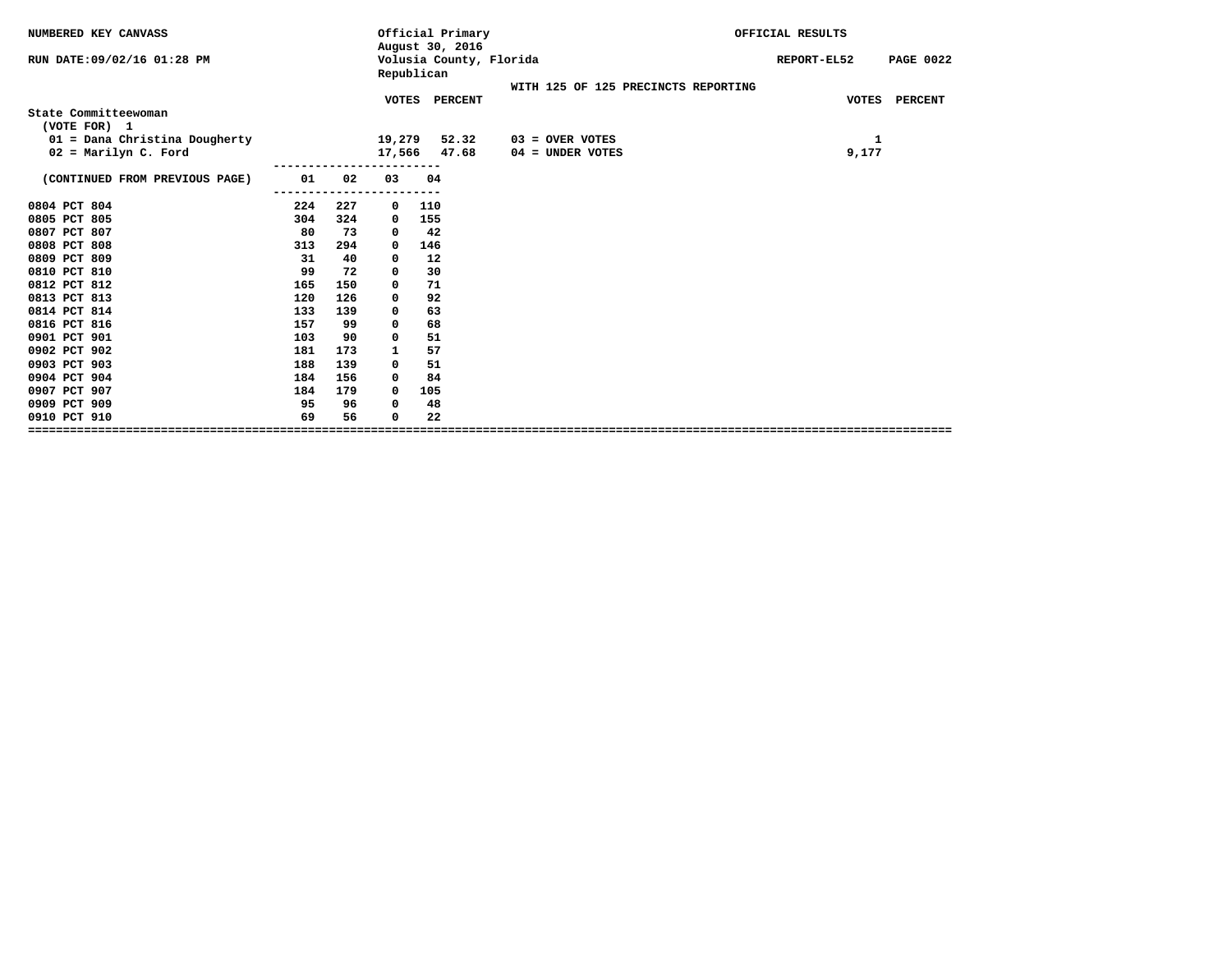NUMBERED KEY CANVASS

RUN DATE:09/02/16 01:28 PM

Official Primary
August 30, 2016
Volusia County, Florida
Republican

OFFICIAL RESULTS

REPORT-EL52 PAGE 0022

WITH 125 OF 125 PRECINCTS REPORTING

**State Committeewoman**
(VOTE FOR) 1

| | VOTES | PERCENT | | VOTES | PERCENT |
|---|---|---|---|---|---|
| 01 = Dana Christina Dougherty | 19,279 | 52.32 | 03 = OVER VOTES | 1 | |
| 02 = Marilyn C. Ford | 17,566 | 47.68 | 04 = UNDER VOTES | 9,177 | |

| (CONTINUED FROM PREVIOUS PAGE) | 01 | 02 | 03 | 04 |
|---|---|---|---|---|
| 0804 PCT 804 | 224 | 227 | 0 | 110 |
| 0805 PCT 805 | 304 | 324 | 0 | 155 |
| 0807 PCT 807 | 80 | 73 | 0 | 42 |
| 0808 PCT 808 | 313 | 294 | 0 | 146 |
| 0809 PCT 809 | 31 | 40 | 0 | 12 |
| 0810 PCT 810 | 99 | 72 | 0 | 30 |
| 0812 PCT 812 | 165 | 150 | 0 | 71 |
| 0813 PCT 813 | 120 | 126 | 0 | 92 |
| 0814 PCT 814 | 133 | 139 | 0 | 63 |
| 0816 PCT 816 | 157 | 99 | 0 | 68 |
| 0901 PCT 901 | 103 | 90 | 0 | 51 |
| 0902 PCT 902 | 181 | 173 | 1 | 57 |
| 0903 PCT 903 | 188 | 139 | 0 | 51 |
| 0904 PCT 904 | 184 | 156 | 0 | 84 |
| 0907 PCT 907 | 184 | 179 | 0 | 105 |
| 0909 PCT 909 | 95 | 96 | 0 | 48 |
| 0910 PCT 910 | 69 | 56 | 0 | 22 |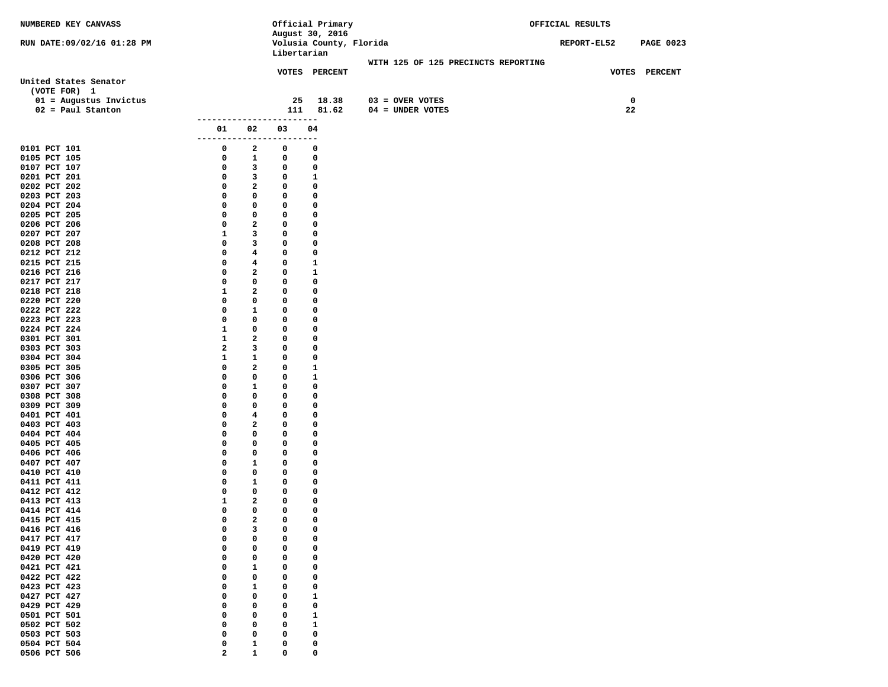NUMBERED KEY CANVASS

RUN DATE:09/02/16 01:28 PM

Official Primary
August 30, 2016
Volusia County, Florida
Libertarian

OFFICIAL RESULTS

REPORT-EL52 PAGE 0023

WITH 125 OF 125 PRECINCTS REPORTING

**United States Senator**
(VOTE FOR) 1

| | VOTES | PERCENT | | VOTES | PERCENT |
|---|---|---|---|---|---|
| 01 = Augustus Invictus | 25 | 18.38 | 03 = OVER VOTES | 0 | |
| 02 = Paul Stanton | 111 | 81.62 | 04 = UNDER VOTES | 22 | |

| | 01 | 02 | 03 | 04 |
|---|---|---|---|---|
| 0101 PCT 101 | 0 | 2 | 0 | 0 |
| 0105 PCT 105 | 0 | 1 | 0 | 0 |
| 0107 PCT 107 | 0 | 3 | 0 | 0 |
| 0201 PCT 201 | 0 | 3 | 0 | 1 |
| 0202 PCT 202 | 0 | 2 | 0 | 0 |
| 0203 PCT 203 | 0 | 0 | 0 | 0 |
| 0204 PCT 204 | 0 | 0 | 0 | 0 |
| 0205 PCT 205 | 0 | 0 | 0 | 0 |
| 0206 PCT 206 | 0 | 2 | 0 | 0 |
| 0207 PCT 207 | 1 | 3 | 0 | 0 |
| 0208 PCT 208 | 0 | 3 | 0 | 0 |
| 0212 PCT 212 | 0 | 4 | 0 | 0 |
| 0215 PCT 215 | 0 | 4 | 0 | 1 |
| 0216 PCT 216 | 0 | 2 | 0 | 1 |
| 0217 PCT 217 | 0 | 0 | 0 | 0 |
| 0218 PCT 218 | 1 | 2 | 0 | 0 |
| 0220 PCT 220 | 0 | 0 | 0 | 0 |
| 0222 PCT 222 | 0 | 1 | 0 | 0 |
| 0223 PCT 223 | 0 | 0 | 0 | 0 |
| 0224 PCT 224 | 1 | 0 | 0 | 0 |
| 0301 PCT 301 | 1 | 2 | 0 | 0 |
| 0303 PCT 303 | 2 | 3 | 0 | 0 |
| 0304 PCT 304 | 1 | 1 | 0 | 0 |
| 0305 PCT 305 | 0 | 2 | 0 | 1 |
| 0306 PCT 306 | 0 | 0 | 0 | 1 |
| 0307 PCT 307 | 0 | 1 | 0 | 0 |
| 0308 PCT 308 | 0 | 0 | 0 | 0 |
| 0309 PCT 309 | 0 | 0 | 0 | 0 |
| 0401 PCT 401 | 0 | 4 | 0 | 0 |
| 0403 PCT 403 | 0 | 2 | 0 | 0 |
| 0404 PCT 404 | 0 | 0 | 0 | 0 |
| 0405 PCT 405 | 0 | 0 | 0 | 0 |
| 0406 PCT 406 | 0 | 0 | 0 | 0 |
| 0407 PCT 407 | 0 | 1 | 0 | 0 |
| 0410 PCT 410 | 0 | 0 | 0 | 0 |
| 0411 PCT 411 | 0 | 1 | 0 | 0 |
| 0412 PCT 412 | 0 | 0 | 0 | 0 |
| 0413 PCT 413 | 1 | 2 | 0 | 0 |
| 0414 PCT 414 | 0 | 0 | 0 | 0 |
| 0415 PCT 415 | 0 | 2 | 0 | 0 |
| 0416 PCT 416 | 0 | 3 | 0 | 0 |
| 0417 PCT 417 | 0 | 0 | 0 | 0 |
| 0419 PCT 419 | 0 | 0 | 0 | 0 |
| 0420 PCT 420 | 0 | 0 | 0 | 0 |
| 0421 PCT 421 | 0 | 1 | 0 | 0 |
| 0422 PCT 422 | 0 | 0 | 0 | 0 |
| 0423 PCT 423 | 0 | 1 | 0 | 0 |
| 0427 PCT 427 | 0 | 0 | 0 | 1 |
| 0429 PCT 429 | 0 | 0 | 0 | 0 |
| 0501 PCT 501 | 0 | 0 | 0 | 1 |
| 0502 PCT 502 | 0 | 0 | 0 | 1 |
| 0503 PCT 503 | 0 | 0 | 0 | 0 |
| 0504 PCT 504 | 0 | 1 | 0 | 0 |
| 0506 PCT 506 | 2 | 1 | 0 | 0 |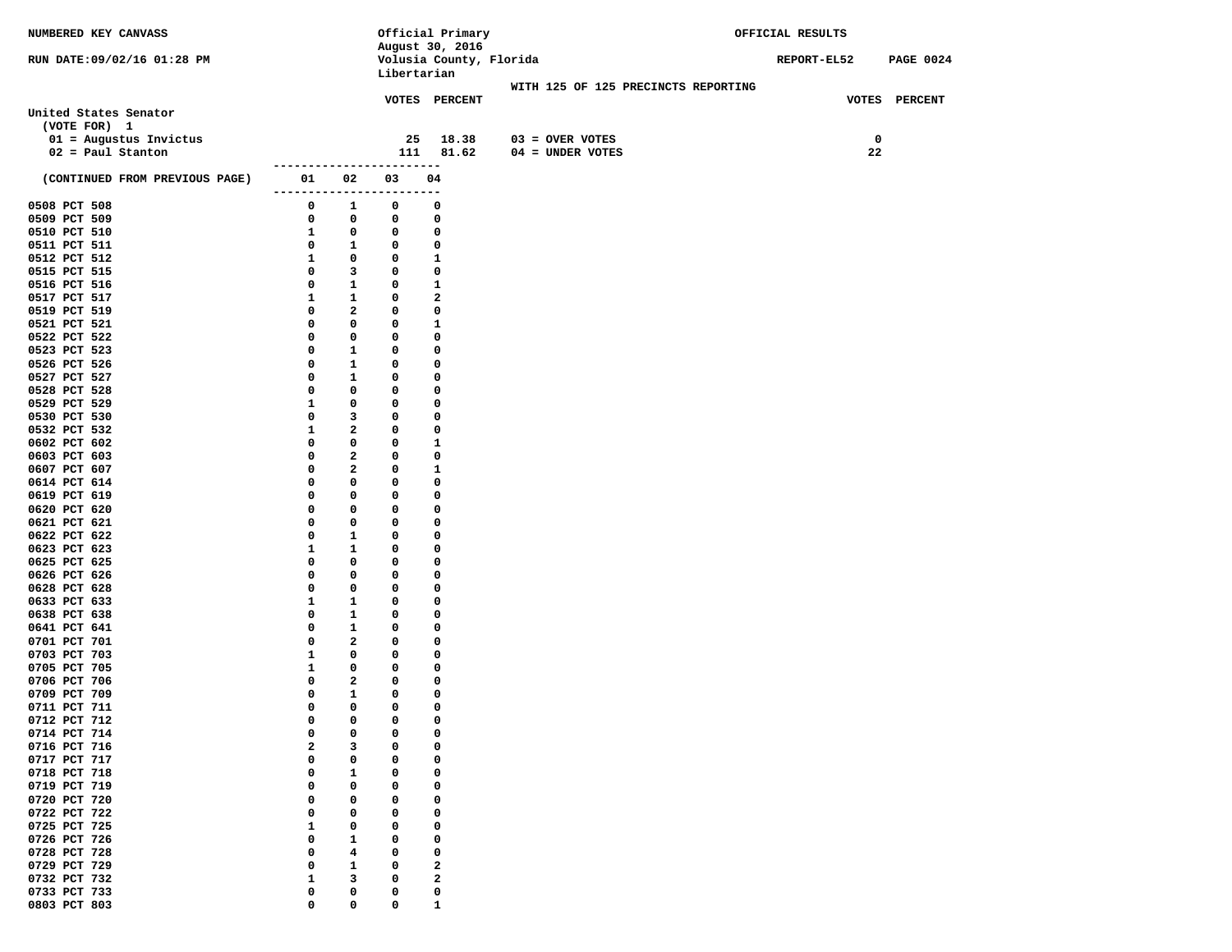NUMBERED KEY CANVASS — Official Primary, August 30, 2016 — Volusia County, Florida — Libertarian — OFFICIAL RESULTS

RUN DATE:09/02/16 01:28 PM — REPORT-EL52

WITH 125 OF 125 PRECINCTS REPORTING

## United States Senator

(VOTE FOR) 1

| | VOTES | PERCENT | | VOTES | PERCENT |
|---|---|---|---|---|---|
| 01 = Augustus Invictus | 25 | 18.38 | 03 = OVER VOTES | 0 | |
| 02 = Paul Stanton | 111 | 81.62 | 04 = UNDER VOTES | 22 | |

| (CONTINUED FROM PREVIOUS PAGE) | 01 | 02 | 03 | 04 |
|---|---|---|---|---|
| 0508 PCT 508 | 0 | 1 | 0 | 0 |
| 0509 PCT 509 | 0 | 0 | 0 | 0 |
| 0510 PCT 510 | 1 | 0 | 0 | 0 |
| 0511 PCT 511 | 0 | 1 | 0 | 0 |
| 0512 PCT 512 | 1 | 0 | 0 | 1 |
| 0515 PCT 515 | 0 | 3 | 0 | 0 |
| 0516 PCT 516 | 0 | 1 | 0 | 1 |
| 0517 PCT 517 | 1 | 1 | 0 | 2 |
| 0519 PCT 519 | 0 | 2 | 0 | 0 |
| 0521 PCT 521 | 0 | 0 | 0 | 1 |
| 0522 PCT 522 | 0 | 0 | 0 | 0 |
| 0523 PCT 523 | 0 | 1 | 0 | 0 |
| 0526 PCT 526 | 0 | 1 | 0 | 0 |
| 0527 PCT 527 | 0 | 1 | 0 | 0 |
| 0528 PCT 528 | 0 | 0 | 0 | 0 |
| 0529 PCT 529 | 1 | 0 | 0 | 0 |
| 0530 PCT 530 | 0 | 3 | 0 | 0 |
| 0532 PCT 532 | 1 | 2 | 0 | 0 |
| 0602 PCT 602 | 0 | 0 | 0 | 1 |
| 0603 PCT 603 | 0 | 2 | 0 | 0 |
| 0607 PCT 607 | 0 | 2 | 0 | 1 |
| 0614 PCT 614 | 0 | 0 | 0 | 0 |
| 0619 PCT 619 | 0 | 0 | 0 | 0 |
| 0620 PCT 620 | 0 | 0 | 0 | 0 |
| 0621 PCT 621 | 0 | 0 | 0 | 0 |
| 0622 PCT 622 | 0 | 1 | 0 | 0 |
| 0623 PCT 623 | 1 | 1 | 0 | 0 |
| 0625 PCT 625 | 0 | 0 | 0 | 0 |
| 0626 PCT 626 | 0 | 0 | 0 | 0 |
| 0628 PCT 628 | 0 | 0 | 0 | 0 |
| 0633 PCT 633 | 1 | 1 | 0 | 0 |
| 0638 PCT 638 | 0 | 1 | 0 | 0 |
| 0641 PCT 641 | 0 | 1 | 0 | 0 |
| 0701 PCT 701 | 0 | 2 | 0 | 0 |
| 0703 PCT 703 | 1 | 0 | 0 | 0 |
| 0705 PCT 705 | 1 | 0 | 0 | 0 |
| 0706 PCT 706 | 0 | 2 | 0 | 0 |
| 0709 PCT 709 | 0 | 1 | 0 | 0 |
| 0711 PCT 711 | 0 | 0 | 0 | 0 |
| 0712 PCT 712 | 0 | 0 | 0 | 0 |
| 0714 PCT 714 | 0 | 0 | 0 | 0 |
| 0716 PCT 716 | 2 | 3 | 0 | 0 |
| 0717 PCT 717 | 0 | 0 | 0 | 0 |
| 0718 PCT 718 | 0 | 1 | 0 | 0 |
| 0719 PCT 719 | 0 | 0 | 0 | 0 |
| 0720 PCT 720 | 0 | 0 | 0 | 0 |
| 0722 PCT 722 | 0 | 0 | 0 | 0 |
| 0725 PCT 725 | 1 | 0 | 0 | 0 |
| 0726 PCT 726 | 0 | 1 | 0 | 0 |
| 0728 PCT 728 | 0 | 4 | 0 | 0 |
| 0729 PCT 729 | 0 | 1 | 0 | 2 |
| 0732 PCT 732 | 1 | 3 | 0 | 2 |
| 0733 PCT 733 | 0 | 0 | 0 | 0 |
| 0803 PCT 803 | 0 | 0 | 0 | 1 |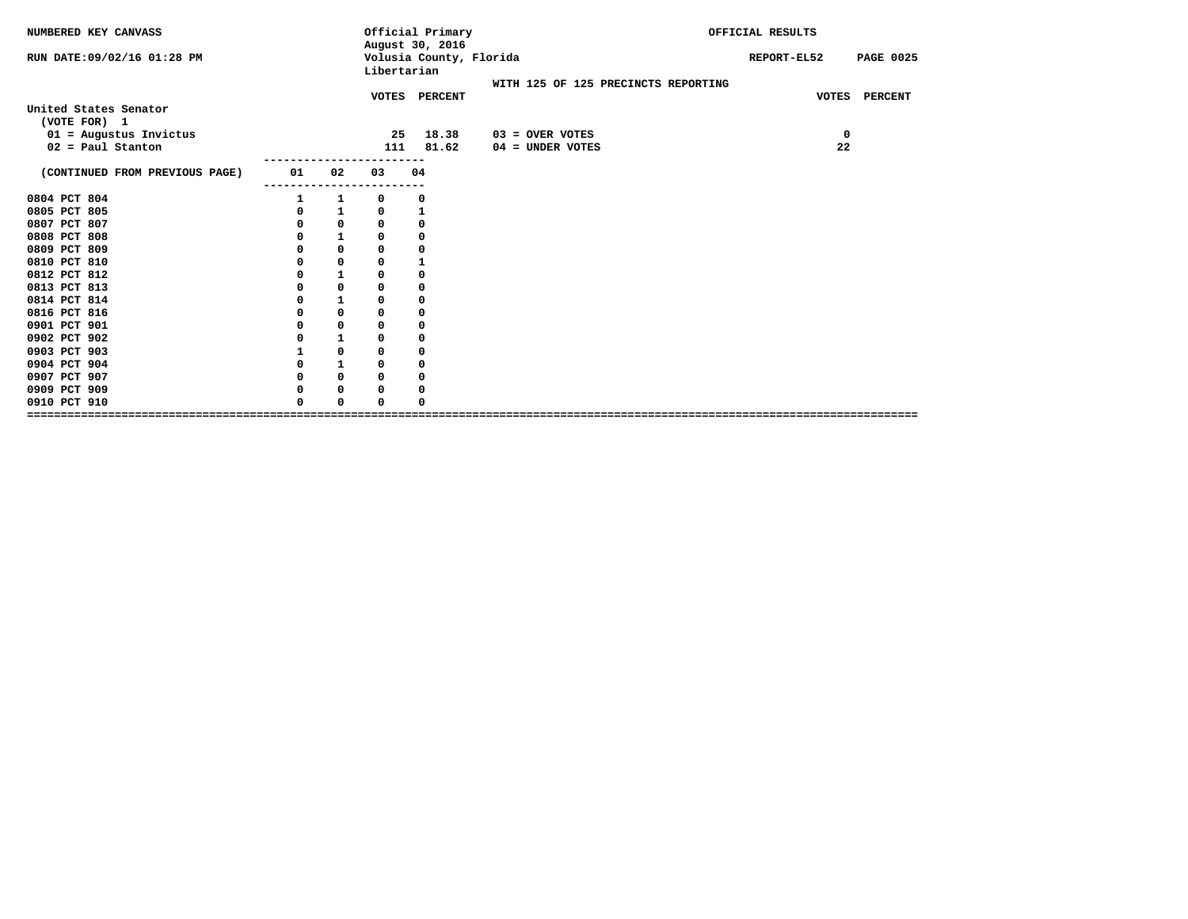NUMBERED KEY CANVASS

RUN DATE:09/02/16 01:28 PM

Official Primary
August 30, 2016
Volusia County, Florida
Libertarian

OFFICIAL RESULTS

REPORT-EL52 PAGE 0025

WITH 125 OF 125 PRECINCTS REPORTING

**United States Senator**
(VOTE FOR) 1

| | VOTES | PERCENT | | VOTES | PERCENT |
|---|---|---|---|---|---|
| 01 = Augustus Invictus | 25 | 18.38 | 03 = OVER VOTES | 0 | |
| 02 = Paul Stanton | 111 | 81.62 | 04 = UNDER VOTES | 22 | |

| (CONTINUED FROM PREVIOUS PAGE) | 01 | 02 | 03 | 04 |
|---|---|---|---|---|
| 0804 PCT 804 | 1 | 1 | 0 | 0 |
| 0805 PCT 805 | 0 | 1 | 0 | 1 |
| 0807 PCT 807 | 0 | 0 | 0 | 0 |
| 0808 PCT 808 | 0 | 1 | 0 | 0 |
| 0809 PCT 809 | 0 | 0 | 0 | 0 |
| 0810 PCT 810 | 0 | 0 | 0 | 1 |
| 0812 PCT 812 | 0 | 1 | 0 | 0 |
| 0813 PCT 813 | 0 | 0 | 0 | 0 |
| 0814 PCT 814 | 0 | 1 | 0 | 0 |
| 0816 PCT 816 | 0 | 0 | 0 | 0 |
| 0901 PCT 901 | 0 | 0 | 0 | 0 |
| 0902 PCT 902 | 0 | 1 | 0 | 0 |
| 0903 PCT 903 | 1 | 0 | 0 | 0 |
| 0904 PCT 904 | 0 | 1 | 0 | 0 |
| 0907 PCT 907 | 0 | 0 | 0 | 0 |
| 0909 PCT 909 | 0 | 0 | 0 | 0 |
| 0910 PCT 910 | 0 | 0 | 0 | 0 |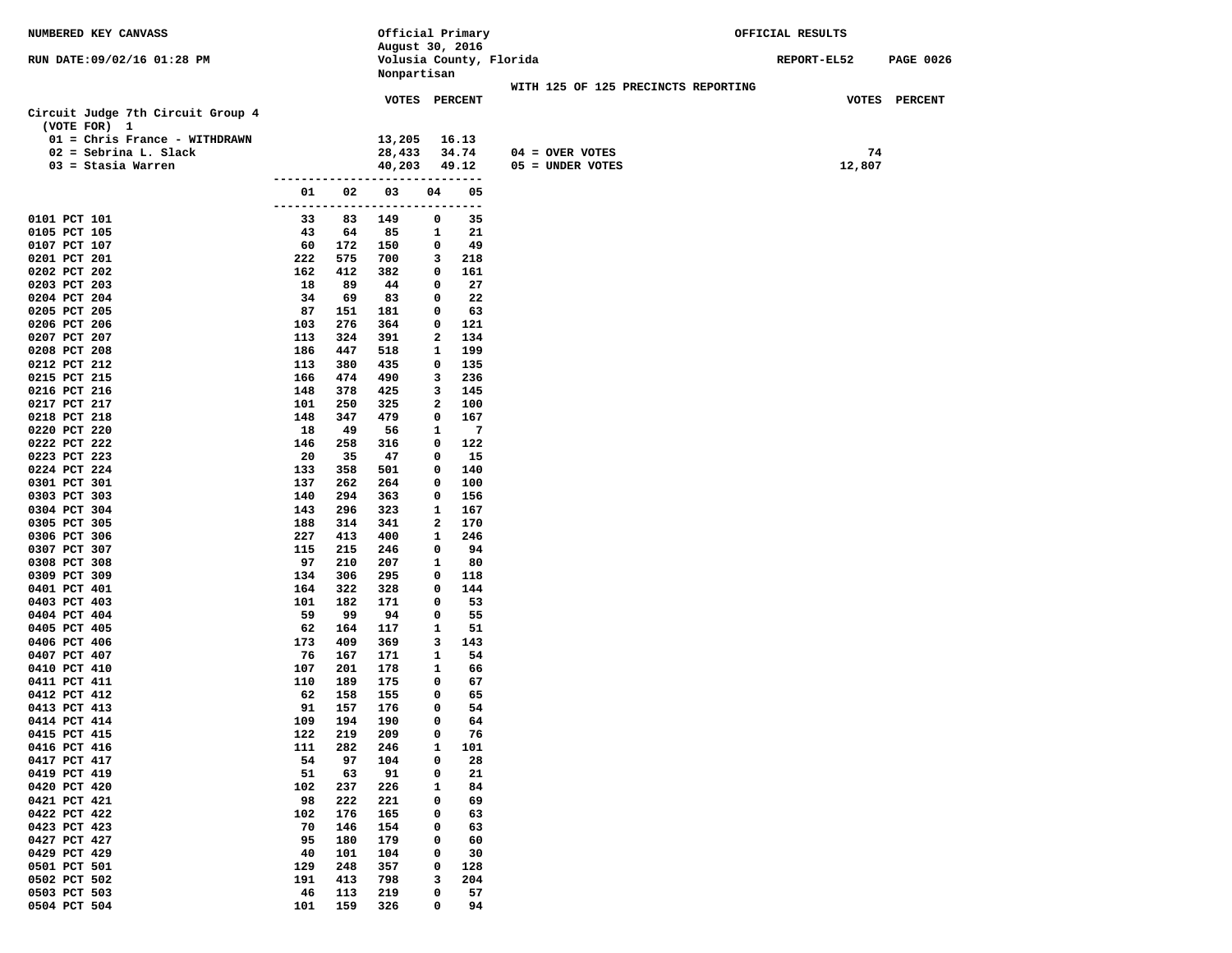NUMBERED KEY CANVASS

RUN DATE:09/02/16 01:28 PM

Official Primary
August 30, 2016
Volusia County, Florida
Nonpartisan

OFFICIAL RESULTS

REPORT-EL52

WITH 125 OF 125 PRECINCTS REPORTING

## Circuit Judge 7th Circuit Group 4

(VOTE FOR) 1

| Candidate | VOTES | PERCENT |
|---|---|---|
| 01 = Chris France - WITHDRAWN | 13,205 | 16.13 |
| 02 = Sebrina L. Slack | 28,433 | 34.74 |
| 03 = Stasia Warren | 40,203 | 49.12 |

| | VOTES |
|---|---|
| 04 = OVER VOTES | 74 |
| 05 = UNDER VOTES | 12,807 |

| Precinct | 01 | 02 | 03 | 04 | 05 |
|---|---|---|---|---|---|
| 0101 PCT 101 | 33 | 83 | 149 | 0 | 35 |
| 0105 PCT 105 | 43 | 64 | 85 | 1 | 21 |
| 0107 PCT 107 | 60 | 172 | 150 | 0 | 49 |
| 0201 PCT 201 | 222 | 575 | 700 | 3 | 218 |
| 0202 PCT 202 | 162 | 412 | 382 | 0 | 161 |
| 0203 PCT 203 | 18 | 89 | 44 | 0 | 27 |
| 0204 PCT 204 | 34 | 69 | 83 | 0 | 22 |
| 0205 PCT 205 | 87 | 151 | 181 | 0 | 63 |
| 0206 PCT 206 | 103 | 276 | 364 | 0 | 121 |
| 0207 PCT 207 | 113 | 324 | 391 | 2 | 134 |
| 0208 PCT 208 | 186 | 447 | 518 | 1 | 199 |
| 0212 PCT 212 | 113 | 380 | 435 | 0 | 135 |
| 0215 PCT 215 | 166 | 474 | 490 | 3 | 236 |
| 0216 PCT 216 | 148 | 378 | 425 | 3 | 145 |
| 0217 PCT 217 | 101 | 250 | 325 | 2 | 100 |
| 0218 PCT 218 | 148 | 347 | 479 | 0 | 167 |
| 0220 PCT 220 | 18 | 49 | 56 | 1 | 7 |
| 0222 PCT 222 | 146 | 258 | 316 | 0 | 122 |
| 0223 PCT 223 | 20 | 35 | 47 | 0 | 15 |
| 0224 PCT 224 | 133 | 358 | 501 | 0 | 140 |
| 0301 PCT 301 | 137 | 262 | 264 | 0 | 100 |
| 0303 PCT 303 | 140 | 294 | 363 | 0 | 156 |
| 0304 PCT 304 | 143 | 296 | 323 | 1 | 167 |
| 0305 PCT 305 | 188 | 314 | 341 | 2 | 170 |
| 0306 PCT 306 | 227 | 413 | 400 | 1 | 246 |
| 0307 PCT 307 | 115 | 215 | 246 | 0 | 94 |
| 0308 PCT 308 | 97 | 210 | 207 | 1 | 80 |
| 0309 PCT 309 | 134 | 306 | 295 | 0 | 118 |
| 0401 PCT 401 | 164 | 322 | 328 | 0 | 144 |
| 0403 PCT 403 | 101 | 182 | 171 | 0 | 53 |
| 0404 PCT 404 | 59 | 99 | 94 | 0 | 55 |
| 0405 PCT 405 | 62 | 164 | 117 | 1 | 51 |
| 0406 PCT 406 | 173 | 409 | 369 | 3 | 143 |
| 0407 PCT 407 | 76 | 167 | 171 | 1 | 54 |
| 0410 PCT 410 | 107 | 201 | 178 | 1 | 66 |
| 0411 PCT 411 | 110 | 189 | 175 | 0 | 67 |
| 0412 PCT 412 | 62 | 158 | 155 | 0 | 65 |
| 0413 PCT 413 | 91 | 157 | 176 | 0 | 54 |
| 0414 PCT 414 | 109 | 194 | 190 | 0 | 64 |
| 0415 PCT 415 | 122 | 219 | 209 | 0 | 76 |
| 0416 PCT 416 | 111 | 282 | 246 | 1 | 101 |
| 0417 PCT 417 | 54 | 97 | 104 | 0 | 28 |
| 0419 PCT 419 | 51 | 63 | 91 | 0 | 21 |
| 0420 PCT 420 | 102 | 237 | 226 | 1 | 84 |
| 0421 PCT 421 | 98 | 222 | 221 | 0 | 69 |
| 0422 PCT 422 | 102 | 176 | 165 | 0 | 63 |
| 0423 PCT 423 | 70 | 146 | 154 | 0 | 63 |
| 0427 PCT 427 | 95 | 180 | 179 | 0 | 60 |
| 0429 PCT 429 | 40 | 101 | 104 | 0 | 30 |
| 0501 PCT 501 | 129 | 248 | 357 | 0 | 128 |
| 0502 PCT 502 | 191 | 413 | 798 | 3 | 204 |
| 0503 PCT 503 | 46 | 113 | 219 | 0 | 57 |
| 0504 PCT 504 | 101 | 159 | 326 | 0 | 94 |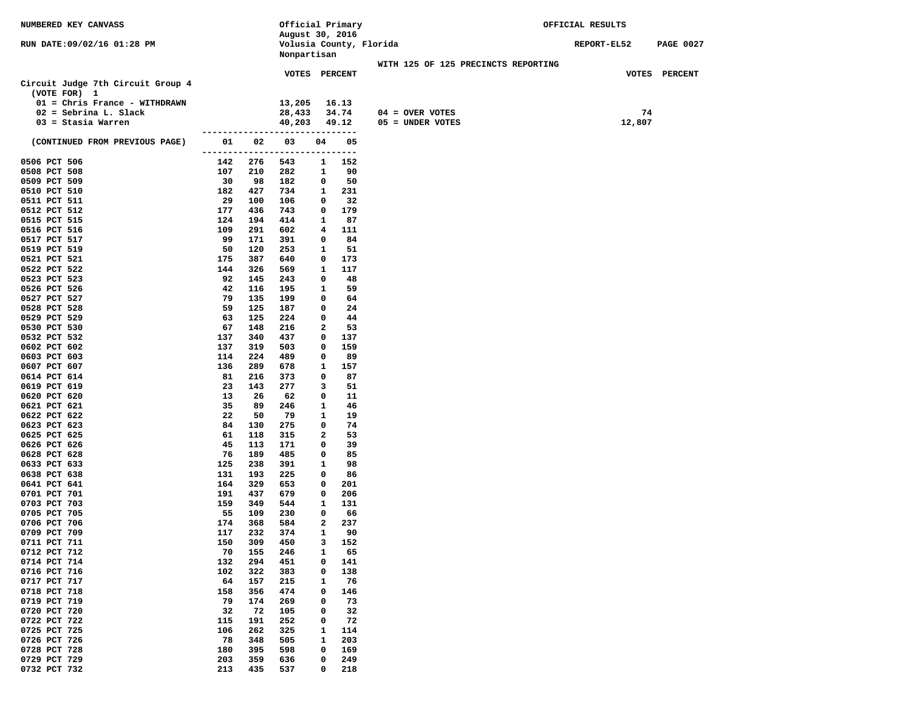NUMBERED KEY CANVASS

RUN DATE:09/02/16 01:28 PM

Official Primary
August 30, 2016
Volusia County, Florida
Nonpartisan

OFFICIAL RESULTS

REPORT-EL52 PAGE 0027

WITH 125 OF 125 PRECINCTS REPORTING

## Circuit Judge 7th Circuit Group 4

(VOTE FOR) 1

| | VOTES | PERCENT |
|---|---|---|
| 01 = Chris France - WITHDRAWN | 13,205 | 16.13 |
| 02 = Sebrina L. Slack | 28,433 | 34.74 |
| 03 = Stasia Warren | 40,203 | 49.12 |

| | VOTES |
|---|---|
| 04 = OVER VOTES | 74 |
| 05 = UNDER VOTES | 12,807 |

| (CONTINUED FROM PREVIOUS PAGE) | 01 | 02 | 03 | 04 | 05 |
|---|---|---|---|---|---|
| 0506 PCT 506 | 142 | 276 | 543 | 1 | 152 |
| 0508 PCT 508 | 107 | 210 | 282 | 1 | 90 |
| 0509 PCT 509 | 30 | 98 | 182 | 0 | 50 |
| 0510 PCT 510 | 182 | 427 | 734 | 1 | 231 |
| 0511 PCT 511 | 29 | 100 | 106 | 0 | 32 |
| 0512 PCT 512 | 177 | 436 | 743 | 0 | 179 |
| 0515 PCT 515 | 124 | 194 | 414 | 1 | 87 |
| 0516 PCT 516 | 109 | 291 | 602 | 4 | 111 |
| 0517 PCT 517 | 99 | 171 | 391 | 0 | 84 |
| 0519 PCT 519 | 50 | 120 | 253 | 1 | 51 |
| 0521 PCT 521 | 175 | 387 | 640 | 0 | 173 |
| 0522 PCT 522 | 144 | 326 | 569 | 1 | 117 |
| 0523 PCT 523 | 92 | 145 | 243 | 0 | 48 |
| 0526 PCT 526 | 42 | 116 | 195 | 1 | 59 |
| 0527 PCT 527 | 79 | 135 | 199 | 0 | 64 |
| 0528 PCT 528 | 59 | 125 | 187 | 0 | 24 |
| 0529 PCT 529 | 63 | 125 | 224 | 0 | 44 |
| 0530 PCT 530 | 67 | 148 | 216 | 2 | 53 |
| 0532 PCT 532 | 137 | 340 | 437 | 0 | 137 |
| 0602 PCT 602 | 137 | 319 | 503 | 0 | 159 |
| 0603 PCT 603 | 114 | 224 | 489 | 0 | 89 |
| 0607 PCT 607 | 136 | 289 | 678 | 1 | 157 |
| 0614 PCT 614 | 81 | 216 | 373 | 0 | 87 |
| 0619 PCT 619 | 23 | 143 | 277 | 3 | 51 |
| 0620 PCT 620 | 13 | 26 | 62 | 0 | 11 |
| 0621 PCT 621 | 35 | 89 | 246 | 1 | 46 |
| 0622 PCT 622 | 22 | 50 | 79 | 1 | 19 |
| 0623 PCT 623 | 84 | 130 | 275 | 0 | 74 |
| 0625 PCT 625 | 61 | 118 | 315 | 2 | 53 |
| 0626 PCT 626 | 45 | 113 | 171 | 0 | 39 |
| 0628 PCT 628 | 76 | 189 | 485 | 0 | 85 |
| 0633 PCT 633 | 125 | 238 | 391 | 1 | 98 |
| 0638 PCT 638 | 131 | 193 | 225 | 0 | 86 |
| 0641 PCT 641 | 164 | 329 | 653 | 0 | 201 |
| 0701 PCT 701 | 191 | 437 | 679 | 0 | 206 |
| 0703 PCT 703 | 159 | 349 | 544 | 1 | 131 |
| 0705 PCT 705 | 55 | 109 | 230 | 0 | 66 |
| 0706 PCT 706 | 174 | 368 | 584 | 2 | 237 |
| 0709 PCT 709 | 117 | 232 | 374 | 1 | 90 |
| 0711 PCT 711 | 150 | 309 | 450 | 3 | 152 |
| 0712 PCT 712 | 70 | 155 | 246 | 1 | 65 |
| 0714 PCT 714 | 132 | 294 | 451 | 0 | 141 |
| 0716 PCT 716 | 102 | 322 | 383 | 0 | 138 |
| 0717 PCT 717 | 64 | 157 | 215 | 1 | 76 |
| 0718 PCT 718 | 158 | 356 | 474 | 0 | 146 |
| 0719 PCT 719 | 79 | 174 | 269 | 0 | 73 |
| 0720 PCT 720 | 32 | 72 | 105 | 0 | 32 |
| 0722 PCT 722 | 115 | 191 | 252 | 0 | 72 |
| 0725 PCT 725 | 106 | 262 | 325 | 1 | 114 |
| 0726 PCT 726 | 78 | 348 | 505 | 1 | 203 |
| 0728 PCT 728 | 180 | 395 | 598 | 0 | 169 |
| 0729 PCT 729 | 203 | 359 | 636 | 0 | 249 |
| 0732 PCT 732 | 213 | 435 | 537 | 0 | 218 |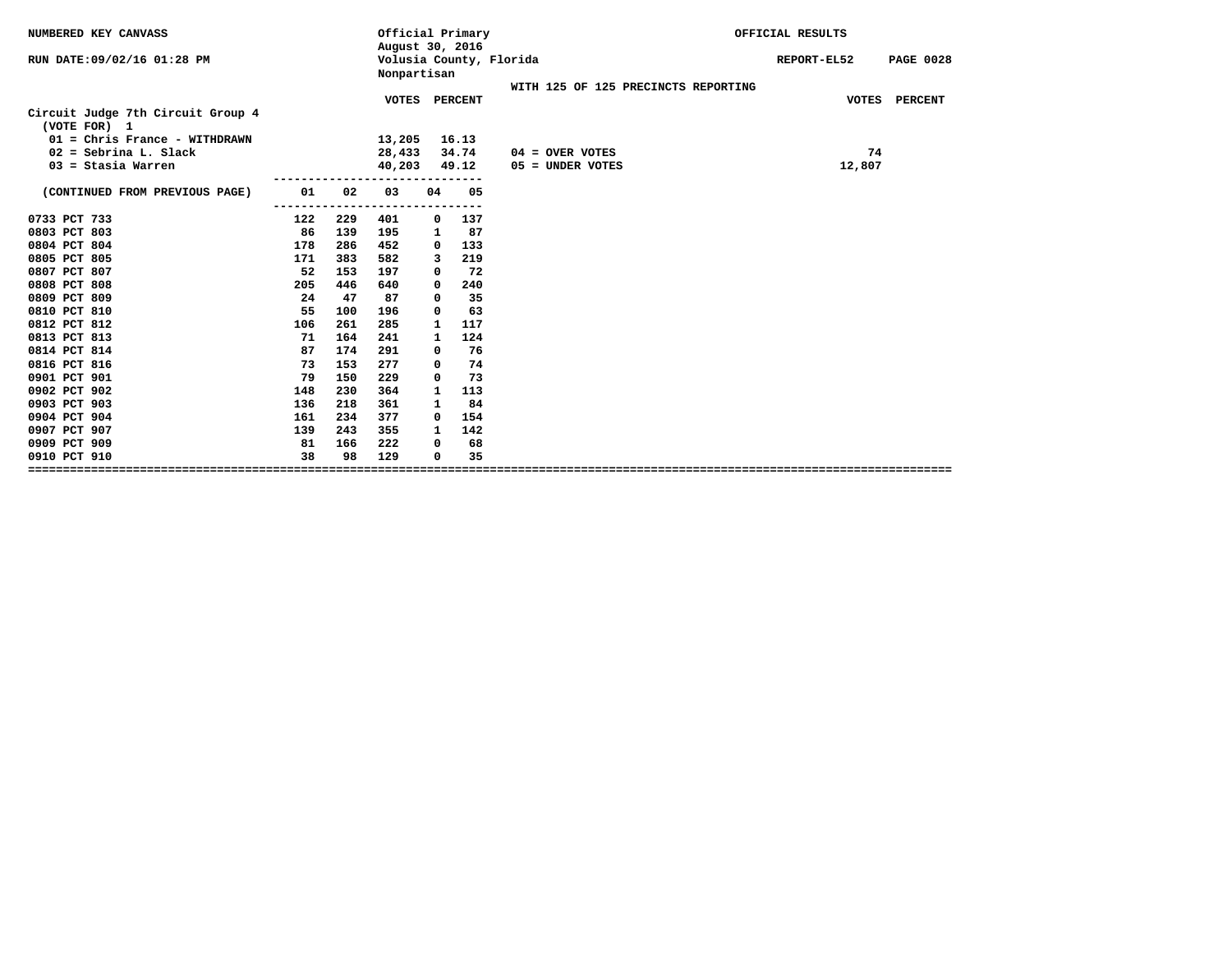NUMBERED KEY CANVASS — Official Primary, August 30, 2016 — OFFICIAL RESULTS

RUN DATE:09/02/16 01:28 PM — Volusia County, Florida — REPORT-EL52 PAGE 0028

Nonpartisan

WITH 125 OF 125 PRECINCTS REPORTING

## Circuit Judge 7th Circuit Group 4

(VOTE FOR) 1

| Candidate | VOTES | PERCENT |
|---|---|---|
| 01 = Chris France - WITHDRAWN | 13,205 | 16.13 |
| 02 = Sebrina L. Slack | 28,433 | 34.74 |
| 03 = Stasia Warren | 40,203 | 49.12 |

| | VOTES | PERCENT |
|---|---|---|
| 04 = OVER VOTES | 74 | |
| 05 = UNDER VOTES | 12,807 | |

| (CONTINUED FROM PREVIOUS PAGE) | 01 | 02 | 03 | 04 | 05 |
|---|---|---|---|---|---|
| 0733 PCT 733 | 122 | 229 | 401 | 0 | 137 |
| 0803 PCT 803 | 86 | 139 | 195 | 1 | 87 |
| 0804 PCT 804 | 178 | 286 | 452 | 0 | 133 |
| 0805 PCT 805 | 171 | 383 | 582 | 3 | 219 |
| 0807 PCT 807 | 52 | 153 | 197 | 0 | 72 |
| 0808 PCT 808 | 205 | 446 | 640 | 0 | 240 |
| 0809 PCT 809 | 24 | 47 | 87 | 0 | 35 |
| 0810 PCT 810 | 55 | 100 | 196 | 0 | 63 |
| 0812 PCT 812 | 106 | 261 | 285 | 1 | 117 |
| 0813 PCT 813 | 71 | 164 | 241 | 1 | 124 |
| 0814 PCT 814 | 87 | 174 | 291 | 0 | 76 |
| 0816 PCT 816 | 73 | 153 | 277 | 0 | 74 |
| 0901 PCT 901 | 79 | 150 | 229 | 0 | 73 |
| 0902 PCT 902 | 148 | 230 | 364 | 1 | 113 |
| 0903 PCT 903 | 136 | 218 | 361 | 1 | 84 |
| 0904 PCT 904 | 161 | 234 | 377 | 0 | 154 |
| 0907 PCT 907 | 139 | 243 | 355 | 1 | 142 |
| 0909 PCT 909 | 81 | 166 | 222 | 0 | 68 |
| 0910 PCT 910 | 38 | 98 | 129 | 0 | 35 |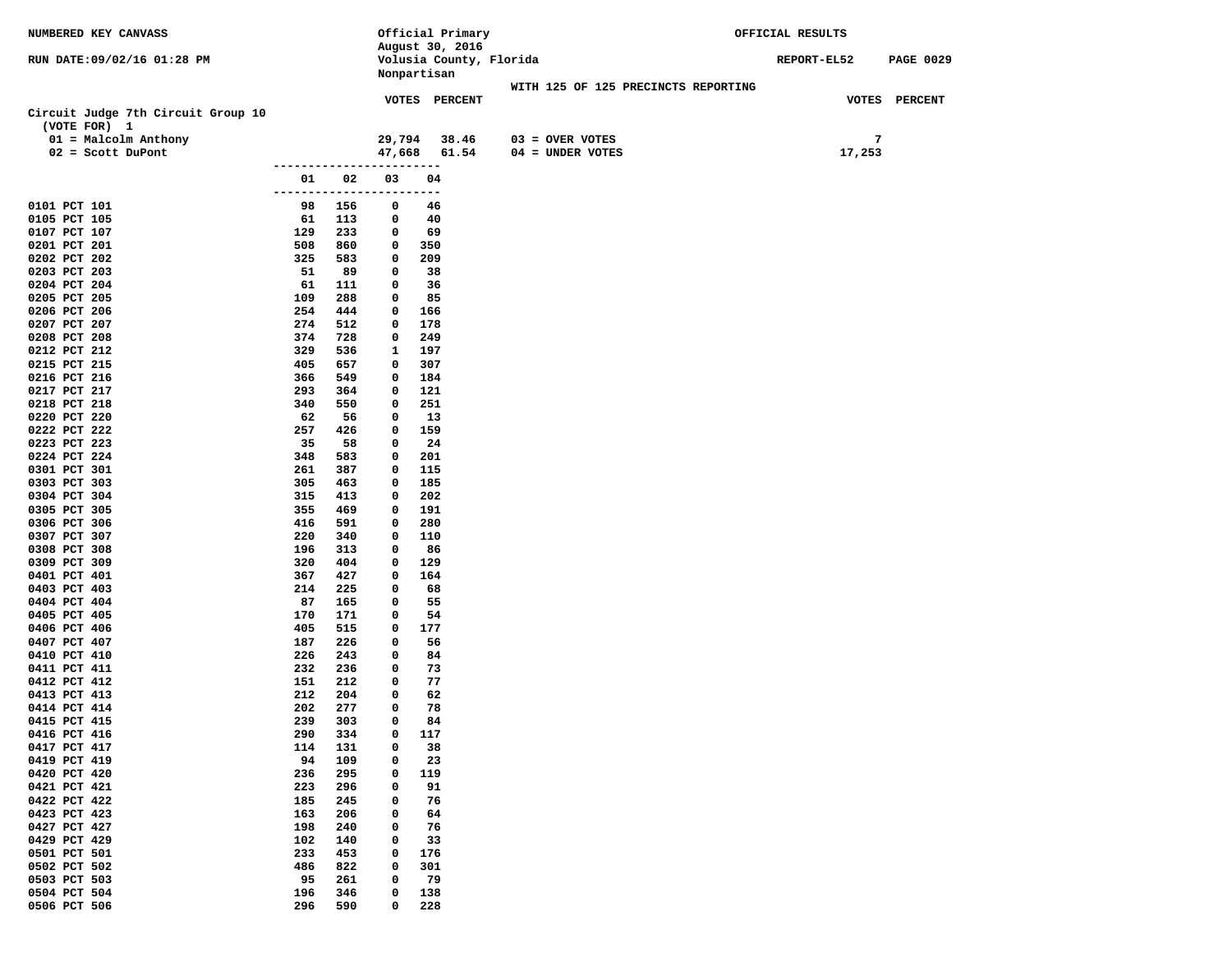NUMBERED KEY CANVASS

RUN DATE:09/02/16 01:28 PM

Official Primary
August 30, 2016
Volusia County, Florida
Nonpartisan

OFFICIAL RESULTS

REPORT-EL52 PAGE 0029

WITH 125 OF 125 PRECINCTS REPORTING

## Circuit Judge 7th Circuit Group 10

(VOTE FOR) 1

| | VOTES | PERCENT | | VOTES | PERCENT |
|---|---|---|---|---|---|
| 01 = Malcolm Anthony | 29,794 | 38.46 | 03 = OVER VOTES | 7 | |
| 02 = Scott DuPont | 47,668 | 61.54 | 04 = UNDER VOTES | 17,253 | |

| Precinct | 01 | 02 | 03 | 04 |
|---|---|---|---|---|
| 0101 PCT 101 | 98 | 156 | 0 | 46 |
| 0105 PCT 105 | 61 | 113 | 0 | 40 |
| 0107 PCT 107 | 129 | 233 | 0 | 69 |
| 0201 PCT 201 | 508 | 860 | 0 | 350 |
| 0202 PCT 202 | 325 | 583 | 0 | 209 |
| 0203 PCT 203 | 51 | 89 | 0 | 38 |
| 0204 PCT 204 | 61 | 111 | 0 | 36 |
| 0205 PCT 205 | 109 | 288 | 0 | 85 |
| 0206 PCT 206 | 254 | 444 | 0 | 166 |
| 0207 PCT 207 | 274 | 512 | 0 | 178 |
| 0208 PCT 208 | 374 | 728 | 0 | 249 |
| 0212 PCT 212 | 329 | 536 | 1 | 197 |
| 0215 PCT 215 | 405 | 657 | 0 | 307 |
| 0216 PCT 216 | 366 | 549 | 0 | 184 |
| 0217 PCT 217 | 293 | 364 | 0 | 121 |
| 0218 PCT 218 | 340 | 550 | 0 | 251 |
| 0220 PCT 220 | 62 | 56 | 0 | 13 |
| 0222 PCT 222 | 257 | 426 | 0 | 159 |
| 0223 PCT 223 | 35 | 58 | 0 | 24 |
| 0224 PCT 224 | 348 | 583 | 0 | 201 |
| 0301 PCT 301 | 261 | 387 | 0 | 115 |
| 0303 PCT 303 | 305 | 463 | 0 | 185 |
| 0304 PCT 304 | 315 | 413 | 0 | 202 |
| 0305 PCT 305 | 355 | 469 | 0 | 191 |
| 0306 PCT 306 | 416 | 591 | 0 | 280 |
| 0307 PCT 307 | 220 | 340 | 0 | 110 |
| 0308 PCT 308 | 196 | 313 | 0 | 86 |
| 0309 PCT 309 | 320 | 404 | 0 | 129 |
| 0401 PCT 401 | 367 | 427 | 0 | 164 |
| 0403 PCT 403 | 214 | 225 | 0 | 68 |
| 0404 PCT 404 | 87 | 165 | 0 | 55 |
| 0405 PCT 405 | 170 | 171 | 0 | 54 |
| 0406 PCT 406 | 405 | 515 | 0 | 177 |
| 0407 PCT 407 | 187 | 226 | 0 | 56 |
| 0410 PCT 410 | 226 | 243 | 0 | 84 |
| 0411 PCT 411 | 232 | 236 | 0 | 73 |
| 0412 PCT 412 | 151 | 212 | 0 | 77 |
| 0413 PCT 413 | 212 | 204 | 0 | 62 |
| 0414 PCT 414 | 202 | 277 | 0 | 78 |
| 0415 PCT 415 | 239 | 303 | 0 | 84 |
| 0416 PCT 416 | 290 | 334 | 0 | 117 |
| 0417 PCT 417 | 114 | 131 | 0 | 38 |
| 0419 PCT 419 | 94 | 109 | 0 | 23 |
| 0420 PCT 420 | 236 | 295 | 0 | 119 |
| 0421 PCT 421 | 223 | 296 | 0 | 91 |
| 0422 PCT 422 | 185 | 245 | 0 | 76 |
| 0423 PCT 423 | 163 | 206 | 0 | 64 |
| 0427 PCT 427 | 198 | 240 | 0 | 76 |
| 0429 PCT 429 | 102 | 140 | 0 | 33 |
| 0501 PCT 501 | 233 | 453 | 0 | 176 |
| 0502 PCT 502 | 486 | 822 | 0 | 301 |
| 0503 PCT 503 | 95 | 261 | 0 | 79 |
| 0504 PCT 504 | 196 | 346 | 0 | 138 |
| 0506 PCT 506 | 296 | 590 | 0 | 228 |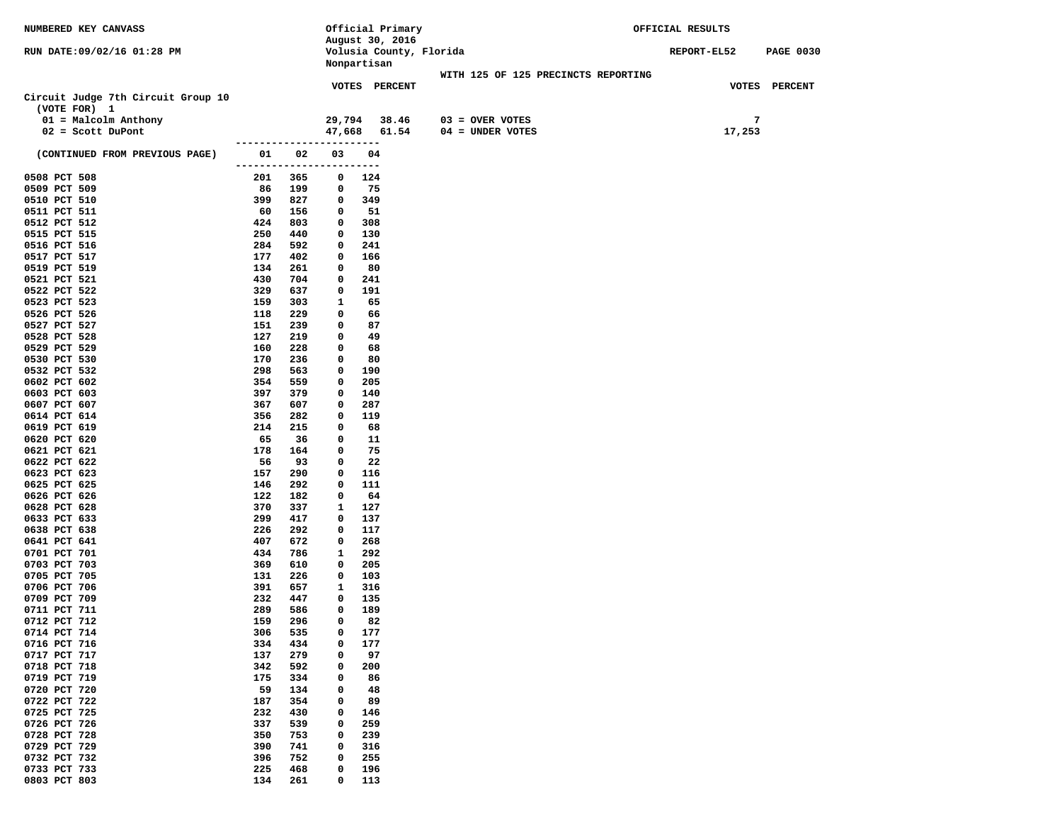NUMBERED KEY CANVASS — Official Primary — August 30, 2016 — Volusia County, Florida — Nonpartisan — OFFICIAL RESULTS

RUN DATE:09/02/16 01:28 PM — REPORT-EL52 — PAGE 0030

WITH 125 OF 125 PRECINCTS REPORTING

## Circuit Judge 7th Circuit Group 10

(VOTE FOR) 1

| | VOTES | PERCENT | | VOTES |
|---|---|---|---|---|
| 01 = Malcolm Anthony | 29,794 | 38.46 | 03 = OVER VOTES | 7 |
| 02 = Scott DuPont | 47,668 | 61.54 | 04 = UNDER VOTES | 17,253 |

(CONTINUED FROM PREVIOUS PAGE)

| Precinct | 01 | 02 | 03 | 04 |
|---|---|---|---|---|
| 0508 PCT 508 | 201 | 365 | 0 | 124 |
| 0509 PCT 509 | 86 | 199 | 0 | 75 |
| 0510 PCT 510 | 399 | 827 | 0 | 349 |
| 0511 PCT 511 | 60 | 156 | 0 | 51 |
| 0512 PCT 512 | 424 | 803 | 0 | 308 |
| 0515 PCT 515 | 250 | 440 | 0 | 130 |
| 0516 PCT 516 | 284 | 592 | 0 | 241 |
| 0517 PCT 517 | 177 | 402 | 0 | 166 |
| 0519 PCT 519 | 134 | 261 | 0 | 80 |
| 0521 PCT 521 | 430 | 704 | 0 | 241 |
| 0522 PCT 522 | 329 | 637 | 0 | 191 |
| 0523 PCT 523 | 159 | 303 | 1 | 65 |
| 0526 PCT 526 | 118 | 229 | 0 | 66 |
| 0527 PCT 527 | 151 | 239 | 0 | 87 |
| 0528 PCT 528 | 127 | 219 | 0 | 49 |
| 0529 PCT 529 | 160 | 228 | 0 | 68 |
| 0530 PCT 530 | 170 | 236 | 0 | 80 |
| 0532 PCT 532 | 298 | 563 | 0 | 190 |
| 0602 PCT 602 | 354 | 559 | 0 | 205 |
| 0603 PCT 603 | 397 | 379 | 0 | 140 |
| 0607 PCT 607 | 367 | 607 | 0 | 287 |
| 0614 PCT 614 | 356 | 282 | 0 | 119 |
| 0619 PCT 619 | 214 | 215 | 0 | 68 |
| 0620 PCT 620 | 65 | 36 | 0 | 11 |
| 0621 PCT 621 | 178 | 164 | 0 | 75 |
| 0622 PCT 622 | 56 | 93 | 0 | 22 |
| 0623 PCT 623 | 157 | 290 | 0 | 116 |
| 0625 PCT 625 | 146 | 292 | 0 | 111 |
| 0626 PCT 626 | 122 | 182 | 0 | 64 |
| 0628 PCT 628 | 370 | 337 | 1 | 127 |
| 0633 PCT 633 | 299 | 417 | 0 | 137 |
| 0638 PCT 638 | 226 | 292 | 0 | 117 |
| 0641 PCT 641 | 407 | 672 | 0 | 268 |
| 0701 PCT 701 | 434 | 786 | 1 | 292 |
| 0703 PCT 703 | 369 | 610 | 0 | 205 |
| 0705 PCT 705 | 131 | 226 | 0 | 103 |
| 0706 PCT 706 | 391 | 657 | 1 | 316 |
| 0709 PCT 709 | 232 | 447 | 0 | 135 |
| 0711 PCT 711 | 289 | 586 | 0 | 189 |
| 0712 PCT 712 | 159 | 296 | 0 | 82 |
| 0714 PCT 714 | 306 | 535 | 0 | 177 |
| 0716 PCT 716 | 334 | 434 | 0 | 177 |
| 0717 PCT 717 | 137 | 279 | 0 | 97 |
| 0718 PCT 718 | 342 | 592 | 0 | 200 |
| 0719 PCT 719 | 175 | 334 | 0 | 86 |
| 0720 PCT 720 | 59 | 134 | 0 | 48 |
| 0722 PCT 722 | 187 | 354 | 0 | 89 |
| 0725 PCT 725 | 232 | 430 | 0 | 146 |
| 0726 PCT 726 | 337 | 539 | 0 | 259 |
| 0728 PCT 728 | 350 | 753 | 0 | 239 |
| 0729 PCT 729 | 390 | 741 | 0 | 316 |
| 0732 PCT 732 | 396 | 752 | 0 | 255 |
| 0733 PCT 733 | 225 | 468 | 0 | 196 |
| 0803 PCT 803 | 134 | 261 | 0 | 113 |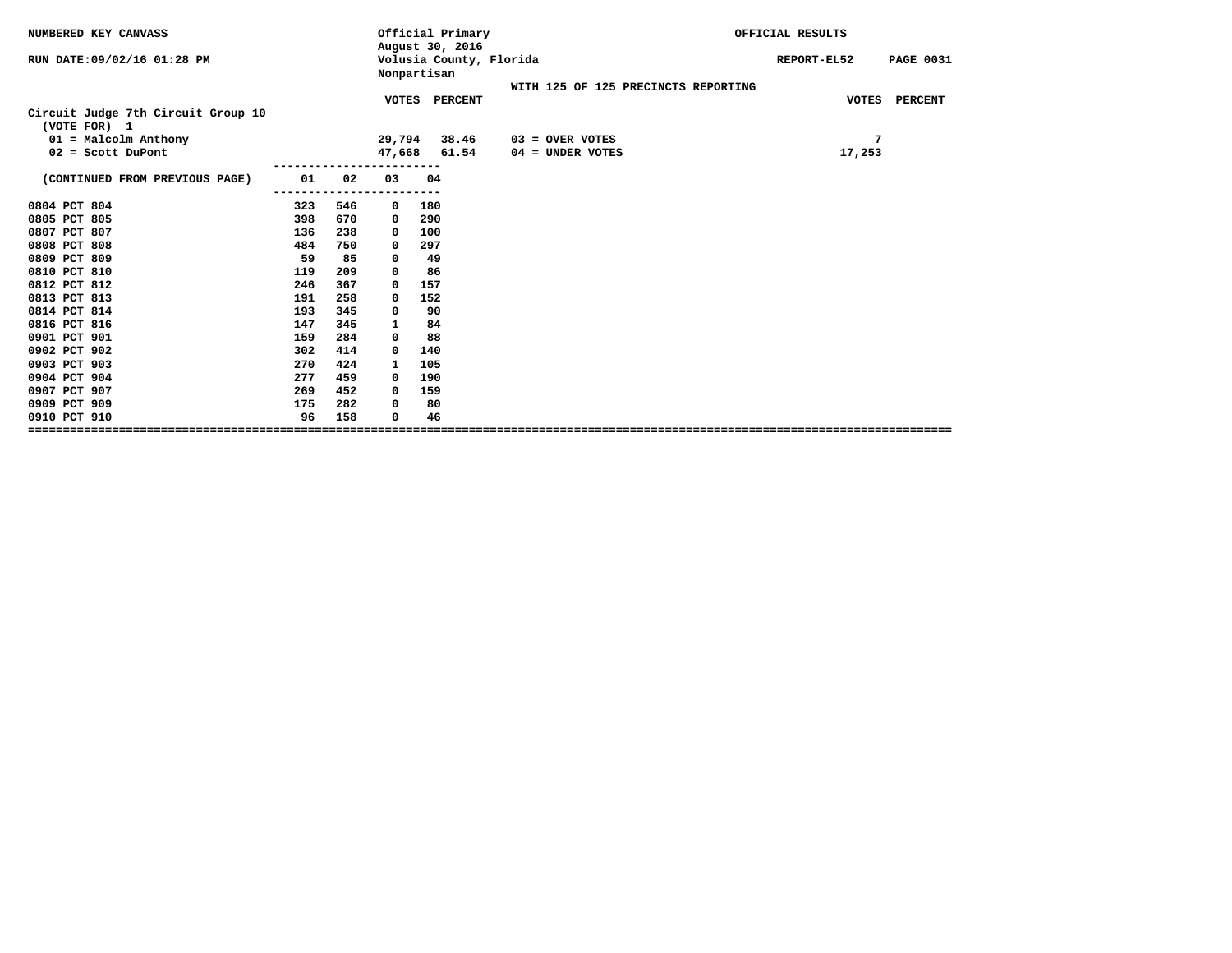NUMBERED KEY CANVASS — Official Primary, August 30, 2016 — OFFICIAL RESULTS

RUN DATE:09/02/16 01:28 PM — Volusia County, Florida — REPORT-EL52 PAGE 0031

Nonpartisan

WITH 125 OF 125 PRECINCTS REPORTING

**Circuit Judge 7th Circuit Group 10**
(VOTE FOR) 1

| | VOTES | PERCENT | | VOTES | PERCENT |
|---|---|---|---|---|---|
| 01 = Malcolm Anthony | 29,794 | 38.46 | 03 = OVER VOTES | 7 | |
| 02 = Scott DuPont | 47,668 | 61.54 | 04 = UNDER VOTES | 17,253 | |

| (CONTINUED FROM PREVIOUS PAGE) | 01 | 02 | 03 | 04 |
|---|---|---|---|---|
| 0804 PCT 804 | 323 | 546 | 0 | 180 |
| 0805 PCT 805 | 398 | 670 | 0 | 290 |
| 0807 PCT 807 | 136 | 238 | 0 | 100 |
| 0808 PCT 808 | 484 | 750 | 0 | 297 |
| 0809 PCT 809 | 59 | 85 | 0 | 49 |
| 0810 PCT 810 | 119 | 209 | 0 | 86 |
| 0812 PCT 812 | 246 | 367 | 0 | 157 |
| 0813 PCT 813 | 191 | 258 | 0 | 152 |
| 0814 PCT 814 | 193 | 345 | 0 | 90 |
| 0816 PCT 816 | 147 | 345 | 1 | 84 |
| 0901 PCT 901 | 159 | 284 | 0 | 88 |
| 0902 PCT 902 | 302 | 414 | 0 | 140 |
| 0903 PCT 903 | 270 | 424 | 1 | 105 |
| 0904 PCT 904 | 277 | 459 | 0 | 190 |
| 0907 PCT 907 | 269 | 452 | 0 | 159 |
| 0909 PCT 909 | 175 | 282 | 0 | 80 |
| 0910 PCT 910 | 96 | 158 | 0 | 46 |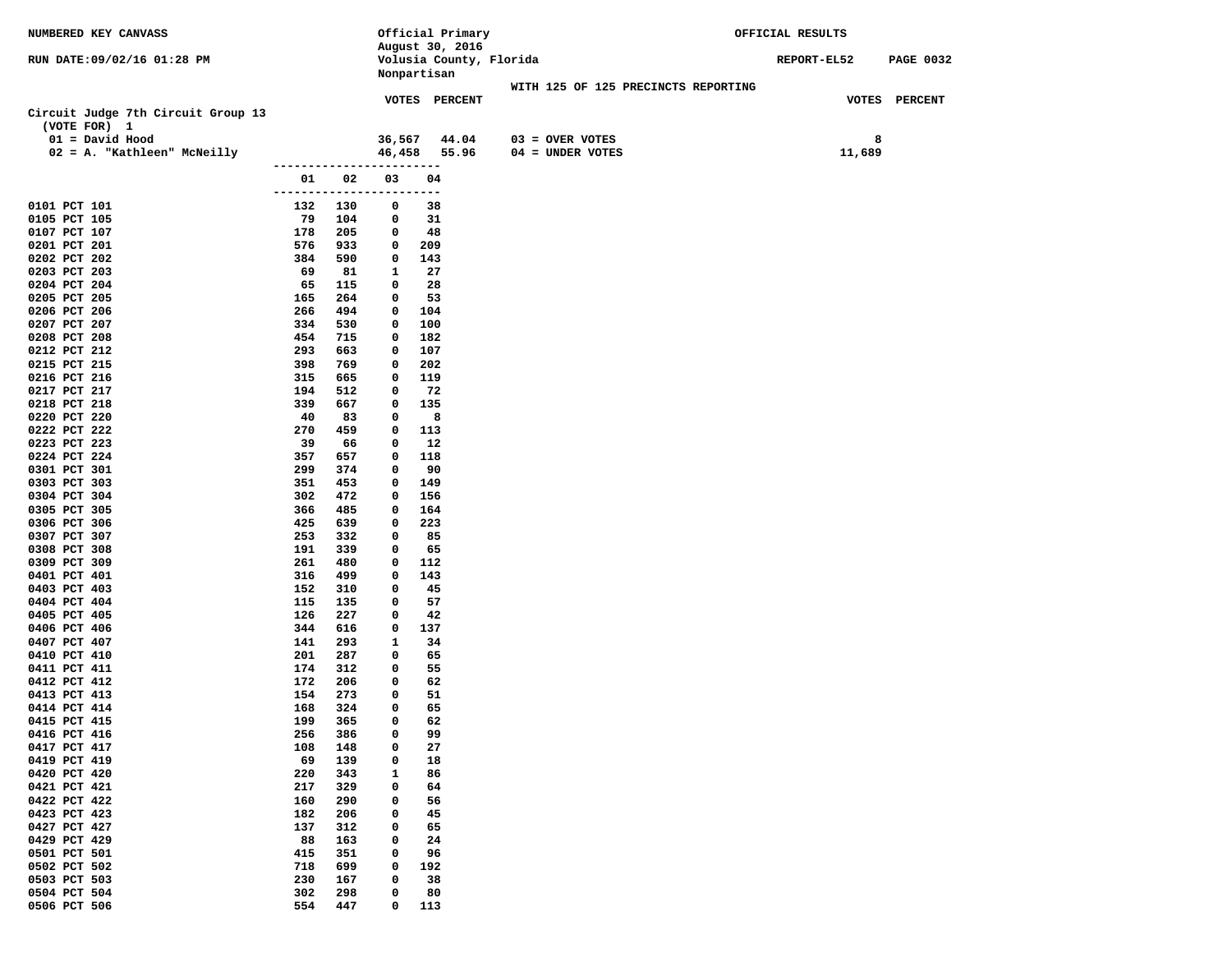NUMBERED KEY CANVASS

RUN DATE:09/02/16 01:28 PM

Official Primary
August 30, 2016
Volusia County, Florida
Nonpartisan

OFFICIAL RESULTS

REPORT-EL52 PAGE 0032

WITH 125 OF 125 PRECINCTS REPORTING

## Circuit Judge 7th Circuit Group 13

(VOTE FOR) 1

| | VOTES | PERCENT | | VOTES | PERCENT |
|---|---|---|---|---|---|
| 01 = David Hood | 36,567 | 44.04 | 03 = OVER VOTES | 8 | |
| 02 = A. "Kathleen" McNeilly | 46,458 | 55.96 | 04 = UNDER VOTES | 11,689 | |

| | 01 | 02 | 03 | 04 |
|---|---|---|---|---|
| 0101 PCT 101 | 132 | 130 | 0 | 38 |
| 0105 PCT 105 | 79 | 104 | 0 | 31 |
| 0107 PCT 107 | 178 | 205 | 0 | 48 |
| 0201 PCT 201 | 576 | 933 | 0 | 209 |
| 0202 PCT 202 | 384 | 590 | 0 | 143 |
| 0203 PCT 203 | 69 | 81 | 1 | 27 |
| 0204 PCT 204 | 65 | 115 | 0 | 28 |
| 0205 PCT 205 | 165 | 264 | 0 | 53 |
| 0206 PCT 206 | 266 | 494 | 0 | 104 |
| 0207 PCT 207 | 334 | 530 | 0 | 100 |
| 0208 PCT 208 | 454 | 715 | 0 | 182 |
| 0212 PCT 212 | 293 | 663 | 0 | 107 |
| 0215 PCT 215 | 398 | 769 | 0 | 202 |
| 0216 PCT 216 | 315 | 665 | 0 | 119 |
| 0217 PCT 217 | 194 | 512 | 0 | 72 |
| 0218 PCT 218 | 339 | 667 | 0 | 135 |
| 0220 PCT 220 | 40 | 83 | 0 | 8 |
| 0222 PCT 222 | 270 | 459 | 0 | 113 |
| 0223 PCT 223 | 39 | 66 | 0 | 12 |
| 0224 PCT 224 | 357 | 657 | 0 | 118 |
| 0301 PCT 301 | 299 | 374 | 0 | 90 |
| 0303 PCT 303 | 351 | 453 | 0 | 149 |
| 0304 PCT 304 | 302 | 472 | 0 | 156 |
| 0305 PCT 305 | 366 | 485 | 0 | 164 |
| 0306 PCT 306 | 425 | 639 | 0 | 223 |
| 0307 PCT 307 | 253 | 332 | 0 | 85 |
| 0308 PCT 308 | 191 | 339 | 0 | 65 |
| 0309 PCT 309 | 261 | 480 | 0 | 112 |
| 0401 PCT 401 | 316 | 499 | 0 | 143 |
| 0403 PCT 403 | 152 | 310 | 0 | 45 |
| 0404 PCT 404 | 115 | 135 | 0 | 57 |
| 0405 PCT 405 | 126 | 227 | 0 | 42 |
| 0406 PCT 406 | 344 | 616 | 0 | 137 |
| 0407 PCT 407 | 141 | 293 | 1 | 34 |
| 0410 PCT 410 | 201 | 287 | 0 | 65 |
| 0411 PCT 411 | 174 | 312 | 0 | 55 |
| 0412 PCT 412 | 172 | 206 | 0 | 62 |
| 0413 PCT 413 | 154 | 273 | 0 | 51 |
| 0414 PCT 414 | 168 | 324 | 0 | 65 |
| 0415 PCT 415 | 199 | 365 | 0 | 62 |
| 0416 PCT 416 | 256 | 386 | 0 | 99 |
| 0417 PCT 417 | 108 | 148 | 0 | 27 |
| 0419 PCT 419 | 69 | 139 | 0 | 18 |
| 0420 PCT 420 | 220 | 343 | 1 | 86 |
| 0421 PCT 421 | 217 | 329 | 0 | 64 |
| 0422 PCT 422 | 160 | 290 | 0 | 56 |
| 0423 PCT 423 | 182 | 206 | 0 | 45 |
| 0427 PCT 427 | 137 | 312 | 0 | 65 |
| 0429 PCT 429 | 88 | 163 | 0 | 24 |
| 0501 PCT 501 | 415 | 351 | 0 | 96 |
| 0502 PCT 502 | 718 | 699 | 0 | 192 |
| 0503 PCT 503 | 230 | 167 | 0 | 38 |
| 0504 PCT 504 | 302 | 298 | 0 | 80 |
| 0506 PCT 506 | 554 | 447 | 0 | 113 |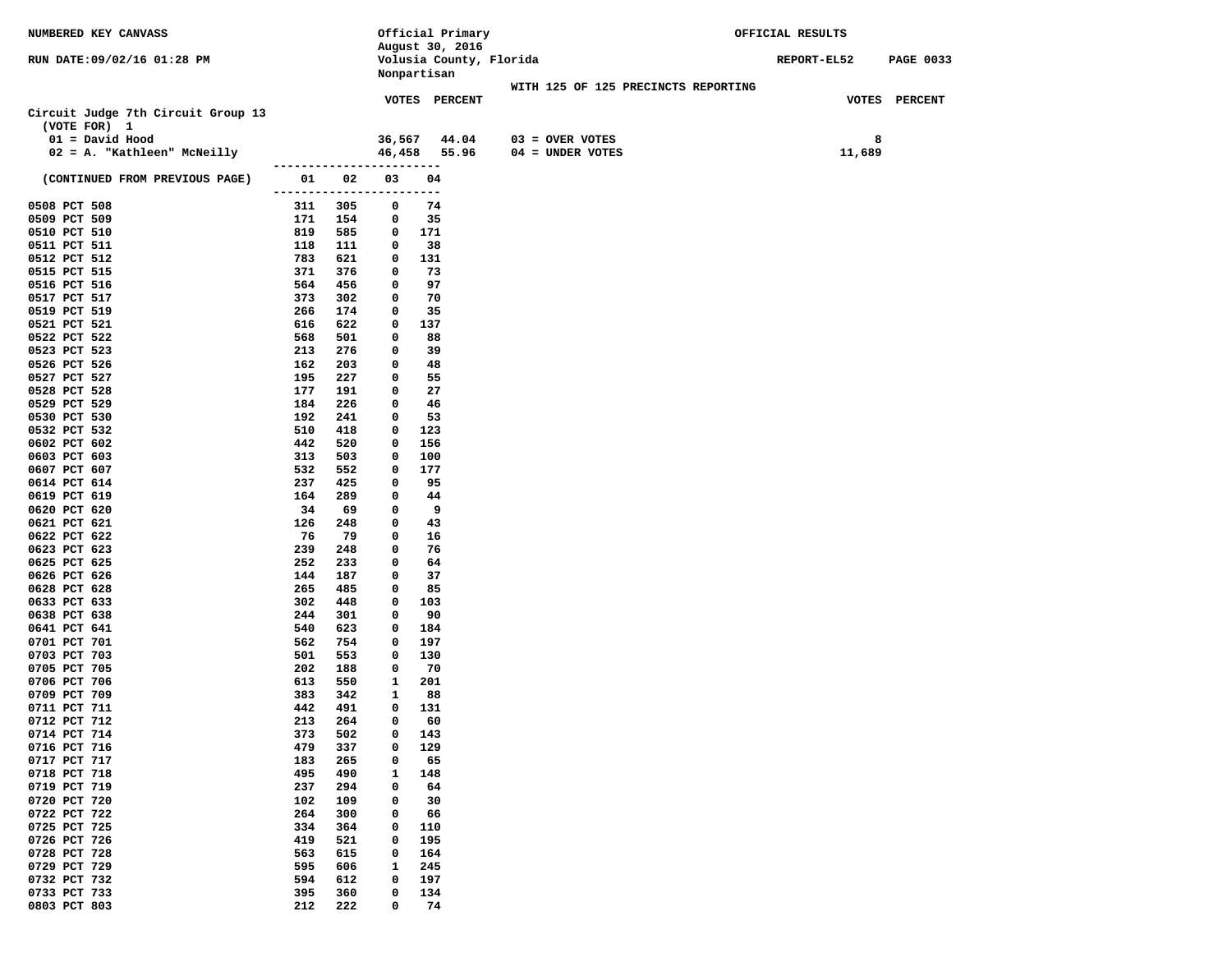NUMBERED KEY CANVASS

RUN DATE:09/02/16 01:28 PM

Official Primary
August 30, 2016
Volusia County, Florida
Nonpartisan

OFFICIAL RESULTS

REPORT-EL52 PAGE 0033

WITH 125 OF 125 PRECINCTS REPORTING

## Circuit Judge 7th Circuit Group 13

(VOTE FOR) 1

| | VOTES | PERCENT | | VOTES | PERCENT |
|---|---|---|---|---|---|
| 01 = David Hood | 36,567 | 44.04 | 03 = OVER VOTES | 8 | |
| 02 = A. "Kathleen" McNeilly | 46,458 | 55.96 | 04 = UNDER VOTES | 11,689 | |

| (CONTINUED FROM PREVIOUS PAGE) | 01 | 02 | 03 | 04 |
|---|---|---|---|---|
| 0508 PCT 508 | 311 | 305 | 0 | 74 |
| 0509 PCT 509 | 171 | 154 | 0 | 35 |
| 0510 PCT 510 | 819 | 585 | 0 | 171 |
| 0511 PCT 511 | 118 | 111 | 0 | 38 |
| 0512 PCT 512 | 783 | 621 | 0 | 131 |
| 0515 PCT 515 | 371 | 376 | 0 | 73 |
| 0516 PCT 516 | 564 | 456 | 0 | 97 |
| 0517 PCT 517 | 373 | 302 | 0 | 70 |
| 0519 PCT 519 | 266 | 174 | 0 | 35 |
| 0521 PCT 521 | 616 | 622 | 0 | 137 |
| 0522 PCT 522 | 568 | 501 | 0 | 88 |
| 0523 PCT 523 | 213 | 276 | 0 | 39 |
| 0526 PCT 526 | 162 | 203 | 0 | 48 |
| 0527 PCT 527 | 195 | 227 | 0 | 55 |
| 0528 PCT 528 | 177 | 191 | 0 | 27 |
| 0529 PCT 529 | 184 | 226 | 0 | 46 |
| 0530 PCT 530 | 192 | 241 | 0 | 53 |
| 0532 PCT 532 | 510 | 418 | 0 | 123 |
| 0602 PCT 602 | 442 | 520 | 0 | 156 |
| 0603 PCT 603 | 313 | 503 | 0 | 100 |
| 0607 PCT 607 | 532 | 552 | 0 | 177 |
| 0614 PCT 614 | 237 | 425 | 0 | 95 |
| 0619 PCT 619 | 164 | 289 | 0 | 44 |
| 0620 PCT 620 | 34 | 69 | 0 | 9 |
| 0621 PCT 621 | 126 | 248 | 0 | 43 |
| 0622 PCT 622 | 76 | 79 | 0 | 16 |
| 0623 PCT 623 | 239 | 248 | 0 | 76 |
| 0625 PCT 625 | 252 | 233 | 0 | 64 |
| 0626 PCT 626 | 144 | 187 | 0 | 37 |
| 0628 PCT 628 | 265 | 485 | 0 | 85 |
| 0633 PCT 633 | 302 | 448 | 0 | 103 |
| 0638 PCT 638 | 244 | 301 | 0 | 90 |
| 0641 PCT 641 | 540 | 623 | 0 | 184 |
| 0701 PCT 701 | 562 | 754 | 0 | 197 |
| 0703 PCT 703 | 501 | 553 | 0 | 130 |
| 0705 PCT 705 | 202 | 188 | 0 | 70 |
| 0706 PCT 706 | 613 | 550 | 1 | 201 |
| 0709 PCT 709 | 383 | 342 | 1 | 88 |
| 0711 PCT 711 | 442 | 491 | 0 | 131 |
| 0712 PCT 712 | 213 | 264 | 0 | 60 |
| 0714 PCT 714 | 373 | 502 | 0 | 143 |
| 0716 PCT 716 | 479 | 337 | 0 | 129 |
| 0717 PCT 717 | 183 | 265 | 0 | 65 |
| 0718 PCT 718 | 495 | 490 | 1 | 148 |
| 0719 PCT 719 | 237 | 294 | 0 | 64 |
| 0720 PCT 720 | 102 | 109 | 0 | 30 |
| 0722 PCT 722 | 264 | 300 | 0 | 66 |
| 0725 PCT 725 | 334 | 364 | 0 | 110 |
| 0726 PCT 726 | 419 | 521 | 0 | 195 |
| 0728 PCT 728 | 563 | 615 | 0 | 164 |
| 0729 PCT 729 | 595 | 606 | 1 | 245 |
| 0732 PCT 732 | 594 | 612 | 0 | 197 |
| 0733 PCT 733 | 395 | 360 | 0 | 134 |
| 0803 PCT 803 | 212 | 222 | 0 | 74 |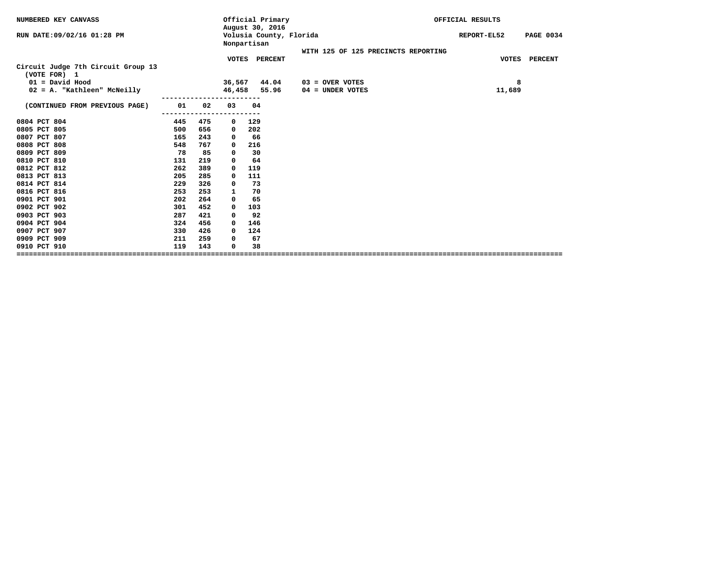NUMBERED KEY CANVASS

RUN DATE:09/02/16 01:28 PM

Official Primary
August 30, 2016
Volusia County, Florida
Nonpartisan

OFFICIAL RESULTS

REPORT-EL52 PAGE 0034

WITH 125 OF 125 PRECINCTS REPORTING

**Circuit Judge 7th Circuit Group 13**
(VOTE FOR) 1

| | VOTES | PERCENT | | VOTES | PERCENT |
|---|---|---|---|---|---|
| 01 = David Hood | 36,567 | 44.04 | 03 = OVER VOTES | 8 | |
| 02 = A. "Kathleen" McNeilly | 46,458 | 55.96 | 04 = UNDER VOTES | 11,689 | |

| (CONTINUED FROM PREVIOUS PAGE) | 01 | 02 | 03 | 04 |
|---|---|---|---|---|
| 0804 PCT 804 | 445 | 475 | 0 | 129 |
| 0805 PCT 805 | 500 | 656 | 0 | 202 |
| 0807 PCT 807 | 165 | 243 | 0 | 66 |
| 0808 PCT 808 | 548 | 767 | 0 | 216 |
| 0809 PCT 809 | 78 | 85 | 0 | 30 |
| 0810 PCT 810 | 131 | 219 | 0 | 64 |
| 0812 PCT 812 | 262 | 389 | 0 | 119 |
| 0813 PCT 813 | 205 | 285 | 0 | 111 |
| 0814 PCT 814 | 229 | 326 | 0 | 73 |
| 0816 PCT 816 | 253 | 253 | 1 | 70 |
| 0901 PCT 901 | 202 | 264 | 0 | 65 |
| 0902 PCT 902 | 301 | 452 | 0 | 103 |
| 0903 PCT 903 | 287 | 421 | 0 | 92 |
| 0904 PCT 904 | 324 | 456 | 0 | 146 |
| 0907 PCT 907 | 330 | 426 | 0 | 124 |
| 0909 PCT 909 | 211 | 259 | 0 | 67 |
| 0910 PCT 910 | 119 | 143 | 0 | 38 |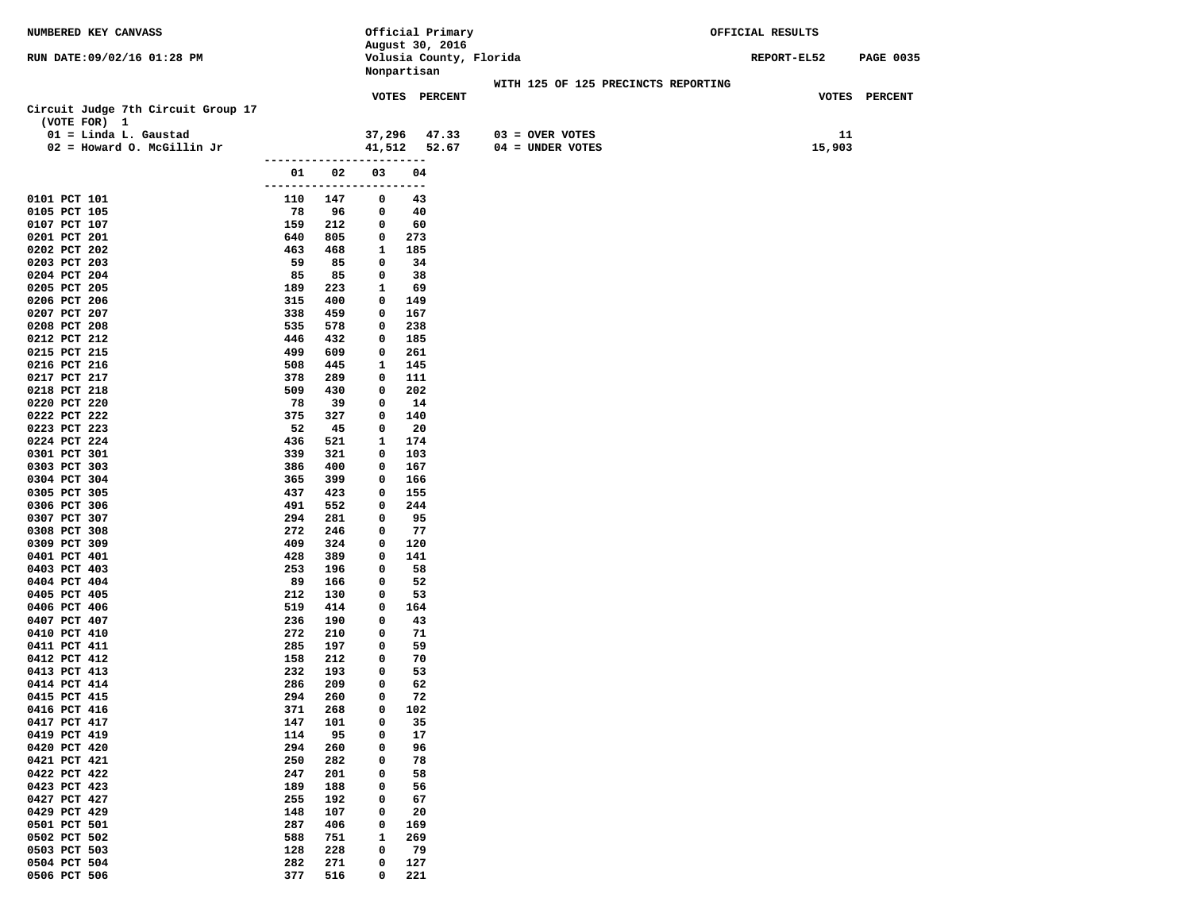NUMBERED KEY CANVASS

RUN DATE:09/02/16 01:28 PM

Official Primary
August 30, 2016
Volusia County, Florida
Nonpartisan

OFFICIAL RESULTS

REPORT-EL52 PAGE 0035

WITH 125 OF 125 PRECINCTS REPORTING

## Circuit Judge 7th Circuit Group 17

(VOTE FOR) 1

| | VOTES | PERCENT | | VOTES | PERCENT |
|---|---|---|---|---|---|
| 01 = Linda L. Gaustad | 37,296 | 47.33 | 03 = OVER VOTES | 11 | |
| 02 = Howard O. McGillin Jr | 41,512 | 52.67 | 04 = UNDER VOTES | 15,903 | |

| | 01 | 02 | 03 | 04 |
|---|---|---|---|---|
| 0101 PCT 101 | 110 | 147 | 0 | 43 |
| 0105 PCT 105 | 78 | 96 | 0 | 40 |
| 0107 PCT 107 | 159 | 212 | 0 | 60 |
| 0201 PCT 201 | 640 | 805 | 0 | 273 |
| 0202 PCT 202 | 463 | 468 | 1 | 185 |
| 0203 PCT 203 | 59 | 85 | 0 | 34 |
| 0204 PCT 204 | 85 | 85 | 0 | 38 |
| 0205 PCT 205 | 189 | 223 | 1 | 69 |
| 0206 PCT 206 | 315 | 400 | 0 | 149 |
| 0207 PCT 207 | 338 | 459 | 0 | 167 |
| 0208 PCT 208 | 535 | 578 | 0 | 238 |
| 0212 PCT 212 | 446 | 432 | 0 | 185 |
| 0215 PCT 215 | 499 | 609 | 0 | 261 |
| 0216 PCT 216 | 508 | 445 | 1 | 145 |
| 0217 PCT 217 | 378 | 289 | 0 | 111 |
| 0218 PCT 218 | 509 | 430 | 0 | 202 |
| 0220 PCT 220 | 78 | 39 | 0 | 14 |
| 0222 PCT 222 | 375 | 327 | 0 | 140 |
| 0223 PCT 223 | 52 | 45 | 0 | 20 |
| 0224 PCT 224 | 436 | 521 | 1 | 174 |
| 0301 PCT 301 | 339 | 321 | 0 | 103 |
| 0303 PCT 303 | 386 | 400 | 0 | 167 |
| 0304 PCT 304 | 365 | 399 | 0 | 166 |
| 0305 PCT 305 | 437 | 423 | 0 | 155 |
| 0306 PCT 306 | 491 | 552 | 0 | 244 |
| 0307 PCT 307 | 294 | 281 | 0 | 95 |
| 0308 PCT 308 | 272 | 246 | 0 | 77 |
| 0309 PCT 309 | 409 | 324 | 0 | 120 |
| 0401 PCT 401 | 428 | 389 | 0 | 141 |
| 0403 PCT 403 | 253 | 196 | 0 | 58 |
| 0404 PCT 404 | 89 | 166 | 0 | 52 |
| 0405 PCT 405 | 212 | 130 | 0 | 53 |
| 0406 PCT 406 | 519 | 414 | 0 | 164 |
| 0407 PCT 407 | 236 | 190 | 0 | 43 |
| 0410 PCT 410 | 272 | 210 | 0 | 71 |
| 0411 PCT 411 | 285 | 197 | 0 | 59 |
| 0412 PCT 412 | 158 | 212 | 0 | 70 |
| 0413 PCT 413 | 232 | 193 | 0 | 53 |
| 0414 PCT 414 | 286 | 209 | 0 | 62 |
| 0415 PCT 415 | 294 | 260 | 0 | 72 |
| 0416 PCT 416 | 371 | 268 | 0 | 102 |
| 0417 PCT 417 | 147 | 101 | 0 | 35 |
| 0419 PCT 419 | 114 | 95 | 0 | 17 |
| 0420 PCT 420 | 294 | 260 | 0 | 96 |
| 0421 PCT 421 | 250 | 282 | 0 | 78 |
| 0422 PCT 422 | 247 | 201 | 0 | 58 |
| 0423 PCT 423 | 189 | 188 | 0 | 56 |
| 0427 PCT 427 | 255 | 192 | 0 | 67 |
| 0429 PCT 429 | 148 | 107 | 0 | 20 |
| 0501 PCT 501 | 287 | 406 | 0 | 169 |
| 0502 PCT 502 | 588 | 751 | 1 | 269 |
| 0503 PCT 503 | 128 | 228 | 0 | 79 |
| 0504 PCT 504 | 282 | 271 | 0 | 127 |
| 0506 PCT 506 | 377 | 516 | 0 | 221 |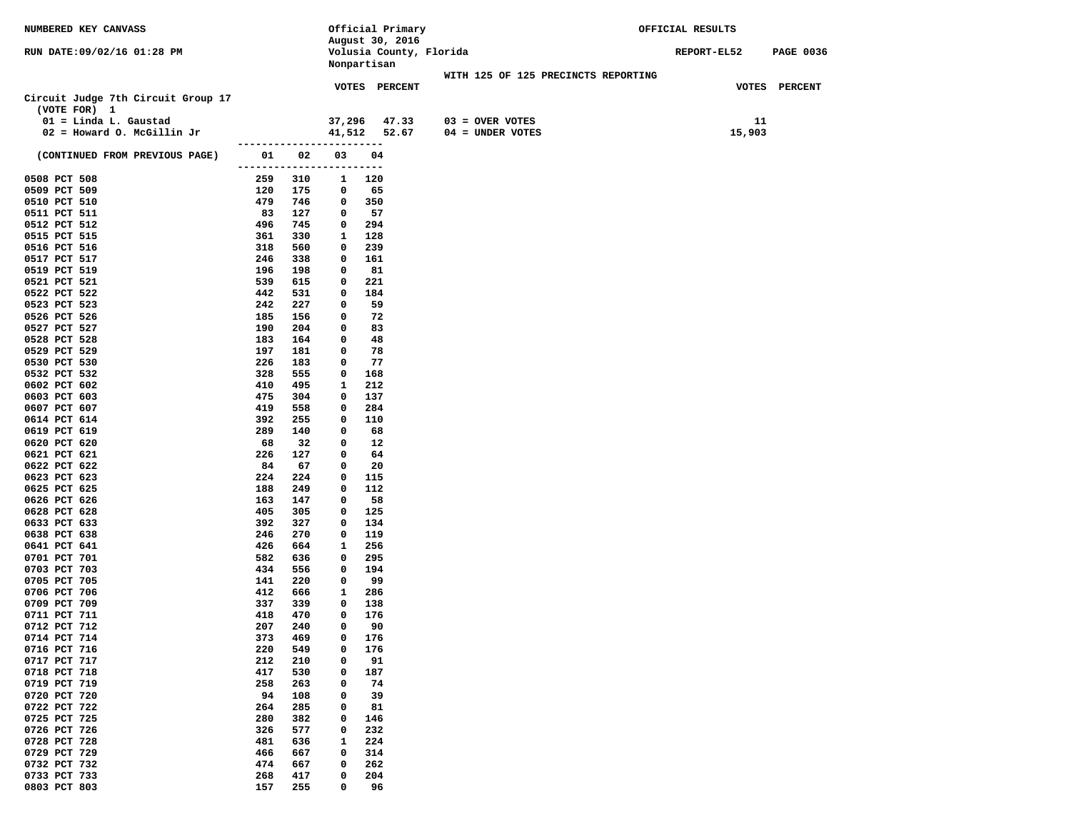NUMBERED KEY CANVASS

RUN DATE:09/02/16 01:28 PM

Official Primary
August 30, 2016
Volusia County, Florida
Nonpartisan

OFFICIAL RESULTS

REPORT-EL52 PAGE 0036

WITH 125 OF 125 PRECINCTS REPORTING

**Circuit Judge 7th Circuit Group 17**
(VOTE FOR) 1

| Candidate | VOTES | PERCENT | | VOTES |
|---|---|---|---|---|
| 01 = Linda L. Gaustad | 37,296 | 47.33 | 03 = OVER VOTES | 11 |
| 02 = Howard O. McGillin Jr | 41,512 | 52.67 | 04 = UNDER VOTES | 15,903 |

(CONTINUED FROM PREVIOUS PAGE)

| Precinct | 01 | 02 | 03 | 04 |
|---|---|---|---|---|
| 0508 PCT 508 | 259 | 310 | 1 | 120 |
| 0509 PCT 509 | 120 | 175 | 0 | 65 |
| 0510 PCT 510 | 479 | 746 | 0 | 350 |
| 0511 PCT 511 | 83 | 127 | 0 | 57 |
| 0512 PCT 512 | 496 | 745 | 0 | 294 |
| 0515 PCT 515 | 361 | 330 | 1 | 128 |
| 0516 PCT 516 | 318 | 560 | 0 | 239 |
| 0517 PCT 517 | 246 | 338 | 0 | 161 |
| 0519 PCT 519 | 196 | 198 | 0 | 81 |
| 0521 PCT 521 | 539 | 615 | 0 | 221 |
| 0522 PCT 522 | 442 | 531 | 0 | 184 |
| 0523 PCT 523 | 242 | 227 | 0 | 59 |
| 0526 PCT 526 | 185 | 156 | 0 | 72 |
| 0527 PCT 527 | 190 | 204 | 0 | 83 |
| 0528 PCT 528 | 183 | 164 | 0 | 48 |
| 0529 PCT 529 | 197 | 181 | 0 | 78 |
| 0530 PCT 530 | 226 | 183 | 0 | 77 |
| 0532 PCT 532 | 328 | 555 | 0 | 168 |
| 0602 PCT 602 | 410 | 495 | 1 | 212 |
| 0603 PCT 603 | 475 | 304 | 0 | 137 |
| 0607 PCT 607 | 419 | 558 | 0 | 284 |
| 0614 PCT 614 | 392 | 255 | 0 | 110 |
| 0619 PCT 619 | 289 | 140 | 0 | 68 |
| 0620 PCT 620 | 68 | 32 | 0 | 12 |
| 0621 PCT 621 | 226 | 127 | 0 | 64 |
| 0622 PCT 622 | 84 | 67 | 0 | 20 |
| 0623 PCT 623 | 224 | 224 | 0 | 115 |
| 0625 PCT 625 | 188 | 249 | 0 | 112 |
| 0626 PCT 626 | 163 | 147 | 0 | 58 |
| 0628 PCT 628 | 405 | 305 | 0 | 125 |
| 0633 PCT 633 | 392 | 327 | 0 | 134 |
| 0638 PCT 638 | 246 | 270 | 0 | 119 |
| 0641 PCT 641 | 426 | 664 | 1 | 256 |
| 0701 PCT 701 | 582 | 636 | 0 | 295 |
| 0703 PCT 703 | 434 | 556 | 0 | 194 |
| 0705 PCT 705 | 141 | 220 | 0 | 99 |
| 0706 PCT 706 | 412 | 666 | 1 | 286 |
| 0709 PCT 709 | 337 | 339 | 0 | 138 |
| 0711 PCT 711 | 418 | 470 | 0 | 176 |
| 0712 PCT 712 | 207 | 240 | 0 | 90 |
| 0714 PCT 714 | 373 | 469 | 0 | 176 |
| 0716 PCT 716 | 220 | 549 | 0 | 176 |
| 0717 PCT 717 | 212 | 210 | 0 | 91 |
| 0718 PCT 718 | 417 | 530 | 0 | 187 |
| 0719 PCT 719 | 258 | 263 | 0 | 74 |
| 0720 PCT 720 | 94 | 108 | 0 | 39 |
| 0722 PCT 722 | 264 | 285 | 0 | 81 |
| 0725 PCT 725 | 280 | 382 | 0 | 146 |
| 0726 PCT 726 | 326 | 577 | 0 | 232 |
| 0728 PCT 728 | 481 | 636 | 1 | 224 |
| 0729 PCT 729 | 466 | 667 | 0 | 314 |
| 0732 PCT 732 | 474 | 667 | 0 | 262 |
| 0733 PCT 733 | 268 | 417 | 0 | 204 |
| 0803 PCT 803 | 157 | 255 | 0 | 96 |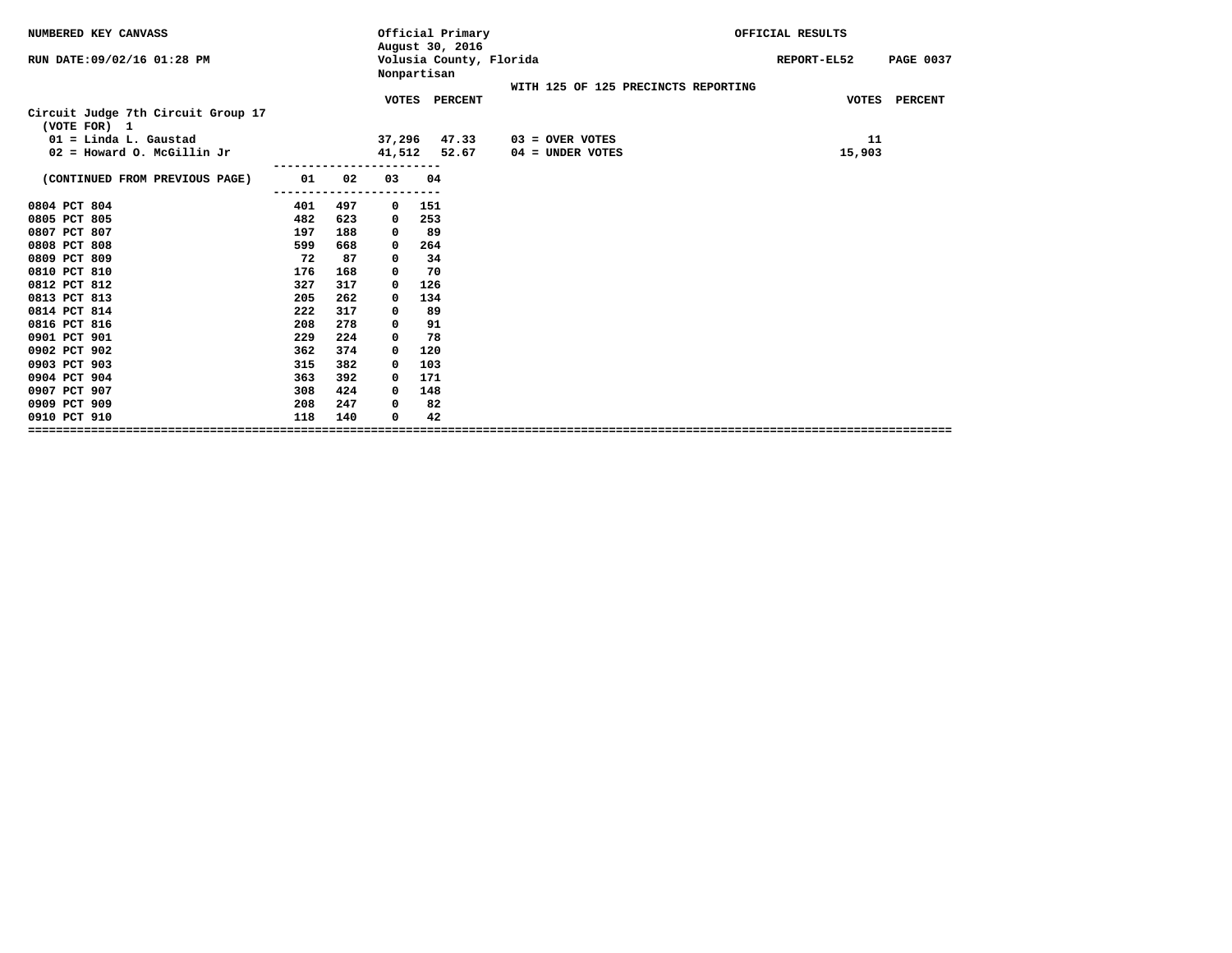NUMBERED KEY CANVASS — Official Primary, August 30, 2016 — OFFICIAL RESULTS

RUN DATE:09/02/16 01:28 PM — Volusia County, Florida — REPORT-EL52

Nonpartisan

WITH 125 OF 125 PRECINCTS REPORTING

## Circuit Judge 7th Circuit Group 17

(VOTE FOR) 1

| | VOTES | PERCENT |
|---|---|---|
| 01 = Linda L. Gaustad | 37,296 | 47.33 |
| 02 = Howard O. McGillin Jr | 41,512 | 52.67 |

| | VOTES |
|---|---|
| 03 = OVER VOTES | 11 |
| 04 = UNDER VOTES | 15,903 |

| (CONTINUED FROM PREVIOUS PAGE) | 01 | 02 | 03 | 04 |
|---|---|---|---|---|
| 0804 PCT 804 | 401 | 497 | 0 | 151 |
| 0805 PCT 805 | 482 | 623 | 0 | 253 |
| 0807 PCT 807 | 197 | 188 | 0 | 89 |
| 0808 PCT 808 | 599 | 668 | 0 | 264 |
| 0809 PCT 809 | 72 | 87 | 0 | 34 |
| 0810 PCT 810 | 176 | 168 | 0 | 70 |
| 0812 PCT 812 | 327 | 317 | 0 | 126 |
| 0813 PCT 813 | 205 | 262 | 0 | 134 |
| 0814 PCT 814 | 222 | 317 | 0 | 89 |
| 0816 PCT 816 | 208 | 278 | 0 | 91 |
| 0901 PCT 901 | 229 | 224 | 0 | 78 |
| 0902 PCT 902 | 362 | 374 | 0 | 120 |
| 0903 PCT 903 | 315 | 382 | 0 | 103 |
| 0904 PCT 904 | 363 | 392 | 0 | 171 |
| 0907 PCT 907 | 308 | 424 | 0 | 148 |
| 0909 PCT 909 | 208 | 247 | 0 | 82 |
| 0910 PCT 910 | 118 | 140 | 0 | 42 |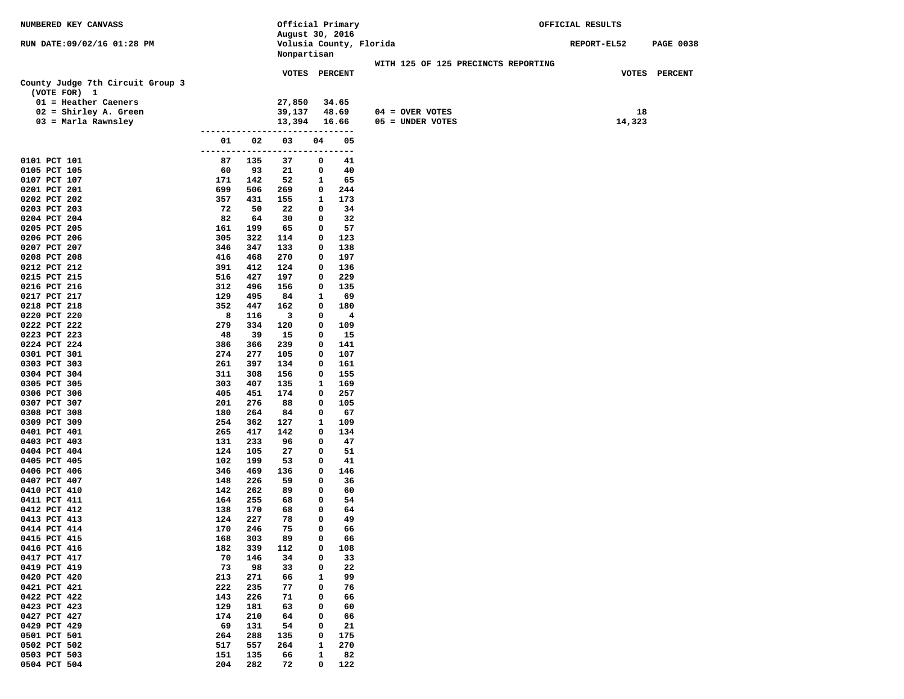NUMBERED KEY CANVASS

RUN DATE:09/02/16 01:28 PM

Official Primary
August 30, 2016
Volusia County, Florida
Nonpartisan

OFFICIAL RESULTS

REPORT-EL52 PAGE 0038

WITH 125 OF 125 PRECINCTS REPORTING

## County Judge 7th Circuit Group 3

(VOTE FOR) 1

| | VOTES | PERCENT |
|---|---|---|
| 01 = Heather Caeners | 27,850 | 34.65 |
| 02 = Shirley A. Green | 39,137 | 48.69 |
| 03 = Marla Rawnsley | 13,394 | 16.66 |

| | VOTES | PERCENT |
|---|---|---|
| 04 = OVER VOTES | 18 | |
| 05 = UNDER VOTES | 14,323 | |

| | 01 | 02 | 03 | 04 | 05 |
|---|---|---|---|---|---|
| 0101 PCT 101 | 87 | 135 | 37 | 0 | 41 |
| 0105 PCT 105 | 60 | 93 | 21 | 0 | 40 |
| 0107 PCT 107 | 171 | 142 | 52 | 1 | 65 |
| 0201 PCT 201 | 699 | 506 | 269 | 0 | 244 |
| 0202 PCT 202 | 357 | 431 | 155 | 1 | 173 |
| 0203 PCT 203 | 72 | 50 | 22 | 0 | 34 |
| 0204 PCT 204 | 82 | 64 | 30 | 0 | 32 |
| 0205 PCT 205 | 161 | 199 | 65 | 0 | 57 |
| 0206 PCT 206 | 305 | 322 | 114 | 0 | 123 |
| 0207 PCT 207 | 346 | 347 | 133 | 0 | 138 |
| 0208 PCT 208 | 416 | 468 | 270 | 0 | 197 |
| 0212 PCT 212 | 391 | 412 | 124 | 0 | 136 |
| 0215 PCT 215 | 516 | 427 | 197 | 0 | 229 |
| 0216 PCT 216 | 312 | 496 | 156 | 0 | 135 |
| 0217 PCT 217 | 129 | 495 | 84 | 1 | 69 |
| 0218 PCT 218 | 352 | 447 | 162 | 0 | 180 |
| 0220 PCT 220 | 8 | 116 | 3 | 0 | 4 |
| 0222 PCT 222 | 279 | 334 | 120 | 0 | 109 |
| 0223 PCT 223 | 48 | 39 | 15 | 0 | 15 |
| 0224 PCT 224 | 386 | 366 | 239 | 0 | 141 |
| 0301 PCT 301 | 274 | 277 | 105 | 0 | 107 |
| 0303 PCT 303 | 261 | 397 | 134 | 0 | 161 |
| 0304 PCT 304 | 311 | 308 | 156 | 0 | 155 |
| 0305 PCT 305 | 303 | 407 | 135 | 1 | 169 |
| 0306 PCT 306 | 405 | 451 | 174 | 0 | 257 |
| 0307 PCT 307 | 201 | 276 | 88 | 0 | 105 |
| 0308 PCT 308 | 180 | 264 | 84 | 0 | 67 |
| 0309 PCT 309 | 254 | 362 | 127 | 1 | 109 |
| 0401 PCT 401 | 265 | 417 | 142 | 0 | 134 |
| 0403 PCT 403 | 131 | 233 | 96 | 0 | 47 |
| 0404 PCT 404 | 124 | 105 | 27 | 0 | 51 |
| 0405 PCT 405 | 102 | 199 | 53 | 0 | 41 |
| 0406 PCT 406 | 346 | 469 | 136 | 0 | 146 |
| 0407 PCT 407 | 148 | 226 | 59 | 0 | 36 |
| 0410 PCT 410 | 142 | 262 | 89 | 0 | 60 |
| 0411 PCT 411 | 164 | 255 | 68 | 0 | 54 |
| 0412 PCT 412 | 138 | 170 | 68 | 0 | 64 |
| 0413 PCT 413 | 124 | 227 | 78 | 0 | 49 |
| 0414 PCT 414 | 170 | 246 | 75 | 0 | 66 |
| 0415 PCT 415 | 168 | 303 | 89 | 0 | 66 |
| 0416 PCT 416 | 182 | 339 | 112 | 0 | 108 |
| 0417 PCT 417 | 70 | 146 | 34 | 0 | 33 |
| 0419 PCT 419 | 73 | 98 | 33 | 0 | 22 |
| 0420 PCT 420 | 213 | 271 | 66 | 1 | 99 |
| 0421 PCT 421 | 222 | 235 | 77 | 0 | 76 |
| 0422 PCT 422 | 143 | 226 | 71 | 0 | 66 |
| 0423 PCT 423 | 129 | 181 | 63 | 0 | 60 |
| 0427 PCT 427 | 174 | 210 | 64 | 0 | 66 |
| 0429 PCT 429 | 69 | 131 | 54 | 0 | 21 |
| 0501 PCT 501 | 264 | 288 | 135 | 0 | 175 |
| 0502 PCT 502 | 517 | 557 | 264 | 1 | 270 |
| 0503 PCT 503 | 151 | 135 | 66 | 1 | 82 |
| 0504 PCT 504 | 204 | 282 | 72 | 0 | 122 |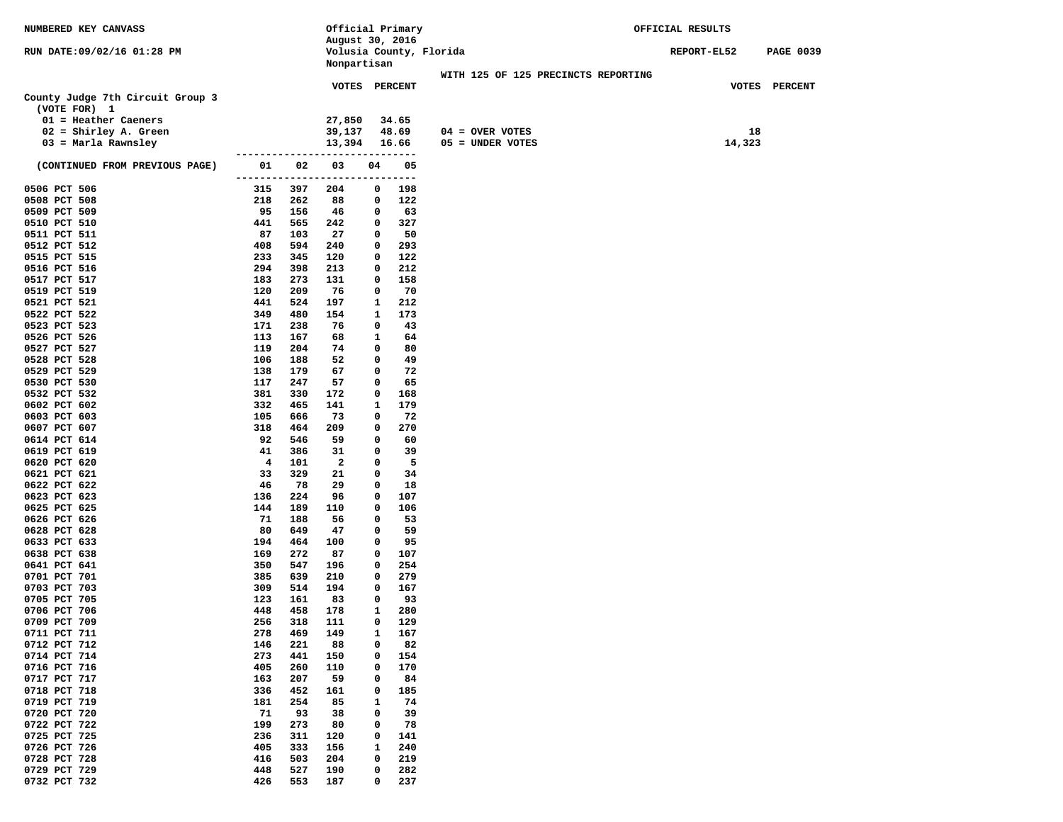NUMBERED KEY CANVASS — Official Primary, August 30, 2016 — Volusia County, Florida — Nonpartisan — OFFICIAL RESULTS

RUN DATE:09/02/16 01:28 PM — REPORT-EL52 — PAGE 0039

WITH 125 OF 125 PRECINCTS REPORTING

## County Judge 7th Circuit Group 3

(VOTE FOR) 1

| | VOTES | PERCENT |
|---|---|---|
| 01 = Heather Caeners | 27,850 | 34.65 |
| 02 = Shirley A. Green | 39,137 | 48.69 |
| 03 = Marla Rawnsley | 13,394 | 16.66 |

| | VOTES |
|---|---|
| 04 = OVER VOTES | 18 |
| 05 = UNDER VOTES | 14,323 |

| (CONTINUED FROM PREVIOUS PAGE) | 01 | 02 | 03 | 04 | 05 |
|---|---|---|---|---|---|
| 0506 PCT 506 | 315 | 397 | 204 | 0 | 198 |
| 0508 PCT 508 | 218 | 262 | 88 | 0 | 122 |
| 0509 PCT 509 | 95 | 156 | 46 | 0 | 63 |
| 0510 PCT 510 | 441 | 565 | 242 | 0 | 327 |
| 0511 PCT 511 | 87 | 103 | 27 | 0 | 50 |
| 0512 PCT 512 | 408 | 594 | 240 | 0 | 293 |
| 0515 PCT 515 | 233 | 345 | 120 | 0 | 122 |
| 0516 PCT 516 | 294 | 398 | 213 | 0 | 212 |
| 0517 PCT 517 | 183 | 273 | 131 | 0 | 158 |
| 0519 PCT 519 | 120 | 209 | 76 | 0 | 70 |
| 0521 PCT 521 | 441 | 524 | 197 | 1 | 212 |
| 0522 PCT 522 | 349 | 480 | 154 | 1 | 173 |
| 0523 PCT 523 | 171 | 238 | 76 | 0 | 43 |
| 0526 PCT 526 | 113 | 167 | 68 | 1 | 64 |
| 0527 PCT 527 | 119 | 204 | 74 | 0 | 80 |
| 0528 PCT 528 | 106 | 188 | 52 | 0 | 49 |
| 0529 PCT 529 | 138 | 179 | 67 | 0 | 72 |
| 0530 PCT 530 | 117 | 247 | 57 | 0 | 65 |
| 0532 PCT 532 | 381 | 330 | 172 | 0 | 168 |
| 0602 PCT 602 | 332 | 465 | 141 | 1 | 179 |
| 0603 PCT 603 | 105 | 666 | 73 | 0 | 72 |
| 0607 PCT 607 | 318 | 464 | 209 | 0 | 270 |
| 0614 PCT 614 | 92 | 546 | 59 | 0 | 60 |
| 0619 PCT 619 | 41 | 386 | 31 | 0 | 39 |
| 0620 PCT 620 | 4 | 101 | 2 | 0 | 5 |
| 0621 PCT 621 | 33 | 329 | 21 | 0 | 34 |
| 0622 PCT 622 | 46 | 78 | 29 | 0 | 18 |
| 0623 PCT 623 | 136 | 224 | 96 | 0 | 107 |
| 0625 PCT 625 | 144 | 189 | 110 | 0 | 106 |
| 0626 PCT 626 | 71 | 188 | 56 | 0 | 53 |
| 0628 PCT 628 | 80 | 649 | 47 | 0 | 59 |
| 0633 PCT 633 | 194 | 464 | 100 | 0 | 95 |
| 0638 PCT 638 | 169 | 272 | 87 | 0 | 107 |
| 0641 PCT 641 | 350 | 547 | 196 | 0 | 254 |
| 0701 PCT 701 | 385 | 639 | 210 | 0 | 279 |
| 0703 PCT 703 | 309 | 514 | 194 | 0 | 167 |
| 0705 PCT 705 | 123 | 161 | 83 | 0 | 93 |
| 0706 PCT 706 | 448 | 458 | 178 | 1 | 280 |
| 0709 PCT 709 | 256 | 318 | 111 | 0 | 129 |
| 0711 PCT 711 | 278 | 469 | 149 | 1 | 167 |
| 0712 PCT 712 | 146 | 221 | 88 | 0 | 82 |
| 0714 PCT 714 | 273 | 441 | 150 | 0 | 154 |
| 0716 PCT 716 | 405 | 260 | 110 | 0 | 170 |
| 0717 PCT 717 | 163 | 207 | 59 | 0 | 84 |
| 0718 PCT 718 | 336 | 452 | 161 | 0 | 185 |
| 0719 PCT 719 | 181 | 254 | 85 | 1 | 74 |
| 0720 PCT 720 | 71 | 93 | 38 | 0 | 39 |
| 0722 PCT 722 | 199 | 273 | 80 | 0 | 78 |
| 0725 PCT 725 | 236 | 311 | 120 | 0 | 141 |
| 0726 PCT 726 | 405 | 333 | 156 | 1 | 240 |
| 0728 PCT 728 | 416 | 503 | 204 | 0 | 219 |
| 0729 PCT 729 | 448 | 527 | 190 | 0 | 282 |
| 0732 PCT 732 | 426 | 553 | 187 | 0 | 237 |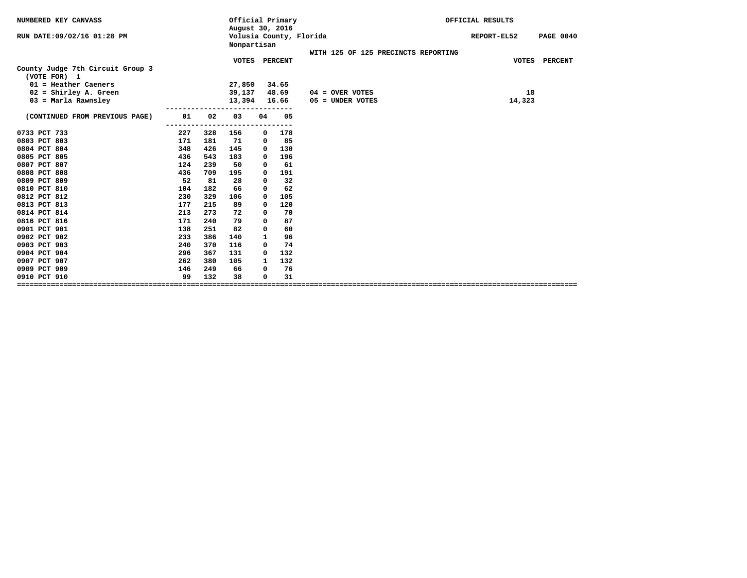NUMBERED KEY CANVASS — Official Primary, August 30, 2016 — Volusia County, Florida — Nonpartisan — OFFICIAL RESULTS

RUN DATE:09/02/16 01:28 PM — REPORT-EL52

WITH 125 OF 125 PRECINCTS REPORTING

## County Judge 7th Circuit Group 3

(VOTE FOR) 1

| | VOTES | PERCENT |
|---|---|---|
| 01 = Heather Caeners | 27,850 | 34.65 |
| 02 = Shirley A. Green | 39,137 | 48.69 |
| 03 = Marla Rawnsley | 13,394 | 16.66 |

| | VOTES |
|---|---|
| 04 = OVER VOTES | 18 |
| 05 = UNDER VOTES | 14,323 |

| (CONTINUED FROM PREVIOUS PAGE) | 01 | 02 | 03 | 04 | 05 |
|---|---|---|---|---|---|
| 0733 PCT 733 | 227 | 328 | 156 | 0 | 178 |
| 0803 PCT 803 | 171 | 181 | 71 | 0 | 85 |
| 0804 PCT 804 | 348 | 426 | 145 | 0 | 130 |
| 0805 PCT 805 | 436 | 543 | 183 | 0 | 196 |
| 0807 PCT 807 | 124 | 239 | 50 | 0 | 61 |
| 0808 PCT 808 | 436 | 709 | 195 | 0 | 191 |
| 0809 PCT 809 | 52 | 81 | 28 | 0 | 32 |
| 0810 PCT 810 | 104 | 182 | 66 | 0 | 62 |
| 0812 PCT 812 | 230 | 329 | 106 | 0 | 105 |
| 0813 PCT 813 | 177 | 215 | 89 | 0 | 120 |
| 0814 PCT 814 | 213 | 273 | 72 | 0 | 70 |
| 0816 PCT 816 | 171 | 240 | 79 | 0 | 87 |
| 0901 PCT 901 | 138 | 251 | 82 | 0 | 60 |
| 0902 PCT 902 | 233 | 386 | 140 | 1 | 96 |
| 0903 PCT 903 | 240 | 370 | 116 | 0 | 74 |
| 0904 PCT 904 | 296 | 367 | 131 | 0 | 132 |
| 0907 PCT 907 | 262 | 380 | 105 | 1 | 132 |
| 0909 PCT 909 | 146 | 249 | 66 | 0 | 76 |
| 0910 PCT 910 | 99 | 132 | 38 | 0 | 31 |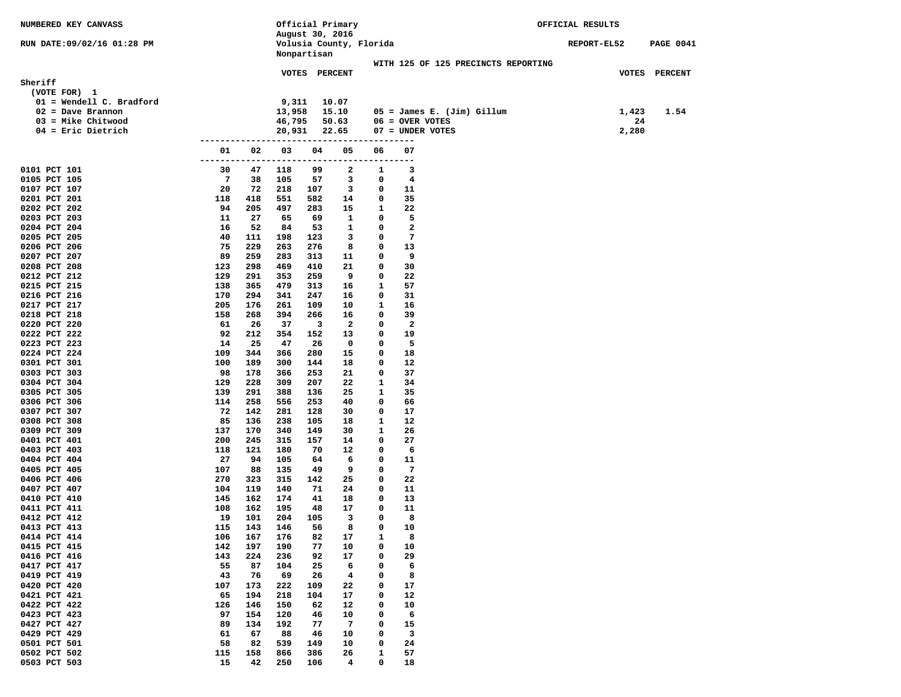NUMBERED KEY CANVASS

RUN DATE:09/02/16 01:28 PM

Official Primary
August 30, 2016
Volusia County, Florida
Nonpartisan

OFFICIAL RESULTS

REPORT-EL52 PAGE 0041

WITH 125 OF 125 PRECINCTS REPORTING

## Sheriff

(VOTE FOR) 1

| Candidate | VOTES | PERCENT |
|---|---|---|
| 01 = Wendell C. Bradford | 9,311 | 10.07 |
| 02 = Dave Brannon | 13,958 | 15.10 |
| 03 = Mike Chitwood | 46,795 | 50.63 |
| 04 = Eric Dietrich | 20,931 | 22.65 |
| 05 = James E. (Jim) Gillum | 1,423 | 1.54 |
| 06 = OVER VOTES | 24 | |
| 07 = UNDER VOTES | 2,280 | |

| Precinct | 01 | 02 | 03 | 04 | 05 | 06 | 07 |
|---|---|---|---|---|---|---|---|
| 0101 PCT 101 | 30 | 47 | 118 | 99 | 2 | 1 | 3 |
| 0105 PCT 105 | 7 | 38 | 105 | 57 | 3 | 0 | 4 |
| 0107 PCT 107 | 20 | 72 | 218 | 107 | 3 | 0 | 11 |
| 0201 PCT 201 | 118 | 418 | 551 | 582 | 14 | 0 | 35 |
| 0202 PCT 202 | 94 | 205 | 497 | 283 | 15 | 1 | 22 |
| 0203 PCT 203 | 11 | 27 | 65 | 69 | 1 | 0 | 5 |
| 0204 PCT 204 | 16 | 52 | 84 | 53 | 1 | 0 | 2 |
| 0205 PCT 205 | 40 | 111 | 198 | 123 | 3 | 0 | 7 |
| 0206 PCT 206 | 75 | 229 | 263 | 276 | 8 | 0 | 13 |
| 0207 PCT 207 | 89 | 259 | 283 | 313 | 11 | 0 | 9 |
| 0208 PCT 208 | 123 | 298 | 469 | 410 | 21 | 0 | 30 |
| 0212 PCT 212 | 129 | 291 | 353 | 259 | 9 | 0 | 22 |
| 0215 PCT 215 | 138 | 365 | 479 | 313 | 16 | 1 | 57 |
| 0216 PCT 216 | 170 | 294 | 341 | 247 | 16 | 0 | 31 |
| 0217 PCT 217 | 205 | 176 | 261 | 109 | 10 | 1 | 16 |
| 0218 PCT 218 | 158 | 268 | 394 | 266 | 16 | 0 | 39 |
| 0220 PCT 220 | 61 | 26 | 37 | 3 | 2 | 0 | 2 |
| 0222 PCT 222 | 92 | 212 | 354 | 152 | 13 | 0 | 19 |
| 0223 PCT 223 | 14 | 25 | 47 | 26 | 0 | 0 | 5 |
| 0224 PCT 224 | 109 | 344 | 366 | 280 | 15 | 0 | 18 |
| 0301 PCT 301 | 100 | 189 | 300 | 144 | 18 | 0 | 12 |
| 0303 PCT 303 | 98 | 178 | 366 | 253 | 21 | 0 | 37 |
| 0304 PCT 304 | 129 | 228 | 309 | 207 | 22 | 1 | 34 |
| 0305 PCT 305 | 139 | 291 | 388 | 136 | 25 | 1 | 35 |
| 0306 PCT 306 | 114 | 258 | 556 | 253 | 40 | 0 | 66 |
| 0307 PCT 307 | 72 | 142 | 281 | 128 | 30 | 0 | 17 |
| 0308 PCT 308 | 85 | 136 | 238 | 105 | 18 | 1 | 12 |
| 0309 PCT 309 | 137 | 170 | 340 | 149 | 30 | 1 | 26 |
| 0401 PCT 401 | 200 | 245 | 315 | 157 | 14 | 0 | 27 |
| 0403 PCT 403 | 118 | 121 | 180 | 70 | 12 | 0 | 6 |
| 0404 PCT 404 | 27 | 94 | 105 | 64 | 6 | 0 | 11 |
| 0405 PCT 405 | 107 | 88 | 135 | 49 | 9 | 0 | 7 |
| 0406 PCT 406 | 270 | 323 | 315 | 142 | 25 | 0 | 22 |
| 0407 PCT 407 | 104 | 119 | 140 | 71 | 24 | 0 | 11 |
| 0410 PCT 410 | 145 | 162 | 174 | 41 | 18 | 0 | 13 |
| 0411 PCT 411 | 108 | 162 | 195 | 48 | 17 | 0 | 11 |
| 0412 PCT 412 | 19 | 101 | 204 | 105 | 3 | 0 | 8 |
| 0413 PCT 413 | 115 | 143 | 146 | 56 | 8 | 0 | 10 |
| 0414 PCT 414 | 106 | 167 | 176 | 82 | 17 | 1 | 8 |
| 0415 PCT 415 | 142 | 197 | 190 | 77 | 10 | 0 | 10 |
| 0416 PCT 416 | 143 | 224 | 236 | 92 | 17 | 0 | 29 |
| 0417 PCT 417 | 55 | 87 | 104 | 25 | 6 | 0 | 6 |
| 0419 PCT 419 | 43 | 76 | 69 | 26 | 4 | 0 | 8 |
| 0420 PCT 420 | 107 | 173 | 222 | 109 | 22 | 0 | 17 |
| 0421 PCT 421 | 65 | 194 | 218 | 104 | 17 | 0 | 12 |
| 0422 PCT 422 | 126 | 146 | 150 | 62 | 12 | 0 | 10 |
| 0423 PCT 423 | 97 | 154 | 120 | 46 | 10 | 0 | 6 |
| 0427 PCT 427 | 89 | 134 | 192 | 77 | 7 | 0 | 15 |
| 0429 PCT 429 | 61 | 67 | 88 | 46 | 10 | 0 | 3 |
| 0501 PCT 501 | 58 | 82 | 539 | 149 | 10 | 0 | 24 |
| 0502 PCT 502 | 115 | 158 | 866 | 386 | 26 | 1 | 57 |
| 0503 PCT 503 | 15 | 42 | 250 | 106 | 4 | 0 | 18 |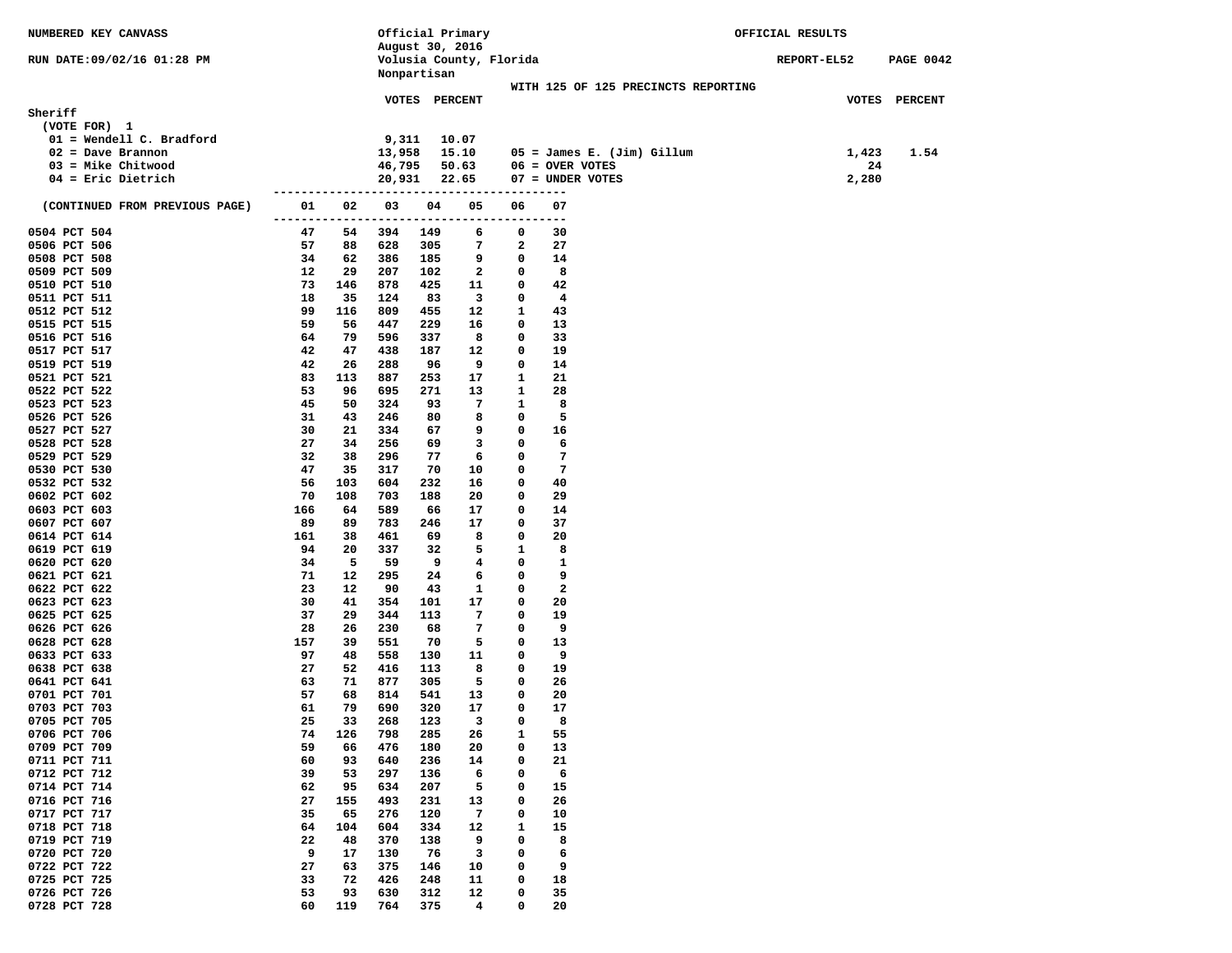NUMBERED KEY CANVASS

RUN DATE:09/02/16 01:28 PM

Official Primary
August 30, 2016
Volusia County, Florida
Nonpartisan

OFFICIAL RESULTS

REPORT-EL52 PAGE 0042

WITH 125 OF 125 PRECINCTS REPORTING

## Sheriff

(VOTE FOR) 1

| | VOTES | PERCENT |
|---|---|---|
| 01 = Wendell C. Bradford | 9,311 | 10.07 |
| 02 = Dave Brannon | 13,958 | 15.10 |
| 03 = Mike Chitwood | 46,795 | 50.63 |
| 04 = Eric Dietrich | 20,931 | 22.65 |
| 05 = James E. (Jim) Gillum | 1,423 | 1.54 |
| 06 = OVER VOTES | 24 | |
| 07 = UNDER VOTES | 2,280 | |

| (CONTINUED FROM PREVIOUS PAGE) | 01 | 02 | 03 | 04 | 05 | 06 | 07 |
|---|---|---|---|---|---|---|---|
| 0504 PCT 504 | 47 | 54 | 394 | 149 | 6 | 0 | 30 |
| 0506 PCT 506 | 57 | 88 | 628 | 305 | 7 | 2 | 27 |
| 0508 PCT 508 | 34 | 62 | 386 | 185 | 9 | 0 | 14 |
| 0509 PCT 509 | 12 | 29 | 207 | 102 | 2 | 0 | 8 |
| 0510 PCT 510 | 73 | 146 | 878 | 425 | 11 | 0 | 42 |
| 0511 PCT 511 | 18 | 35 | 124 | 83 | 3 | 0 | 4 |
| 0512 PCT 512 | 99 | 116 | 809 | 455 | 12 | 1 | 43 |
| 0515 PCT 515 | 59 | 56 | 447 | 229 | 16 | 0 | 13 |
| 0516 PCT 516 | 64 | 79 | 596 | 337 | 8 | 0 | 33 |
| 0517 PCT 517 | 42 | 47 | 438 | 187 | 12 | 0 | 19 |
| 0519 PCT 519 | 42 | 26 | 288 | 96 | 9 | 0 | 14 |
| 0521 PCT 521 | 83 | 113 | 887 | 253 | 17 | 1 | 21 |
| 0522 PCT 522 | 53 | 96 | 695 | 271 | 13 | 1 | 28 |
| 0523 PCT 523 | 45 | 50 | 324 | 93 | 7 | 1 | 8 |
| 0526 PCT 526 | 31 | 43 | 246 | 80 | 8 | 0 | 5 |
| 0527 PCT 527 | 30 | 21 | 334 | 67 | 9 | 0 | 16 |
| 0528 PCT 528 | 27 | 34 | 256 | 69 | 3 | 0 | 6 |
| 0529 PCT 529 | 32 | 38 | 296 | 77 | 6 | 0 | 7 |
| 0530 PCT 530 | 47 | 35 | 317 | 70 | 10 | 0 | 7 |
| 0532 PCT 532 | 56 | 103 | 604 | 232 | 16 | 0 | 40 |
| 0602 PCT 602 | 70 | 108 | 703 | 188 | 20 | 0 | 29 |
| 0603 PCT 603 | 166 | 64 | 589 | 66 | 17 | 0 | 14 |
| 0607 PCT 607 | 89 | 89 | 783 | 246 | 17 | 0 | 37 |
| 0614 PCT 614 | 161 | 38 | 461 | 69 | 8 | 0 | 20 |
| 0619 PCT 619 | 94 | 20 | 337 | 32 | 5 | 1 | 8 |
| 0620 PCT 620 | 34 | 5 | 59 | 9 | 4 | 0 | 1 |
| 0621 PCT 621 | 71 | 12 | 295 | 24 | 6 | 0 | 9 |
| 0622 PCT 622 | 23 | 12 | 90 | 43 | 1 | 0 | 2 |
| 0623 PCT 623 | 30 | 41 | 354 | 101 | 17 | 0 | 20 |
| 0625 PCT 625 | 37 | 29 | 344 | 113 | 7 | 0 | 19 |
| 0626 PCT 626 | 28 | 26 | 230 | 68 | 7 | 0 | 9 |
| 0628 PCT 628 | 157 | 39 | 551 | 70 | 5 | 0 | 13 |
| 0633 PCT 633 | 97 | 48 | 558 | 130 | 11 | 0 | 9 |
| 0638 PCT 638 | 27 | 52 | 416 | 113 | 8 | 0 | 19 |
| 0641 PCT 641 | 63 | 71 | 877 | 305 | 5 | 0 | 26 |
| 0701 PCT 701 | 57 | 68 | 814 | 541 | 13 | 0 | 20 |
| 0703 PCT 703 | 61 | 79 | 690 | 320 | 17 | 0 | 17 |
| 0705 PCT 705 | 25 | 33 | 268 | 123 | 3 | 0 | 8 |
| 0706 PCT 706 | 74 | 126 | 798 | 285 | 26 | 1 | 55 |
| 0709 PCT 709 | 59 | 66 | 476 | 180 | 20 | 0 | 13 |
| 0711 PCT 711 | 60 | 93 | 640 | 236 | 14 | 0 | 21 |
| 0712 PCT 712 | 39 | 53 | 297 | 136 | 6 | 0 | 6 |
| 0714 PCT 714 | 62 | 95 | 634 | 207 | 5 | 0 | 15 |
| 0716 PCT 716 | 27 | 155 | 493 | 231 | 13 | 0 | 26 |
| 0717 PCT 717 | 35 | 65 | 276 | 120 | 7 | 0 | 10 |
| 0718 PCT 718 | 64 | 104 | 604 | 334 | 12 | 1 | 15 |
| 0719 PCT 719 | 22 | 48 | 370 | 138 | 9 | 0 | 8 |
| 0720 PCT 720 | 9 | 17 | 130 | 76 | 3 | 0 | 6 |
| 0722 PCT 722 | 27 | 63 | 375 | 146 | 10 | 0 | 9 |
| 0725 PCT 725 | 33 | 72 | 426 | 248 | 11 | 0 | 18 |
| 0726 PCT 726 | 53 | 93 | 630 | 312 | 12 | 0 | 35 |
| 0728 PCT 728 | 60 | 119 | 764 | 375 | 4 | 0 | 20 |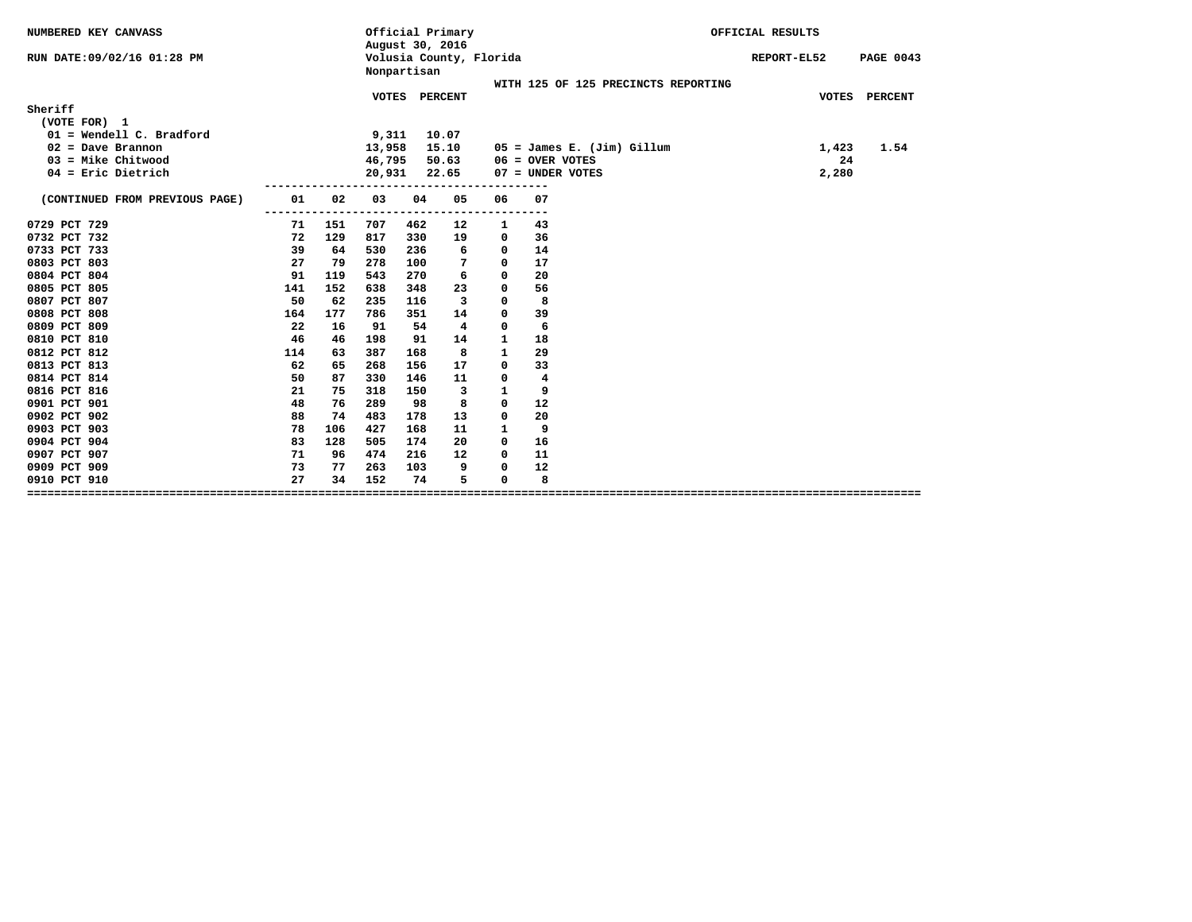NUMBERED KEY CANVASS

RUN DATE:09/02/16 01:28 PM

Official Primary
August 30, 2016
Volusia County, Florida
Nonpartisan

OFFICIAL RESULTS

REPORT-EL52 PAGE 0043

WITH 125 OF 125 PRECINCTS REPORTING

## Sheriff

(VOTE FOR) 1

| Candidate | VOTES | PERCENT |
|---|---|---|
| 01 = Wendell C. Bradford | 9,311 | 10.07 |
| 02 = Dave Brannon | 13,958 | 15.10 |
| 03 = Mike Chitwood | 46,795 | 50.63 |
| 04 = Eric Dietrich | 20,931 | 22.65 |
| 05 = James E. (Jim) Gillum | 1,423 | 1.54 |
| 06 = OVER VOTES | 24 | |
| 07 = UNDER VOTES | 2,280 | |

| (CONTINUED FROM PREVIOUS PAGE) | 01 | 02 | 03 | 04 | 05 | 06 | 07 |
|---|---|---|---|---|---|---|---|
| 0729 PCT 729 | 71 | 151 | 707 | 462 | 12 | 1 | 43 |
| 0732 PCT 732 | 72 | 129 | 817 | 330 | 19 | 0 | 36 |
| 0733 PCT 733 | 39 | 64 | 530 | 236 | 6 | 0 | 14 |
| 0803 PCT 803 | 27 | 79 | 278 | 100 | 7 | 0 | 17 |
| 0804 PCT 804 | 91 | 119 | 543 | 270 | 6 | 0 | 20 |
| 0805 PCT 805 | 141 | 152 | 638 | 348 | 23 | 0 | 56 |
| 0807 PCT 807 | 50 | 62 | 235 | 116 | 3 | 0 | 8 |
| 0808 PCT 808 | 164 | 177 | 786 | 351 | 14 | 0 | 39 |
| 0809 PCT 809 | 22 | 16 | 91 | 54 | 4 | 0 | 6 |
| 0810 PCT 810 | 46 | 46 | 198 | 91 | 14 | 1 | 18 |
| 0812 PCT 812 | 114 | 63 | 387 | 168 | 8 | 1 | 29 |
| 0813 PCT 813 | 62 | 65 | 268 | 156 | 17 | 0 | 33 |
| 0814 PCT 814 | 50 | 87 | 330 | 146 | 11 | 0 | 4 |
| 0816 PCT 816 | 21 | 75 | 318 | 150 | 3 | 1 | 9 |
| 0901 PCT 901 | 48 | 76 | 289 | 98 | 8 | 0 | 12 |
| 0902 PCT 902 | 88 | 74 | 483 | 178 | 13 | 0 | 20 |
| 0903 PCT 903 | 78 | 106 | 427 | 168 | 11 | 1 | 9 |
| 0904 PCT 904 | 83 | 128 | 505 | 174 | 20 | 0 | 16 |
| 0907 PCT 907 | 71 | 96 | 474 | 216 | 12 | 0 | 11 |
| 0909 PCT 909 | 73 | 77 | 263 | 103 | 9 | 0 | 12 |
| 0910 PCT 910 | 27 | 34 | 152 | 74 | 5 | 0 | 8 |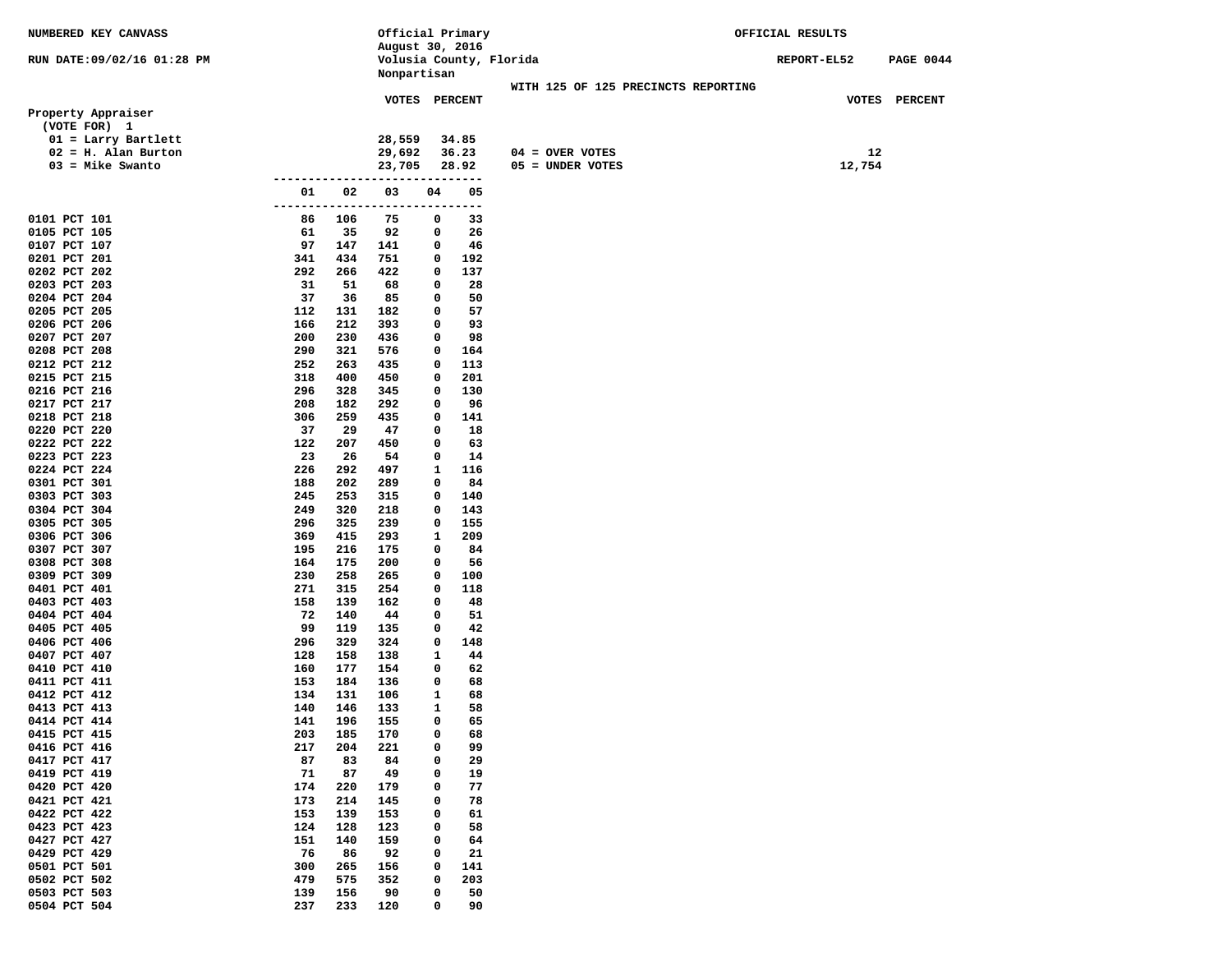NUMBERED KEY CANVASS

RUN DATE:09/02/16 01:28 PM

Official Primary
August 30, 2016
Volusia County, Florida
Nonpartisan

OFFICIAL RESULTS

REPORT-EL52

WITH 125 OF 125 PRECINCTS REPORTING

## Property Appraiser

(VOTE FOR) 1

| Candidate | VOTES | PERCENT |
|---|---|---|
| 01 = Larry Bartlett | 28,559 | 34.85 |
| 02 = H. Alan Burton | 29,692 | 36.23 |
| 03 = Mike Swanto | 23,705 | 28.92 |

| | VOTES | PERCENT |
|---|---|---|
| 04 = OVER VOTES | 12 | |
| 05 = UNDER VOTES | 12,754 | |

| Precinct | 01 | 02 | 03 | 04 | 05 |
|---|---|---|---|---|---|
| 0101 PCT 101 | 86 | 106 | 75 | 0 | 33 |
| 0105 PCT 105 | 61 | 35 | 92 | 0 | 26 |
| 0107 PCT 107 | 97 | 147 | 141 | 0 | 46 |
| 0201 PCT 201 | 341 | 434 | 751 | 0 | 192 |
| 0202 PCT 202 | 292 | 266 | 422 | 0 | 137 |
| 0203 PCT 203 | 31 | 51 | 68 | 0 | 28 |
| 0204 PCT 204 | 37 | 36 | 85 | 0 | 50 |
| 0205 PCT 205 | 112 | 131 | 182 | 0 | 57 |
| 0206 PCT 206 | 166 | 212 | 393 | 0 | 93 |
| 0207 PCT 207 | 200 | 230 | 436 | 0 | 98 |
| 0208 PCT 208 | 290 | 321 | 576 | 0 | 164 |
| 0212 PCT 212 | 252 | 263 | 435 | 0 | 113 |
| 0215 PCT 215 | 318 | 400 | 450 | 0 | 201 |
| 0216 PCT 216 | 296 | 328 | 345 | 0 | 130 |
| 0217 PCT 217 | 208 | 182 | 292 | 0 | 96 |
| 0218 PCT 218 | 306 | 259 | 435 | 0 | 141 |
| 0220 PCT 220 | 37 | 29 | 47 | 0 | 18 |
| 0222 PCT 222 | 122 | 207 | 450 | 0 | 63 |
| 0223 PCT 223 | 23 | 26 | 54 | 0 | 14 |
| 0224 PCT 224 | 226 | 292 | 497 | 1 | 116 |
| 0301 PCT 301 | 188 | 202 | 289 | 0 | 84 |
| 0303 PCT 303 | 245 | 253 | 315 | 0 | 140 |
| 0304 PCT 304 | 249 | 320 | 218 | 0 | 143 |
| 0305 PCT 305 | 296 | 325 | 239 | 0 | 155 |
| 0306 PCT 306 | 369 | 415 | 293 | 1 | 209 |
| 0307 PCT 307 | 195 | 216 | 175 | 0 | 84 |
| 0308 PCT 308 | 164 | 175 | 200 | 0 | 56 |
| 0309 PCT 309 | 230 | 258 | 265 | 0 | 100 |
| 0401 PCT 401 | 271 | 315 | 254 | 0 | 118 |
| 0403 PCT 403 | 158 | 139 | 162 | 0 | 48 |
| 0404 PCT 404 | 72 | 140 | 44 | 0 | 51 |
| 0405 PCT 405 | 99 | 119 | 135 | 0 | 42 |
| 0406 PCT 406 | 296 | 329 | 324 | 0 | 148 |
| 0407 PCT 407 | 128 | 158 | 138 | 1 | 44 |
| 0410 PCT 410 | 160 | 177 | 154 | 0 | 62 |
| 0411 PCT 411 | 153 | 184 | 136 | 0 | 68 |
| 0412 PCT 412 | 134 | 131 | 106 | 1 | 68 |
| 0413 PCT 413 | 140 | 146 | 133 | 1 | 58 |
| 0414 PCT 414 | 141 | 196 | 155 | 0 | 65 |
| 0415 PCT 415 | 203 | 185 | 170 | 0 | 68 |
| 0416 PCT 416 | 217 | 204 | 221 | 0 | 99 |
| 0417 PCT 417 | 87 | 83 | 84 | 0 | 29 |
| 0419 PCT 419 | 71 | 87 | 49 | 0 | 19 |
| 0420 PCT 420 | 174 | 220 | 179 | 0 | 77 |
| 0421 PCT 421 | 173 | 214 | 145 | 0 | 78 |
| 0422 PCT 422 | 153 | 139 | 153 | 0 | 61 |
| 0423 PCT 423 | 124 | 128 | 123 | 0 | 58 |
| 0427 PCT 427 | 151 | 140 | 159 | 0 | 64 |
| 0429 PCT 429 | 76 | 86 | 92 | 0 | 21 |
| 0501 PCT 501 | 300 | 265 | 156 | 0 | 141 |
| 0502 PCT 502 | 479 | 575 | 352 | 0 | 203 |
| 0503 PCT 503 | 139 | 156 | 90 | 0 | 50 |
| 0504 PCT 504 | 237 | 233 | 120 | 0 | 90 |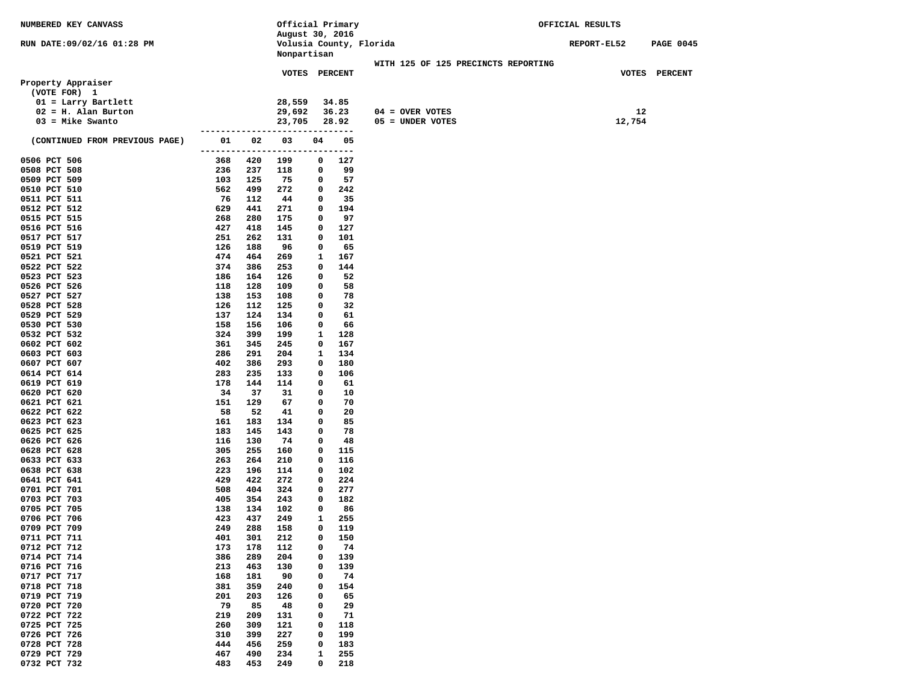NUMBERED KEY CANVASS

RUN DATE:09/02/16 01:28 PM

Official Primary
August 30, 2016
Volusia County, Florida
Nonpartisan

OFFICIAL RESULTS

REPORT-EL52 PAGE 0045

WITH 125 OF 125 PRECINCTS REPORTING

## Property Appraiser

(VOTE FOR) 1

| | VOTES | PERCENT |
|---|---|---|
| 01 = Larry Bartlett | 28,559 | 34.85 |
| 02 = H. Alan Burton | 29,692 | 36.23 |
| 03 = Mike Swanto | 23,705 | 28.92 |

| | VOTES | PERCENT |
|---|---|---|
| 04 = OVER VOTES | 12 | |
| 05 = UNDER VOTES | 12,754 | |

| (CONTINUED FROM PREVIOUS PAGE) | 01 | 02 | 03 | 04 | 05 |
|---|---|---|---|---|---|
| 0506 PCT 506 | 368 | 420 | 199 | 0 | 127 |
| 0508 PCT 508 | 236 | 237 | 118 | 0 | 99 |
| 0509 PCT 509 | 103 | 125 | 75 | 0 | 57 |
| 0510 PCT 510 | 562 | 499 | 272 | 0 | 242 |
| 0511 PCT 511 | 76 | 112 | 44 | 0 | 35 |
| 0512 PCT 512 | 629 | 441 | 271 | 0 | 194 |
| 0515 PCT 515 | 268 | 280 | 175 | 0 | 97 |
| 0516 PCT 516 | 427 | 418 | 145 | 0 | 127 |
| 0517 PCT 517 | 251 | 262 | 131 | 0 | 101 |
| 0519 PCT 519 | 126 | 188 | 96 | 0 | 65 |
| 0521 PCT 521 | 474 | 464 | 269 | 1 | 167 |
| 0522 PCT 522 | 374 | 386 | 253 | 0 | 144 |
| 0523 PCT 523 | 186 | 164 | 126 | 0 | 52 |
| 0526 PCT 526 | 118 | 128 | 109 | 0 | 58 |
| 0527 PCT 527 | 138 | 153 | 108 | 0 | 78 |
| 0528 PCT 528 | 126 | 112 | 125 | 0 | 32 |
| 0529 PCT 529 | 137 | 124 | 134 | 0 | 61 |
| 0530 PCT 530 | 158 | 156 | 106 | 0 | 66 |
| 0532 PCT 532 | 324 | 399 | 199 | 1 | 128 |
| 0602 PCT 602 | 361 | 345 | 245 | 0 | 167 |
| 0603 PCT 603 | 286 | 291 | 204 | 1 | 134 |
| 0607 PCT 607 | 402 | 386 | 293 | 0 | 180 |
| 0614 PCT 614 | 283 | 235 | 133 | 0 | 106 |
| 0619 PCT 619 | 178 | 144 | 114 | 0 | 61 |
| 0620 PCT 620 | 34 | 37 | 31 | 0 | 10 |
| 0621 PCT 621 | 151 | 129 | 67 | 0 | 70 |
| 0622 PCT 622 | 58 | 52 | 41 | 0 | 20 |
| 0623 PCT 623 | 161 | 183 | 134 | 0 | 85 |
| 0625 PCT 625 | 183 | 145 | 143 | 0 | 78 |
| 0626 PCT 626 | 116 | 130 | 74 | 0 | 48 |
| 0628 PCT 628 | 305 | 255 | 160 | 0 | 115 |
| 0633 PCT 633 | 263 | 264 | 210 | 0 | 116 |
| 0638 PCT 638 | 223 | 196 | 114 | 0 | 102 |
| 0641 PCT 641 | 429 | 422 | 272 | 0 | 224 |
| 0701 PCT 701 | 508 | 404 | 324 | 0 | 277 |
| 0703 PCT 703 | 405 | 354 | 243 | 0 | 182 |
| 0705 PCT 705 | 138 | 134 | 102 | 0 | 86 |
| 0706 PCT 706 | 423 | 437 | 249 | 1 | 255 |
| 0709 PCT 709 | 249 | 288 | 158 | 0 | 119 |
| 0711 PCT 711 | 401 | 301 | 212 | 0 | 150 |
| 0712 PCT 712 | 173 | 178 | 112 | 0 | 74 |
| 0714 PCT 714 | 386 | 289 | 204 | 0 | 139 |
| 0716 PCT 716 | 213 | 463 | 130 | 0 | 139 |
| 0717 PCT 717 | 168 | 181 | 90 | 0 | 74 |
| 0718 PCT 718 | 381 | 359 | 240 | 0 | 154 |
| 0719 PCT 719 | 201 | 203 | 126 | 0 | 65 |
| 0720 PCT 720 | 79 | 85 | 48 | 0 | 29 |
| 0722 PCT 722 | 219 | 209 | 131 | 0 | 71 |
| 0725 PCT 725 | 260 | 309 | 121 | 0 | 118 |
| 0726 PCT 726 | 310 | 399 | 227 | 0 | 199 |
| 0728 PCT 728 | 444 | 456 | 259 | 0 | 183 |
| 0729 PCT 729 | 467 | 490 | 234 | 1 | 255 |
| 0732 PCT 732 | 483 | 453 | 249 | 0 | 218 |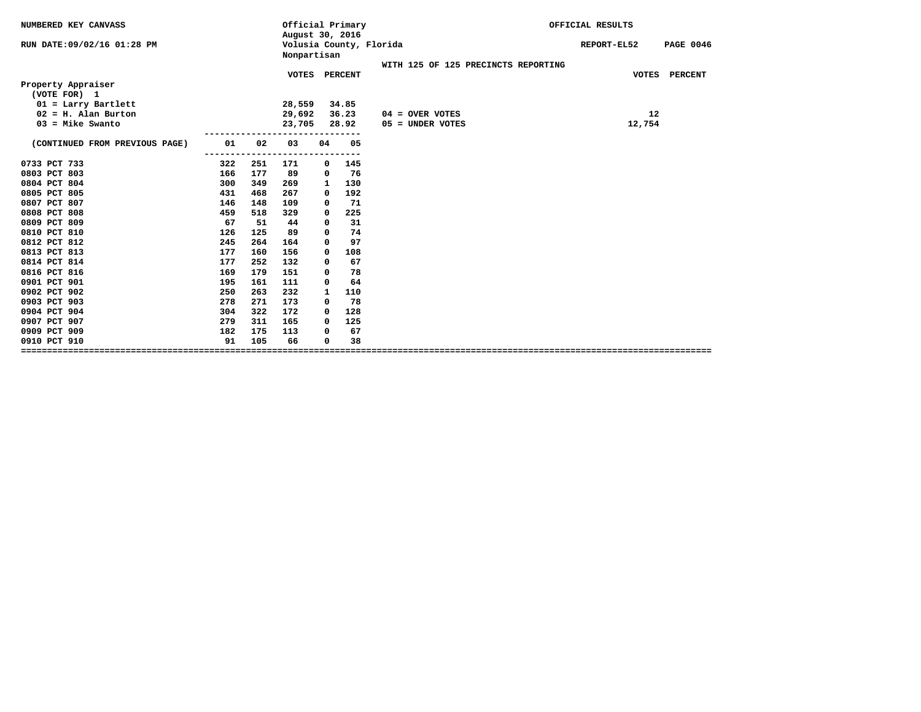NUMBERED KEY CANVASS

RUN DATE:09/02/16 01:28 PM

Official Primary
August 30, 2016
Volusia County, Florida
Nonpartisan

OFFICIAL RESULTS

REPORT-EL52 PAGE 0046

WITH 125 OF 125 PRECINCTS REPORTING

## Property Appraiser

(VOTE FOR) 1

| | VOTES | PERCENT |
|---|---|---|
| 01 = Larry Bartlett | 28,559 | 34.85 |
| 02 = H. Alan Burton | 29,692 | 36.23 |
| 03 = Mike Swanto | 23,705 | 28.92 |

| | VOTES | PERCENT |
|---|---|---|
| 04 = OVER VOTES | 12 | |
| 05 = UNDER VOTES | 12,754 | |

| (CONTINUED FROM PREVIOUS PAGE) | 01 | 02 | 03 | 04 | 05 |
|---|---|---|---|---|---|
| 0733 PCT 733 | 322 | 251 | 171 | 0 | 145 |
| 0803 PCT 803 | 166 | 177 | 89 | 0 | 76 |
| 0804 PCT 804 | 300 | 349 | 269 | 1 | 130 |
| 0805 PCT 805 | 431 | 468 | 267 | 0 | 192 |
| 0807 PCT 807 | 146 | 148 | 109 | 0 | 71 |
| 0808 PCT 808 | 459 | 518 | 329 | 0 | 225 |
| 0809 PCT 809 | 67 | 51 | 44 | 0 | 31 |
| 0810 PCT 810 | 126 | 125 | 89 | 0 | 74 |
| 0812 PCT 812 | 245 | 264 | 164 | 0 | 97 |
| 0813 PCT 813 | 177 | 160 | 156 | 0 | 108 |
| 0814 PCT 814 | 177 | 252 | 132 | 0 | 67 |
| 0816 PCT 816 | 169 | 179 | 151 | 0 | 78 |
| 0901 PCT 901 | 195 | 161 | 111 | 0 | 64 |
| 0902 PCT 902 | 250 | 263 | 232 | 1 | 110 |
| 0903 PCT 903 | 278 | 271 | 173 | 0 | 78 |
| 0904 PCT 904 | 304 | 322 | 172 | 0 | 128 |
| 0907 PCT 907 | 279 | 311 | 165 | 0 | 125 |
| 0909 PCT 909 | 182 | 175 | 113 | 0 | 67 |
| 0910 PCT 910 | 91 | 105 | 66 | 0 | 38 |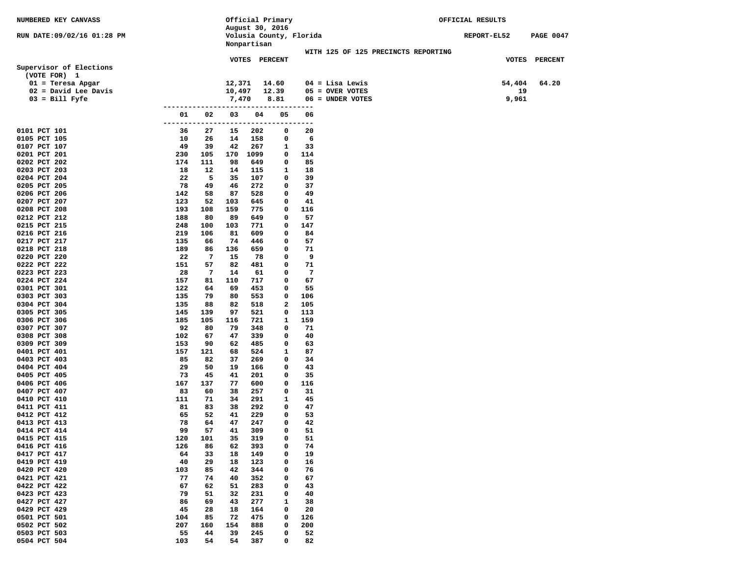NUMBERED KEY CANVASS

RUN DATE:09/02/16 01:28 PM

Official Primary
August 30, 2016
Volusia County, Florida
Nonpartisan

OFFICIAL RESULTS

REPORT-EL52 PAGE 0047

WITH 125 OF 125 PRECINCTS REPORTING

## Supervisor of Elections

(VOTE FOR) 1

| Candidate | VOTES | PERCENT |
|---|---|---|
| 01 = Teresa Apgar | 12,371 | 14.60 |
| 02 = David Lee Davis | 10,497 | 12.39 |
| 03 = Bill Fyfe | 7,470 | 8.81 |
| 04 = Lisa Lewis | 54,404 | 64.20 |
| 05 = OVER VOTES | 19 | |
| 06 = UNDER VOTES | 9,961 | |

| Precinct | 01 | 02 | 03 | 04 | 05 | 06 |
|---|---|---|---|---|---|---|
| 0101 PCT 101 | 36 | 27 | 15 | 202 | 0 | 20 |
| 0105 PCT 105 | 10 | 26 | 14 | 158 | 0 | 6 |
| 0107 PCT 107 | 49 | 39 | 42 | 267 | 1 | 33 |
| 0201 PCT 201 | 230 | 105 | 170 | 1099 | 0 | 114 |
| 0202 PCT 202 | 174 | 111 | 98 | 649 | 0 | 85 |
| 0203 PCT 203 | 18 | 12 | 14 | 115 | 1 | 18 |
| 0204 PCT 204 | 22 | 5 | 35 | 107 | 0 | 39 |
| 0205 PCT 205 | 78 | 49 | 46 | 272 | 0 | 37 |
| 0206 PCT 206 | 142 | 58 | 87 | 528 | 0 | 49 |
| 0207 PCT 207 | 123 | 52 | 103 | 645 | 0 | 41 |
| 0208 PCT 208 | 193 | 108 | 159 | 775 | 0 | 116 |
| 0212 PCT 212 | 188 | 80 | 89 | 649 | 0 | 57 |
| 0215 PCT 215 | 248 | 100 | 103 | 771 | 0 | 147 |
| 0216 PCT 216 | 219 | 106 | 81 | 609 | 0 | 84 |
| 0217 PCT 217 | 135 | 66 | 74 | 446 | 0 | 57 |
| 0218 PCT 218 | 189 | 86 | 136 | 659 | 0 | 71 |
| 0220 PCT 220 | 22 | 7 | 15 | 78 | 0 | 9 |
| 0222 PCT 222 | 151 | 57 | 82 | 481 | 0 | 71 |
| 0223 PCT 223 | 28 | 7 | 14 | 61 | 0 | 7 |
| 0224 PCT 224 | 157 | 81 | 110 | 717 | 0 | 67 |
| 0301 PCT 301 | 122 | 64 | 69 | 453 | 0 | 55 |
| 0303 PCT 303 | 135 | 79 | 80 | 553 | 0 | 106 |
| 0304 PCT 304 | 135 | 88 | 82 | 518 | 2 | 105 |
| 0305 PCT 305 | 145 | 139 | 97 | 521 | 0 | 113 |
| 0306 PCT 306 | 185 | 105 | 116 | 721 | 1 | 159 |
| 0307 PCT 307 | 92 | 80 | 79 | 348 | 0 | 71 |
| 0308 PCT 308 | 102 | 67 | 47 | 339 | 0 | 40 |
| 0309 PCT 309 | 153 | 90 | 62 | 485 | 0 | 63 |
| 0401 PCT 401 | 157 | 121 | 68 | 524 | 1 | 87 |
| 0403 PCT 403 | 85 | 82 | 37 | 269 | 0 | 34 |
| 0404 PCT 404 | 29 | 50 | 19 | 166 | 0 | 43 |
| 0405 PCT 405 | 73 | 45 | 41 | 201 | 0 | 35 |
| 0406 PCT 406 | 167 | 137 | 77 | 600 | 0 | 116 |
| 0407 PCT 407 | 83 | 60 | 38 | 257 | 0 | 31 |
| 0410 PCT 410 | 111 | 71 | 34 | 291 | 1 | 45 |
| 0411 PCT 411 | 81 | 83 | 38 | 292 | 0 | 47 |
| 0412 PCT 412 | 65 | 52 | 41 | 229 | 0 | 53 |
| 0413 PCT 413 | 78 | 64 | 47 | 247 | 0 | 42 |
| 0414 PCT 414 | 99 | 57 | 41 | 309 | 0 | 51 |
| 0415 PCT 415 | 120 | 101 | 35 | 319 | 0 | 51 |
| 0416 PCT 416 | 126 | 86 | 62 | 393 | 0 | 74 |
| 0417 PCT 417 | 64 | 33 | 18 | 149 | 0 | 19 |
| 0419 PCT 419 | 40 | 29 | 18 | 123 | 0 | 16 |
| 0420 PCT 420 | 103 | 85 | 42 | 344 | 0 | 76 |
| 0421 PCT 421 | 77 | 74 | 40 | 352 | 0 | 67 |
| 0422 PCT 422 | 67 | 62 | 51 | 283 | 0 | 43 |
| 0423 PCT 423 | 79 | 51 | 32 | 231 | 0 | 40 |
| 0427 PCT 427 | 86 | 69 | 43 | 277 | 1 | 38 |
| 0429 PCT 429 | 45 | 28 | 18 | 164 | 0 | 20 |
| 0501 PCT 501 | 104 | 85 | 72 | 475 | 0 | 126 |
| 0502 PCT 502 | 207 | 160 | 154 | 888 | 0 | 200 |
| 0503 PCT 503 | 55 | 44 | 39 | 245 | 0 | 52 |
| 0504 PCT 504 | 103 | 54 | 54 | 387 | 0 | 82 |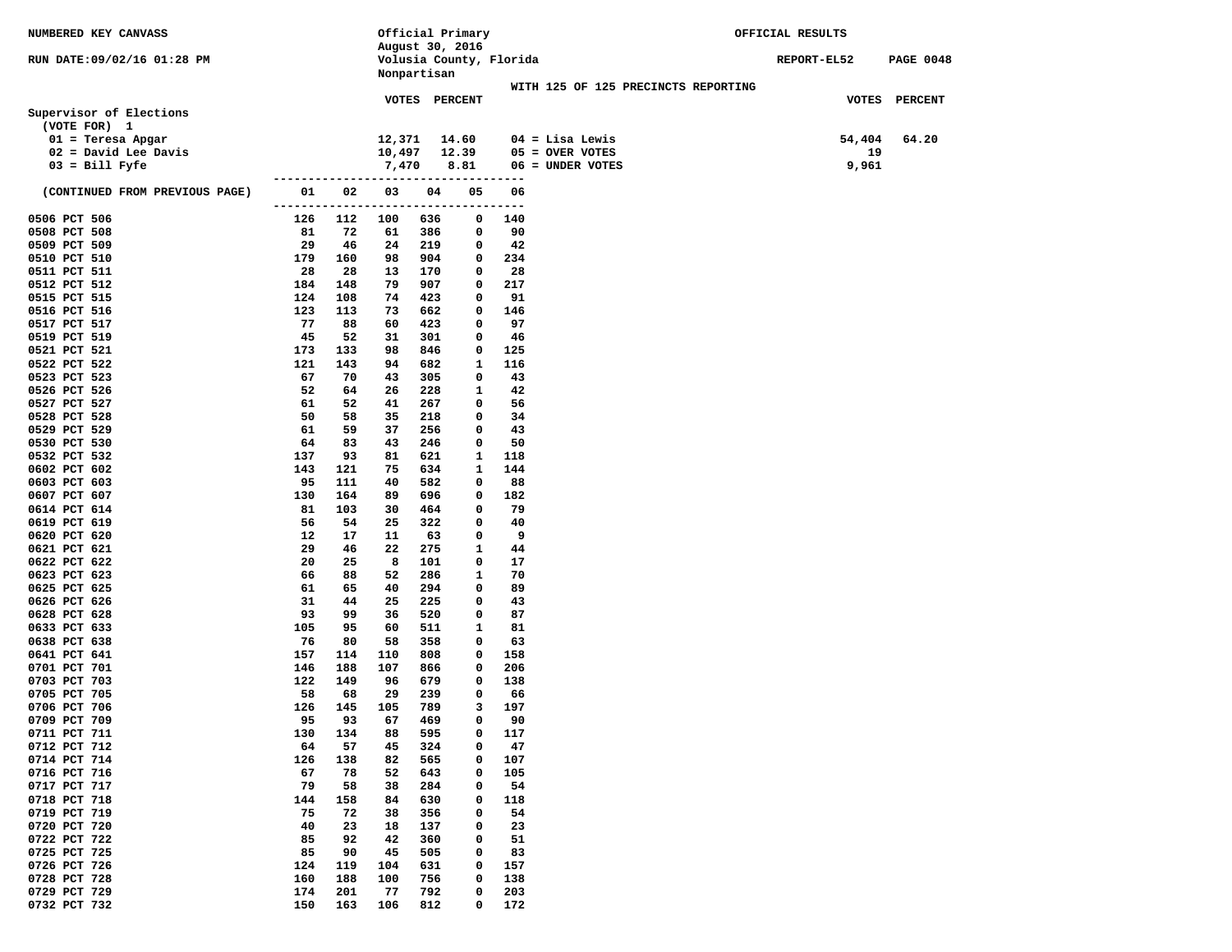NUMBERED KEY CANVASS

RUN DATE:09/02/16 01:28 PM

Official Primary
August 30, 2016
Volusia County, Florida
Nonpartisan

OFFICIAL RESULTS

REPORT-EL52 PAGE 0048

WITH 125 OF 125 PRECINCTS REPORTING

## Supervisor of Elections

(VOTE FOR) 1

| Candidate | VOTES | PERCENT |
|---|---|---|
| 01 = Teresa Apgar | 12,371 | 14.60 |
| 02 = David Lee Davis | 10,497 | 12.39 |
| 03 = Bill Fyfe | 7,470 | 8.81 |
| 04 = Lisa Lewis | 54,404 | 64.20 |
| 05 = OVER VOTES | 19 | |
| 06 = UNDER VOTES | 9,961 | |

| (CONTINUED FROM PREVIOUS PAGE) | 01 | 02 | 03 | 04 | 05 | 06 |
|---|---|---|---|---|---|---|
| 0506 PCT 506 | 126 | 112 | 100 | 636 | 0 | 140 |
| 0508 PCT 508 | 81 | 72 | 61 | 386 | 0 | 90 |
| 0509 PCT 509 | 29 | 46 | 24 | 219 | 0 | 42 |
| 0510 PCT 510 | 179 | 160 | 98 | 904 | 0 | 234 |
| 0511 PCT 511 | 28 | 28 | 13 | 170 | 0 | 28 |
| 0512 PCT 512 | 184 | 148 | 79 | 907 | 0 | 217 |
| 0515 PCT 515 | 124 | 108 | 74 | 423 | 0 | 91 |
| 0516 PCT 516 | 123 | 113 | 73 | 662 | 0 | 146 |
| 0517 PCT 517 | 77 | 88 | 60 | 423 | 0 | 97 |
| 0519 PCT 519 | 45 | 52 | 31 | 301 | 0 | 46 |
| 0521 PCT 521 | 173 | 133 | 98 | 846 | 0 | 125 |
| 0522 PCT 522 | 121 | 143 | 94 | 682 | 1 | 116 |
| 0523 PCT 523 | 67 | 70 | 43 | 305 | 0 | 43 |
| 0526 PCT 526 | 52 | 64 | 26 | 228 | 1 | 42 |
| 0527 PCT 527 | 61 | 52 | 41 | 267 | 0 | 56 |
| 0528 PCT 528 | 50 | 58 | 35 | 218 | 0 | 34 |
| 0529 PCT 529 | 61 | 59 | 37 | 256 | 0 | 43 |
| 0530 PCT 530 | 64 | 83 | 43 | 246 | 0 | 50 |
| 0532 PCT 532 | 137 | 93 | 81 | 621 | 1 | 118 |
| 0602 PCT 602 | 143 | 121 | 75 | 634 | 1 | 144 |
| 0603 PCT 603 | 95 | 111 | 40 | 582 | 0 | 88 |
| 0607 PCT 607 | 130 | 164 | 89 | 696 | 0 | 182 |
| 0614 PCT 614 | 81 | 103 | 30 | 464 | 0 | 79 |
| 0619 PCT 619 | 56 | 54 | 25 | 322 | 0 | 40 |
| 0620 PCT 620 | 12 | 17 | 11 | 63 | 0 | 9 |
| 0621 PCT 621 | 29 | 46 | 22 | 275 | 1 | 44 |
| 0622 PCT 622 | 20 | 25 | 8 | 101 | 0 | 17 |
| 0623 PCT 623 | 66 | 88 | 52 | 286 | 1 | 70 |
| 0625 PCT 625 | 61 | 65 | 40 | 294 | 0 | 89 |
| 0626 PCT 626 | 31 | 44 | 25 | 225 | 0 | 43 |
| 0628 PCT 628 | 93 | 99 | 36 | 520 | 0 | 87 |
| 0633 PCT 633 | 105 | 95 | 60 | 511 | 1 | 81 |
| 0638 PCT 638 | 76 | 80 | 58 | 358 | 0 | 63 |
| 0641 PCT 641 | 157 | 114 | 110 | 808 | 0 | 158 |
| 0701 PCT 701 | 146 | 188 | 107 | 866 | 0 | 206 |
| 0703 PCT 703 | 122 | 149 | 96 | 679 | 0 | 138 |
| 0705 PCT 705 | 58 | 68 | 29 | 239 | 0 | 66 |
| 0706 PCT 706 | 126 | 145 | 105 | 789 | 3 | 197 |
| 0709 PCT 709 | 95 | 93 | 67 | 469 | 0 | 90 |
| 0711 PCT 711 | 130 | 134 | 88 | 595 | 0 | 117 |
| 0712 PCT 712 | 64 | 57 | 45 | 324 | 0 | 47 |
| 0714 PCT 714 | 126 | 138 | 82 | 565 | 0 | 107 |
| 0716 PCT 716 | 67 | 78 | 52 | 643 | 0 | 105 |
| 0717 PCT 717 | 79 | 58 | 38 | 284 | 0 | 54 |
| 0718 PCT 718 | 144 | 158 | 84 | 630 | 0 | 118 |
| 0719 PCT 719 | 75 | 72 | 38 | 356 | 0 | 54 |
| 0720 PCT 720 | 40 | 23 | 18 | 137 | 0 | 23 |
| 0722 PCT 722 | 85 | 92 | 42 | 360 | 0 | 51 |
| 0725 PCT 725 | 85 | 90 | 45 | 505 | 0 | 83 |
| 0726 PCT 726 | 124 | 119 | 104 | 631 | 0 | 157 |
| 0728 PCT 728 | 160 | 188 | 100 | 756 | 0 | 138 |
| 0729 PCT 729 | 174 | 201 | 77 | 792 | 0 | 203 |
| 0732 PCT 732 | 150 | 163 | 106 | 812 | 0 | 172 |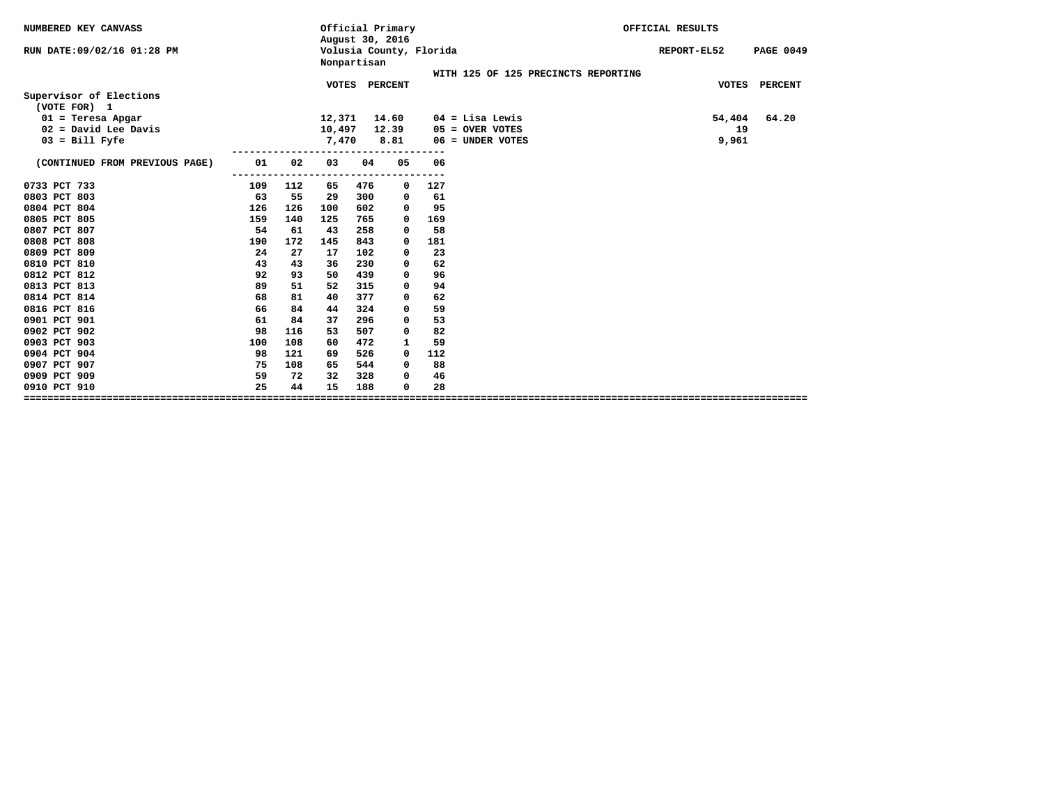NUMBERED KEY CANVASS — Official Primary, August 30, 2016 — Volusia County, Florida — Nonpartisan — OFFICIAL RESULTS

RUN DATE:09/02/16 01:28 PM — REPORT-EL52

WITH 125 OF 125 PRECINCTS REPORTING

## Supervisor of Elections

(VOTE FOR) 1

| Candidate | VOTES | PERCENT |
|---|---|---|
| 01 = Teresa Apgar | 12,371 | 14.60 |
| 02 = David Lee Davis | 10,497 | 12.39 |
| 03 = Bill Fyfe | 7,470 | 8.81 |
| 04 = Lisa Lewis | 54,404 | 64.20 |
| 05 = OVER VOTES | 19 | |
| 06 = UNDER VOTES | 9,961 | |

(CONTINUED FROM PREVIOUS PAGE)

| Precinct | 01 | 02 | 03 | 04 | 05 | 06 |
|---|---|---|---|---|---|---|
| 0733 PCT 733 | 109 | 112 | 65 | 476 | 0 | 127 |
| 0803 PCT 803 | 63 | 55 | 29 | 300 | 0 | 61 |
| 0804 PCT 804 | 126 | 126 | 100 | 602 | 0 | 95 |
| 0805 PCT 805 | 159 | 140 | 125 | 765 | 0 | 169 |
| 0807 PCT 807 | 54 | 61 | 43 | 258 | 0 | 58 |
| 0808 PCT 808 | 190 | 172 | 145 | 843 | 0 | 181 |
| 0809 PCT 809 | 24 | 27 | 17 | 102 | 0 | 23 |
| 0810 PCT 810 | 43 | 43 | 36 | 230 | 0 | 62 |
| 0812 PCT 812 | 92 | 93 | 50 | 439 | 0 | 96 |
| 0813 PCT 813 | 89 | 51 | 52 | 315 | 0 | 94 |
| 0814 PCT 814 | 68 | 81 | 40 | 377 | 0 | 62 |
| 0816 PCT 816 | 66 | 84 | 44 | 324 | 0 | 59 |
| 0901 PCT 901 | 61 | 84 | 37 | 296 | 0 | 53 |
| 0902 PCT 902 | 98 | 116 | 53 | 507 | 0 | 82 |
| 0903 PCT 903 | 100 | 108 | 60 | 472 | 1 | 59 |
| 0904 PCT 904 | 98 | 121 | 69 | 526 | 0 | 112 |
| 0907 PCT 907 | 75 | 108 | 65 | 544 | 0 | 88 |
| 0909 PCT 909 | 59 | 72 | 32 | 328 | 0 | 46 |
| 0910 PCT 910 | 25 | 44 | 15 | 188 | 0 | 28 |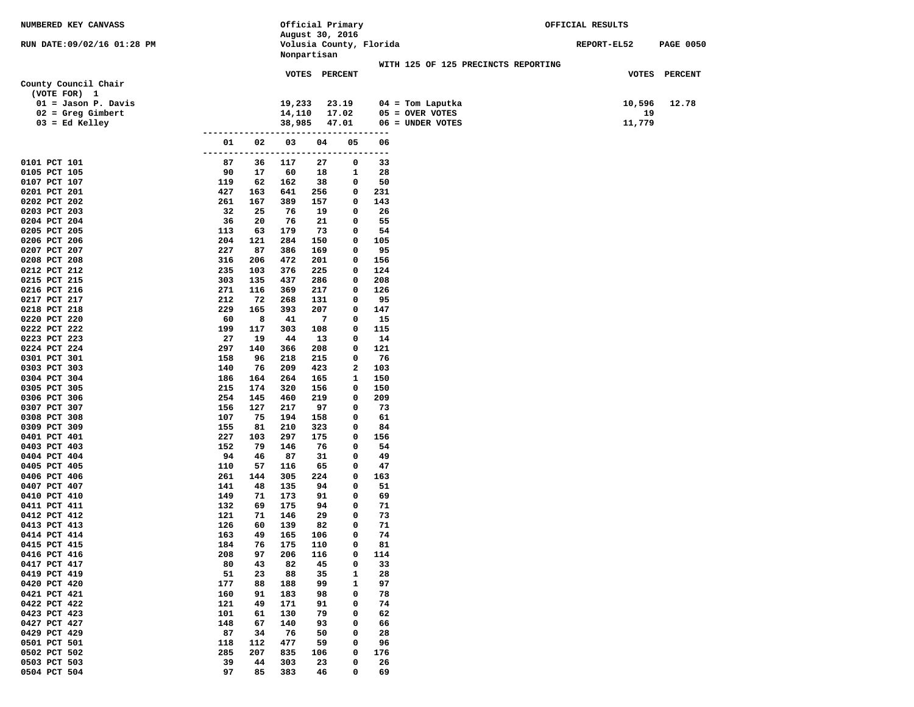NUMBERED KEY CANVASS

RUN DATE:09/02/16 01:28 PM

Official Primary
August 30, 2016
Volusia County, Florida
Nonpartisan

OFFICIAL RESULTS

REPORT-EL52 PAGE 0050

WITH 125 OF 125 PRECINCTS REPORTING

## County Council Chair

(VOTE FOR) 1

| Candidate | VOTES | PERCENT |
|---|---|---|
| 01 = Jason P. Davis | 19,233 | 23.19 |
| 02 = Greg Gimbert | 14,110 | 17.02 |
| 03 = Ed Kelley | 38,985 | 47.01 |
| 04 = Tom Laputka | 10,596 | 12.78 |
| 05 = OVER VOTES | 19 | |
| 06 = UNDER VOTES | 11,779 | |

| Precinct | 01 | 02 | 03 | 04 | 05 | 06 |
|---|---|---|---|---|---|---|
| 0101 PCT 101 | 87 | 36 | 117 | 27 | 0 | 33 |
| 0105 PCT 105 | 90 | 17 | 60 | 18 | 1 | 28 |
| 0107 PCT 107 | 119 | 62 | 162 | 38 | 0 | 50 |
| 0201 PCT 201 | 427 | 163 | 641 | 256 | 0 | 231 |
| 0202 PCT 202 | 261 | 167 | 389 | 157 | 0 | 143 |
| 0203 PCT 203 | 32 | 25 | 76 | 19 | 0 | 26 |
| 0204 PCT 204 | 36 | 20 | 76 | 21 | 0 | 55 |
| 0205 PCT 205 | 113 | 63 | 179 | 73 | 0 | 54 |
| 0206 PCT 206 | 204 | 121 | 284 | 150 | 0 | 105 |
| 0207 PCT 207 | 227 | 87 | 386 | 169 | 0 | 95 |
| 0208 PCT 208 | 316 | 206 | 472 | 201 | 0 | 156 |
| 0212 PCT 212 | 235 | 103 | 376 | 225 | 0 | 124 |
| 0215 PCT 215 | 303 | 135 | 437 | 286 | 0 | 208 |
| 0216 PCT 216 | 271 | 116 | 369 | 217 | 0 | 126 |
| 0217 PCT 217 | 212 | 72 | 268 | 131 | 0 | 95 |
| 0218 PCT 218 | 229 | 165 | 393 | 207 | 0 | 147 |
| 0220 PCT 220 | 60 | 8 | 41 | 7 | 0 | 15 |
| 0222 PCT 222 | 199 | 117 | 303 | 108 | 0 | 115 |
| 0223 PCT 223 | 27 | 19 | 44 | 13 | 0 | 14 |
| 0224 PCT 224 | 297 | 140 | 366 | 208 | 0 | 121 |
| 0301 PCT 301 | 158 | 96 | 218 | 215 | 0 | 76 |
| 0303 PCT 303 | 140 | 76 | 209 | 423 | 2 | 103 |
| 0304 PCT 304 | 186 | 164 | 264 | 165 | 1 | 150 |
| 0305 PCT 305 | 215 | 174 | 320 | 156 | 0 | 150 |
| 0306 PCT 306 | 254 | 145 | 460 | 219 | 0 | 209 |
| 0307 PCT 307 | 156 | 127 | 217 | 97 | 0 | 73 |
| 0308 PCT 308 | 107 | 75 | 194 | 158 | 0 | 61 |
| 0309 PCT 309 | 155 | 81 | 210 | 323 | 0 | 84 |
| 0401 PCT 401 | 227 | 103 | 297 | 175 | 0 | 156 |
| 0403 PCT 403 | 152 | 79 | 146 | 76 | 0 | 54 |
| 0404 PCT 404 | 94 | 46 | 87 | 31 | 0 | 49 |
| 0405 PCT 405 | 110 | 57 | 116 | 65 | 0 | 47 |
| 0406 PCT 406 | 261 | 144 | 305 | 224 | 0 | 163 |
| 0407 PCT 407 | 141 | 48 | 135 | 94 | 0 | 51 |
| 0410 PCT 410 | 149 | 71 | 173 | 91 | 0 | 69 |
| 0411 PCT 411 | 132 | 69 | 175 | 94 | 0 | 71 |
| 0412 PCT 412 | 121 | 71 | 146 | 29 | 0 | 73 |
| 0413 PCT 413 | 126 | 60 | 139 | 82 | 0 | 71 |
| 0414 PCT 414 | 163 | 49 | 165 | 106 | 0 | 74 |
| 0415 PCT 415 | 184 | 76 | 175 | 110 | 0 | 81 |
| 0416 PCT 416 | 208 | 97 | 206 | 116 | 0 | 114 |
| 0417 PCT 417 | 80 | 43 | 82 | 45 | 0 | 33 |
| 0419 PCT 419 | 51 | 23 | 88 | 35 | 1 | 28 |
| 0420 PCT 420 | 177 | 88 | 188 | 99 | 1 | 97 |
| 0421 PCT 421 | 160 | 91 | 183 | 98 | 0 | 78 |
| 0422 PCT 422 | 121 | 49 | 171 | 91 | 0 | 74 |
| 0423 PCT 423 | 101 | 61 | 130 | 79 | 0 | 62 |
| 0427 PCT 427 | 148 | 67 | 140 | 93 | 0 | 66 |
| 0429 PCT 429 | 87 | 34 | 76 | 50 | 0 | 28 |
| 0501 PCT 501 | 118 | 112 | 477 | 59 | 0 | 96 |
| 0502 PCT 502 | 285 | 207 | 835 | 106 | 0 | 176 |
| 0503 PCT 503 | 39 | 44 | 303 | 23 | 0 | 26 |
| 0504 PCT 504 | 97 | 85 | 383 | 46 | 0 | 69 |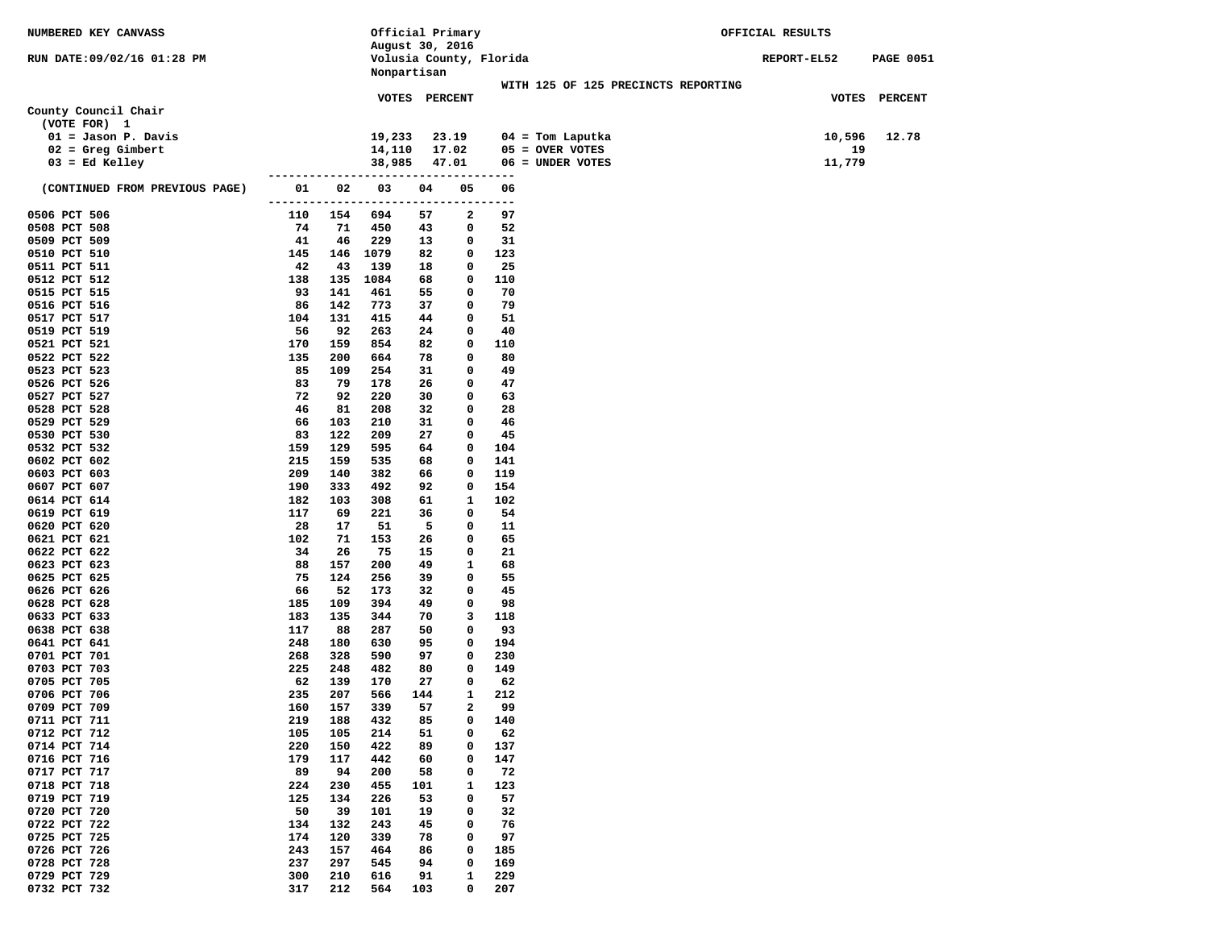NUMBERED KEY CANVASS

RUN DATE:09/02/16 01:28 PM

Official Primary
August 30, 2016
Volusia County, Florida
Nonpartisan

OFFICIAL RESULTS

REPORT-EL52 PAGE 0051

WITH 125 OF 125 PRECINCTS REPORTING

## County Council Chair

(VOTE FOR) 1

| Candidate | VOTES | PERCENT |
|---|---|---|
| 01 = Jason P. Davis | 19,233 | 23.19 |
| 02 = Greg Gimbert | 14,110 | 17.02 |
| 03 = Ed Kelley | 38,985 | 47.01 |
| 04 = Tom Laputka | 10,596 | 12.78 |
| 05 = OVER VOTES | 19 | |
| 06 = UNDER VOTES | 11,779 | |

| (CONTINUED FROM PREVIOUS PAGE) | 01 | 02 | 03 | 04 | 05 | 06 |
|---|---|---|---|---|---|---|
| 0506 PCT 506 | 110 | 154 | 694 | 57 | 2 | 97 |
| 0508 PCT 508 | 74 | 71 | 450 | 43 | 0 | 52 |
| 0509 PCT 509 | 41 | 46 | 229 | 13 | 0 | 31 |
| 0510 PCT 510 | 145 | 146 | 1079 | 82 | 0 | 123 |
| 0511 PCT 511 | 42 | 43 | 139 | 18 | 0 | 25 |
| 0512 PCT 512 | 138 | 135 | 1084 | 68 | 0 | 110 |
| 0515 PCT 515 | 93 | 141 | 461 | 55 | 0 | 70 |
| 0516 PCT 516 | 86 | 142 | 773 | 37 | 0 | 79 |
| 0517 PCT 517 | 104 | 131 | 415 | 44 | 0 | 51 |
| 0519 PCT 519 | 56 | 92 | 263 | 24 | 0 | 40 |
| 0521 PCT 521 | 170 | 159 | 854 | 82 | 0 | 110 |
| 0522 PCT 522 | 135 | 200 | 664 | 78 | 0 | 80 |
| 0523 PCT 523 | 85 | 109 | 254 | 31 | 0 | 49 |
| 0526 PCT 526 | 83 | 79 | 178 | 26 | 0 | 47 |
| 0527 PCT 527 | 72 | 92 | 220 | 30 | 0 | 63 |
| 0528 PCT 528 | 46 | 81 | 208 | 32 | 0 | 28 |
| 0529 PCT 529 | 66 | 103 | 210 | 31 | 0 | 46 |
| 0530 PCT 530 | 83 | 122 | 209 | 27 | 0 | 45 |
| 0532 PCT 532 | 159 | 129 | 595 | 64 | 0 | 104 |
| 0602 PCT 602 | 215 | 159 | 535 | 68 | 0 | 141 |
| 0603 PCT 603 | 209 | 140 | 382 | 66 | 0 | 119 |
| 0607 PCT 607 | 190 | 333 | 492 | 92 | 0 | 154 |
| 0614 PCT 614 | 182 | 103 | 308 | 61 | 1 | 102 |
| 0619 PCT 619 | 117 | 69 | 221 | 36 | 0 | 54 |
| 0620 PCT 620 | 28 | 17 | 51 | 5 | 0 | 11 |
| 0621 PCT 621 | 102 | 71 | 153 | 26 | 0 | 65 |
| 0622 PCT 622 | 34 | 26 | 75 | 15 | 0 | 21 |
| 0623 PCT 623 | 88 | 157 | 200 | 49 | 1 | 68 |
| 0625 PCT 625 | 75 | 124 | 256 | 39 | 0 | 55 |
| 0626 PCT 626 | 66 | 52 | 173 | 32 | 0 | 45 |
| 0628 PCT 628 | 185 | 109 | 394 | 49 | 0 | 98 |
| 0633 PCT 633 | 183 | 135 | 344 | 70 | 3 | 118 |
| 0638 PCT 638 | 117 | 88 | 287 | 50 | 0 | 93 |
| 0641 PCT 641 | 248 | 180 | 630 | 95 | 0 | 194 |
| 0701 PCT 701 | 268 | 328 | 590 | 97 | 0 | 230 |
| 0703 PCT 703 | 225 | 248 | 482 | 80 | 0 | 149 |
| 0705 PCT 705 | 62 | 139 | 170 | 27 | 0 | 62 |
| 0706 PCT 706 | 235 | 207 | 566 | 144 | 1 | 212 |
| 0709 PCT 709 | 160 | 157 | 339 | 57 | 2 | 99 |
| 0711 PCT 711 | 219 | 188 | 432 | 85 | 0 | 140 |
| 0712 PCT 712 | 105 | 105 | 214 | 51 | 0 | 62 |
| 0714 PCT 714 | 220 | 150 | 422 | 89 | 0 | 137 |
| 0716 PCT 716 | 179 | 117 | 442 | 60 | 0 | 147 |
| 0717 PCT 717 | 89 | 94 | 200 | 58 | 0 | 72 |
| 0718 PCT 718 | 224 | 230 | 455 | 101 | 1 | 123 |
| 0719 PCT 719 | 125 | 134 | 226 | 53 | 0 | 57 |
| 0720 PCT 720 | 50 | 39 | 101 | 19 | 0 | 32 |
| 0722 PCT 722 | 134 | 132 | 243 | 45 | 0 | 76 |
| 0725 PCT 725 | 174 | 120 | 339 | 78 | 0 | 97 |
| 0726 PCT 726 | 243 | 157 | 464 | 86 | 0 | 185 |
| 0728 PCT 728 | 237 | 297 | 545 | 94 | 0 | 169 |
| 0729 PCT 729 | 300 | 210 | 616 | 91 | 1 | 229 |
| 0732 PCT 732 | 317 | 212 | 564 | 103 | 0 | 207 |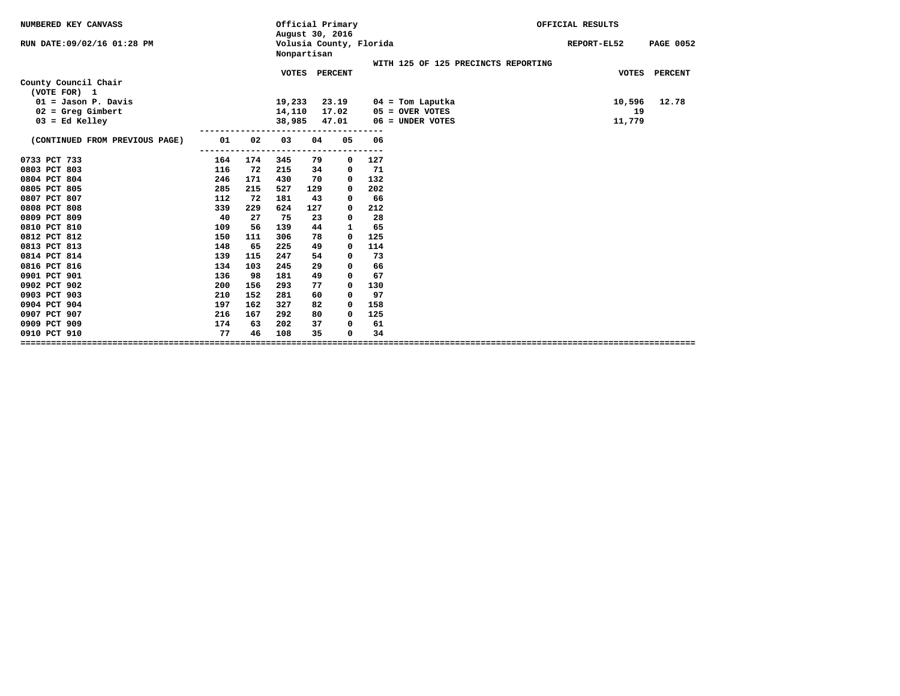NUMBERED KEY CANVASS

RUN DATE:09/02/16 01:28 PM

Official Primary
August 30, 2016
Volusia County, Florida
Nonpartisan

OFFICIAL RESULTS

REPORT-EL52 PAGE 0052

WITH 125 OF 125 PRECINCTS REPORTING

## County Council Chair

(VOTE FOR) 1

| | VOTES | PERCENT | | VOTES | PERCENT |
|---|---|---|---|---|---|
| 01 = Jason P. Davis | 19,233 | 23.19 | 04 = Tom Laputka | 10,596 | 12.78 |
| 02 = Greg Gimbert | 14,110 | 17.02 | 05 = OVER VOTES | 19 | |
| 03 = Ed Kelley | 38,985 | 47.01 | 06 = UNDER VOTES | 11,779 | |

| (CONTINUED FROM PREVIOUS PAGE) | 01 | 02 | 03 | 04 | 05 | 06 |
|---|---|---|---|---|---|---|
| 0733 PCT 733 | 164 | 174 | 345 | 79 | 0 | 127 |
| 0803 PCT 803 | 116 | 72 | 215 | 34 | 0 | 71 |
| 0804 PCT 804 | 246 | 171 | 430 | 70 | 0 | 132 |
| 0805 PCT 805 | 285 | 215 | 527 | 129 | 0 | 202 |
| 0807 PCT 807 | 112 | 72 | 181 | 43 | 0 | 66 |
| 0808 PCT 808 | 339 | 229 | 624 | 127 | 0 | 212 |
| 0809 PCT 809 | 40 | 27 | 75 | 23 | 0 | 28 |
| 0810 PCT 810 | 109 | 56 | 139 | 44 | 1 | 65 |
| 0812 PCT 812 | 150 | 111 | 306 | 78 | 0 | 125 |
| 0813 PCT 813 | 148 | 65 | 225 | 49 | 0 | 114 |
| 0814 PCT 814 | 139 | 115 | 247 | 54 | 0 | 73 |
| 0816 PCT 816 | 134 | 103 | 245 | 29 | 0 | 66 |
| 0901 PCT 901 | 136 | 98 | 181 | 49 | 0 | 67 |
| 0902 PCT 902 | 200 | 156 | 293 | 77 | 0 | 130 |
| 0903 PCT 903 | 210 | 152 | 281 | 60 | 0 | 97 |
| 0904 PCT 904 | 197 | 162 | 327 | 82 | 0 | 158 |
| 0907 PCT 907 | 216 | 167 | 292 | 80 | 0 | 125 |
| 0909 PCT 909 | 174 | 63 | 202 | 37 | 0 | 61 |
| 0910 PCT 910 | 77 | 46 | 108 | 35 | 0 | 34 |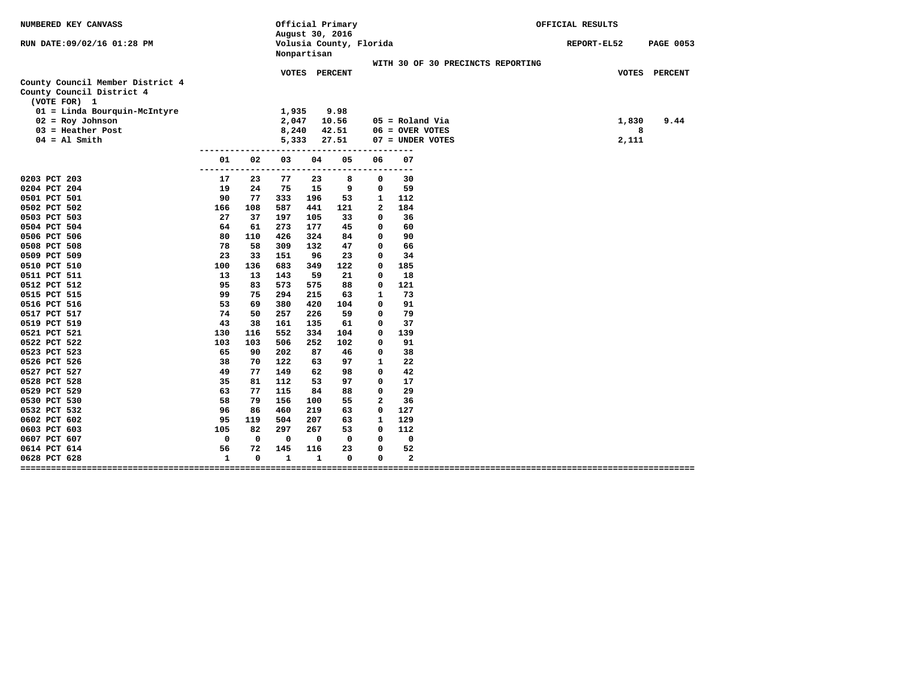NUMBERED KEY CANVASS

RUN DATE:09/02/16 01:28 PM

Official Primary
August 30, 2016
Volusia County, Florida
Nonpartisan

OFFICIAL RESULTS

REPORT-EL52 PAGE 0053

WITH 30 OF 30 PRECINCTS REPORTING

## County Council Member District 4

County Council District 4
(VOTE FOR) 1

| Candidate | VOTES | PERCENT |
|---|---|---|
| 01 = Linda Bourquin-McIntyre | 1,935 | 9.98 |
| 02 = Roy Johnson | 2,047 | 10.56 |
| 03 = Heather Post | 8,240 | 42.51 |
| 04 = Al Smith | 5,333 | 27.51 |
| 05 = Roland Via | 1,830 | 9.44 |
| 06 = OVER VOTES | 8 | |
| 07 = UNDER VOTES | 2,111 | |

| Precinct | 01 | 02 | 03 | 04 | 05 | 06 | 07 |
|---|---|---|---|---|---|---|---|
| 0203 PCT 203 | 17 | 23 | 77 | 23 | 8 | 0 | 30 |
| 0204 PCT 204 | 19 | 24 | 75 | 15 | 9 | 0 | 59 |
| 0501 PCT 501 | 90 | 77 | 333 | 196 | 53 | 1 | 112 |
| 0502 PCT 502 | 166 | 108 | 587 | 441 | 121 | 2 | 184 |
| 0503 PCT 503 | 27 | 37 | 197 | 105 | 33 | 0 | 36 |
| 0504 PCT 504 | 64 | 61 | 273 | 177 | 45 | 0 | 60 |
| 0506 PCT 506 | 80 | 110 | 426 | 324 | 84 | 0 | 90 |
| 0508 PCT 508 | 78 | 58 | 309 | 132 | 47 | 0 | 66 |
| 0509 PCT 509 | 23 | 33 | 151 | 96 | 23 | 0 | 34 |
| 0510 PCT 510 | 100 | 136 | 683 | 349 | 122 | 0 | 185 |
| 0511 PCT 511 | 13 | 13 | 143 | 59 | 21 | 0 | 18 |
| 0512 PCT 512 | 95 | 83 | 573 | 575 | 88 | 0 | 121 |
| 0515 PCT 515 | 99 | 75 | 294 | 215 | 63 | 1 | 73 |
| 0516 PCT 516 | 53 | 69 | 380 | 420 | 104 | 0 | 91 |
| 0517 PCT 517 | 74 | 50 | 257 | 226 | 59 | 0 | 79 |
| 0519 PCT 519 | 43 | 38 | 161 | 135 | 61 | 0 | 37 |
| 0521 PCT 521 | 130 | 116 | 552 | 334 | 104 | 0 | 139 |
| 0522 PCT 522 | 103 | 103 | 506 | 252 | 102 | 0 | 91 |
| 0523 PCT 523 | 65 | 90 | 202 | 87 | 46 | 0 | 38 |
| 0526 PCT 526 | 38 | 70 | 122 | 63 | 97 | 1 | 22 |
| 0527 PCT 527 | 49 | 77 | 149 | 62 | 98 | 0 | 42 |
| 0528 PCT 528 | 35 | 81 | 112 | 53 | 97 | 0 | 17 |
| 0529 PCT 529 | 63 | 77 | 115 | 84 | 88 | 0 | 29 |
| 0530 PCT 530 | 58 | 79 | 156 | 100 | 55 | 2 | 36 |
| 0532 PCT 532 | 96 | 86 | 460 | 219 | 63 | 0 | 127 |
| 0602 PCT 602 | 95 | 119 | 504 | 207 | 63 | 1 | 129 |
| 0603 PCT 603 | 105 | 82 | 297 | 267 | 53 | 0 | 112 |
| 0607 PCT 607 | 0 | 0 | 0 | 0 | 0 | 0 | 0 |
| 0614 PCT 614 | 56 | 72 | 145 | 116 | 23 | 0 | 52 |
| 0628 PCT 628 | 1 | 0 | 1 | 1 | 0 | 0 | 2 |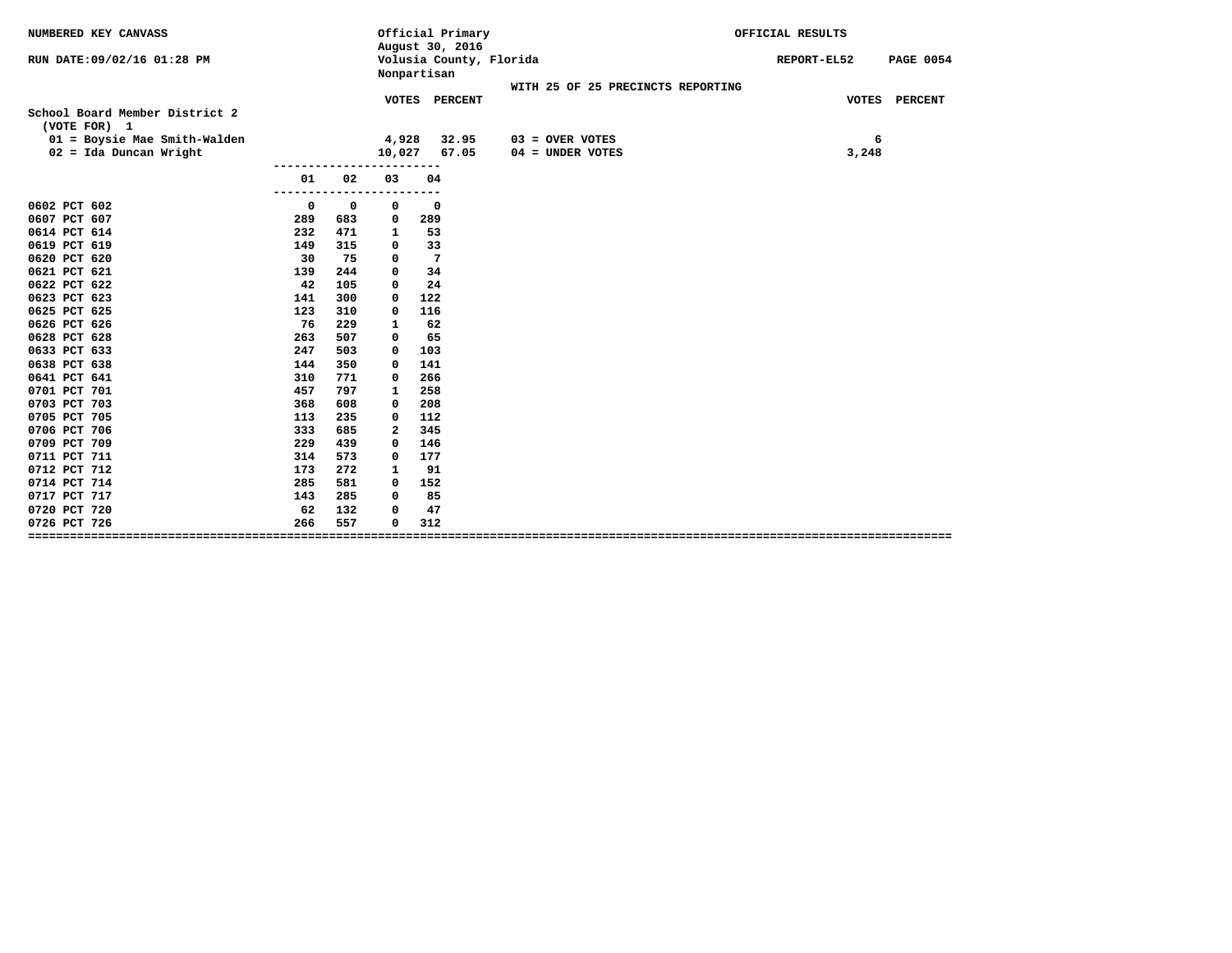NUMBERED KEY CANVASS

RUN DATE:09/02/16 01:28 PM

Official Primary
August 30, 2016
Volusia County, Florida
Nonpartisan

OFFICIAL RESULTS

REPORT-EL52 PAGE 0054

WITH 25 OF 25 PRECINCTS REPORTING

## School Board Member District 2

(VOTE FOR) 1

| | VOTES | PERCENT |
|---|---|---|
| 01 = Boysie Mae Smith-Walden | 4,928 | 32.95 |
| 02 = Ida Duncan Wright | 10,027 | 67.05 |

| | VOTES | PERCENT |
|---|---|---|
| 03 = OVER VOTES | 6 | |
| 04 = UNDER VOTES | 3,248 | |

| | 01 | 02 | 03 | 04 |
|---|---|---|---|---|
| 0602 PCT 602 | 0 | 0 | 0 | 0 |
| 0607 PCT 607 | 289 | 683 | 0 | 289 |
| 0614 PCT 614 | 232 | 471 | 1 | 53 |
| 0619 PCT 619 | 149 | 315 | 0 | 33 |
| 0620 PCT 620 | 30 | 75 | 0 | 7 |
| 0621 PCT 621 | 139 | 244 | 0 | 34 |
| 0622 PCT 622 | 42 | 105 | 0 | 24 |
| 0623 PCT 623 | 141 | 300 | 0 | 122 |
| 0625 PCT 625 | 123 | 310 | 0 | 116 |
| 0626 PCT 626 | 76 | 229 | 1 | 62 |
| 0628 PCT 628 | 263 | 507 | 0 | 65 |
| 0633 PCT 633 | 247 | 503 | 0 | 103 |
| 0638 PCT 638 | 144 | 350 | 0 | 141 |
| 0641 PCT 641 | 310 | 771 | 0 | 266 |
| 0701 PCT 701 | 457 | 797 | 1 | 258 |
| 0703 PCT 703 | 368 | 608 | 0 | 208 |
| 0705 PCT 705 | 113 | 235 | 0 | 112 |
| 0706 PCT 706 | 333 | 685 | 2 | 345 |
| 0709 PCT 709 | 229 | 439 | 0 | 146 |
| 0711 PCT 711 | 314 | 573 | 0 | 177 |
| 0712 PCT 712 | 173 | 272 | 1 | 91 |
| 0714 PCT 714 | 285 | 581 | 0 | 152 |
| 0717 PCT 717 | 143 | 285 | 0 | 85 |
| 0720 PCT 720 | 62 | 132 | 0 | 47 |
| 0726 PCT 726 | 266 | 557 | 0 | 312 |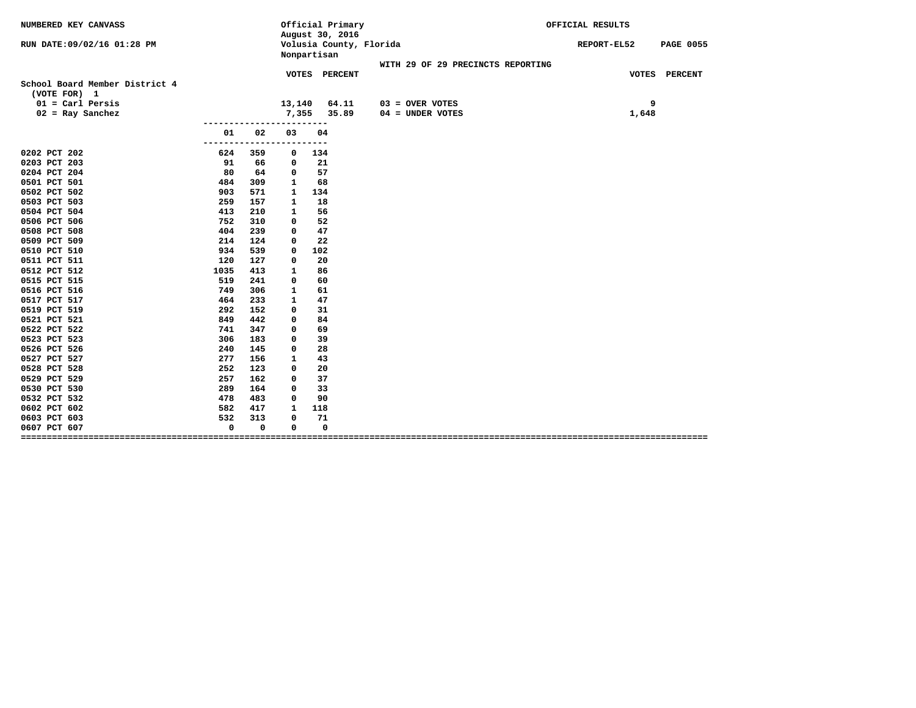NUMBERED KEY CANVASS

Official Primary
August 30, 2016
Volusia County, Florida
Nonpartisan

OFFICIAL RESULTS

RUN DATE:09/02/16 01:28 PM

REPORT-EL52

WITH 29 OF 29 PRECINCTS REPORTING

## School Board Member District 4

(VOTE FOR) 1

| | VOTES | PERCENT | | VOTES | PERCENT |
|---|---|---|---|---|---|
| 01 = Carl Persis | 13,140 | 64.11 | 03 = OVER VOTES | 9 | |
| 02 = Ray Sanchez | 7,355 | 35.89 | 04 = UNDER VOTES | 1,648 | |

| Precinct | 01 | 02 | 03 | 04 |
|---|---|---|---|---|
| 0202 PCT 202 | 624 | 359 | 0 | 134 |
| 0203 PCT 203 | 91 | 66 | 0 | 21 |
| 0204 PCT 204 | 80 | 64 | 0 | 57 |
| 0501 PCT 501 | 484 | 309 | 1 | 68 |
| 0502 PCT 502 | 903 | 571 | 1 | 134 |
| 0503 PCT 503 | 259 | 157 | 1 | 18 |
| 0504 PCT 504 | 413 | 210 | 1 | 56 |
| 0506 PCT 506 | 752 | 310 | 0 | 52 |
| 0508 PCT 508 | 404 | 239 | 0 | 47 |
| 0509 PCT 509 | 214 | 124 | 0 | 22 |
| 0510 PCT 510 | 934 | 539 | 0 | 102 |
| 0511 PCT 511 | 120 | 127 | 0 | 20 |
| 0512 PCT 512 | 1035 | 413 | 1 | 86 |
| 0515 PCT 515 | 519 | 241 | 0 | 60 |
| 0516 PCT 516 | 749 | 306 | 1 | 61 |
| 0517 PCT 517 | 464 | 233 | 1 | 47 |
| 0519 PCT 519 | 292 | 152 | 0 | 31 |
| 0521 PCT 521 | 849 | 442 | 0 | 84 |
| 0522 PCT 522 | 741 | 347 | 0 | 69 |
| 0523 PCT 523 | 306 | 183 | 0 | 39 |
| 0526 PCT 526 | 240 | 145 | 0 | 28 |
| 0527 PCT 527 | 277 | 156 | 1 | 43 |
| 0528 PCT 528 | 252 | 123 | 0 | 20 |
| 0529 PCT 529 | 257 | 162 | 0 | 37 |
| 0530 PCT 530 | 289 | 164 | 0 | 33 |
| 0532 PCT 532 | 478 | 483 | 0 | 90 |
| 0602 PCT 602 | 582 | 417 | 1 | 118 |
| 0603 PCT 603 | 532 | 313 | 0 | 71 |
| 0607 PCT 607 | 0 | 0 | 0 | 0 |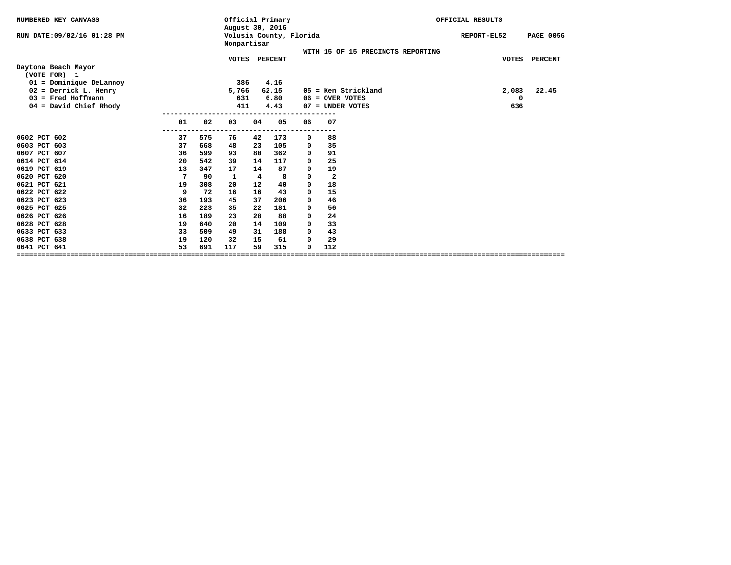NUMBERED KEY CANVASS

RUN DATE:09/02/16 01:28 PM

Official Primary
August 30, 2016
Volusia County, Florida
Nonpartisan

OFFICIAL RESULTS

REPORT-EL52

WITH 15 OF 15 PRECINCTS REPORTING

## Daytona Beach Mayor

(VOTE FOR) 1

| Candidate | VOTES | PERCENT |
|---|---|---|
| 01 = Dominique DeLannoy | 386 | 4.16 |
| 02 = Derrick L. Henry | 5,766 | 62.15 |
| 03 = Fred Hoffmann | 631 | 6.80 |
| 04 = David Chief Rhody | 411 | 4.43 |
| 05 = Ken Strickland | 2,083 | 22.45 |
| 06 = OVER VOTES | 0 | |
| 07 = UNDER VOTES | 636 | |

| | 01 | 02 | 03 | 04 | 05 | 06 | 07 |
|---|---|---|---|---|---|---|---|
| 0602 PCT 602 | 37 | 575 | 76 | 42 | 173 | 0 | 88 |
| 0603 PCT 603 | 37 | 668 | 48 | 23 | 105 | 0 | 35 |
| 0607 PCT 607 | 36 | 599 | 93 | 80 | 362 | 0 | 91 |
| 0614 PCT 614 | 20 | 542 | 39 | 14 | 117 | 0 | 25 |
| 0619 PCT 619 | 13 | 347 | 17 | 14 | 87 | 0 | 19 |
| 0620 PCT 620 | 7 | 90 | 1 | 4 | 8 | 0 | 2 |
| 0621 PCT 621 | 19 | 308 | 20 | 12 | 40 | 0 | 18 |
| 0622 PCT 622 | 9 | 72 | 16 | 16 | 43 | 0 | 15 |
| 0623 PCT 623 | 36 | 193 | 45 | 37 | 206 | 0 | 46 |
| 0625 PCT 625 | 32 | 223 | 35 | 22 | 181 | 0 | 56 |
| 0626 PCT 626 | 16 | 189 | 23 | 28 | 88 | 0 | 24 |
| 0628 PCT 628 | 19 | 640 | 20 | 14 | 109 | 0 | 33 |
| 0633 PCT 633 | 33 | 509 | 49 | 31 | 188 | 0 | 43 |
| 0638 PCT 638 | 19 | 120 | 32 | 15 | 61 | 0 | 29 |
| 0641 PCT 641 | 53 | 691 | 117 | 59 | 315 | 0 | 112 |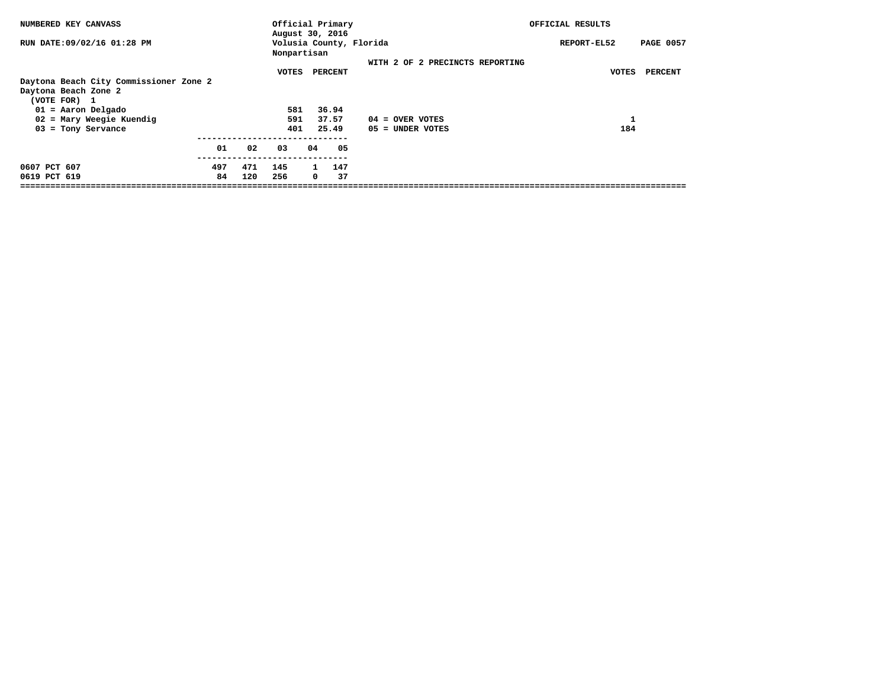NUMBERED KEY CANVASS — Official Primary, August 30, 2016 — OFFICIAL RESULTS

RUN DATE:09/02/16 01:28 PM — Volusia County, Florida — REPORT-EL52 PAGE 0057

Nonpartisan

WITH 2 OF 2 PRECINCTS REPORTING

## Daytona Beach City Commissioner Zone 2

Daytona Beach Zone 2
(VOTE FOR) 1

| Candidate | VOTES | PERCENT |
|---|---|---|
| 01 = Aaron Delgado | 581 | 36.94 |
| 02 = Mary Weegie Kuendig | 591 | 37.57 |
| 03 = Tony Servance | 401 | 25.49 |

| | VOTES |
|---|---|
| 04 = OVER VOTES | 1 |
| 05 = UNDER VOTES | 184 |

| Precinct | 01 | 02 | 03 | 04 | 05 |
|---|---|---|---|---|---|
| 0607 PCT 607 | 497 | 471 | 145 | 1 | 147 |
| 0619 PCT 619 | 84 | 120 | 256 | 0 | 37 |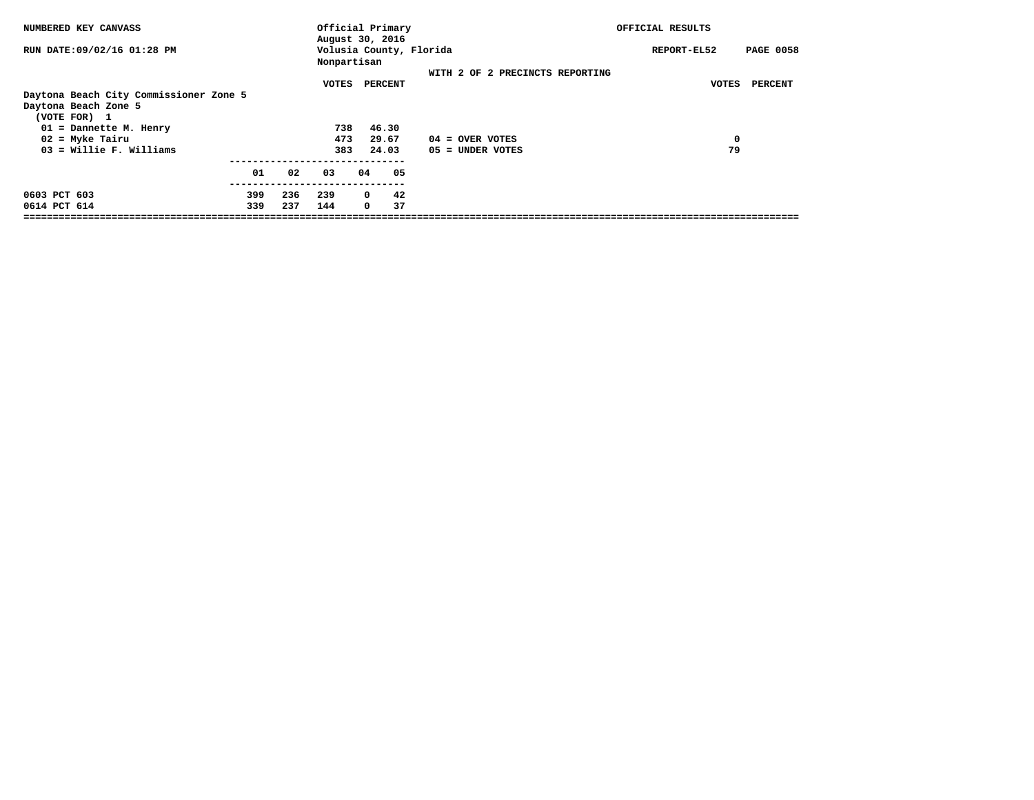NUMBERED KEY CANVASS — Official Primary, August 30, 2016 — OFFICIAL RESULTS

RUN DATE:09/02/16 01:28 PM — Volusia County, Florida — REPORT-EL52

Nonpartisan

WITH 2 OF 2 PRECINCTS REPORTING

## Daytona Beach City Commissioner Zone 5

Daytona Beach Zone 5

(VOTE FOR) 1

| Candidate | VOTES | PERCENT |
|---|---|---|
| 01 = Dannette M. Henry | 738 | 46.30 |
| 02 = Myke Tairu | 473 | 29.67 |
| 03 = Willie F. Williams | 383 | 24.03 |

| | VOTES |
|---|---|
| 04 = OVER VOTES | 0 |
| 05 = UNDER VOTES | 79 |

| Precinct | 01 | 02 | 03 | 04 | 05 |
|---|---|---|---|---|---|
| 0603 PCT 603 | 399 | 236 | 239 | 0 | 42 |
| 0614 PCT 614 | 339 | 237 | 144 | 0 | 37 |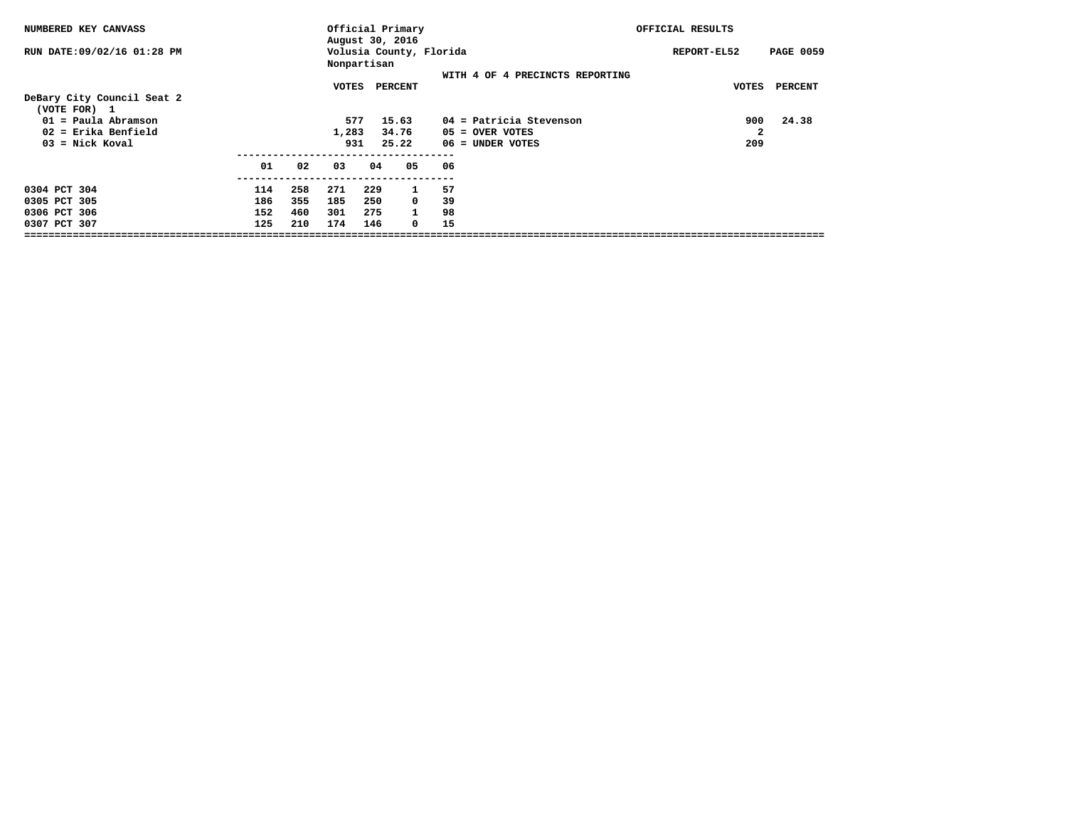NUMBERED KEY CANVASS — Official Primary — August 30, 2016 — Volusia County, Florida — Nonpartisan — OFFICIAL RESULTS

RUN DATE:09/02/16 01:28 PM — REPORT-EL52

WITH 4 OF 4 PRECINCTS REPORTING

## DeBary City Council Seat 2

(VOTE FOR) 1

| Key | Candidate | VOTES | PERCENT |
|---|---|---|---|
| 01 | Paula Abramson | 577 | 15.63 |
| 02 | Erika Benfield | 1,283 | 34.76 |
| 03 | Nick Koval | 931 | 25.22 |
| 04 | Patricia Stevenson | 900 | 24.38 |
| 05 | OVER VOTES | 2 | |
| 06 | UNDER VOTES | 209 | |

| Precinct | 01 | 02 | 03 | 04 | 05 | 06 |
|---|---|---|---|---|---|---|
| 0304 PCT 304 | 114 | 258 | 271 | 229 | 1 | 57 |
| 0305 PCT 305 | 186 | 355 | 185 | 250 | 0 | 39 |
| 0306 PCT 306 | 152 | 460 | 301 | 275 | 1 | 98 |
| 0307 PCT 307 | 125 | 210 | 174 | 146 | 0 | 15 |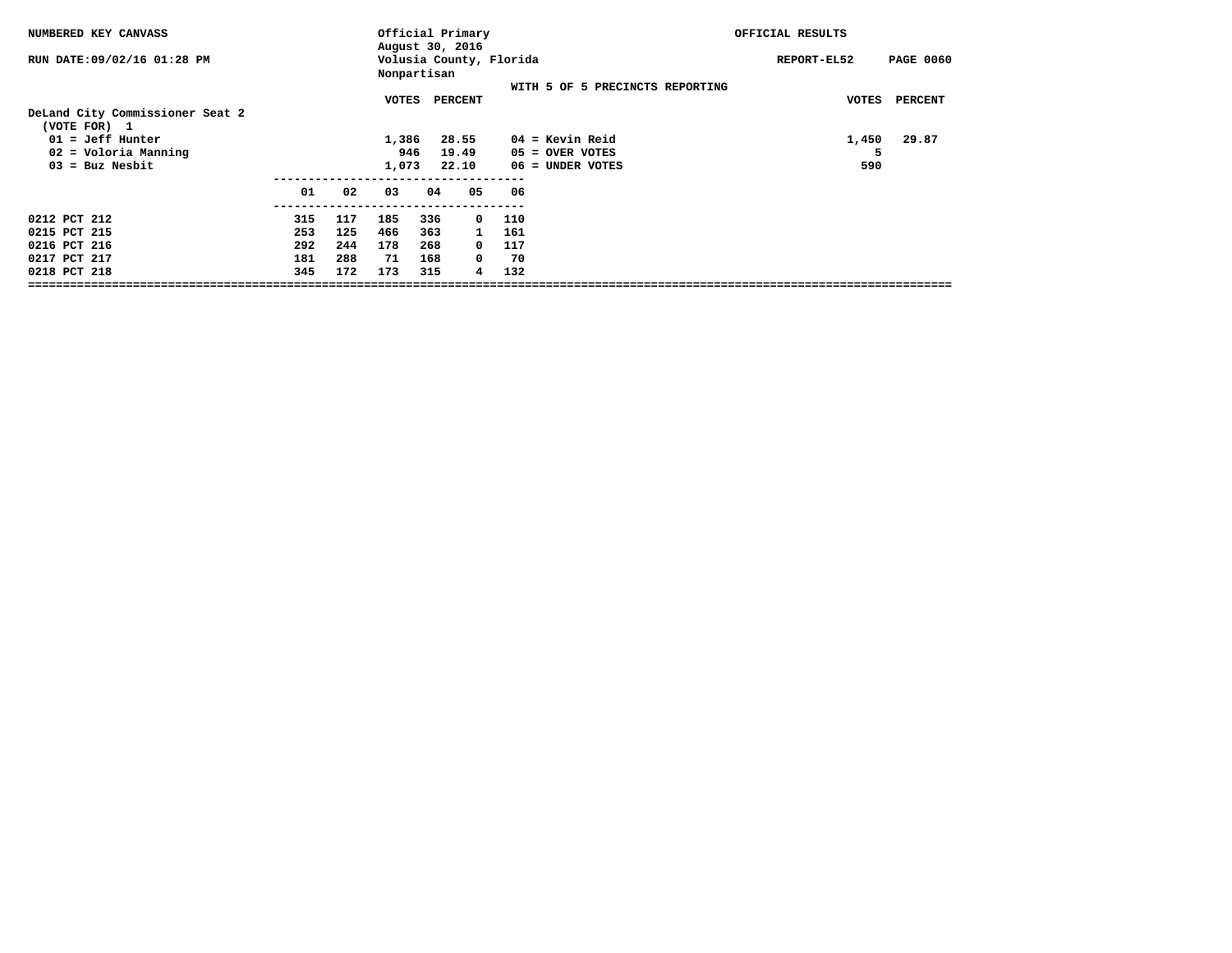NUMBERED KEY CANVASS

RUN DATE:09/02/16 01:28 PM

Official Primary
August 30, 2016
Volusia County, Florida
Nonpartisan

OFFICIAL RESULTS

REPORT-EL52 PAGE 0060

WITH 5 OF 5 PRECINCTS REPORTING

**DeLand City Commissioner Seat 2**
(VOTE FOR) 1

| Candidate | VOTES | PERCENT |
|---|---|---|
| 01 = Jeff Hunter | 1,386 | 28.55 |
| 02 = Voloria Manning | 946 | 19.49 |
| 03 = Buz Nesbit | 1,073 | 22.10 |
| 04 = Kevin Reid | 1,450 | 29.87 |
| 05 = OVER VOTES | 5 | |
| 06 = UNDER VOTES | 590 | |

| | 01 | 02 | 03 | 04 | 05 | 06 |
|---|---|---|---|---|---|---|
| 0212 PCT 212 | 315 | 117 | 185 | 336 | 0 | 110 |
| 0215 PCT 215 | 253 | 125 | 466 | 363 | 1 | 161 |
| 0216 PCT 216 | 292 | 244 | 178 | 268 | 0 | 117 |
| 0217 PCT 217 | 181 | 288 | 71 | 168 | 0 | 70 |
| 0218 PCT 218 | 345 | 172 | 173 | 315 | 4 | 132 |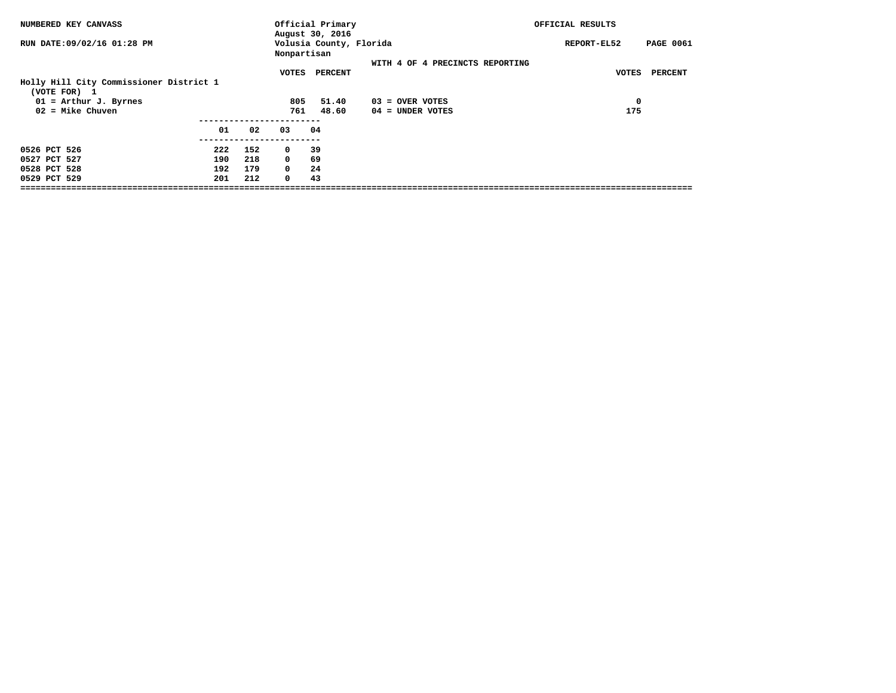NUMBERED KEY CANVASS | Official Primary August 30, 2016 | OFFICIAL RESULTS

RUN DATE:09/02/16 01:28 PM | Volusia County, Florida Nonpartisan | REPORT-EL52 PAGE 0061

WITH 4 OF 4 PRECINCTS REPORTING

## Holly Hill City Commissioner District 1

(VOTE FOR) 1

| | VOTES | PERCENT | | VOTES | PERCENT |
|---|---|---|---|---|---|
| 01 = Arthur J. Byrnes | 805 | 51.40 | 03 = OVER VOTES | 0 | |
| 02 = Mike Chuven | 761 | 48.60 | 04 = UNDER VOTES | 175 | |

| | 01 | 02 | 03 | 04 |
|---|---|---|---|---|
| 0526 PCT 526 | 222 | 152 | 0 | 39 |
| 0527 PCT 527 | 190 | 218 | 0 | 69 |
| 0528 PCT 528 | 192 | 179 | 0 | 24 |
| 0529 PCT 529 | 201 | 212 | 0 | 43 |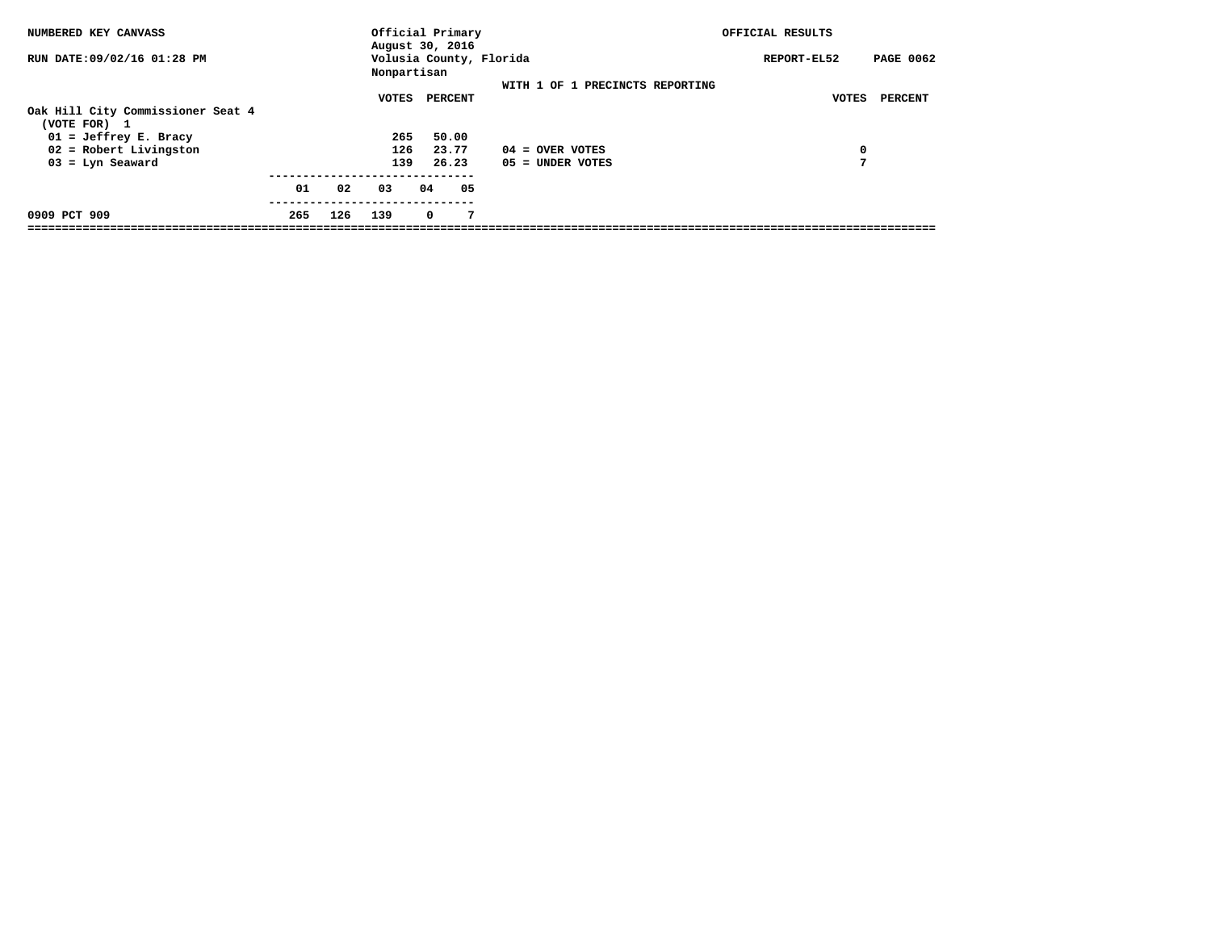NUMBERED KEY CANVASS — Official Primary, August 30, 2016 — OFFICIAL RESULTS

RUN DATE:09/02/16 01:28 PM — Volusia County, Florida — REPORT-EL52

Nonpartisan

WITH 1 OF 1 PRECINCTS REPORTING

## Oak Hill City Commissioner Seat 4

(VOTE FOR) 1

| Candidate | VOTES | PERCENT |
|---|---|---|
| 01 = Jeffrey E. Bracy | 265 | 50.00 |
| 02 = Robert Livingston | 126 | 23.77 |
| 03 = Lyn Seaward | 139 | 26.23 |

| | VOTES | PERCENT |
|---|---|---|
| 04 = OVER VOTES | 0 | |
| 05 = UNDER VOTES | 7 | |

| | 01 | 02 | 03 | 04 | 05 |
|---|---|---|---|---|---|
| 0909 PCT 909 | 265 | 126 | 139 | 0 | 7 |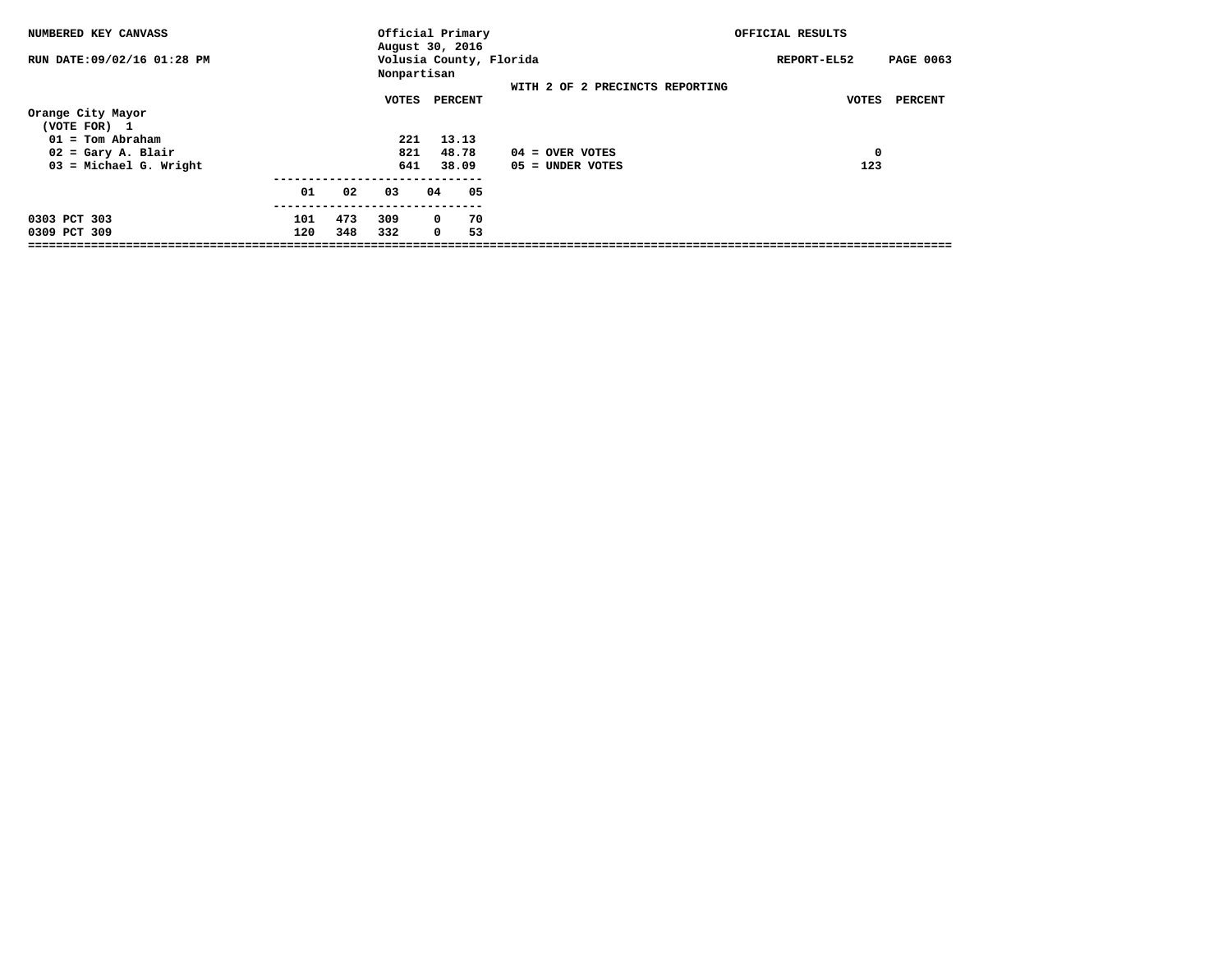NUMBERED KEY CANVASS

RUN DATE:09/02/16 01:28 PM

Official Primary
August 30, 2016
Volusia County, Florida
Nonpartisan

OFFICIAL RESULTS

REPORT-EL52 PAGE 0063

WITH 2 OF 2 PRECINCTS REPORTING

**Orange City Mayor**
(VOTE FOR) 1

| | VOTES | PERCENT |
|---|---|---|
| 01 = Tom Abraham | 221 | 13.13 |
| 02 = Gary A. Blair | 821 | 48.78 |
| 03 = Michael G. Wright | 641 | 38.09 |

| | VOTES | PERCENT |
|---|---|---|
| 04 = OVER VOTES | 0 | |
| 05 = UNDER VOTES | 123 | |

| | 01 | 02 | 03 | 04 | 05 |
|---|---|---|---|---|---|
| 0303 PCT 303 | 101 | 473 | 309 | 0 | 70 |
| 0309 PCT 309 | 120 | 348 | 332 | 0 | 53 |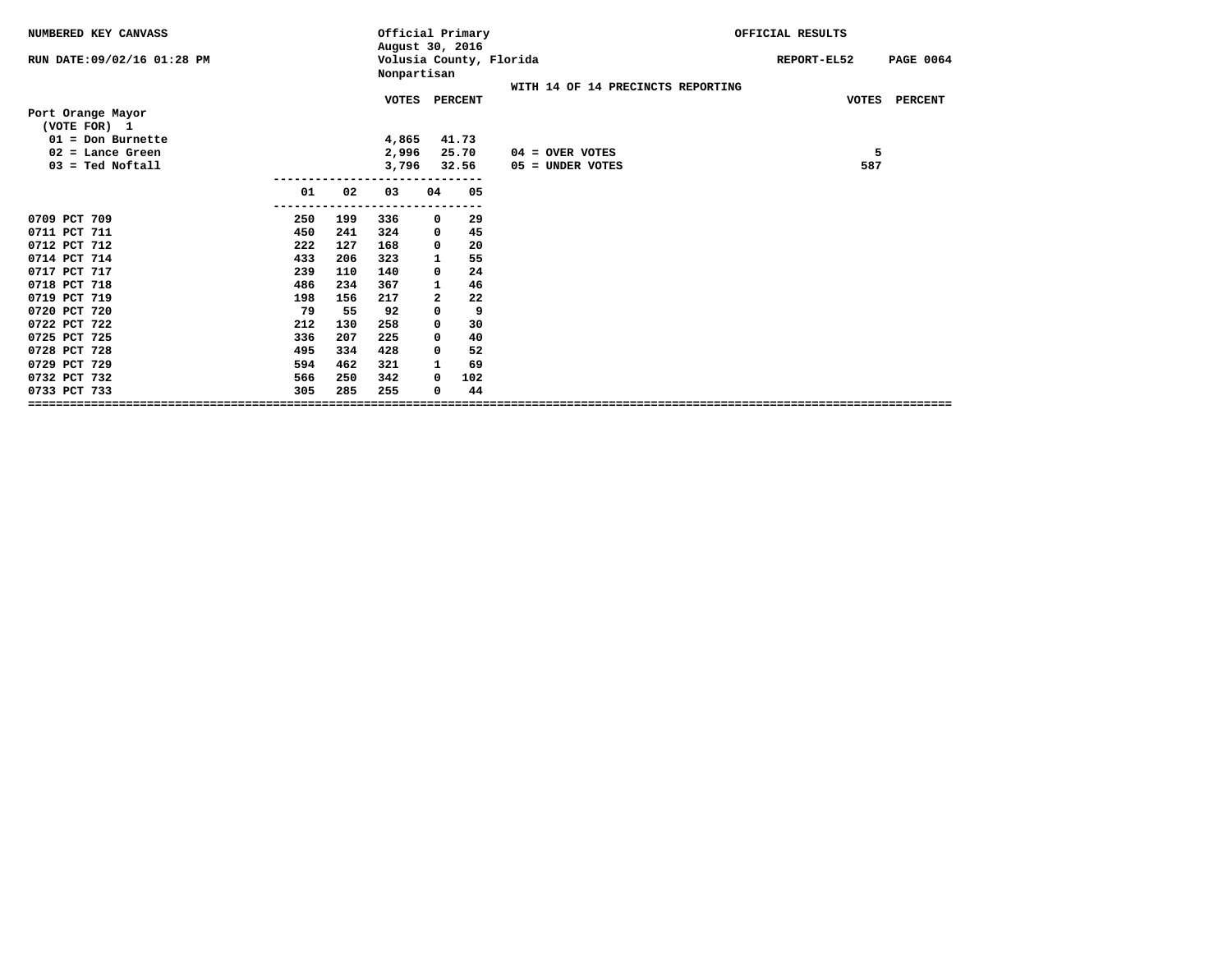NUMBERED KEY CANVASS

RUN DATE:09/02/16 01:28 PM

Official Primary
August 30, 2016
Volusia County, Florida
Nonpartisan

OFFICIAL RESULTS

REPORT-EL52 PAGE 0064

WITH 14 OF 14 PRECINCTS REPORTING

**Port Orange Mayor**
(VOTE FOR) 1

| | VOTES | PERCENT |
|---|---|---|
| 01 = Don Burnette | 4,865 | 41.73 |
| 02 = Lance Green | 2,996 | 25.70 |
| 03 = Ted Noftall | 3,796 | 32.56 |

| | VOTES | PERCENT |
|---|---|---|
| 04 = OVER VOTES | 5 | |
| 05 = UNDER VOTES | 587 | |

| | 01 | 02 | 03 | 04 | 05 |
|---|---|---|---|---|---|
| 0709 PCT 709 | 250 | 199 | 336 | 0 | 29 |
| 0711 PCT 711 | 450 | 241 | 324 | 0 | 45 |
| 0712 PCT 712 | 222 | 127 | 168 | 0 | 20 |
| 0714 PCT 714 | 433 | 206 | 323 | 1 | 55 |
| 0717 PCT 717 | 239 | 110 | 140 | 0 | 24 |
| 0718 PCT 718 | 486 | 234 | 367 | 1 | 46 |
| 0719 PCT 719 | 198 | 156 | 217 | 2 | 22 |
| 0720 PCT 720 | 79 | 55 | 92 | 0 | 9 |
| 0722 PCT 722 | 212 | 130 | 258 | 0 | 30 |
| 0725 PCT 725 | 336 | 207 | 225 | 0 | 40 |
| 0728 PCT 728 | 495 | 334 | 428 | 0 | 52 |
| 0729 PCT 729 | 594 | 462 | 321 | 1 | 69 |
| 0732 PCT 732 | 566 | 250 | 342 | 0 | 102 |
| 0733 PCT 733 | 305 | 285 | 255 | 0 | 44 |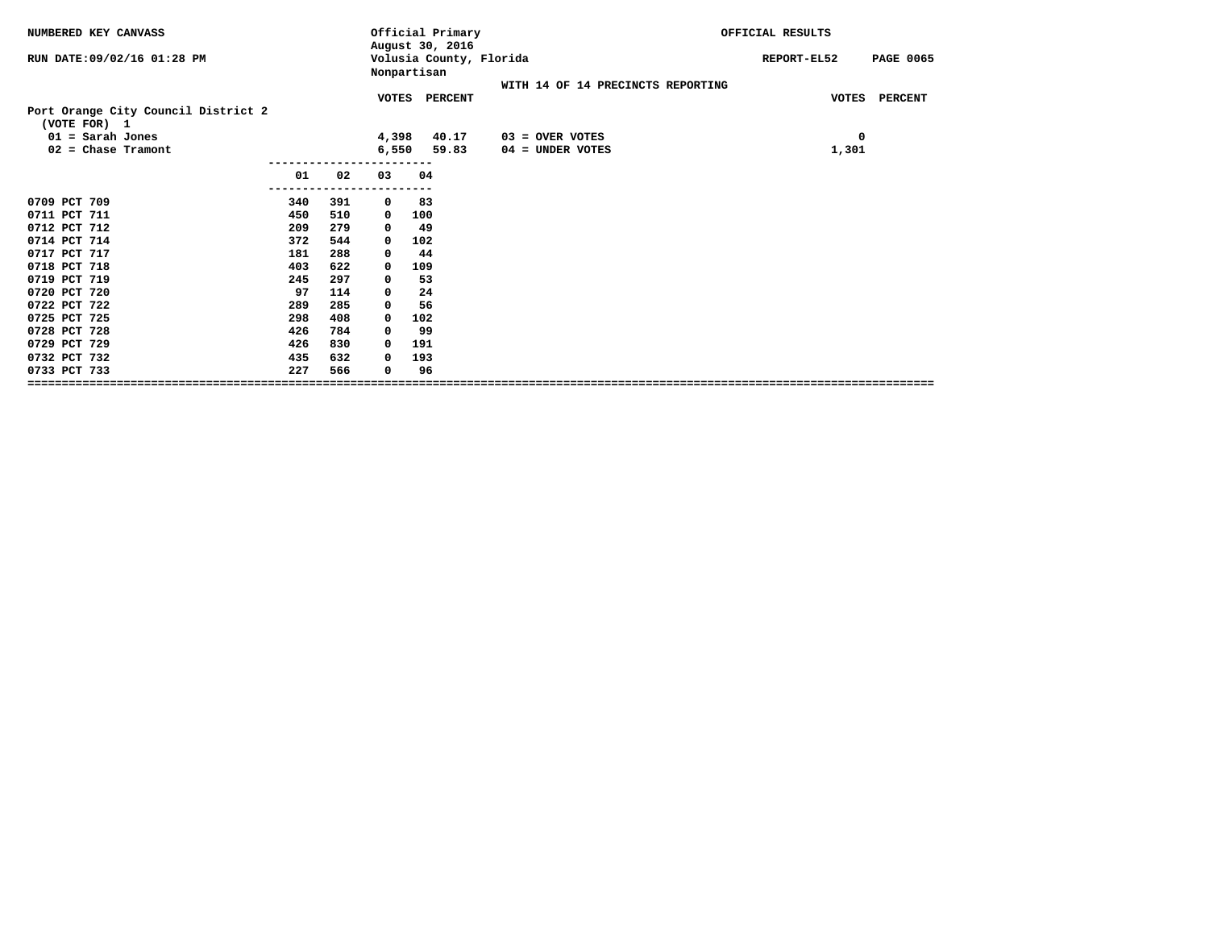NUMBERED KEY CANVASS — Official Primary, August 30, 2016 — OFFICIAL RESULTS

RUN DATE:09/02/16 01:28 PM — Volusia County, Florida — Nonpartisan — REPORT-EL52

WITH 14 OF 14 PRECINCTS REPORTING

## Port Orange City Council District 2

(VOTE FOR) 1

| | VOTES | PERCENT |
|---|---|---|
| 01 = Sarah Jones | 4,398 | 40.17 |
| 02 = Chase Tramont | 6,550 | 59.83 |

| | VOTES |
|---|---|
| 03 = OVER VOTES | 0 |
| 04 = UNDER VOTES | 1,301 |

| Precinct | 01 | 02 | 03 | 04 |
|---|---|---|---|---|
| 0709 PCT 709 | 340 | 391 | 0 | 83 |
| 0711 PCT 711 | 450 | 510 | 0 | 100 |
| 0712 PCT 712 | 209 | 279 | 0 | 49 |
| 0714 PCT 714 | 372 | 544 | 0 | 102 |
| 0717 PCT 717 | 181 | 288 | 0 | 44 |
| 0718 PCT 718 | 403 | 622 | 0 | 109 |
| 0719 PCT 719 | 245 | 297 | 0 | 53 |
| 0720 PCT 720 | 97 | 114 | 0 | 24 |
| 0722 PCT 722 | 289 | 285 | 0 | 56 |
| 0725 PCT 725 | 298 | 408 | 0 | 102 |
| 0728 PCT 728 | 426 | 784 | 0 | 99 |
| 0729 PCT 729 | 426 | 830 | 0 | 191 |
| 0732 PCT 732 | 435 | 632 | 0 | 193 |
| 0733 PCT 733 | 227 | 566 | 0 | 96 |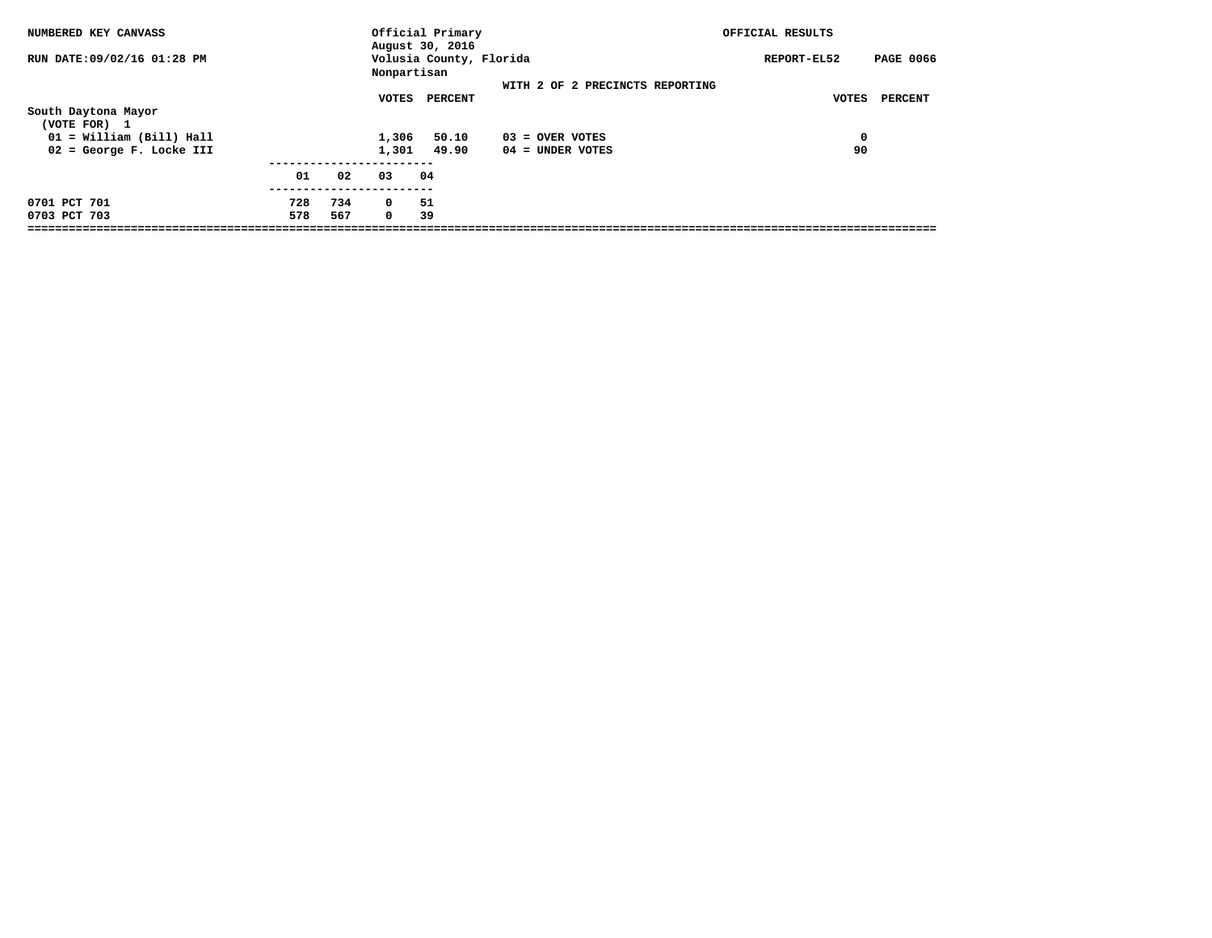NUMBERED KEY CANVASS

RUN DATE:09/02/16 01:28 PM

Official Primary
August 30, 2016
Volusia County, Florida
Nonpartisan

OFFICIAL RESULTS

REPORT-EL52

WITH 2 OF 2 PRECINCTS REPORTING

**South Daytona Mayor**
(VOTE FOR) 1

| | VOTES | PERCENT | | VOTES | PERCENT |
|---|---|---|---|---|---|
| 01 = William (Bill) Hall | 1,306 | 50.10 | 03 = OVER VOTES | 0 | |
| 02 = George F. Locke III | 1,301 | 49.90 | 04 = UNDER VOTES | 90 | |

| | 01 | 02 | 03 | 04 |
|---|---|---|---|---|
| 0701 PCT 701 | 728 | 734 | 0 | 51 |
| 0703 PCT 703 | 578 | 567 | 0 | 39 |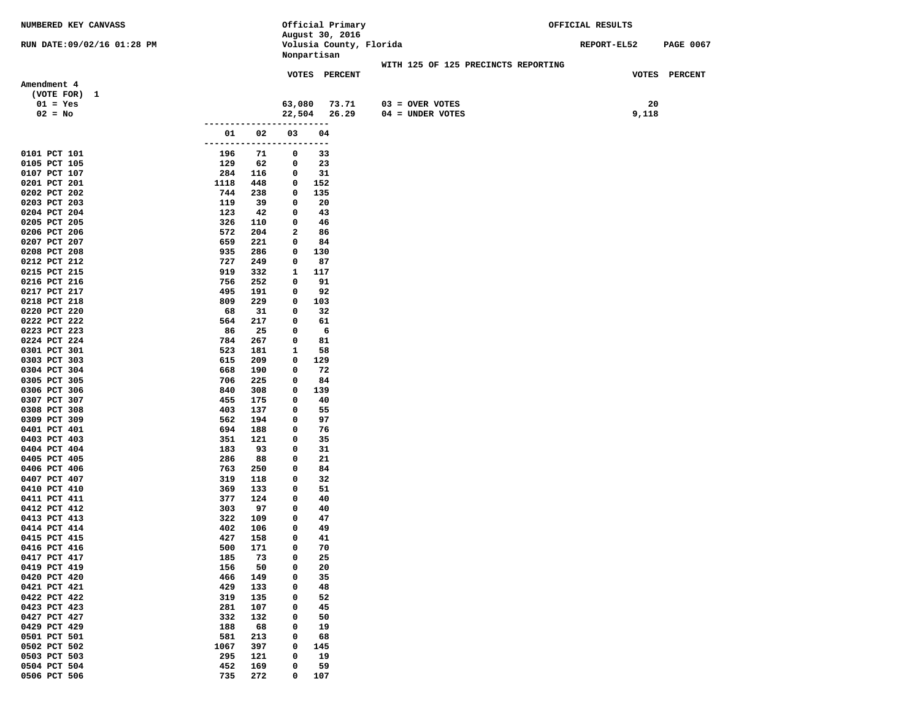NUMBERED KEY CANVASS

RUN DATE:09/02/16 01:28 PM

Official Primary
August 30, 2016
Volusia County, Florida
Nonpartisan

OFFICIAL RESULTS

REPORT-EL52

WITH 125 OF 125 PRECINCTS REPORTING

**Amendment 4**
(VOTE FOR) 1

| | VOTES | PERCENT | | VOTES | PERCENT |
|---|---|---|---|---|---|
| 01 = Yes | 63,080 | 73.71 | 03 = OVER VOTES | 20 | |
| 02 = No | 22,504 | 26.29 | 04 = UNDER VOTES | 9,118 | |

| Precinct | 01 | 02 | 03 | 04 |
|---|---|---|---|---|
| 0101 PCT 101 | 196 | 71 | 0 | 33 |
| 0105 PCT 105 | 129 | 62 | 0 | 23 |
| 0107 PCT 107 | 284 | 116 | 0 | 31 |
| 0201 PCT 201 | 1118 | 448 | 0 | 152 |
| 0202 PCT 202 | 744 | 238 | 0 | 135 |
| 0203 PCT 203 | 119 | 39 | 0 | 20 |
| 0204 PCT 204 | 123 | 42 | 0 | 43 |
| 0205 PCT 205 | 326 | 110 | 0 | 46 |
| 0206 PCT 206 | 572 | 204 | 2 | 86 |
| 0207 PCT 207 | 659 | 221 | 0 | 84 |
| 0208 PCT 208 | 935 | 286 | 0 | 130 |
| 0212 PCT 212 | 727 | 249 | 0 | 87 |
| 0215 PCT 215 | 919 | 332 | 1 | 117 |
| 0216 PCT 216 | 756 | 252 | 0 | 91 |
| 0217 PCT 217 | 495 | 191 | 0 | 92 |
| 0218 PCT 218 | 809 | 229 | 0 | 103 |
| 0220 PCT 220 | 68 | 31 | 0 | 32 |
| 0222 PCT 222 | 564 | 217 | 0 | 61 |
| 0223 PCT 223 | 86 | 25 | 0 | 6 |
| 0224 PCT 224 | 784 | 267 | 0 | 81 |
| 0301 PCT 301 | 523 | 181 | 1 | 58 |
| 0303 PCT 303 | 615 | 209 | 0 | 129 |
| 0304 PCT 304 | 668 | 190 | 0 | 72 |
| 0305 PCT 305 | 706 | 225 | 0 | 84 |
| 0306 PCT 306 | 840 | 308 | 0 | 139 |
| 0307 PCT 307 | 455 | 175 | 0 | 40 |
| 0308 PCT 308 | 403 | 137 | 0 | 55 |
| 0309 PCT 309 | 562 | 194 | 0 | 97 |
| 0401 PCT 401 | 694 | 188 | 0 | 76 |
| 0403 PCT 403 | 351 | 121 | 0 | 35 |
| 0404 PCT 404 | 183 | 93 | 0 | 31 |
| 0405 PCT 405 | 286 | 88 | 0 | 21 |
| 0406 PCT 406 | 763 | 250 | 0 | 84 |
| 0407 PCT 407 | 319 | 118 | 0 | 32 |
| 0410 PCT 410 | 369 | 133 | 0 | 51 |
| 0411 PCT 411 | 377 | 124 | 0 | 40 |
| 0412 PCT 412 | 303 | 97 | 0 | 40 |
| 0413 PCT 413 | 322 | 109 | 0 | 47 |
| 0414 PCT 414 | 402 | 106 | 0 | 49 |
| 0415 PCT 415 | 427 | 158 | 0 | 41 |
| 0416 PCT 416 | 500 | 171 | 0 | 70 |
| 0417 PCT 417 | 185 | 73 | 0 | 25 |
| 0419 PCT 419 | 156 | 50 | 0 | 20 |
| 0420 PCT 420 | 466 | 149 | 0 | 35 |
| 0421 PCT 421 | 429 | 133 | 0 | 48 |
| 0422 PCT 422 | 319 | 135 | 0 | 52 |
| 0423 PCT 423 | 281 | 107 | 0 | 45 |
| 0427 PCT 427 | 332 | 132 | 0 | 50 |
| 0429 PCT 429 | 188 | 68 | 0 | 19 |
| 0501 PCT 501 | 581 | 213 | 0 | 68 |
| 0502 PCT 502 | 1067 | 397 | 0 | 145 |
| 0503 PCT 503 | 295 | 121 | 0 | 19 |
| 0504 PCT 504 | 452 | 169 | 0 | 59 |
| 0506 PCT 506 | 735 | 272 | 0 | 107 |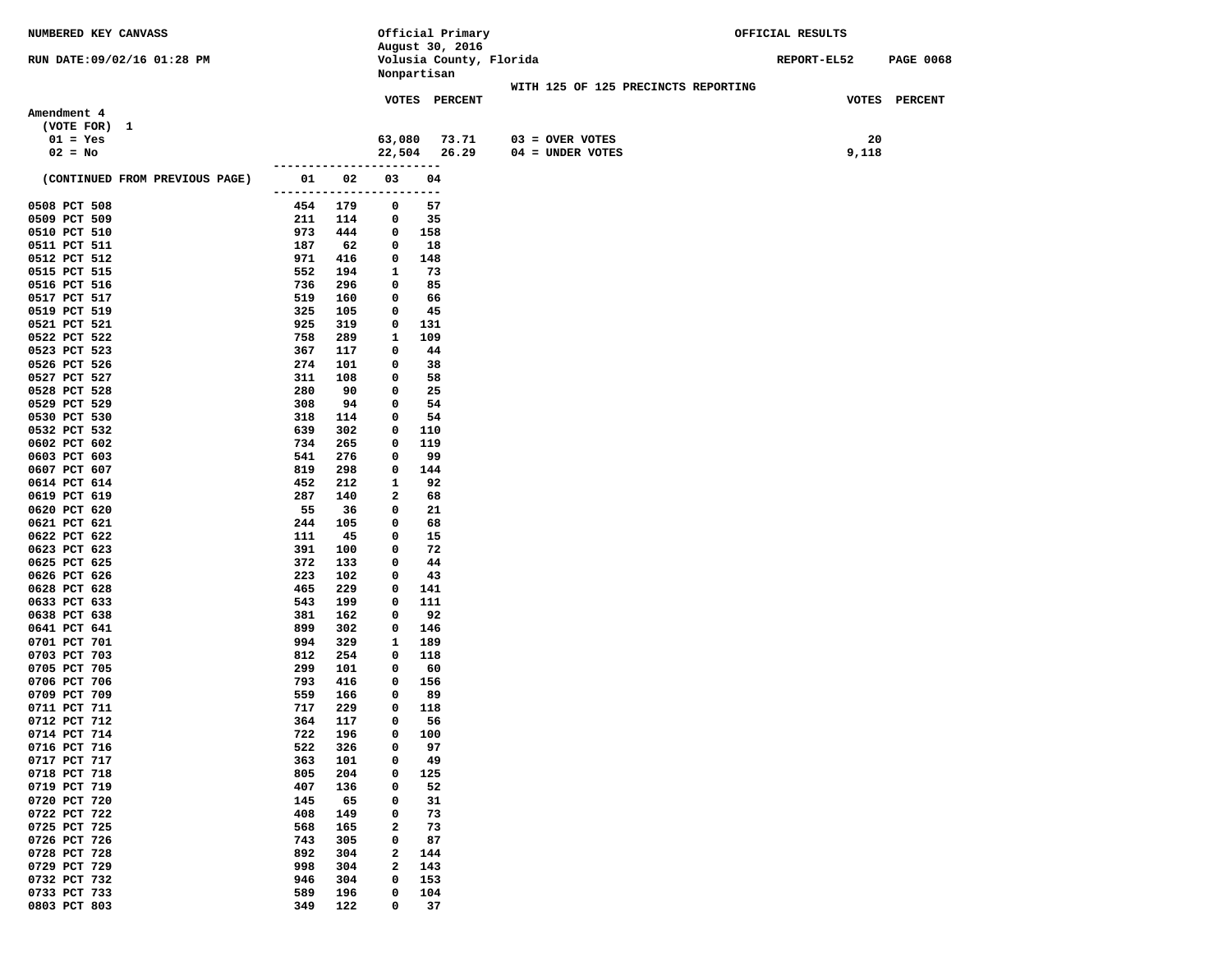NUMBERED KEY CANVASS

RUN DATE:09/02/16 01:28 PM

Official Primary
August 30, 2016
Volusia County, Florida
Nonpartisan

OFFICIAL RESULTS

REPORT-EL52 PAGE 0068

WITH 125 OF 125 PRECINCTS REPORTING

**Amendment 4**
(VOTE FOR) 1

| | VOTES | PERCENT | | VOTES | PERCENT |
|---|---|---|---|---|---|
| 01 = Yes | 63,080 | 73.71 | 03 = OVER VOTES | 20 | |
| 02 = No | 22,504 | 26.29 | 04 = UNDER VOTES | 9,118 | |

| (CONTINUED FROM PREVIOUS PAGE) | 01 | 02 | 03 | 04 |
|---|---|---|---|---|
| 0508 PCT 508 | 454 | 179 | 0 | 57 |
| 0509 PCT 509 | 211 | 114 | 0 | 35 |
| 0510 PCT 510 | 973 | 444 | 0 | 158 |
| 0511 PCT 511 | 187 | 62 | 0 | 18 |
| 0512 PCT 512 | 971 | 416 | 0 | 148 |
| 0515 PCT 515 | 552 | 194 | 1 | 73 |
| 0516 PCT 516 | 736 | 296 | 0 | 85 |
| 0517 PCT 517 | 519 | 160 | 0 | 66 |
| 0519 PCT 519 | 325 | 105 | 0 | 45 |
| 0521 PCT 521 | 925 | 319 | 0 | 131 |
| 0522 PCT 522 | 758 | 289 | 1 | 109 |
| 0523 PCT 523 | 367 | 117 | 0 | 44 |
| 0526 PCT 526 | 274 | 101 | 0 | 38 |
| 0527 PCT 527 | 311 | 108 | 0 | 58 |
| 0528 PCT 528 | 280 | 90 | 0 | 25 |
| 0529 PCT 529 | 308 | 94 | 0 | 54 |
| 0530 PCT 530 | 318 | 114 | 0 | 54 |
| 0532 PCT 532 | 639 | 302 | 0 | 110 |
| 0602 PCT 602 | 734 | 265 | 0 | 119 |
| 0603 PCT 603 | 541 | 276 | 0 | 99 |
| 0607 PCT 607 | 819 | 298 | 0 | 144 |
| 0614 PCT 614 | 452 | 212 | 1 | 92 |
| 0619 PCT 619 | 287 | 140 | 2 | 68 |
| 0620 PCT 620 | 55 | 36 | 0 | 21 |
| 0621 PCT 621 | 244 | 105 | 0 | 68 |
| 0622 PCT 622 | 111 | 45 | 0 | 15 |
| 0623 PCT 623 | 391 | 100 | 0 | 72 |
| 0625 PCT 625 | 372 | 133 | 0 | 44 |
| 0626 PCT 626 | 223 | 102 | 0 | 43 |
| 0628 PCT 628 | 465 | 229 | 0 | 141 |
| 0633 PCT 633 | 543 | 199 | 0 | 111 |
| 0638 PCT 638 | 381 | 162 | 0 | 92 |
| 0641 PCT 641 | 899 | 302 | 0 | 146 |
| 0701 PCT 701 | 994 | 329 | 1 | 189 |
| 0703 PCT 703 | 812 | 254 | 0 | 118 |
| 0705 PCT 705 | 299 | 101 | 0 | 60 |
| 0706 PCT 706 | 793 | 416 | 0 | 156 |
| 0709 PCT 709 | 559 | 166 | 0 | 89 |
| 0711 PCT 711 | 717 | 229 | 0 | 118 |
| 0712 PCT 712 | 364 | 117 | 0 | 56 |
| 0714 PCT 714 | 722 | 196 | 0 | 100 |
| 0716 PCT 716 | 522 | 326 | 0 | 97 |
| 0717 PCT 717 | 363 | 101 | 0 | 49 |
| 0718 PCT 718 | 805 | 204 | 0 | 125 |
| 0719 PCT 719 | 407 | 136 | 0 | 52 |
| 0720 PCT 720 | 145 | 65 | 0 | 31 |
| 0722 PCT 722 | 408 | 149 | 0 | 73 |
| 0725 PCT 725 | 568 | 165 | 2 | 73 |
| 0726 PCT 726 | 743 | 305 | 0 | 87 |
| 0728 PCT 728 | 892 | 304 | 2 | 144 |
| 0729 PCT 729 | 998 | 304 | 2 | 143 |
| 0732 PCT 732 | 946 | 304 | 0 | 153 |
| 0733 PCT 733 | 589 | 196 | 0 | 104 |
| 0803 PCT 803 | 349 | 122 | 0 | 37 |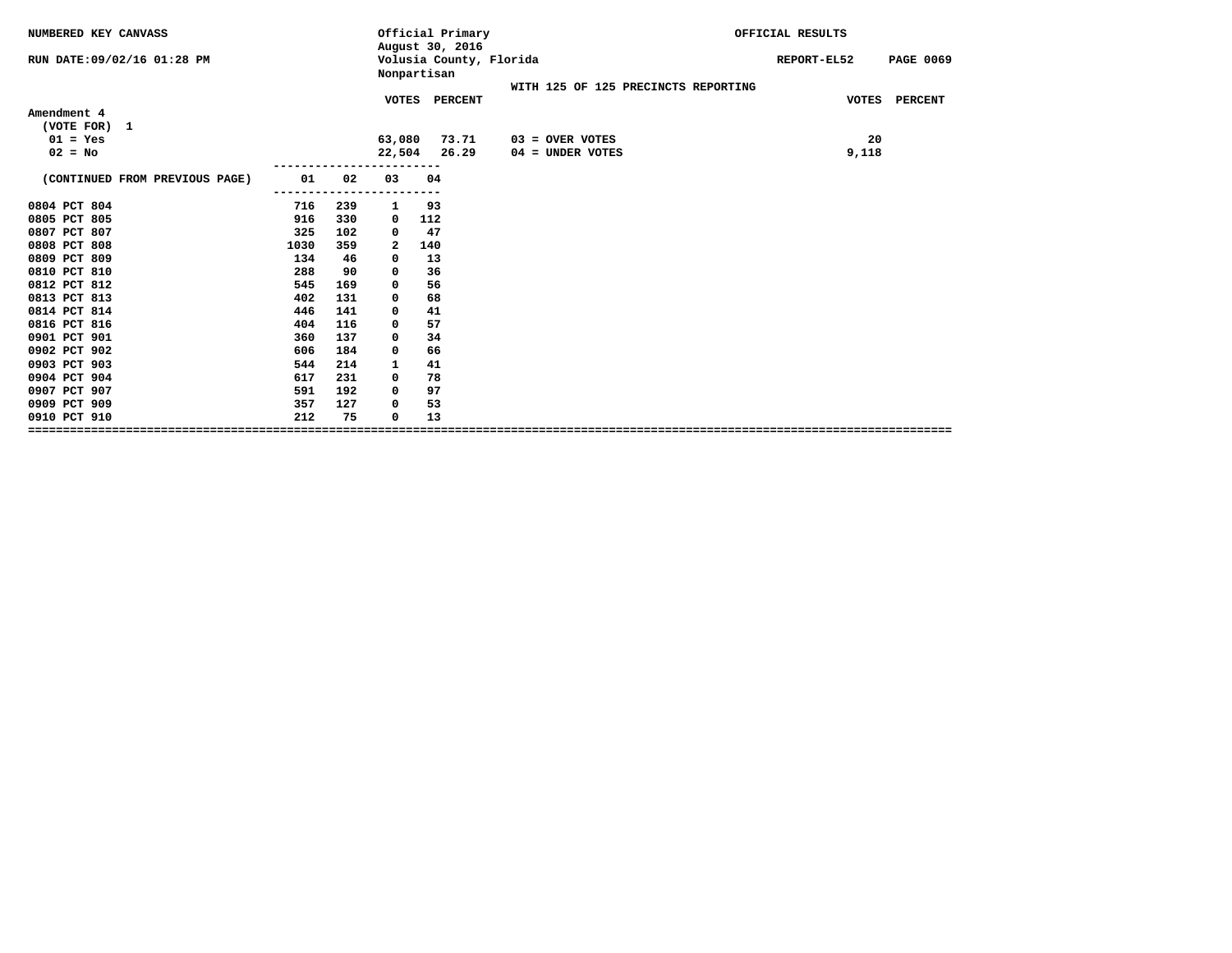NUMBERED KEY CANVASS

RUN DATE:09/02/16 01:28 PM

Official Primary
August 30, 2016
Volusia County, Florida
Nonpartisan

OFFICIAL RESULTS

REPORT-EL52 PAGE 0069

WITH 125 OF 125 PRECINCTS REPORTING

**Amendment 4**
(VOTE FOR) 1

| | VOTES | PERCENT | | VOTES |
|---|---|---|---|---|
| 01 = Yes | 63,080 | 73.71 | 03 = OVER VOTES | 20 |
| 02 = No | 22,504 | 26.29 | 04 = UNDER VOTES | 9,118 |

| (CONTINUED FROM PREVIOUS PAGE) | 01 | 02 | 03 | 04 |
|---|---|---|---|---|
| 0804 PCT 804 | 716 | 239 | 1 | 93 |
| 0805 PCT 805 | 916 | 330 | 0 | 112 |
| 0807 PCT 807 | 325 | 102 | 0 | 47 |
| 0808 PCT 808 | 1030 | 359 | 2 | 140 |
| 0809 PCT 809 | 134 | 46 | 0 | 13 |
| 0810 PCT 810 | 288 | 90 | 0 | 36 |
| 0812 PCT 812 | 545 | 169 | 0 | 56 |
| 0813 PCT 813 | 402 | 131 | 0 | 68 |
| 0814 PCT 814 | 446 | 141 | 0 | 41 |
| 0816 PCT 816 | 404 | 116 | 0 | 57 |
| 0901 PCT 901 | 360 | 137 | 0 | 34 |
| 0902 PCT 902 | 606 | 184 | 0 | 66 |
| 0903 PCT 903 | 544 | 214 | 1 | 41 |
| 0904 PCT 904 | 617 | 231 | 0 | 78 |
| 0907 PCT 907 | 591 | 192 | 0 | 97 |
| 0909 PCT 909 | 357 | 127 | 0 | 53 |
| 0910 PCT 910 | 212 | 75 | 0 | 13 |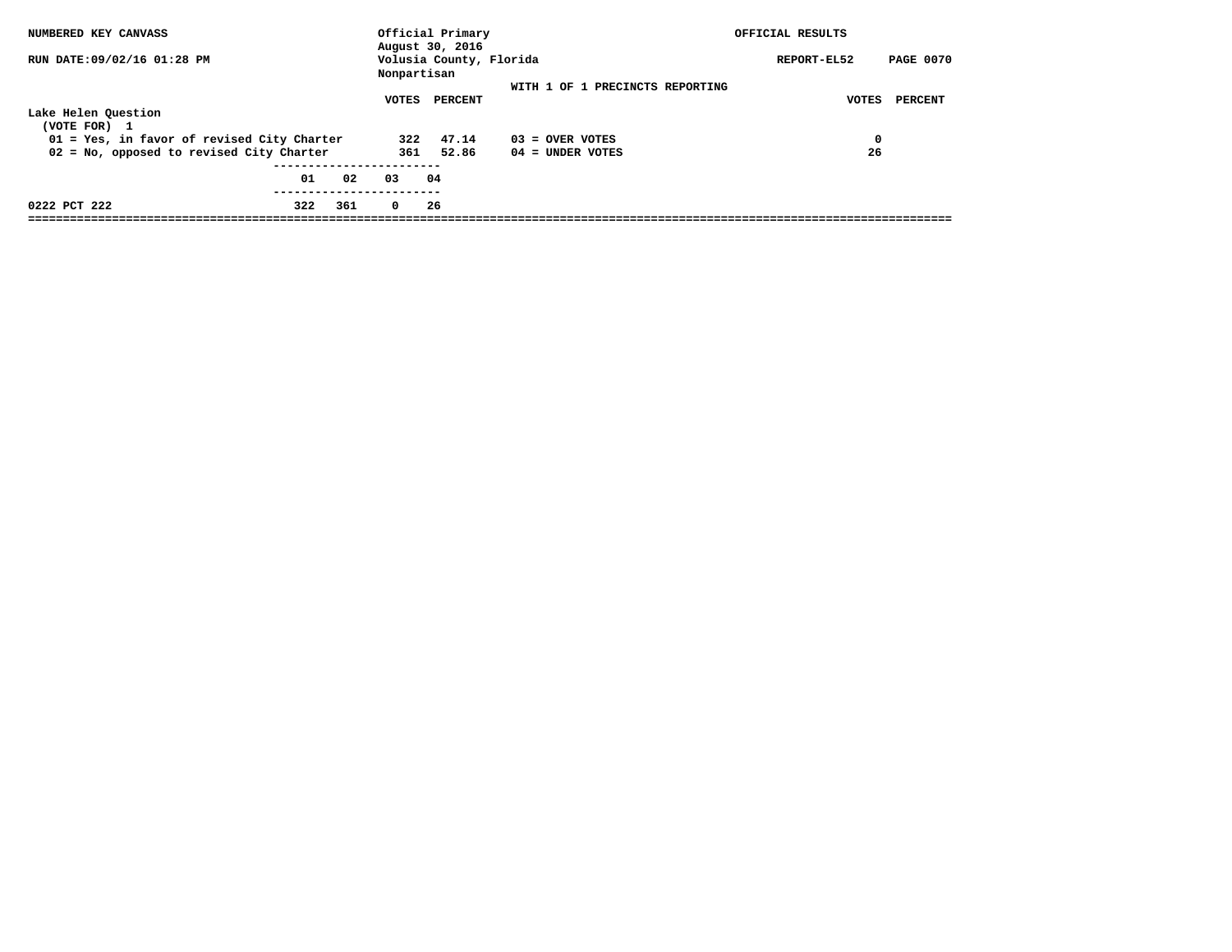NUMBERED KEY CANVASS — Official Primary, August 30, 2016 — OFFICIAL RESULTS

RUN DATE:09/02/16 01:28 PM — Volusia County, Florida — REPORT-EL52

Nonpartisan

WITH 1 OF 1 PRECINCTS REPORTING

## Lake Helen Question

(VOTE FOR) 1

| | VOTES | PERCENT | | VOTES | PERCENT |
|---|---|---|---|---|---|
| 01 = Yes, in favor of revised City Charter | 322 | 47.14 | 03 = OVER VOTES | 0 | |
| 02 = No, opposed to revised City Charter | 361 | 52.86 | 04 = UNDER VOTES | 26 | |

| | 01 | 02 | 03 | 04 |
|---|---|---|---|---|
| 0222 PCT 222 | 322 | 361 | 0 | 26 |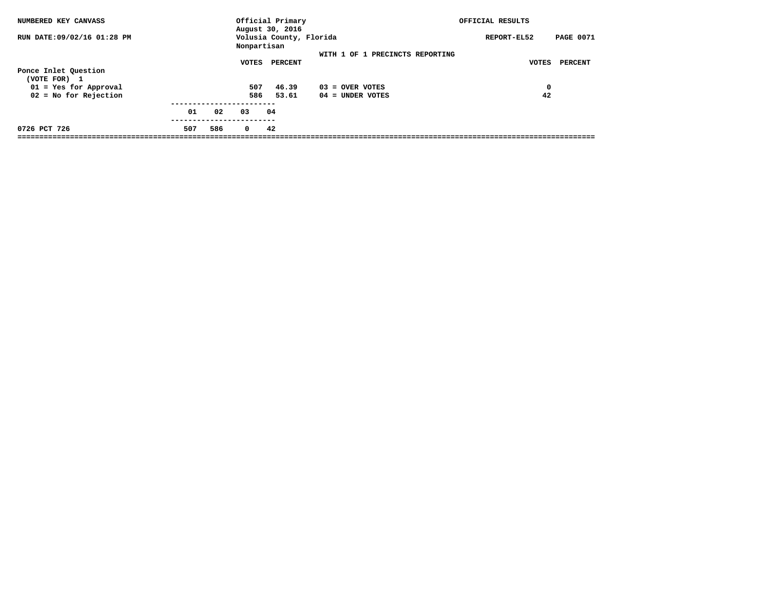NUMBERED KEY CANVASS

RUN DATE:09/02/16 01:28 PM

Official Primary
August 30, 2016
Volusia County, Florida
Nonpartisan

OFFICIAL RESULTS

REPORT-EL52 PAGE 0071

WITH 1 OF 1 PRECINCTS REPORTING

**Ponce Inlet Question**
(VOTE FOR) 1

| | VOTES | PERCENT | | VOTES | PERCENT |
|---|---|---|---|---|---|
| 01 = Yes for Approval | 507 | 46.39 | 03 = OVER VOTES | 0 | |
| 02 = No for Rejection | 586 | 53.61 | 04 = UNDER VOTES | 42 | |

| | 01 | 02 | 03 | 04 |
|---|---|---|---|---|
| 0726 PCT 726 | 507 | 586 | 0 | 42 |